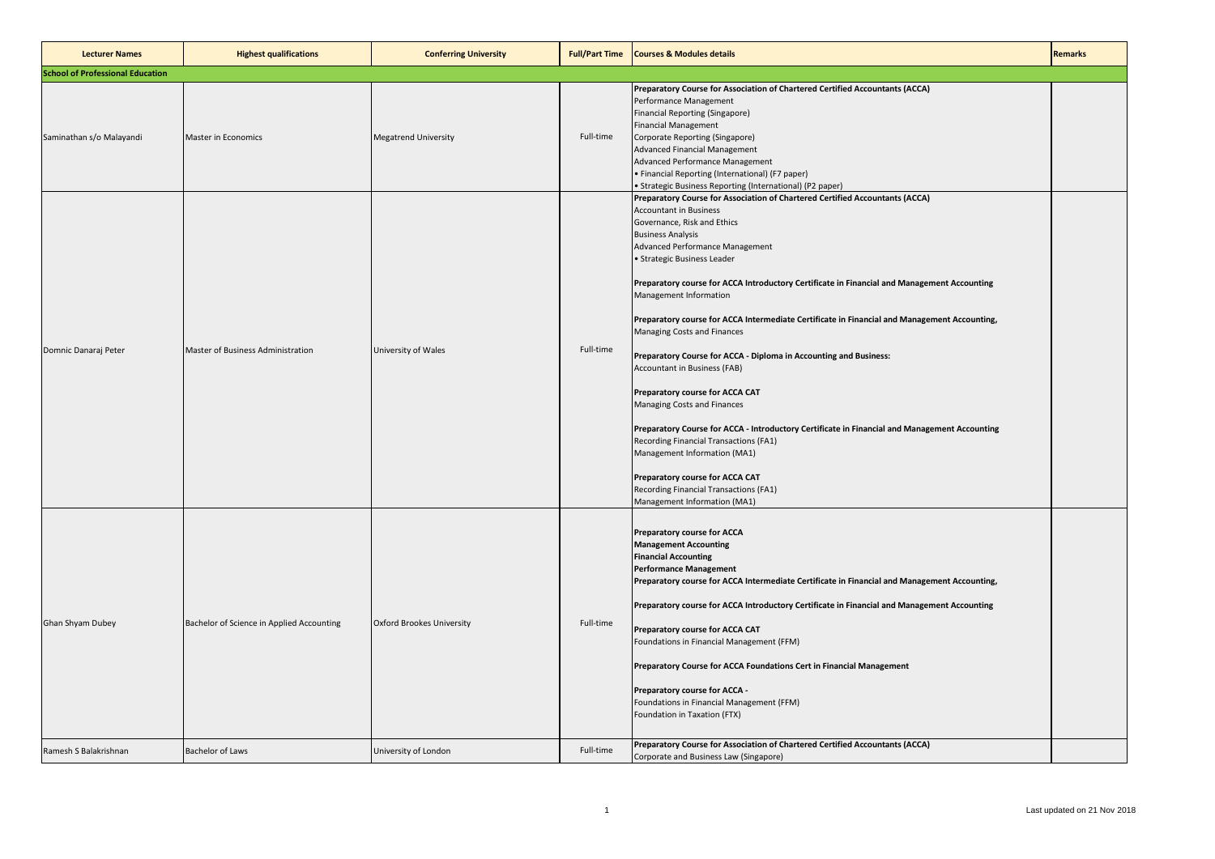| Lecturer Names | Highest qualifications | Conferring University | Full/Part Time | Courses & Modules details | Remarks |
|---|---|---|---|---|---|
| **School of Professional Education** | | | | | |
| Saminathan s/o Malayandi | Master in Economics | Megatrend University | Full-time | **Preparatory Course for Association of Chartered Certified Accountants (ACCA)**<br>Performance Management<br>Financial Reporting (Singapore)<br>Financial Management<br>Corporate Reporting (Singapore)<br>Advanced Financial Management<br>Advanced Performance Management<br>• Financial Reporting (International) (F7 paper)<br>• Strategic Business Reporting (International) (P2 paper) | |
| Domnic Danaraj Peter | Master of Business Administration | University of Wales | Full-time | **Preparatory Course for Association of Chartered Certified Accountants (ACCA)**<br>Accountant in Business<br>Governance, Risk and Ethics<br>Business Analysis<br>Advanced Performance Management<br>• Strategic Business Leader<br><br>**Preparatory course for ACCA Introductory Certificate in Financial and Management Accounting**<br>Management Information<br><br>**Preparatory course for ACCA Intermediate Certificate in Financial and Management Accounting,**<br>Managing Costs and Finances<br><br>**Preparatory Course for ACCA - Diploma in Accounting and Business:**<br>Accountant in Business (FAB)<br><br>**Preparatory course for ACCA CAT**<br>Managing Costs and Finances<br><br>**Preparatory Course for ACCA - Introductory Certificate in Financial and Management Accounting**<br>Recording Financial Transactions (FA1)<br>Management Information (MA1)<br><br>**Preparatory course for ACCA CAT**<br>Recording Financial Transactions (FA1)<br>Management Information (MA1) | |
| Ghan Shyam Dubey | Bachelor of Science in Applied Accounting | Oxford Brookes University | Full-time | **Preparatory course for ACCA**<br>**Management Accounting**<br>**Financial Accounting**<br>**Performance Management**<br>**Preparatory course for ACCA Intermediate Certificate in Financial and Management Accounting,**<br><br>**Preparatory course for ACCA Introductory Certificate in Financial and Management Accounting**<br><br>**Preparatory course for ACCA CAT**<br>Foundations in Financial Management (FFM)<br><br>**Preparatory Course for ACCA Foundations Cert in Financial Management**<br><br>**Preparatory course for ACCA -**<br>Foundations in Financial Management (FFM)<br>Foundation in Taxation (FTX) | |
| Ramesh S Balakrishnan | Bachelor of Laws | University of London | Full-time | **Preparatory Course for Association of Chartered Certified Accountants (ACCA)**<br>Corporate and Business Law (Singapore) | |

Last updated on 21 Nov 2018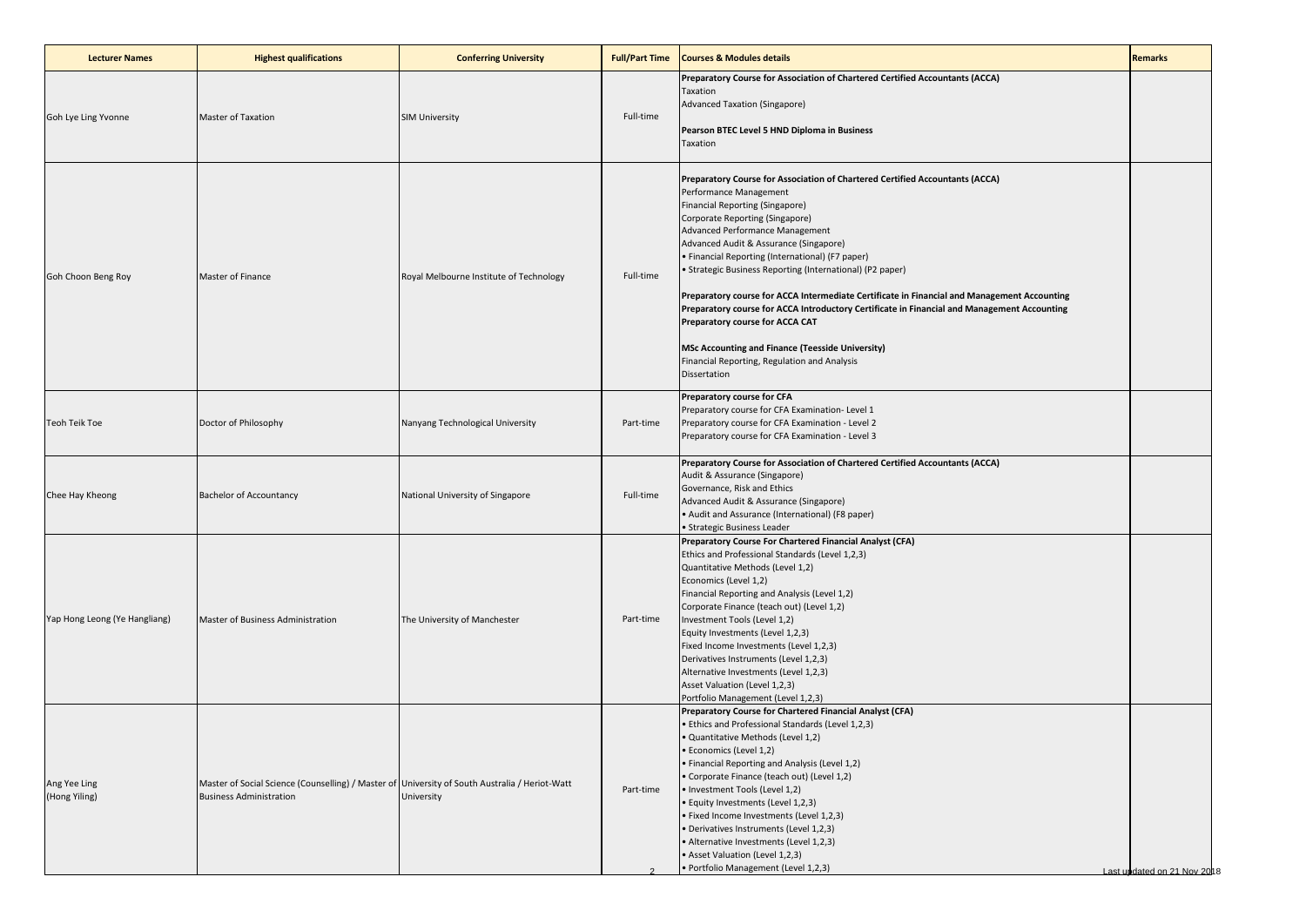| Lecturer Names | Highest qualifications | Conferring University | Full/Part Time | Courses & Modules details | Remarks |
|---|---|---|---|---|---|
| Goh Lye Ling Yvonne | Master of Taxation | SIM University | Full-time | **Preparatory Course for Association of Chartered Certified Accountants (ACCA)**<br>Taxation<br>Advanced Taxation (Singapore)<br><br>**Pearson BTEC Level 5 HND Diploma in Business**<br>Taxation | |
| Goh Choon Beng Roy | Master of Finance | Royal Melbourne Institute of Technology | Full-time | **Preparatory Course for Association of Chartered Certified Accountants (ACCA)**<br>Performance Management<br>Financial Reporting (Singapore)<br>Corporate Reporting (Singapore)<br>Advanced Performance Management<br>Advanced Audit & Assurance (Singapore)<br>• Financial Reporting (International) (F7 paper)<br>• Strategic Business Reporting (International) (P2 paper)<br><br>**Preparatory course for ACCA Intermediate Certificate in Financial and Management Accounting**<br>**Preparatory course for ACCA Introductory Certificate in Financial and Management Accounting**<br>**Preparatory course for ACCA CAT**<br><br>**MSc Accounting and Finance (Teesside University)**<br>Financial Reporting, Regulation and Analysis<br>Dissertation | |
| Teoh Teik Toe | Doctor of Philosophy | Nanyang Technological University | Part-time | **Preparatory course for CFA**<br>Preparatory course for CFA Examination- Level 1<br>Preparatory course for CFA Examination - Level 2<br>Preparatory course for CFA Examination - Level 3 | |
| Chee Hay Kheong | Bachelor of Accountancy | National University of Singapore | Full-time | **Preparatory Course for Association of Chartered Certified Accountants (ACCA)**<br>Audit & Assurance (Singapore)<br>Governance, Risk and Ethics<br>Advanced Audit & Assurance (Singapore)<br>• Audit and Assurance (International) (F8 paper)<br>• Strategic Business Leader | |
| Yap Hong Leong (Ye Hangliang) | Master of Business Administration | The University of Manchester | Part-time | **Preparatory Course For Chartered Financial Analyst (CFA)**<br>Ethics and Professional Standards (Level 1,2,3)<br>Quantitative Methods (Level 1,2)<br>Economics (Level 1,2)<br>Financial Reporting and Analysis (Level 1,2)<br>Corporate Finance (teach out) (Level 1,2)<br>Investment Tools (Level 1,2)<br>Equity Investments (Level 1,2,3)<br>Fixed Income Investments (Level 1,2,3)<br>Derivatives Instruments (Level 1,2,3)<br>Alternative Investments (Level 1,2,3)<br>Asset Valuation (Level 1,2,3)<br>Portfolio Management (Level 1,2,3) | |
| Ang Yee Ling (Hong Yiling) | Master of Social Science (Counselling) / Master of Business Administration | University of South Australia / Heriot-Watt University | Part-time | **Preparatory Course for Chartered Financial Analyst (CFA)**<br>• Ethics and Professional Standards (Level 1,2,3)<br>• Quantitative Methods (Level 1,2)<br>• Economics (Level 1,2)<br>• Financial Reporting and Analysis (Level 1,2)<br>• Corporate Finance (teach out) (Level 1,2)<br>• Investment Tools (Level 1,2)<br>• Equity Investments (Level 1,2,3)<br>• Fixed Income Investments (Level 1,2,3)<br>• Derivatives Instruments (Level 1,2,3)<br>• Alternative Investments (Level 1,2,3)<br>• Asset Valuation (Level 1,2,3)<br>• Portfolio Management (Level 1,2,3) | |

Last updated on 21 Nov 2018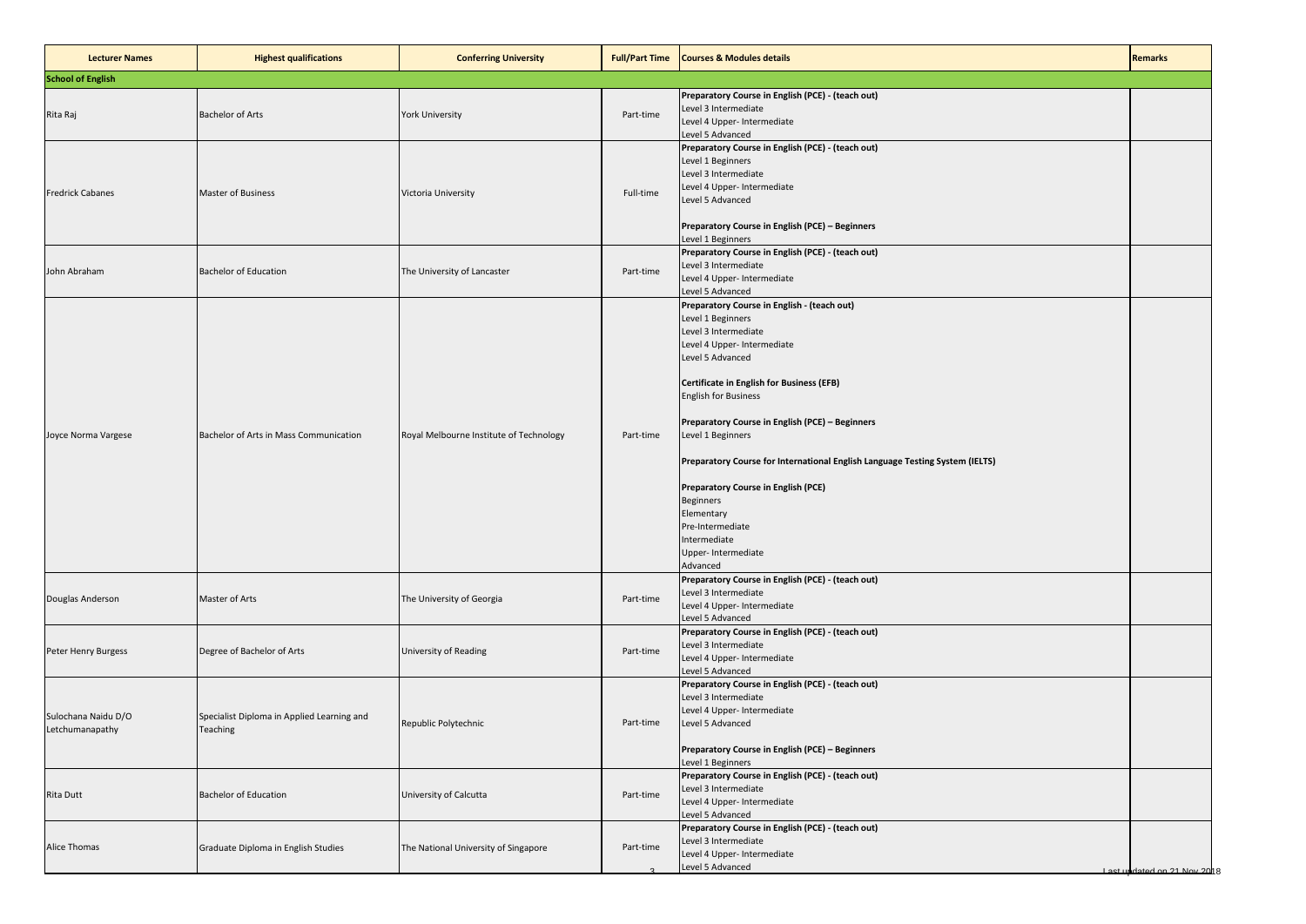| Lecturer Names | Highest qualifications | Conferring University | Full/Part Time | Courses & Modules details | Remarks |
|---|---|---|---|---|---|
| **School of English** | | | | | |
| Rita Raj | Bachelor of Arts | York University | Part-time | **Preparatory Course in English (PCE) - (teach out)**<br>Level 3 Intermediate<br>Level 4 Upper- Intermediate<br>Level 5 Advanced | |
| Fredrick Cabanes | Master of Business | Victoria University | Full-time | **Preparatory Course in English (PCE) - (teach out)**<br>Level 1 Beginners<br>Level 3 Intermediate<br>Level 4 Upper- Intermediate<br>Level 5 Advanced<br><br>**Preparatory Course in English (PCE) – Beginners**<br>Level 1 Beginners | |
| John Abraham | Bachelor of Education | The University of Lancaster | Part-time | **Preparatory Course in English (PCE) - (teach out)**<br>Level 3 Intermediate<br>Level 4 Upper- Intermediate<br>Level 5 Advanced | |
| Joyce Norma Vargese | Bachelor of Arts in Mass Communication | Royal Melbourne Institute of Technology | Part-time | **Preparatory Course in English - (teach out)**<br>Level 1 Beginners<br>Level 3 Intermediate<br>Level 4 Upper- Intermediate<br>Level 5 Advanced<br><br>**Certificate in English for Business (EFB)**<br>English for Business<br><br>**Preparatory Course in English (PCE) – Beginners**<br>Level 1 Beginners<br><br>**Preparatory Course for International English Language Testing System (IELTS)**<br><br>**Preparatory Course in English (PCE)**<br>Beginners<br>Elementary<br>Pre-Intermediate<br>Intermediate<br>Upper- Intermediate<br>Advanced | |
| Douglas Anderson | Master of Arts | The University of Georgia | Part-time | **Preparatory Course in English (PCE) - (teach out)**<br>Level 3 Intermediate<br>Level 4 Upper- Intermediate<br>Level 5 Advanced | |
| Peter Henry Burgess | Degree of Bachelor of Arts | University of Reading | Part-time | **Preparatory Course in English (PCE) - (teach out)**<br>Level 3 Intermediate<br>Level 4 Upper- Intermediate<br>Level 5 Advanced | |
| Sulochana Naidu D/O Letchumanapathy | Specialist Diploma in Applied Learning and Teaching | Republic Polytechnic | Part-time | **Preparatory Course in English (PCE) - (teach out)**<br>Level 3 Intermediate<br>Level 4 Upper- Intermediate<br>Level 5 Advanced<br><br>**Preparatory Course in English (PCE) – Beginners**<br>Level 1 Beginners | |
| Rita Dutt | Bachelor of Education | University of Calcutta | Part-time | **Preparatory Course in English (PCE) - (teach out)**<br>Level 3 Intermediate<br>Level 4 Upper- Intermediate<br>Level 5 Advanced | |
| Alice Thomas | Graduate Diploma in English Studies | The National University of Singapore | Part-time | **Preparatory Course in English (PCE) - (teach out)**<br>Level 3 Intermediate<br>Level 4 Upper- Intermediate<br>Level 5 Advanced | |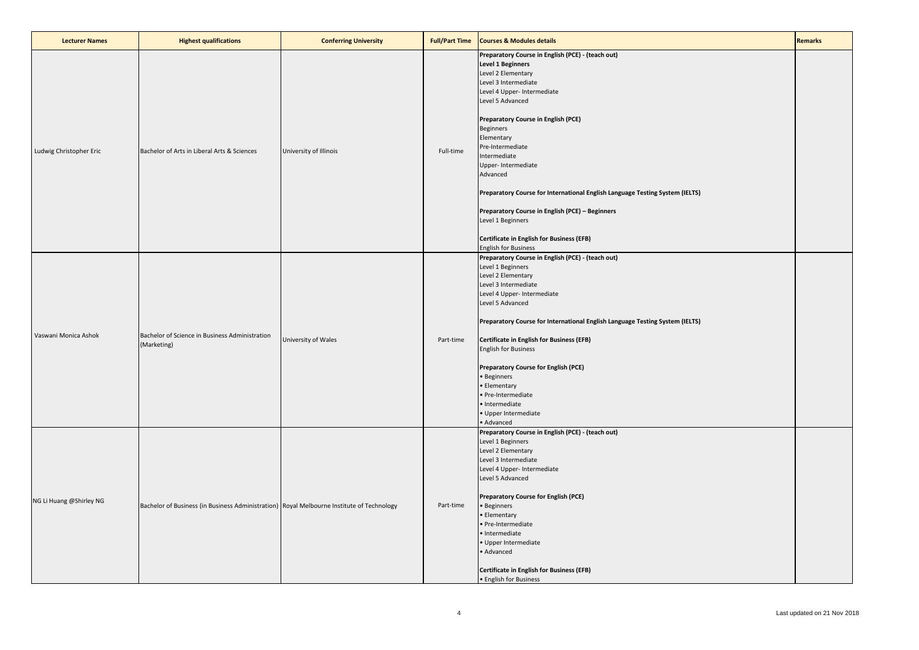| Lecturer Names | Highest qualifications | Conferring University | Full/Part Time | Courses & Modules details | Remarks |
|---|---|---|---|---|---|
| Ludwig Christopher Eric | Bachelor of Arts in Liberal Arts & Sciences | University of Illinois | Full-time | **Preparatory Course in English (PCE) - (teach out)**<br>**Level 1 Beginners**<br>Level 2 Elementary<br>Level 3 Intermediate<br>Level 4 Upper- Intermediate<br>Level 5 Advanced<br><br>**Preparatory Course in English (PCE)**<br>Beginners<br>Elementary<br>Pre-Intermediate<br>Intermediate<br>Upper- Intermediate<br>Advanced<br><br>**Preparatory Course for International English Language Testing System (IELTS)**<br><br>**Preparatory Course in English (PCE) – Beginners**<br>Level 1 Beginners<br><br>**Certificate in English for Business (EFB)**<br>English for Business | |
| Vaswani Monica Ashok | Bachelor of Science in Business Administration (Marketing) | University of Wales | Part-time | **Preparatory Course in English (PCE) - (teach out)**<br>Level 1 Beginners<br>Level 2 Elementary<br>Level 3 Intermediate<br>Level 4 Upper- Intermediate<br>Level 5 Advanced<br><br>**Preparatory Course for International English Language Testing System (IELTS)**<br><br>**Certificate in English for Business (EFB)**<br>English for Business<br><br>**Preparatory Course for English (PCE)**<br>• Beginners<br>• Elementary<br>• Pre-Intermediate<br>• Intermediate<br>• Upper Intermediate<br>• Advanced | |
| NG Li Huang @Shirley NG | Bachelor of Business (in Business Administration) | Royal Melbourne Institute of Technology | Part-time | **Preparatory Course in English (PCE) - (teach out)**<br>Level 1 Beginners<br>Level 2 Elementary<br>Level 3 Intermediate<br>Level 4 Upper- Intermediate<br>Level 5 Advanced<br><br>**Preparatory Course for English (PCE)**<br>• Beginners<br>• Elementary<br>• Pre-Intermediate<br>• Intermediate<br>• Upper Intermediate<br>• Advanced<br><br>**Certificate in English for Business (EFB)**<br>• English for Business | |

Last updated on 21 Nov 2018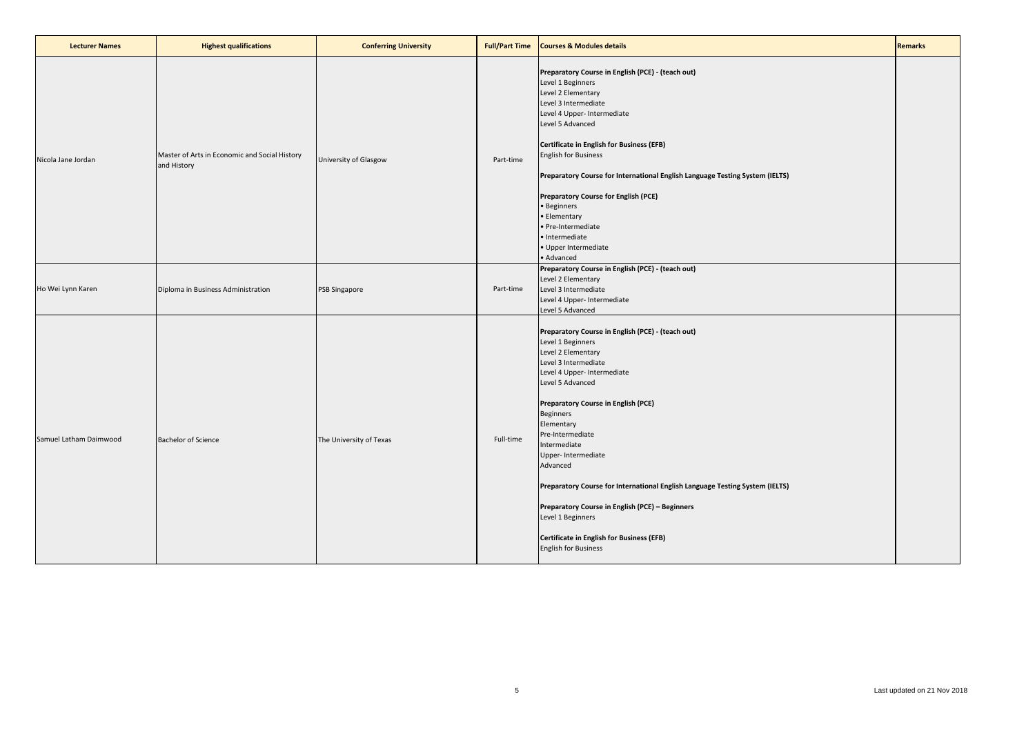| Lecturer Names | Highest qualifications | Conferring University | Full/Part Time | Courses & Modules details | Remarks |
|---|---|---|---|---|---|
| Nicola Jane Jordan | Master of Arts in Economic and Social History and History | University of Glasgow | Part-time | **Preparatory Course in English (PCE) - (teach out)**<br>Level 1 Beginners<br>Level 2 Elementary<br>Level 3 Intermediate<br>Level 4 Upper- Intermediate<br>Level 5 Advanced<br><br>**Certificate in English for Business (EFB)**<br>English for Business<br><br>**Preparatory Course for International English Language Testing System (IELTS)**<br><br>**Preparatory Course for English (PCE)**<br>• Beginners<br>• Elementary<br>• Pre-Intermediate<br>• Intermediate<br>• Upper Intermediate<br>• Advanced | |
| Ho Wei Lynn Karen | Diploma in Business Administration | PSB Singapore | Part-time | **Preparatory Course in English (PCE) - (teach out)**<br>Level 2 Elementary<br>Level 3 Intermediate<br>Level 4 Upper- Intermediate<br>Level 5 Advanced | |
| Samuel Latham Daimwood | Bachelor of Science | The University of Texas | Full-time | **Preparatory Course in English (PCE) - (teach out)**<br>Level 1 Beginners<br>Level 2 Elementary<br>Level 3 Intermediate<br>Level 4 Upper- Intermediate<br>Level 5 Advanced<br><br>**Preparatory Course in English (PCE)**<br>Beginners<br>Elementary<br>Pre-Intermediate<br>Intermediate<br>Upper- Intermediate<br>Advanced<br><br>**Preparatory Course for International English Language Testing System (IELTS)**<br><br>**Preparatory Course in English (PCE) – Beginners**<br>Level 1 Beginners<br><br>**Certificate in English for Business (EFB)**<br>English for Business | |

Last updated on 21 Nov 2018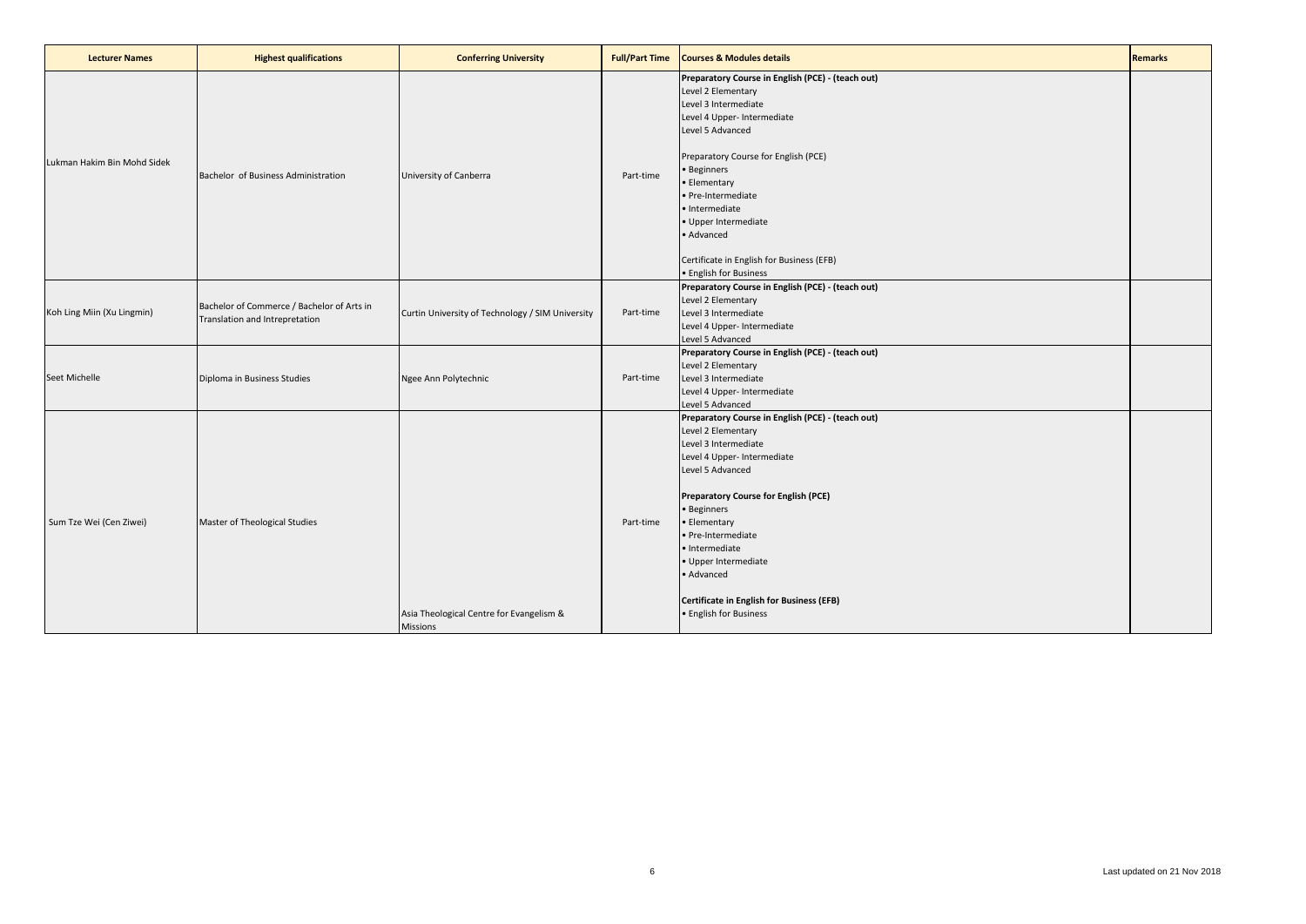| Lecturer Names | Highest qualifications | Conferring University | Full/Part Time | Courses & Modules details | Remarks |
|---|---|---|---|---|---|
| Lukman Hakim Bin Mohd Sidek | Bachelor of Business Administration | University of Canberra | Part-time | **Preparatory Course in English (PCE) - (teach out)**<br>Level 2 Elementary<br>Level 3 Intermediate<br>Level 4 Upper- Intermediate<br>Level 5 Advanced<br><br>Preparatory Course for English (PCE)<br>• Beginners<br>• Elementary<br>• Pre-Intermediate<br>• Intermediate<br>• Upper Intermediate<br>• Advanced<br><br>Certificate in English for Business (EFB)<br>• English for Business | |
| Koh Ling Miin (Xu Lingmin) | Bachelor of Commerce / Bachelor of Arts in Translation and Intrepretation | Curtin University of Technology / SIM University | Part-time | **Preparatory Course in English (PCE) - (teach out)**<br>Level 2 Elementary<br>Level 3 Intermediate<br>Level 4 Upper- Intermediate<br>Level 5 Advanced | |
| Seet Michelle | Diploma in Business Studies | Ngee Ann Polytechnic | Part-time | **Preparatory Course in English (PCE) - (teach out)**<br>Level 2 Elementary<br>Level 3 Intermediate<br>Level 4 Upper- Intermediate<br>Level 5 Advanced | |
| Sum Tze Wei (Cen Ziwei) | Master of Theological Studies | Asia Theological Centre for Evangelism & Missions | Part-time | **Preparatory Course in English (PCE) - (teach out)**<br>Level 2 Elementary<br>Level 3 Intermediate<br>Level 4 Upper- Intermediate<br>Level 5 Advanced<br><br>**Preparatory Course for English (PCE)**<br>• Beginners<br>• Elementary<br>• Pre-Intermediate<br>• Intermediate<br>• Upper Intermediate<br>• Advanced<br><br>**Certificate in English for Business (EFB)**<br>• English for Business | |

Last updated on 21 Nov 2018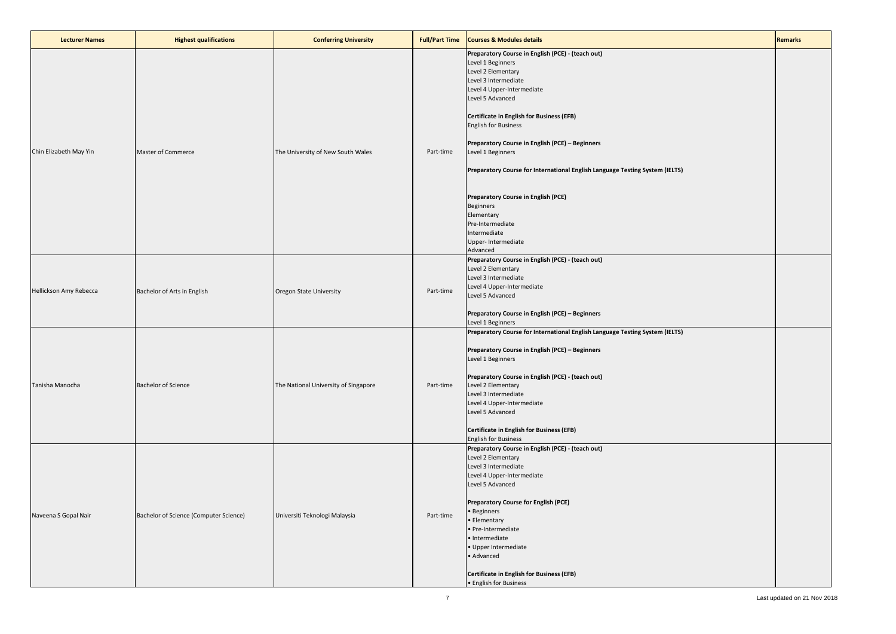| Lecturer Names | Highest qualifications | Conferring University | Full/Part Time | Courses & Modules details | Remarks |
| --- | --- | --- | --- | --- | --- |
| Chin Elizabeth May Yin | Master of Commerce | The University of New South Wales | Part-time | **Preparatory Course in English (PCE) - (teach out)**<br>Level 1 Beginners<br>Level 2 Elementary<br>Level 3 Intermediate<br>Level 4 Upper-Intermediate<br>Level 5 Advanced<br><br>**Certificate in English for Business (EFB)**<br>English for Business<br><br>**Preparatory Course in English (PCE) – Beginners**<br>Level 1 Beginners<br><br>**Preparatory Course for International English Language Testing System (IELTS)**<br><br>**Preparatory Course in English (PCE)**<br>Beginners<br>Elementary<br>Pre-Intermediate<br>Intermediate<br>Upper- Intermediate<br>Advanced | |
| Hellickson Amy Rebecca | Bachelor of Arts in English | Oregon State University | Part-time | **Preparatory Course in English (PCE) - (teach out)**<br>Level 2 Elementary<br>Level 3 Intermediate<br>Level 4 Upper-Intermediate<br>Level 5 Advanced<br><br>**Preparatory Course in English (PCE) – Beginners**<br>Level 1 Beginners | |
| Tanisha Manocha | Bachelor of Science | The National University of Singapore | Part-time | **Preparatory Course for International English Language Testing System (IELTS)**<br><br>**Preparatory Course in English (PCE) – Beginners**<br>Level 1 Beginners<br><br>**Preparatory Course in English (PCE) - (teach out)**<br>Level 2 Elementary<br>Level 3 Intermediate<br>Level 4 Upper-Intermediate<br>Level 5 Advanced<br><br>**Certificate in English for Business (EFB)**<br>English for Business | |
| Naveena S Gopal Nair | Bachelor of Science (Computer Science) | Universiti Teknologi Malaysia | Part-time | **Preparatory Course in English (PCE) - (teach out)**<br>Level 2 Elementary<br>Level 3 Intermediate<br>Level 4 Upper-Intermediate<br>Level 5 Advanced<br><br>**Preparatory Course for English (PCE)**<br>• Beginners<br>• Elementary<br>• Pre-Intermediate<br>• Intermediate<br>• Upper Intermediate<br>• Advanced<br><br>**Certificate in English for Business (EFB)**<br>• English for Business | |

Last updated on 21 Nov 2018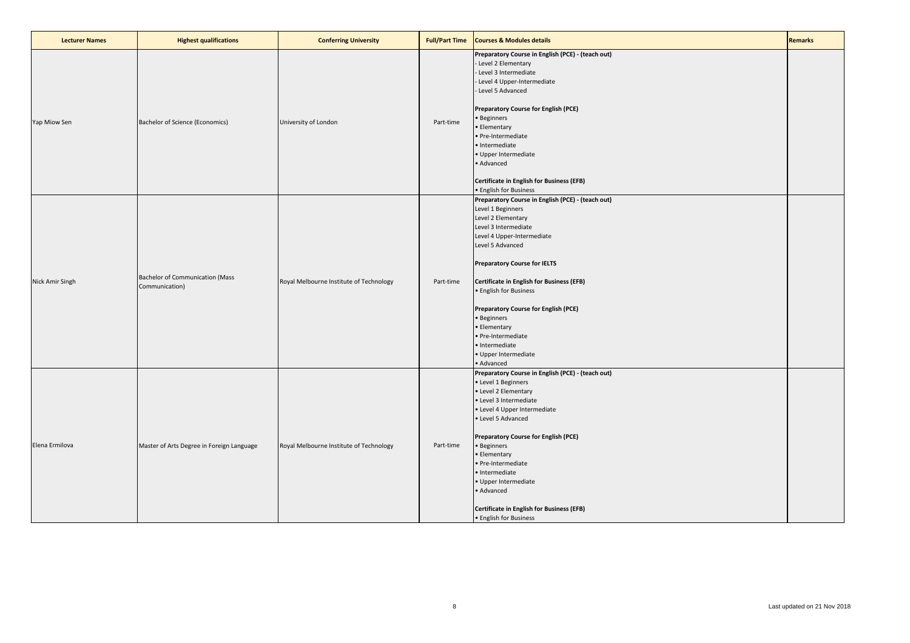| Lecturer Names | Highest qualifications | Conferring University | Full/Part Time | Courses & Modules details | Remarks |
|---|---|---|---|---|---|
| Yap Miow Sen | Bachelor of Science (Economics) | University of London | Part-time | **Preparatory Course in English (PCE) - (teach out)**<br>- Level 2 Elementary<br>- Level 3 Intermediate<br>- Level 4 Upper-Intermediate<br>- Level 5 Advanced<br><br>**Preparatory Course for English (PCE)**<br>• Beginners<br>• Elementary<br>• Pre-Intermediate<br>• Intermediate<br>• Upper Intermediate<br>• Advanced<br><br>**Certificate in English for Business (EFB)**<br>• English for Business | |
| Nick Amir Singh | Bachelor of Communication (Mass Communication) | Royal Melbourne Institute of Technology | Part-time | **Preparatory Course in English (PCE) - (teach out)**<br>Level 1 Beginners<br>Level 2 Elementary<br>Level 3 Intermediate<br>Level 4 Upper-Intermediate<br>Level 5 Advanced<br><br>**Preparatory Course for IELTS**<br><br>**Certificate in English for Business (EFB)**<br>• English for Business<br><br>**Preparatory Course for English (PCE)**<br>• Beginners<br>• Elementary<br>• Pre-Intermediate<br>• Intermediate<br>• Upper Intermediate<br>• Advanced | |
| Elena Ermilova | Master of Arts Degree in Foreign Language | Royal Melbourne Institute of Technology | Part-time | **Preparatory Course in English (PCE) - (teach out)**<br>• Level 1 Beginners<br>• Level 2 Elementary<br>• Level 3 Intermediate<br>• Level 4 Upper Intermediate<br>• Level 5 Advanced<br><br>**Preparatory Course for English (PCE)**<br>• Beginners<br>• Elementary<br>• Pre-Intermediate<br>• Intermediate<br>• Upper Intermediate<br>• Advanced<br><br>**Certificate in English for Business (EFB)**<br>• English for Business | |

Last updated on 21 Nov 2018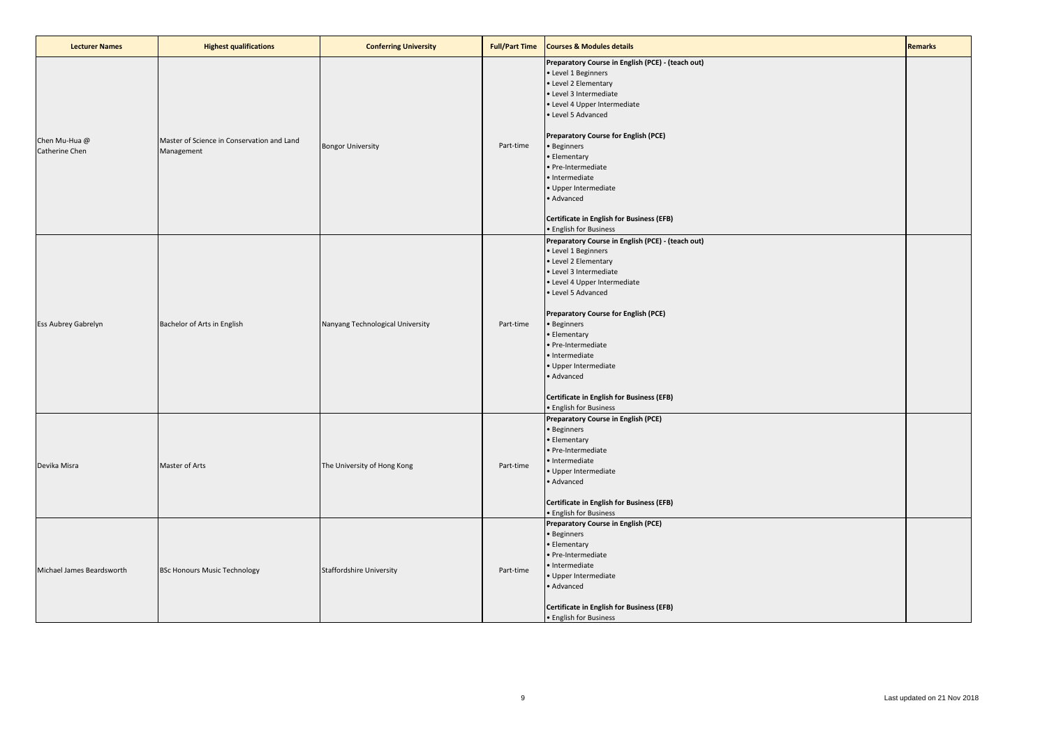| Lecturer Names | Highest qualifications | Conferring University | Full/Part Time | Courses & Modules details | Remarks |
|---|---|---|---|---|---|
| Chen Mu-Hua @ Catherine Chen | Master of Science in Conservation and Land Management | Bongor University | Part-time | **Preparatory Course in English (PCE) - (teach out)**<br>• Level 1 Beginners<br>• Level 2 Elementary<br>• Level 3 Intermediate<br>• Level 4 Upper Intermediate<br>• Level 5 Advanced<br><br>**Preparatory Course for English (PCE)**<br>• Beginners<br>• Elementary<br>• Pre-Intermediate<br>• Intermediate<br>• Upper Intermediate<br>• Advanced<br><br>**Certificate in English for Business (EFB)**<br>• English for Business | |
| Ess Aubrey Gabrelyn | Bachelor of Arts in English | Nanyang Technological University | Part-time | **Preparatory Course in English (PCE) - (teach out)**<br>• Level 1 Beginners<br>• Level 2 Elementary<br>• Level 3 Intermediate<br>• Level 4 Upper Intermediate<br>• Level 5 Advanced<br><br>**Preparatory Course for English (PCE)**<br>• Beginners<br>• Elementary<br>• Pre-Intermediate<br>• Intermediate<br>• Upper Intermediate<br>• Advanced<br><br>**Certificate in English for Business (EFB)**<br>• English for Business | |
| Devika Misra | Master of Arts | The University of Hong Kong | Part-time | **Preparatory Course in English (PCE)**<br>• Beginners<br>• Elementary<br>• Pre-Intermediate<br>• Intermediate<br>• Upper Intermediate<br>• Advanced<br><br>**Certificate in English for Business (EFB)**<br>• English for Business | |
| Michael James Beardsworth | BSc Honours Music Technology | Staffordshire University | Part-time | **Preparatory Course in English (PCE)**<br>• Beginners<br>• Elementary<br>• Pre-Intermediate<br>• Intermediate<br>• Upper Intermediate<br>• Advanced<br><br>**Certificate in English for Business (EFB)**<br>• English for Business | |

Last updated on 21 Nov 2018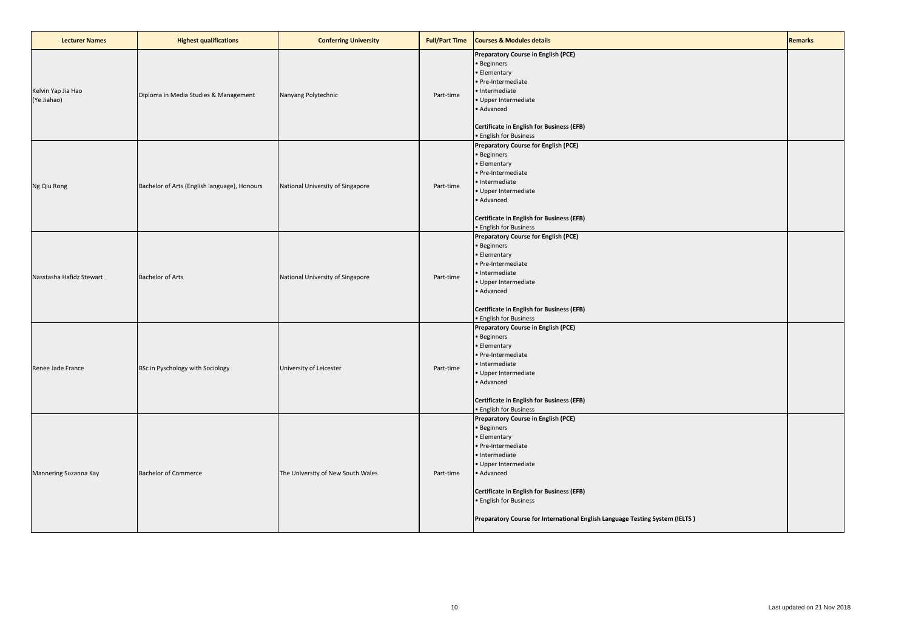| Lecturer Names | Highest qualifications | Conferring University | Full/Part Time | Courses & Modules details | Remarks |
|---|---|---|---|---|---|
| Kelvin Yap Jia Hao (Ye Jiahao) | Diploma in Media Studies & Management | Nanyang Polytechnic | Part-time | **Preparatory Course in English (PCE)**<br>• Beginners<br>• Elementary<br>• Pre-Intermediate<br>• Intermediate<br>• Upper Intermediate<br>• Advanced<br><br>**Certificate in English for Business (EFB)**<br>• English for Business | |
| Ng Qiu Rong | Bachelor of Arts (English language), Honours | National University of Singapore | Part-time | **Preparatory Course for English (PCE)**<br>• Beginners<br>• Elementary<br>• Pre-Intermediate<br>• Intermediate<br>• Upper Intermediate<br>• Advanced<br><br>**Certificate in English for Business (EFB)**<br>• English for Business | |
| Nasstasha Hafidz Stewart | Bachelor of Arts | National University of Singapore | Part-time | **Preparatory Course for English (PCE)**<br>• Beginners<br>• Elementary<br>• Pre-Intermediate<br>• Intermediate<br>• Upper Intermediate<br>• Advanced<br><br>**Certificate in English for Business (EFB)**<br>• English for Business | |
| Renee Jade France | BSc in Pyschology with Sociology | University of Leicester | Part-time | **Preparatory Course in English (PCE)**<br>• Beginners<br>• Elementary<br>• Pre-Intermediate<br>• Intermediate<br>• Upper Intermediate<br>• Advanced<br><br>**Certificate in English for Business (EFB)**<br>• English for Business | |
| Mannering Suzanna Kay | Bachelor of Commerce | The University of New South Wales | Part-time | **Preparatory Course in English (PCE)**<br>• Beginners<br>• Elementary<br>• Pre-Intermediate<br>• Intermediate<br>• Upper Intermediate<br>• Advanced<br><br>**Certificate in English for Business (EFB)**<br>• English for Business<br><br>**Preparatory Course for International English Language Testing System (IELTS )** | |

Last updated on 21 Nov 2018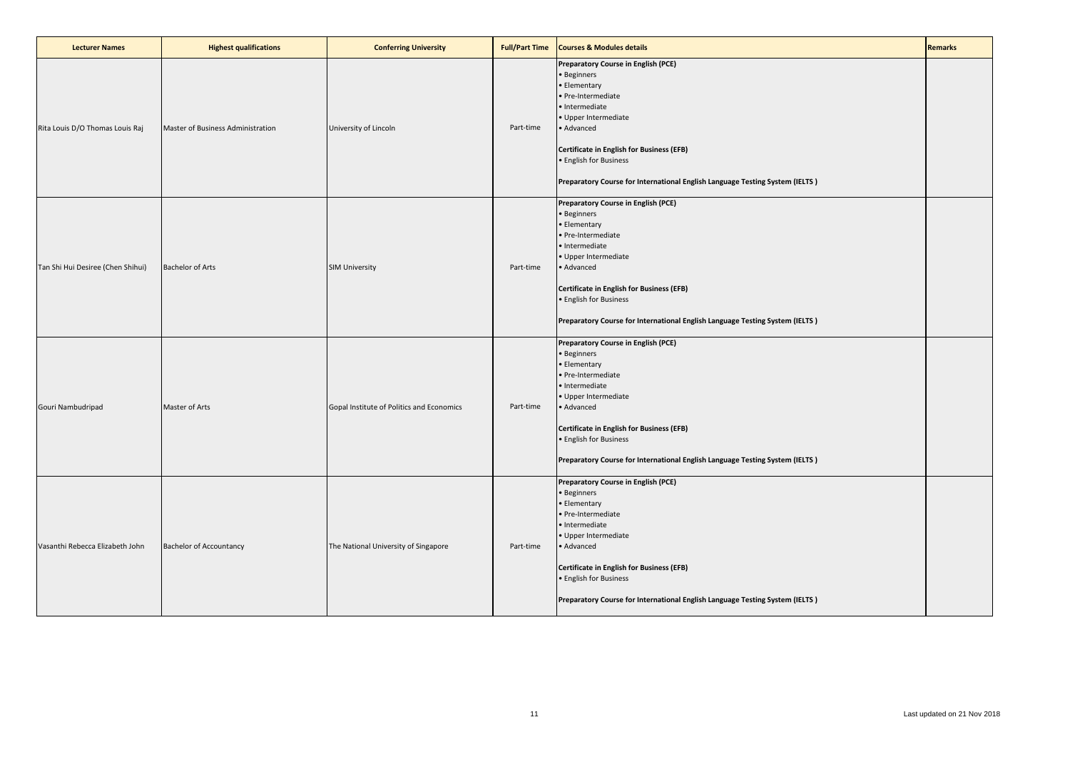| Lecturer Names | Highest qualifications | Conferring University | Full/Part Time | Courses & Modules details | Remarks |
|---|---|---|---|---|---|
| Rita Louis D/O Thomas Louis Raj | Master of Business Administration | University of Lincoln | Part-time | **Preparatory Course in English (PCE)**<br>• Beginners<br>• Elementary<br>• Pre-Intermediate<br>• Intermediate<br>• Upper Intermediate<br>• Advanced<br><br>**Certificate in English for Business (EFB)**<br>• English for Business<br><br>**Preparatory Course for International English Language Testing System (IELTS )** | |
| Tan Shi Hui Desiree (Chen Shihui) | Bachelor of Arts | SIM University | Part-time | **Preparatory Course in English (PCE)**<br>• Beginners<br>• Elementary<br>• Pre-Intermediate<br>• Intermediate<br>• Upper Intermediate<br>• Advanced<br><br>**Certificate in English for Business (EFB)**<br>• English for Business<br><br>**Preparatory Course for International English Language Testing System (IELTS )** | |
| Gouri Nambudripad | Master of Arts | Gopal Institute of Politics and Economics | Part-time | **Preparatory Course in English (PCE)**<br>• Beginners<br>• Elementary<br>• Pre-Intermediate<br>• Intermediate<br>• Upper Intermediate<br>• Advanced<br><br>**Certificate in English for Business (EFB)**<br>• English for Business<br><br>**Preparatory Course for International English Language Testing System (IELTS )** | |
| Vasanthi Rebecca Elizabeth John | Bachelor of Accountancy | The National University of Singapore | Part-time | **Preparatory Course in English (PCE)**<br>• Beginners<br>• Elementary<br>• Pre-Intermediate<br>• Intermediate<br>• Upper Intermediate<br>• Advanced<br><br>**Certificate in English for Business (EFB)**<br>• English for Business<br><br>**Preparatory Course for International English Language Testing System (IELTS )** | |

Last updated on 21 Nov 2018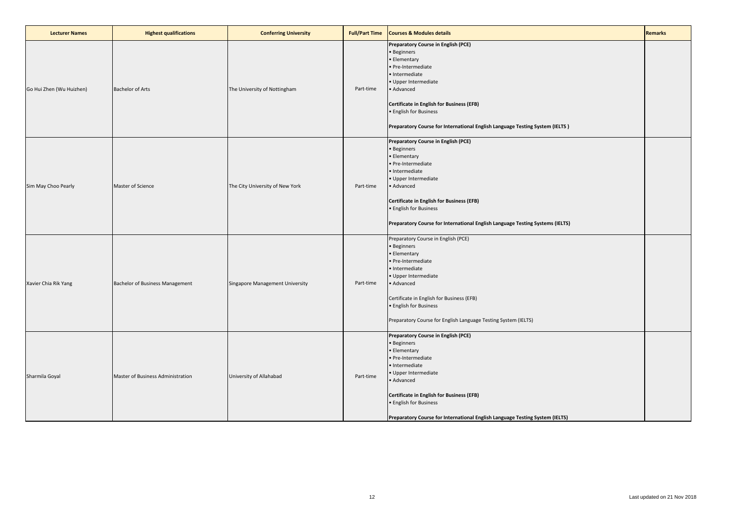| Lecturer Names | Highest qualifications | Conferring University | Full/Part Time | Courses & Modules details | Remarks |
|---|---|---|---|---|---|
| Go Hui Zhen (Wu Huizhen) | Bachelor of Arts | The University of Nottingham | Part-time | **Preparatory Course in English (PCE)**<br>• Beginners<br>• Elementary<br>• Pre-Intermediate<br>• Intermediate<br>• Upper Intermediate<br>• Advanced<br><br>**Certificate in English for Business (EFB)**<br>• English for Business<br><br>**Preparatory Course for International English Language Testing System (IELTS )** | |
| Sim May Choo Pearly | Master of Science | The City University of New York | Part-time | **Preparatory Course in English (PCE)**<br>• Beginners<br>• Elementary<br>• Pre-Intermediate<br>• Intermediate<br>• Upper Intermediate<br>• Advanced<br><br>**Certificate in English for Business (EFB)**<br>• English for Business<br><br>**Preparatory Course for International English Language Testing Systems (IELTS)** | |
| Xavier Chia Rik Yang | Bachelor of Business Management | Singapore Management University | Part-time | Preparatory Course in English (PCE)<br>• Beginners<br>• Elementary<br>• Pre-Intermediate<br>• Intermediate<br>• Upper Intermediate<br>• Advanced<br><br>Certificate in English for Business (EFB)<br>• English for Business<br><br>Preparatory Course for English Language Testing System (IELTS) | |
| Sharmila Goyal | Master of Business Administration | University of Allahabad | Part-time | **Preparatory Course in English (PCE)**<br>• Beginners<br>• Elementary<br>• Pre-Intermediate<br>• Intermediate<br>• Upper Intermediate<br>• Advanced<br><br>**Certificate in English for Business (EFB)**<br>• English for Business<br><br>**Preparatory Course for International English Language Testing System (IELTS)** | |

Last updated on 21 Nov 2018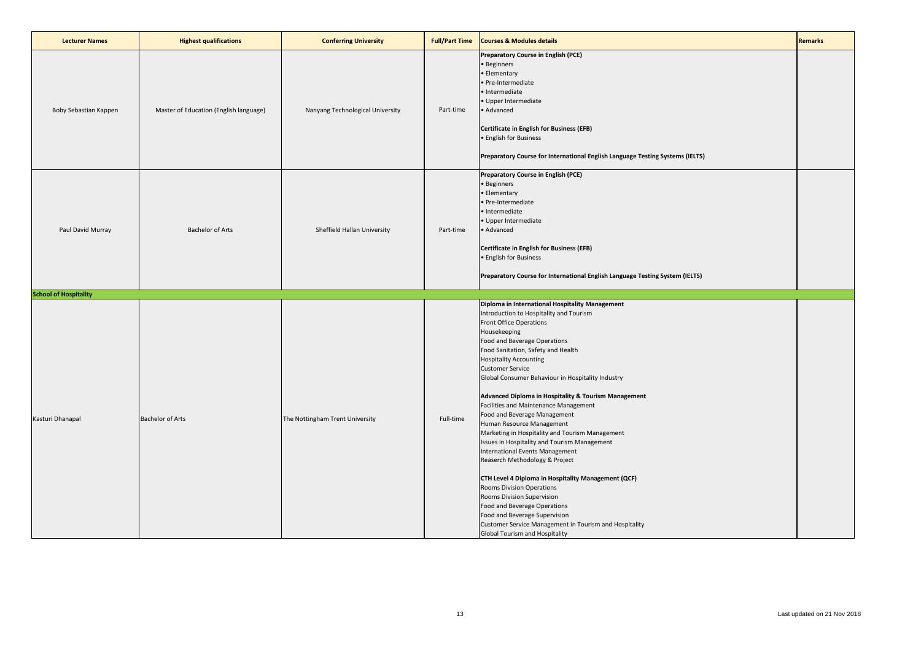| Lecturer Names | Highest qualifications | Conferring University | Full/Part Time | Courses & Modules details | Remarks |
|---|---|---|---|---|---|
| Boby Sebastian Kappen | Master of Education (English language) | Nanyang Technological University | Part-time | **Preparatory Course in English (PCE)**<br>• Beginners<br>• Elementary<br>• Pre-Intermediate<br>• Intermediate<br>• Upper Intermediate<br>• Advanced<br><br>**Certificate in English for Business (EFB)**<br>• English for Business<br><br>**Preparatory Course for International English Language Testing Systems (IELTS)** | |
| Paul David Murray | Bachelor of Arts | Sheffield Hallan University | Part-time | **Preparatory Course in English (PCE)**<br>• Beginners<br>• Elementary<br>• Pre-Intermediate<br>• Intermediate<br>• Upper Intermediate<br>• Advanced<br><br>**Certificate in English for Business (EFB)**<br>• English for Business<br><br>**Preparatory Course for International English Language Testing System (IELTS)** | |
| **School of Hospitality** | | | | | |
| Kasturi Dhanapal | Bachelor of Arts | The Nottingham Trent University | Full-time | **Diploma in International Hospitality Management**<br>Introduction to Hospitality and Tourism<br>Front Office Operations<br>Housekeeping<br>Food and Beverage Operations<br>Food Sanitation, Safety and Health<br>Hospitality Accounting<br>Customer Service<br>Global Consumer Behaviour in Hospitality Industry<br><br>**Advanced Diploma in Hospitality & Tourism Management**<br>Facilities and Maintenance Management<br>Food and Beverage Management<br>Human Resource Management<br>Marketing in Hospitality and Tourism Management<br>Issues in Hospitality and Tourism Management<br>International Events Management<br>Reaserch Methodology & Project<br><br>**CTH Level 4 Diploma in Hospitality Management (QCF)**<br>Rooms Division Operations<br>Rooms Division Supervision<br>Food and Beverage Operations<br>Food and Beverage Supervision<br>Customer Service Management in Tourism and Hospitality<br>Global Tourism and Hospitality | |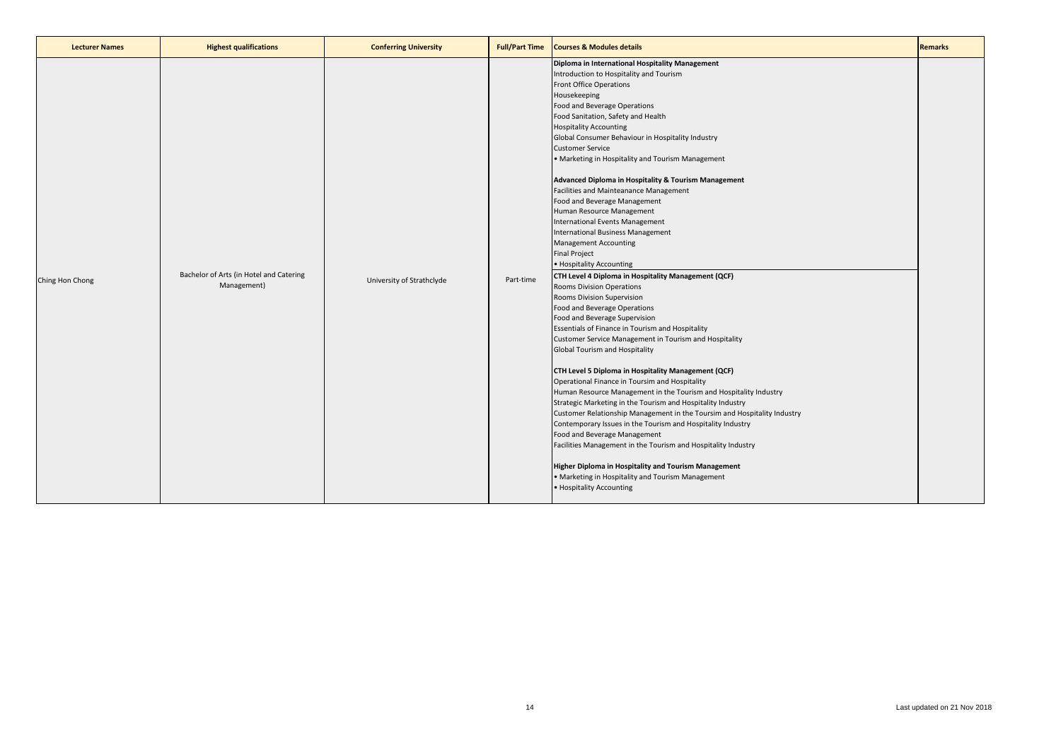| Lecturer Names | Highest qualifications | Conferring University | Full/Part Time | Courses & Modules details | Remarks |
|---|---|---|---|---|---|
| Ching Hon Chong | Bachelor of Arts (in Hotel and Catering Management) | University of Strathclyde | Part-time | **Diploma in International Hospitality Management**<br>Introduction to Hospitality and Tourism<br>Front Office Operations<br>Housekeeping<br>Food and Beverage Operations<br>Food Sanitation, Safety and Health<br>Hospitality Accounting<br>Global Consumer Behaviour in Hospitality Industry<br>Customer Service<br>• Marketing in Hospitality and Tourism Management<br><br>**Advanced Diploma in Hospitality & Tourism Management**<br>Facilities and Mainteanance Management<br>Food and Beverage Management<br>Human Resource Management<br>International Events Management<br>International Business Management<br>Management Accounting<br>Final Project<br>• Hospitality Accounting<br>**CTH Level 4 Diploma in Hospitality Management (QCF)**<br>Rooms Division Operations<br>Rooms Division Supervision<br>Food and Beverage Operations<br>Food and Beverage Supervision<br>Essentials of Finance in Tourism and Hospitality<br>Customer Service Management in Tourism and Hospitality<br>Global Tourism and Hospitality<br><br>**CTH Level 5 Diploma in Hospitality Management (QCF)**<br>Operational Finance in Toursim and Hospitality<br>Human Resource Management in the Tourism and Hospitality Industry<br>Strategic Marketing in the Tourism and Hospitality Industry<br>Customer Relationship Management in the Toursim and Hospitality Industry<br>Contemporary Issues in the Tourism and Hospitality Industry<br>Food and Beverage Management<br>Facilities Management in the Tourism and Hospitality Industry<br><br>**Higher Diploma in Hospitality and Tourism Management**<br>• Marketing in Hospitality and Tourism Management<br>• Hospitality Accounting | |

Last updated on 21 Nov 2018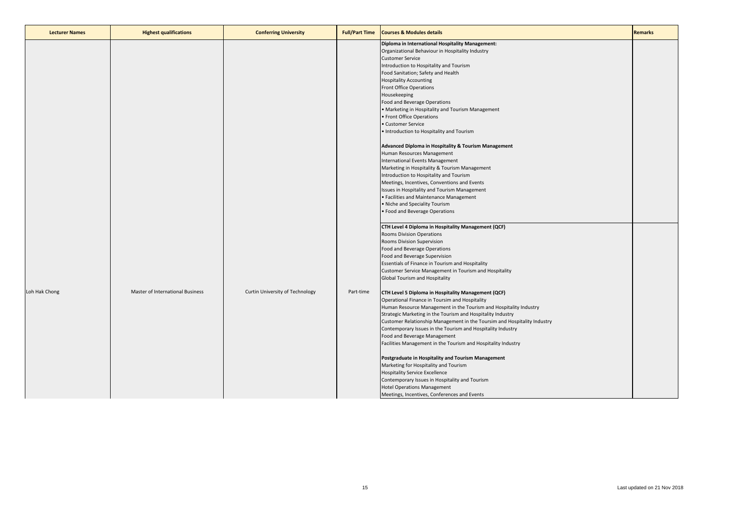| Lecturer Names | Highest qualifications | Conferring University | Full/Part Time | Courses & Modules details | Remarks |
|---|---|---|---|---|---|
| Loh Hak Chong | Master of International Business | Curtin University of Technology | Part-time | **Diploma in International Hospitality Management:**<br>Organizational Behaviour in Hospitality Industry<br>Customer Service<br>Introduction to Hospitality and Tourism<br>Food Sanitation; Safety and Health<br>Hospitality Accounting<br>Front Office Operations<br>Housekeeping<br>Food and Beverage Operations<br>• Marketing in Hospitality and Tourism Management<br>• Front Office Operations<br>• Customer Service<br>• Introduction to Hospitality and Tourism<br><br>**Advanced Diploma in Hospitality & Tourism Management**<br>Human Resources Management<br>International Events Management<br>Marketing in Hospitality & Tourism Management<br>Introduction to Hospitality and Tourism<br>Meetings, Incentives, Conventions and Events<br>Issues in Hospitality and Tourism Management<br>• Facilities and Maintenance Management<br>• Niche and Speciality Tourism<br>• Food and Beverage Operations | |
| | | | | **CTH Level 4 Diploma in Hospitality Management (QCF)**<br>Rooms Division Operations<br>Rooms Division Supervision<br>Food and Beverage Operations<br>Food and Beverage Supervision<br>Essentials of Finance in Tourism and Hospitality<br>Customer Service Management in Tourism and Hospitality<br>Global Tourism and Hospitality<br><br>**CTH Level 5 Diploma in Hospitality Management (QCF)**<br>Operational Finance in Toursim and Hospitality<br>Human Resource Management in the Tourism and Hospitality Industry<br>Strategic Marketing in the Tourism and Hospitality Industry<br>Customer Relationship Management in the Toursim and Hospitality Industry<br>Contemporary Issues in the Tourism and Hospitality Industry<br>Food and Beverage Management<br>Facilities Management in the Tourism and Hospitality Industry<br><br>**Postgraduate in Hospitality and Tourism Management**<br>Marketing for Hospitality and Tourism<br>Hospitality Service Excellence<br>Contemporary Issues in Hospitality and Tourism<br>Hotel Operations Management<br>Meetings, Incentives, Conferences and Events | |

Last updated on 21 Nov 2018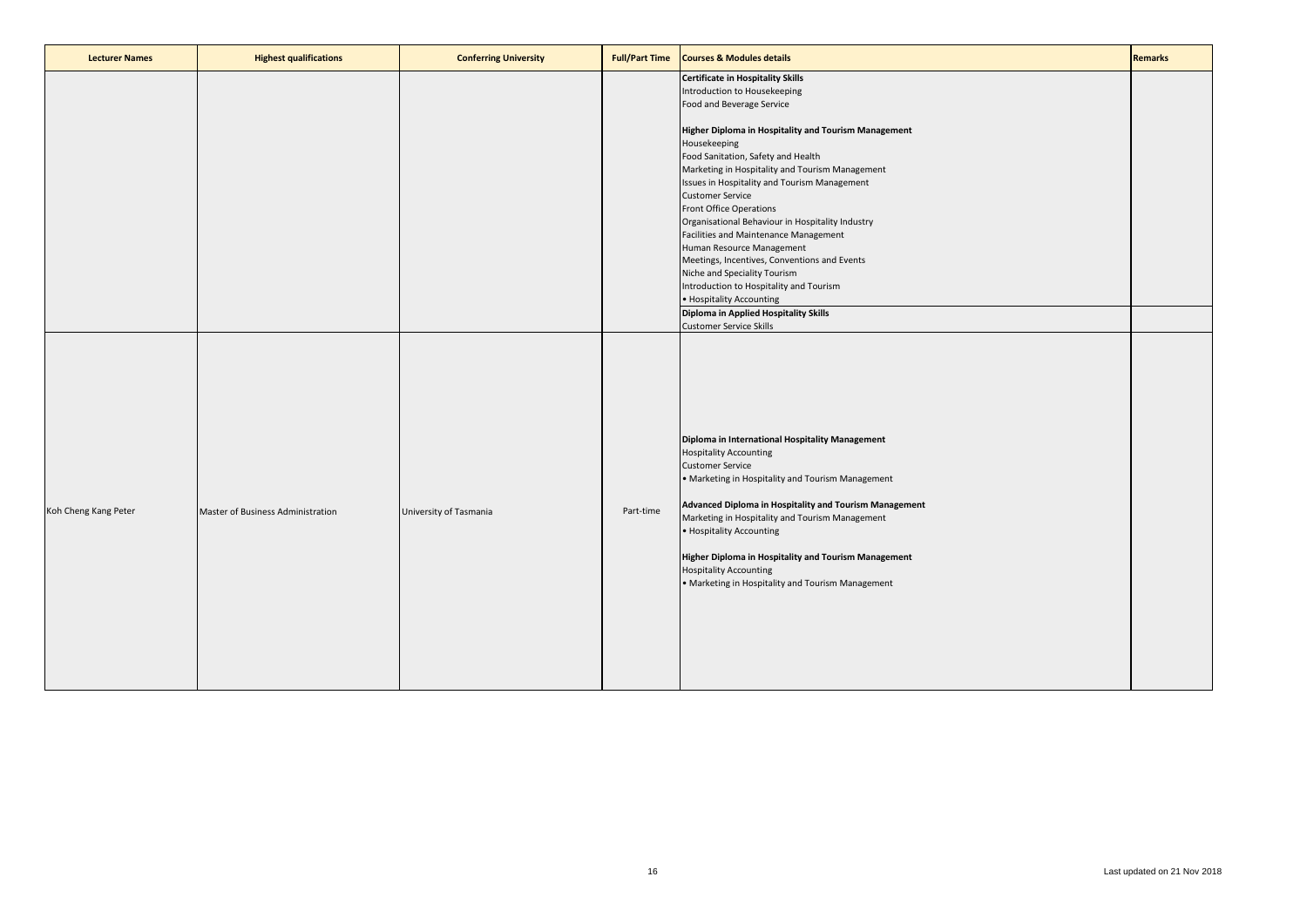| Lecturer Names | Highest qualifications | Conferring University | Full/Part Time | Courses & Modules details | Remarks |
|---|---|---|---|---|---|
| | | | | **Certificate in Hospitality Skills**<br>Introduction to Housekeeping<br>Food and Beverage Service<br><br>**Higher Diploma in Hospitality and Tourism Management**<br>Housekeeping<br>Food Sanitation, Safety and Health<br>Marketing in Hospitality and Tourism Management<br>Issues in Hospitality and Tourism Management<br>Customer Service<br>Front Office Operations<br>Organisational Behaviour in Hospitality Industry<br>Facilities and Maintenance Management<br>Human Resource Management<br>Meetings, Incentives, Conventions and Events<br>Niche and Speciality Tourism<br>Introduction to Hospitality and Tourism<br>• Hospitality Accounting | |
| | | | | **Diploma in Applied Hospitality Skills**<br>Customer Service Skills | |
| Koh Cheng Kang Peter | Master of Business Administration | University of Tasmania | Part-time | **Diploma in International Hospitality Management**<br>Hospitality Accounting<br>Customer Service<br>• Marketing in Hospitality and Tourism Management<br><br>**Advanced Diploma in Hospitality and Tourism Management**<br>Marketing in Hospitality and Tourism Management<br>• Hospitality Accounting<br><br>**Higher Diploma in Hospitality and Tourism Management**<br>Hospitality Accounting<br>• Marketing in Hospitality and Tourism Management | |

Last updated on 21 Nov 2018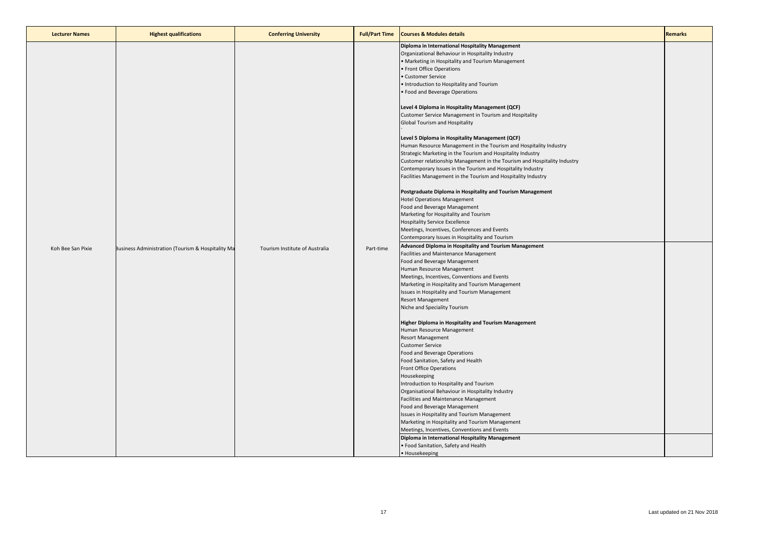| Lecturer Names | Highest qualifications | Conferring University | Full/Part Time | Courses & Modules details | Remarks |
| --- | --- | --- | --- | --- | --- |
| Koh Bee San Pixie | Business Administration (Tourism & Hospitality Ma | Tourism Institute of Australia | Part-time | **Diploma in International Hospitality Management**<br>Organizational Behaviour in Hospitality Industry<br>• Marketing in Hospitality and Tourism Management<br>• Front Office Operations<br>• Customer Service<br>• Introduction to Hospitality and Tourism<br>• Food and Beverage Operations<br><br>**Level 4 Diploma in Hospitality Management (QCF)**<br>Customer Service Management in Tourism and Hospitality<br>Global Tourism and Hospitality<br><br>**Level 5 Diploma in Hospitality Management (QCF)**<br>Human Resource Management in the Tourism and Hospitality Industry<br>Strategic Marketing in the Tourism and Hospitality Industry<br>Customer relationship Management in the Tourism and Hospitality Industry<br>Contemporary Issues in the Tourism and Hospitality Industry<br>Facilities Management in the Tourism and Hospitality Industry<br><br>**Postgraduate Diploma in Hospitality and Tourism Management**<br>Hotel Operations Management<br>Food and Beverage Management<br>Marketing for Hospitality and Tourism<br>Hospitality Service Excellence<br>Meetings, Incentives, Conferences and Events<br>Contemporary Issues in Hospitality and Tourism | |
| | | | | **Advanced Diploma in Hospitality and Tourism Management**<br>Facilities and Maintenance Management<br>Food and Beverage Management<br>Human Resource Management<br>Meetings, Incentives, Conventions and Events<br>Marketing in Hospitality and Tourism Management<br>Issues in Hospitality and Tourism Management<br>Resort Management<br>Niche and Speciality Tourism<br><br>**Higher Diploma in Hospitality and Tourism Management**<br>Human Resource Management<br>Resort Management<br>Customer Service<br>Food and Beverage Operations<br>Food Sanitation, Safety and Health<br>Front Office Operations<br>Housekeeping<br>Introduction to Hospitality and Tourism<br>Organisational Behaviour in Hospitality Industry<br>Facilities and Maintenance Management<br>Food and Beverage Management<br>Issues in Hospitality and Tourism Management<br>Marketing in Hospitality and Tourism Management<br>Meetings, Incentives, Conventions and Events | |
| | | | | **Diploma in International Hospitality Management**<br>• Food Sanitation, Safety and Health<br>• Housekeeping | |

Last updated on 21 Nov 2018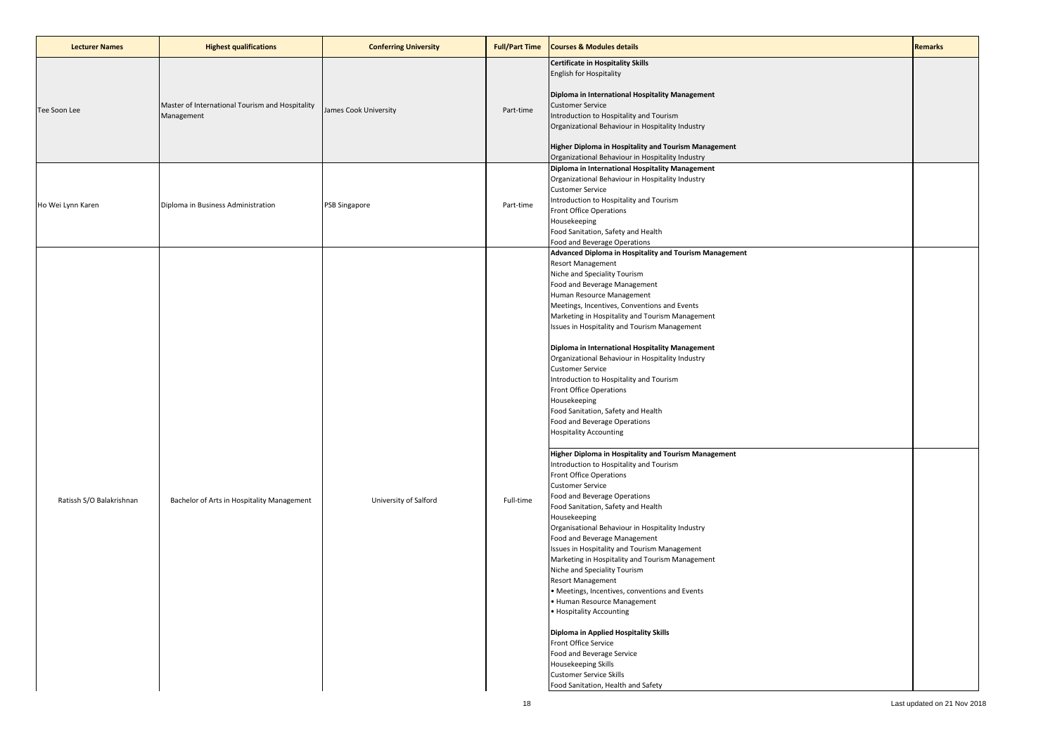| Lecturer Names | Highest qualifications | Conferring University | Full/Part Time | Courses & Modules details | Remarks |
|---|---|---|---|---|---|
| Tee Soon Lee | Master of International Tourism and Hospitality Management | James Cook University | Part-time | **Certificate in Hospitality Skills**<br>English for Hospitality<br><br>**Diploma in International Hospitality Management**<br>Customer Service<br>Introduction to Hospitality and Tourism<br>Organizational Behaviour in Hospitality Industry<br><br>**Higher Diploma in Hospitality and Tourism Management**<br>Organizational Behaviour in Hospitality Industry | |
| Ho Wei Lynn Karen | Diploma in Business Administration | PSB Singapore | Part-time | **Diploma in International Hospitality Management**<br>Organizational Behaviour in Hospitality Industry<br>Customer Service<br>Introduction to Hospitality and Tourism<br>Front Office Operations<br>Housekeeping<br>Food Sanitation, Safety and Health<br>Food and Beverage Operations | |
| Ratissh S/O Balakrishnan | Bachelor of Arts in Hospitality Management | University of Salford | Full-time | **Advanced Diploma in Hospitality and Tourism Management**<br>Resort Management<br>Niche and Speciality Tourism<br>Food and Beverage Management<br>Human Resource Management<br>Meetings, Incentives, Conventions and Events<br>Marketing in Hospitality and Tourism Management<br>Issues in Hospitality and Tourism Management<br><br>**Diploma in International Hospitality Management**<br>Organizational Behaviour in Hospitality Industry<br>Customer Service<br>Introduction to Hospitality and Tourism<br>Front Office Operations<br>Housekeeping<br>Food Sanitation, Safety and Health<br>Food and Beverage Operations<br>Hospitality Accounting<br><br>**Higher Diploma in Hospitality and Tourism Management**<br>Introduction to Hospitality and Tourism<br>Front Office Operations<br>Customer Service<br>Food and Beverage Operations<br>Food Sanitation, Safety and Health<br>Housekeeping<br>Organisational Behaviour in Hospitality Industry<br>Food and Beverage Management<br>Issues in Hospitality and Tourism Management<br>Marketing in Hospitality and Tourism Management<br>Niche and Speciality Tourism<br>Resort Management<br>• Meetings, Incentives, conventions and Events<br>• Human Resource Management<br>• Hospitality Accounting<br><br>**Diploma in Applied Hospitality Skills**<br>Front Office Service<br>Food and Beverage Service<br>Housekeeping Skills<br>Customer Service Skills<br>Food Sanitation, Health and Safety | |

Last updated on 21 Nov 2018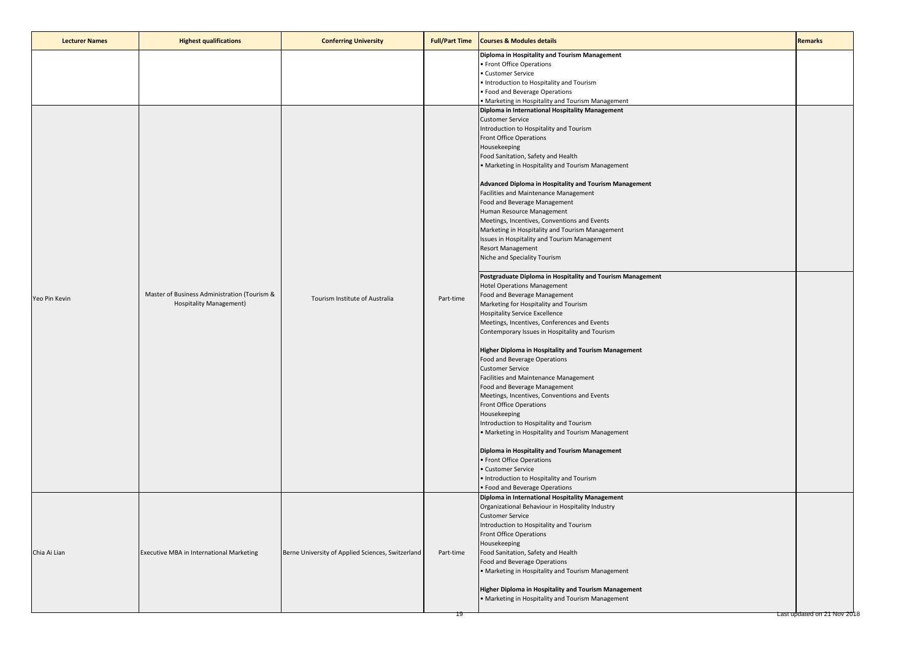| Lecturer Names | Highest qualifications | Conferring University | Full/Part Time | Courses & Modules details | Remarks |
|---|---|---|---|---|---|
| | | | | **Diploma in Hospitality and Tourism Management**<br>• Front Office Operations<br>• Customer Service<br>• Introduction to Hospitality and Tourism<br>• Food and Beverage Operations<br>• Marketing in Hospitality and Tourism Management | |
| Yeo Pin Kevin | Master of Business Administration (Tourism & Hospitality Management) | Tourism Institute of Australia | Part-time | **Diploma in International Hospitality Management**<br>Customer Service<br>Introduction to Hospitality and Tourism<br>Front Office Operations<br>Housekeeping<br>Food Sanitation, Safety and Health<br>• Marketing in Hospitality and Tourism Management<br><br>**Advanced Diploma in Hospitality and Tourism Management**<br>Facilities and Maintenance Management<br>Food and Beverage Management<br>Human Resource Management<br>Meetings, Incentives, Conventions and Events<br>Marketing in Hospitality and Tourism Management<br>Issues in Hospitality and Tourism Management<br>Resort Management<br>Niche and Speciality Tourism<br><br>**Postgraduate Diploma in Hospitality and Tourism Management**<br>Hotel Operations Management<br>Food and Beverage Management<br>Marketing for Hospitality and Tourism<br>Hospitality Service Excellence<br>Meetings, Incentives, Conferences and Events<br>Contemporary Issues in Hospitality and Tourism<br><br>**Higher Diploma in Hospitality and Tourism Management**<br>Food and Beverage Operations<br>Customer Service<br>Facilities and Maintenance Management<br>Food and Beverage Management<br>Meetings, Incentives, Conventions and Events<br>Front Office Operations<br>Housekeeping<br>Introduction to Hospitality and Tourism<br>• Marketing in Hospitality and Tourism Management<br><br>**Diploma in Hospitality and Tourism Management**<br>• Front Office Operations<br>• Customer Service<br>• Introduction to Hospitality and Tourism<br>• Food and Beverage Operations | |
| Chia Ai Lian | Executive MBA in International Marketing | Berne University of Applied Sciences, Switzerland | Part-time | **Diploma in International Hospitality Management**<br>Organizational Behaviour in Hospitality Industry<br>Customer Service<br>Introduction to Hospitality and Tourism<br>Front Office Operations<br>Housekeeping<br>Food Sanitation, Safety and Health<br>Food and Beverage Operations<br>• Marketing in Hospitality and Tourism Management<br><br>**Higher Diploma in Hospitality and Tourism Management**<br>• Marketing in Hospitality and Tourism Management | |

Last updated on 21 Nov 2018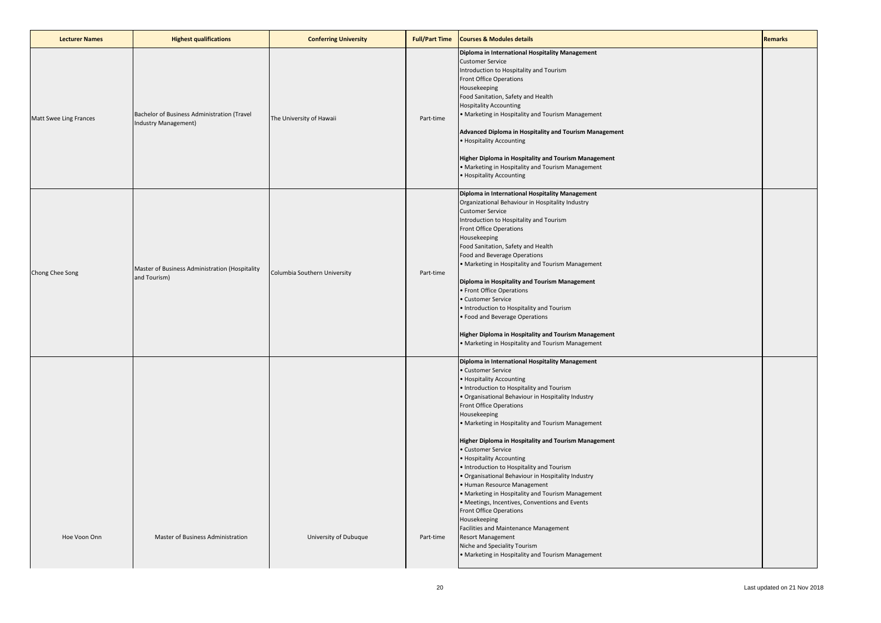| Lecturer Names | Highest qualifications | Conferring University | Full/Part Time | Courses & Modules details | Remarks |
|---|---|---|---|---|---|
| Matt Swee Ling Frances | Bachelor of Business Administration (Travel Industry Management) | The University of Hawaii | Part-time | **Diploma in International Hospitality Management**<br>Customer Service<br>Introduction to Hospitality and Tourism<br>Front Office Operations<br>Housekeeping<br>Food Sanitation, Safety and Health<br>Hospitality Accounting<br>• Marketing in Hospitality and Tourism Management<br><br>**Advanced Diploma in Hospitality and Tourism Management**<br>• Hospitality Accounting<br><br>**Higher Diploma in Hospitality and Tourism Management**<br>• Marketing in Hospitality and Tourism Management<br>• Hospitality Accounting | |
| Chong Chee Song | Master of Business Administration (Hospitality and Tourism) | Columbia Southern University | Part-time | **Diploma in International Hospitality Management**<br>Organizational Behaviour in Hospitality Industry<br>Customer Service<br>Introduction to Hospitality and Tourism<br>Front Office Operations<br>Housekeeping<br>Food Sanitation, Safety and Health<br>Food and Beverage Operations<br>• Marketing in Hospitality and Tourism Management<br><br>**Diploma in Hospitality and Tourism Management**<br>• Front Office Operations<br>• Customer Service<br>• Introduction to Hospitality and Tourism<br>• Food and Beverage Operations<br><br>**Higher Diploma in Hospitality and Tourism Management**<br>• Marketing in Hospitality and Tourism Management | |
| Hoe Voon Onn | Master of Business Administration | University of Dubuque | Part-time | **Diploma in International Hospitality Management**<br>• Customer Service<br>• Hospitality Accounting<br>• Introduction to Hospitality and Tourism<br>• Organisational Behaviour in Hospitality Industry<br>Front Office Operations<br>Housekeeping<br>• Marketing in Hospitality and Tourism Management<br><br>**Higher Diploma in Hospitality and Tourism Management**<br>• Customer Service<br>• Hospitality Accounting<br>• Introduction to Hospitality and Tourism<br>• Organisational Behaviour in Hospitality Industry<br>• Human Resource Management<br>• Marketing in Hospitality and Tourism Management<br>• Meetings, Incentives, Conventions and Events<br>Front Office Operations<br>Housekeeping<br>Facilities and Maintenance Management<br>Resort Management<br>Niche and Speciality Tourism<br>• Marketing in Hospitality and Tourism Management | |

Last updated on 21 Nov 2018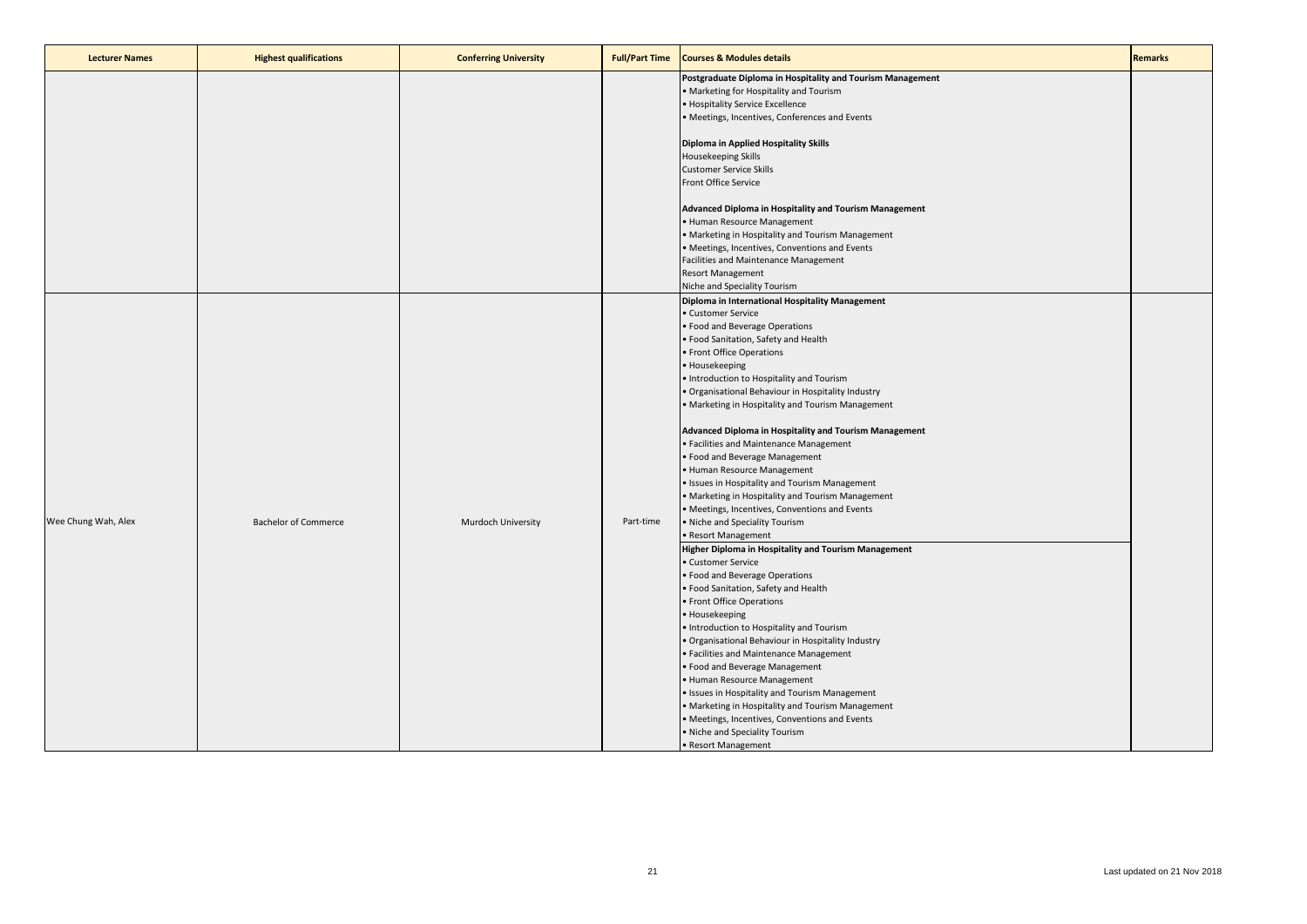| Lecturer Names | Highest qualifications | Conferring University | Full/Part Time | Courses & Modules details | Remarks |
|---|---|---|---|---|---|
| | | | | **Postgraduate Diploma in Hospitality and Tourism Management**<br>• Marketing for Hospitality and Tourism<br>• Hospitality Service Excellence<br>• Meetings, Incentives, Conferences and Events<br><br>**Diploma in Applied Hospitality Skills**<br>Housekeeping Skills<br>Customer Service Skills<br>Front Office Service<br><br>**Advanced Diploma in Hospitality and Tourism Management**<br>• Human Resource Management<br>• Marketing in Hospitality and Tourism Management<br>• Meetings, Incentives, Conventions and Events<br>Facilities and Maintenance Management<br>Resort Management<br>Niche and Speciality Tourism | |
| Wee Chung Wah, Alex | Bachelor of Commerce | Murdoch University | Part-time | **Diploma in International Hospitality Management**<br>• Customer Service<br>• Food and Beverage Operations<br>• Food Sanitation, Safety and Health<br>• Front Office Operations<br>• Housekeeping<br>• Introduction to Hospitality and Tourism<br>• Organisational Behaviour in Hospitality Industry<br>• Marketing in Hospitality and Tourism Management<br><br>**Advanced Diploma in Hospitality and Tourism Management**<br>• Facilities and Maintenance Management<br>• Food and Beverage Management<br>• Human Resource Management<br>• Issues in Hospitality and Tourism Management<br>• Marketing in Hospitality and Tourism Management<br>• Meetings, Incentives, Conventions and Events<br>• Niche and Speciality Tourism<br>• Resort Management<br>**Higher Diploma in Hospitality and Tourism Management**<br>• Customer Service<br>• Food and Beverage Operations<br>• Food Sanitation, Safety and Health<br>• Front Office Operations<br>• Housekeeping<br>• Introduction to Hospitality and Tourism<br>• Organisational Behaviour in Hospitality Industry<br>• Facilities and Maintenance Management<br>• Food and Beverage Management<br>• Human Resource Management<br>• Issues in Hospitality and Tourism Management<br>• Marketing in Hospitality and Tourism Management<br>• Meetings, Incentives, Conventions and Events<br>• Niche and Speciality Tourism<br>• Resort Management | |

Last updated on 21 Nov 2018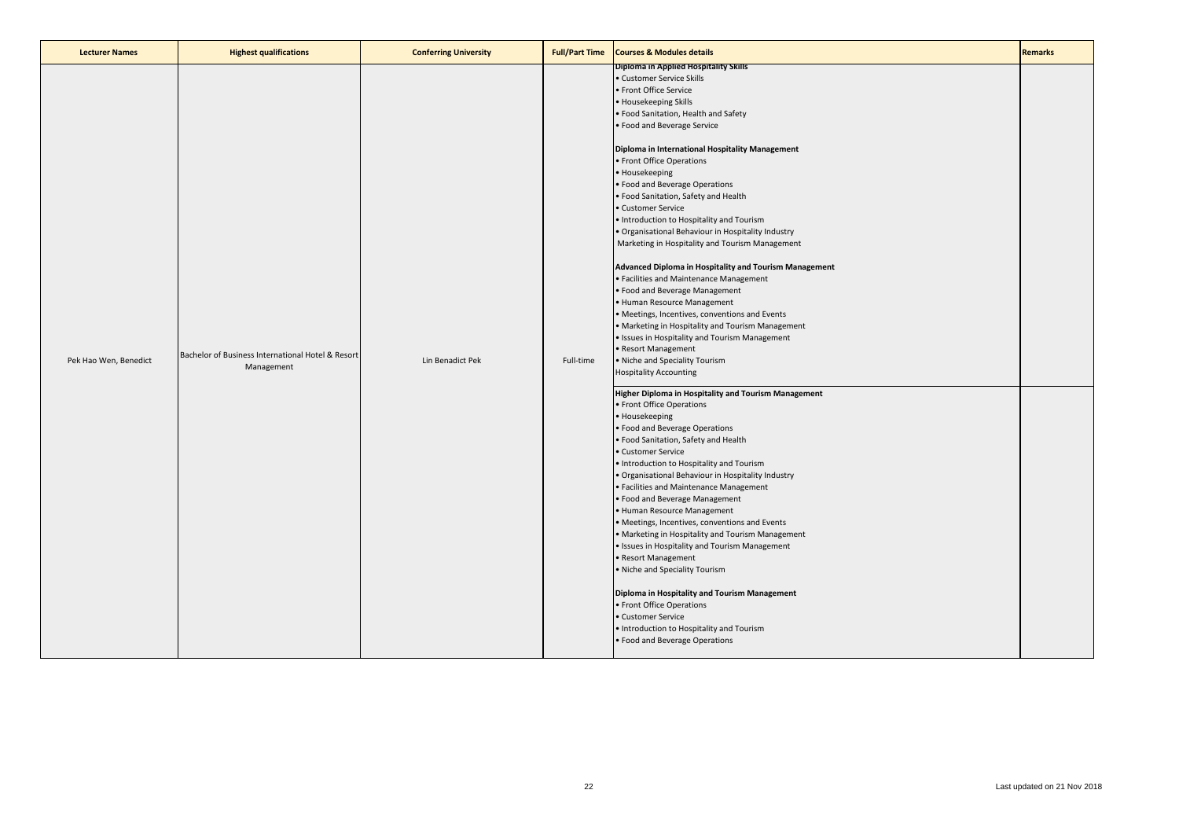| Lecturer Names | Highest qualifications | Conferring University | Full/Part Time | Courses & Modules details | Remarks |
|---|---|---|---|---|---|
| Pek Hao Wen, Benedict | Bachelor of Business International Hotel & Resort Management | Lin Benadict Pek | Full-time | **Diploma in Applied Hospitality Skills**<br>• Customer Service Skills<br>• Front Office Service<br>• Housekeeping Skills<br>• Food Sanitation, Health and Safety<br>• Food and Beverage Service<br><br>**Diploma in International Hospitality Management**<br>• Front Office Operations<br>• Housekeeping<br>• Food and Beverage Operations<br>• Food Sanitation, Safety and Health<br>• Customer Service<br>• Introduction to Hospitality and Tourism<br>• Organisational Behaviour in Hospitality Industry<br>Marketing in Hospitality and Tourism Management<br><br>**Advanced Diploma in Hospitality and Tourism Management**<br>• Facilities and Maintenance Management<br>• Food and Beverage Management<br>• Human Resource Management<br>• Meetings, Incentives, conventions and Events<br>• Marketing in Hospitality and Tourism Management<br>• Issues in Hospitality and Tourism Management<br>• Resort Management<br>• Niche and Speciality Tourism<br>Hospitality Accounting<br><br>**Higher Diploma in Hospitality and Tourism Management**<br>• Front Office Operations<br>• Housekeeping<br>• Food and Beverage Operations<br>• Food Sanitation, Safety and Health<br>• Customer Service<br>• Introduction to Hospitality and Tourism<br>• Organisational Behaviour in Hospitality Industry<br>• Facilities and Maintenance Management<br>• Food and Beverage Management<br>• Human Resource Management<br>• Meetings, Incentives, conventions and Events<br>• Marketing in Hospitality and Tourism Management<br>• Issues in Hospitality and Tourism Management<br>• Resort Management<br>• Niche and Speciality Tourism<br><br>**Diploma in Hospitality and Tourism Management**<br>• Front Office Operations<br>• Customer Service<br>• Introduction to Hospitality and Tourism<br>• Food and Beverage Operations | |

Last updated on 21 Nov 2018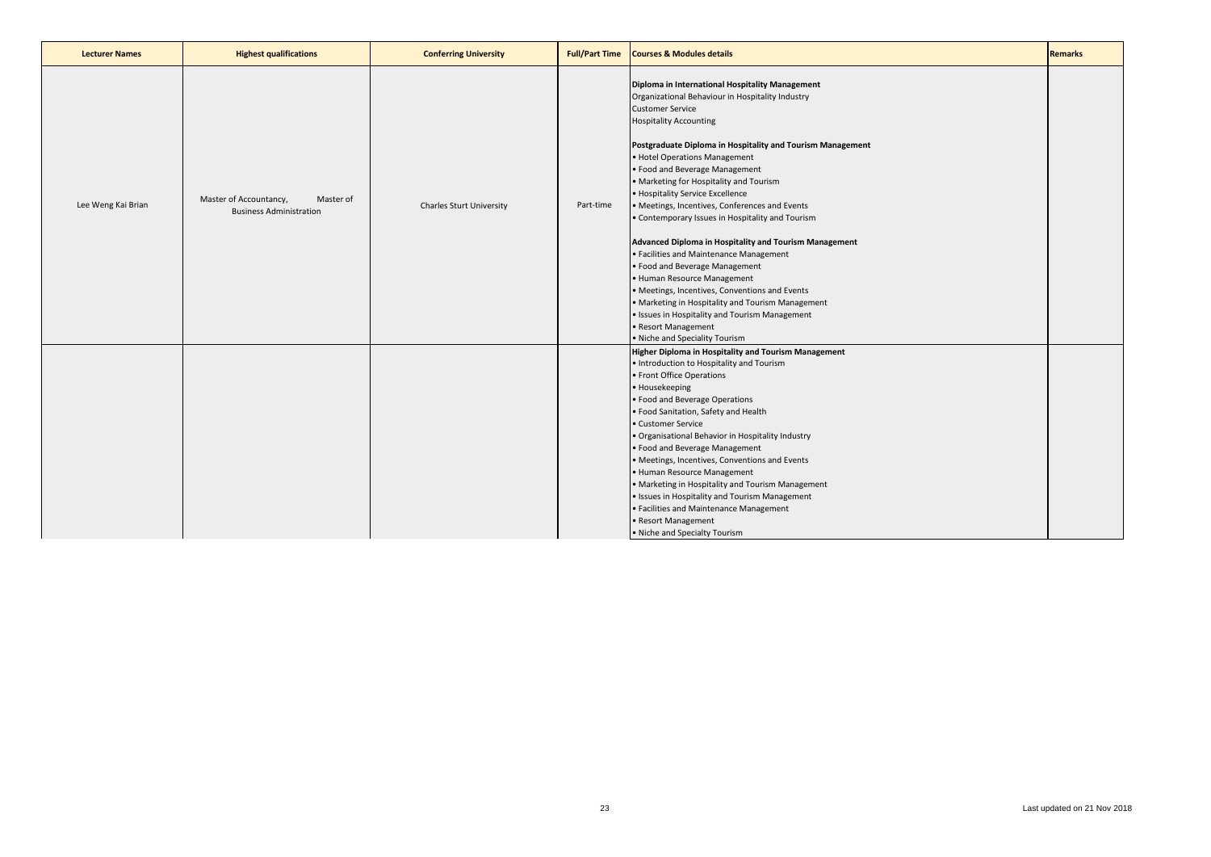| Lecturer Names | Highest qualifications | Conferring University | Full/Part Time | Courses & Modules details | Remarks |
|---|---|---|---|---|---|
| Lee Weng Kai Brian | Master of Accountancy, Master of Business Administration | Charles Sturt University | Part-time | **Diploma in International Hospitality Management**<br>Organizational Behaviour in Hospitality Industry<br>Customer Service<br>Hospitality Accounting<br><br>**Postgraduate Diploma in Hospitality and Tourism Management**<br>• Hotel Operations Management<br>• Food and Beverage Management<br>• Marketing for Hospitality and Tourism<br>• Hospitality Service Excellence<br>• Meetings, Incentives, Conferences and Events<br>• Contemporary Issues in Hospitality and Tourism<br><br>**Advanced Diploma in Hospitality and Tourism Management**<br>• Facilities and Maintenance Management<br>• Food and Beverage Management<br>• Human Resource Management<br>• Meetings, Incentives, Conventions and Events<br>• Marketing in Hospitality and Tourism Management<br>• Issues in Hospitality and Tourism Management<br>• Resort Management<br>• Niche and Speciality Tourism | |
| | | | | **Higher Diploma in Hospitality and Tourism Management**<br>• Introduction to Hospitality and Tourism<br>• Front Office Operations<br>• Housekeeping<br>• Food and Beverage Operations<br>• Food Sanitation, Safety and Health<br>• Customer Service<br>• Organisational Behavior in Hospitality Industry<br>• Food and Beverage Management<br>• Meetings, Incentives, Conventions and Events<br>• Human Resource Management<br>• Marketing in Hospitality and Tourism Management<br>• Issues in Hospitality and Tourism Management<br>• Facilities and Maintenance Management<br>• Resort Management<br>• Niche and Specialty Tourism | |

Last updated on 21 Nov 2018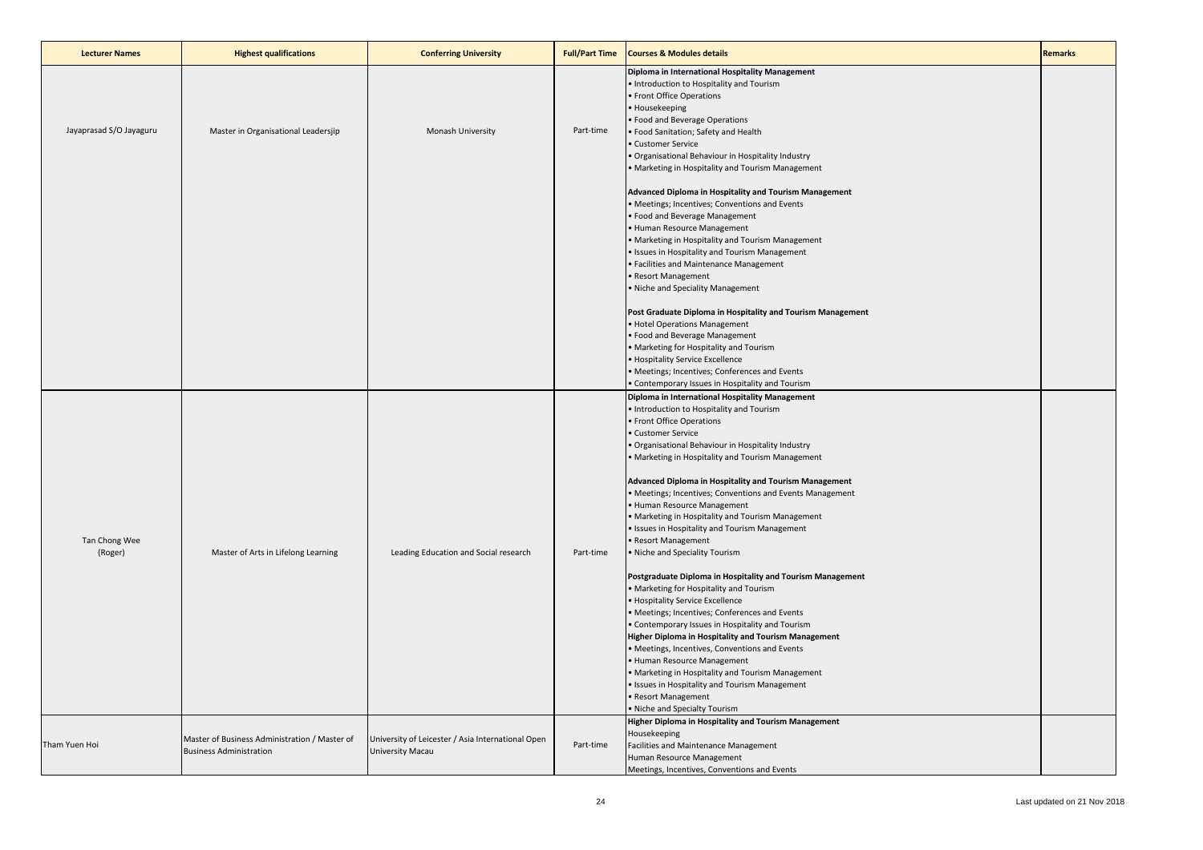| Lecturer Names | Highest qualifications | Conferring University | Full/Part Time | Courses & Modules details | Remarks |
|---|---|---|---|---|---|
| Jayaprasad S/O Jayaguru | Master in Organisational Leadersjip | Monash University | Part-time | **Diploma in International Hospitality Management**<br>• Introduction to Hospitality and Tourism<br>• Front Office Operations<br>• Housekeeping<br>• Food and Beverage Operations<br>• Food Sanitation; Safety and Health<br>• Customer Service<br>• Organisational Behaviour in Hospitality Industry<br>• Marketing in Hospitality and Tourism Management<br><br>**Advanced Diploma in Hospitality and Tourism Management**<br>• Meetings; Incentives; Conventions and Events<br>• Food and Beverage Management<br>• Human Resource Management<br>• Marketing in Hospitality and Tourism Management<br>• Issues in Hospitality and Tourism Management<br>• Facilities and Maintenance Management<br>• Resort Management<br>• Niche and Speciality Management<br><br>**Post Graduate Diploma in Hospitality and Tourism Management**<br>• Hotel Operations Management<br>• Food and Beverage Management<br>• Marketing for Hospitality and Tourism<br>• Hospitality Service Excellence<br>• Meetings; Incentives; Conferences and Events<br>• Contemporary Issues in Hospitality and Tourism | |
| Tan Chong Wee (Roger) | Master of Arts in Lifelong Learning | Leading Education and Social research | Part-time | **Diploma in International Hospitality Management**<br>• Introduction to Hospitality and Tourism<br>• Front Office Operations<br>• Customer Service<br>• Organisational Behaviour in Hospitality Industry<br>• Marketing in Hospitality and Tourism Management<br><br>**Advanced Diploma in Hospitality and Tourism Management**<br>• Meetings; Incentives; Conventions and Events Management<br>• Human Resource Management<br>• Marketing in Hospitality and Tourism Management<br>• Issues in Hospitality and Tourism Management<br>• Resort Management<br>• Niche and Speciality Tourism<br><br>**Postgraduate Diploma in Hospitality and Tourism Management**<br>• Marketing for Hospitality and Tourism<br>• Hospitality Service Excellence<br>• Meetings; Incentives; Conferences and Events<br>• Contemporary Issues in Hospitality and Tourism<br>**Higher Diploma in Hospitality and Tourism Management**<br>• Meetings, Incentives, Conventions and Events<br>• Human Resource Management<br>• Marketing in Hospitality and Tourism Management<br>• Issues in Hospitality and Tourism Management<br>• Resort Management<br>• Niche and Specialty Tourism | |
| Tham Yuen Hoi | Master of Business Administration / Master of Business Administration | University of Leicester / Asia International Open University Macau | Part-time | **Higher Diploma in Hospitality and Tourism Management**<br>Housekeeping<br>Facilities and Maintenance Management<br>Human Resource Management<br>Meetings, Incentives, Conventions and Events | |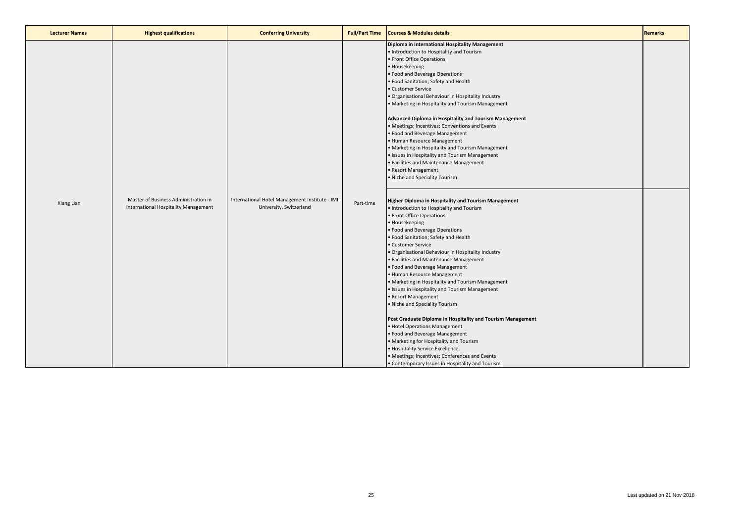| Lecturer Names | Highest qualifications | Conferring University | Full/Part Time | Courses & Modules details | Remarks |
|---|---|---|---|---|---|
| Xiang Lian | Master of Business Administration in International Hospitality Management | International Hotel Management Institute - IMI University, Switzerland | Part-time | **Diploma in International Hospitality Management**<br>• Introduction to Hospitality and Tourism<br>• Front Office Operations<br>• Housekeeping<br>• Food and Beverage Operations<br>• Food Sanitation; Safety and Health<br>• Customer Service<br>• Organisational Behaviour in Hospitality Industry<br>• Marketing in Hospitality and Tourism Management<br><br>**Advanced Diploma in Hospitality and Tourism Management**<br>• Meetings; Incentives; Conventions and Events<br>• Food and Beverage Management<br>• Human Resource Management<br>• Marketing in Hospitality and Tourism Management<br>• Issues in Hospitality and Tourism Management<br>• Facilities and Maintenance Management<br>• Resort Management<br>• Niche and Speciality Tourism | |
| | | | | **Higher Diploma in Hospitality and Tourism Management**<br>• Introduction to Hospitality and Tourism<br>• Front Office Operations<br>• Housekeeping<br>• Food and Beverage Operations<br>• Food Sanitation; Safety and Health<br>• Customer Service<br>• Organisational Behaviour in Hospitality Industry<br>• Facilities and Maintenance Management<br>• Food and Beverage Management<br>• Human Resource Management<br>• Marketing in Hospitality and Tourism Management<br>• Issues in Hospitality and Tourism Management<br>• Resort Management<br>• Niche and Speciality Tourism<br><br>**Post Graduate Diploma in Hospitality and Tourism Management**<br>• Hotel Operations Management<br>• Food and Beverage Management<br>• Marketing for Hospitality and Tourism<br>• Hospitality Service Excellence<br>• Meetings; Incentives; Conferences and Events<br>• Contemporary Issues in Hospitality and Tourism | |

Last updated on 21 Nov 2018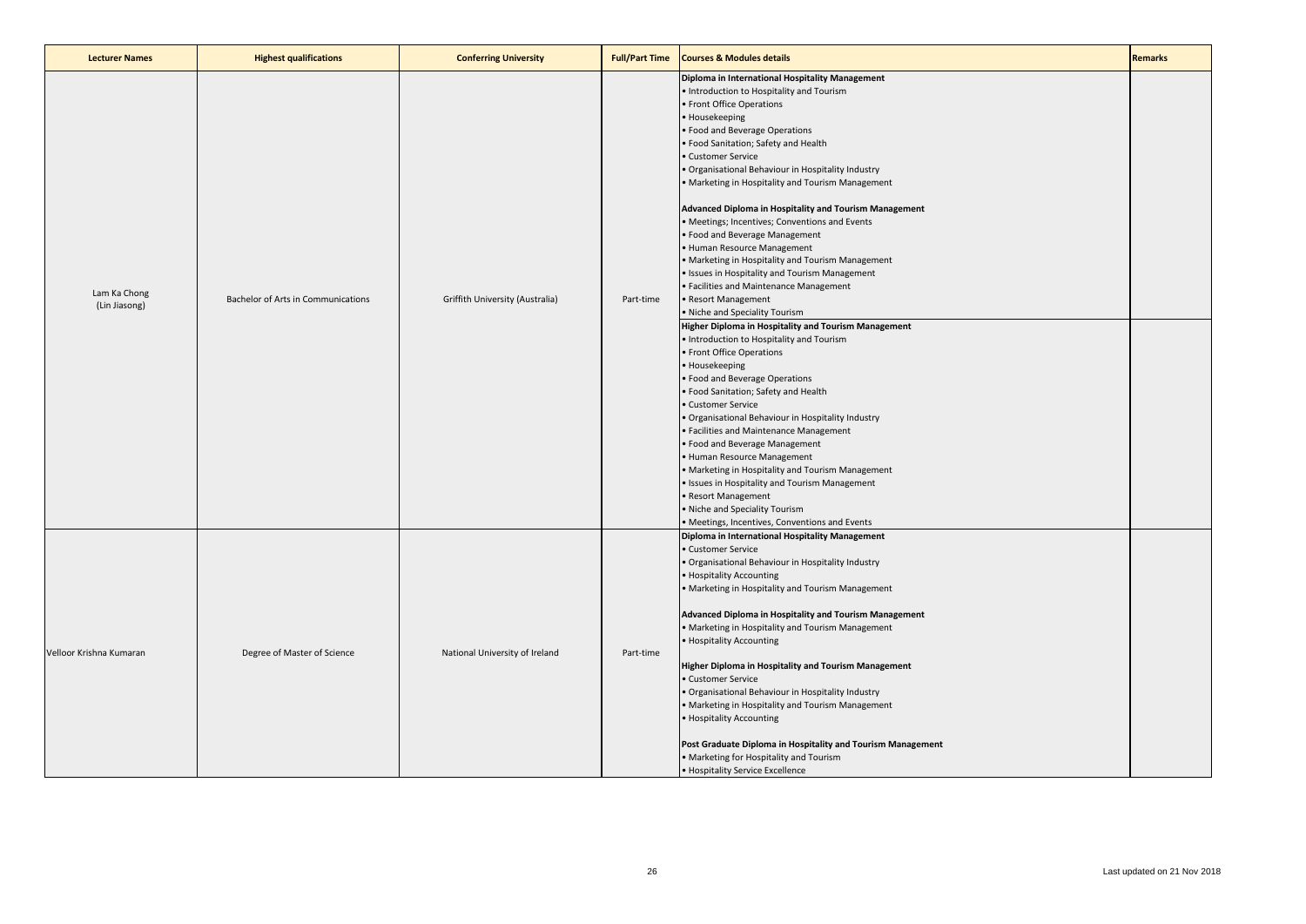| Lecturer Names | Highest qualifications | Conferring University | Full/Part Time | Courses & Modules details | Remarks |
| --- | --- | --- | --- | --- | --- |
| Lam Ka Chong (Lin Jiasong) | Bachelor of Arts in Communications | Griffith University (Australia) | Part-time | **Diploma in International Hospitality Management**<br>• Introduction to Hospitality and Tourism<br>• Front Office Operations<br>• Housekeeping<br>• Food and Beverage Operations<br>• Food Sanitation; Safety and Health<br>• Customer Service<br>• Organisational Behaviour in Hospitality Industry<br>• Marketing in Hospitality and Tourism Management<br><br>**Advanced Diploma in Hospitality and Tourism Management**<br>• Meetings; Incentives; Conventions and Events<br>• Food and Beverage Management<br>• Human Resource Management<br>• Marketing in Hospitality and Tourism Management<br>• Issues in Hospitality and Tourism Management<br>• Facilities and Maintenance Management<br>• Resort Management<br>• Niche and Speciality Tourism<br>**Higher Diploma in Hospitality and Tourism Management**<br>• Introduction to Hospitality and Tourism<br>• Front Office Operations<br>• Housekeeping<br>• Food and Beverage Operations<br>• Food Sanitation; Safety and Health<br>• Customer Service<br>• Organisational Behaviour in Hospitality Industry<br>• Facilities and Maintenance Management<br>• Food and Beverage Management<br>• Human Resource Management<br>• Marketing in Hospitality and Tourism Management<br>• Issues in Hospitality and Tourism Management<br>• Resort Management<br>• Niche and Speciality Tourism<br>• Meetings, Incentives, Conventions and Events | |
| Velloor Krishna Kumaran | Degree of Master of Science | National University of Ireland | Part-time | **Diploma in International Hospitality Management**<br>• Customer Service<br>• Organisational Behaviour in Hospitality Industry<br>• Hospitality Accounting<br>• Marketing in Hospitality and Tourism Management<br><br>**Advanced Diploma in Hospitality and Tourism Management**<br>• Marketing in Hospitality and Tourism Management<br>• Hospitality Accounting<br><br>**Higher Diploma in Hospitality and Tourism Management**<br>• Customer Service<br>• Organisational Behaviour in Hospitality Industry<br>• Marketing in Hospitality and Tourism Management<br>• Hospitality Accounting<br><br>**Post Graduate Diploma in Hospitality and Tourism Management**<br>• Marketing for Hospitality and Tourism<br>• Hospitality Service Excellence | |

Last updated on 21 Nov 2018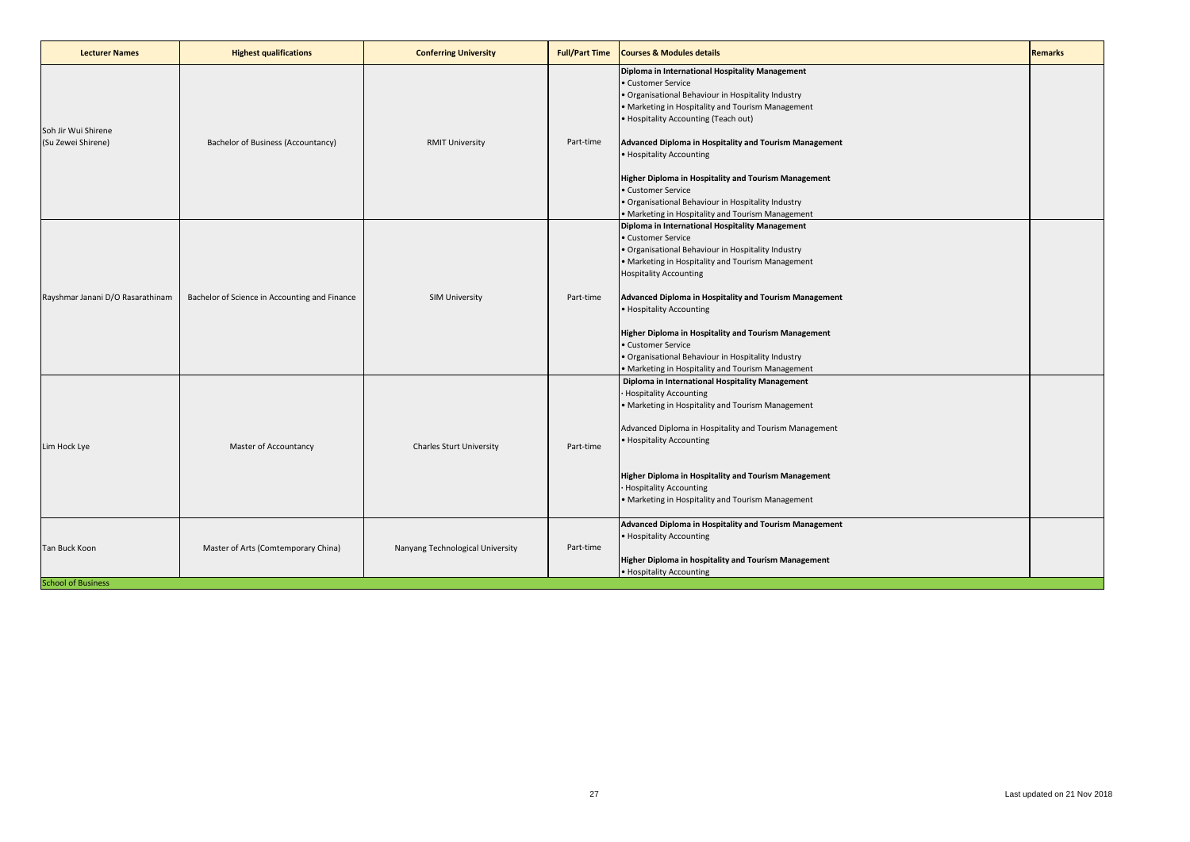| Lecturer Names | Highest qualifications | Conferring University | Full/Part Time | Courses & Modules details | Remarks |
|---|---|---|---|---|---|
| Soh Jir Wui Shirene (Su Zewei Shirene) | Bachelor of Business (Accountancy) | RMIT University | Part-time | **Diploma in International Hospitality Management**<br>• Customer Service<br>• Organisational Behaviour in Hospitality Industry<br>• Marketing in Hospitality and Tourism Management<br>• Hospitality Accounting (Teach out)<br><br>**Advanced Diploma in Hospitality and Tourism Management**<br>• Hospitality Accounting<br><br>**Higher Diploma in Hospitality and Tourism Management**<br>• Customer Service<br>• Organisational Behaviour in Hospitality Industry<br>• Marketing in Hospitality and Tourism Management | |
| Rayshmar Janani D/O Rasarathinam | Bachelor of Science in Accounting and Finance | SIM University | Part-time | **Diploma in International Hospitality Management**<br>• Customer Service<br>• Organisational Behaviour in Hospitality Industry<br>• Marketing in Hospitality and Tourism Management<br>Hospitality Accounting<br><br>**Advanced Diploma in Hospitality and Tourism Management**<br>• Hospitality Accounting<br><br>**Higher Diploma in Hospitality and Tourism Management**<br>• Customer Service<br>• Organisational Behaviour in Hospitality Industry<br>• Marketing in Hospitality and Tourism Management | |
| Lim Hock Lye | Master of Accountancy | Charles Sturt University | Part-time | **Diploma in International Hospitality Management**<br>· Hospitality Accounting<br>• Marketing in Hospitality and Tourism Management<br><br>Advanced Diploma in Hospitality and Tourism Management<br>• Hospitality Accounting<br><br>**Higher Diploma in Hospitality and Tourism Management**<br>· Hospitality Accounting<br>• Marketing in Hospitality and Tourism Management | |
| Tan Buck Koon | Master of Arts (Comtemporary China) | Nanyang Technological University | Part-time | **Advanced Diploma in Hospitality and Tourism Management**<br>• Hospitality Accounting<br><br>**Higher Diploma in hospitality and Tourism Management**<br>• Hospitality Accounting | |
| School of Business | | | | | |

Last updated on 21 Nov 2018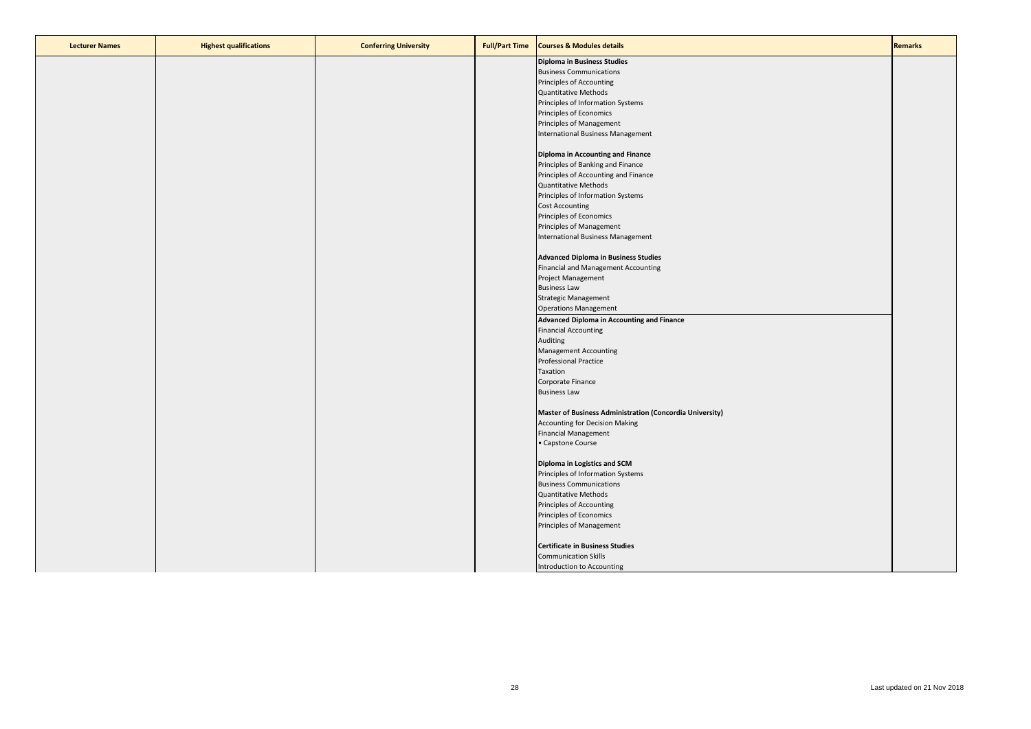| Lecturer Names | Highest qualifications | Conferring University | Full/Part Time | Courses & Modules details | Remarks |
|---|---|---|---|---|---|
| | | | | **Diploma in Business Studies**<br>Business Communications<br>Principles of Accounting<br>Quantitative Methods<br>Principles of Information Systems<br>Principles of Economics<br>Principles of Management<br>International Business Management<br><br>**Diploma in Accounting and Finance**<br>Principles of Banking and Finance<br>Principles of Accounting and Finance<br>Quantitative Methods<br>Principles of Information Systems<br>Cost Accounting<br>Principles of Economics<br>Principles of Management<br>International Business Management<br><br>**Advanced Diploma in Business Studies**<br>Financial and Management Accounting<br>Project Management<br>Business Law<br>Strategic Management<br>Operations Management | |
| | | | | **Advanced Diploma in Accounting and Finance**<br>Financial Accounting<br>Auditing<br>Management Accounting<br>Professional Practice<br>Taxation<br>Corporate Finance<br>Business Law<br><br>**Master of Business Administration (Concordia University)**<br>Accounting for Decision Making<br>Financial Management<br>• Capstone Course<br><br>**Diploma in Logistics and SCM**<br>Principles of Information Systems<br>Business Communications<br>Quantitative Methods<br>Principles of Accounting<br>Principles of Economics<br>Principles of Management<br><br>**Certificate in Business Studies**<br>Communication Skills<br>Introduction to Accounting | |

Last updated on 21 Nov 2018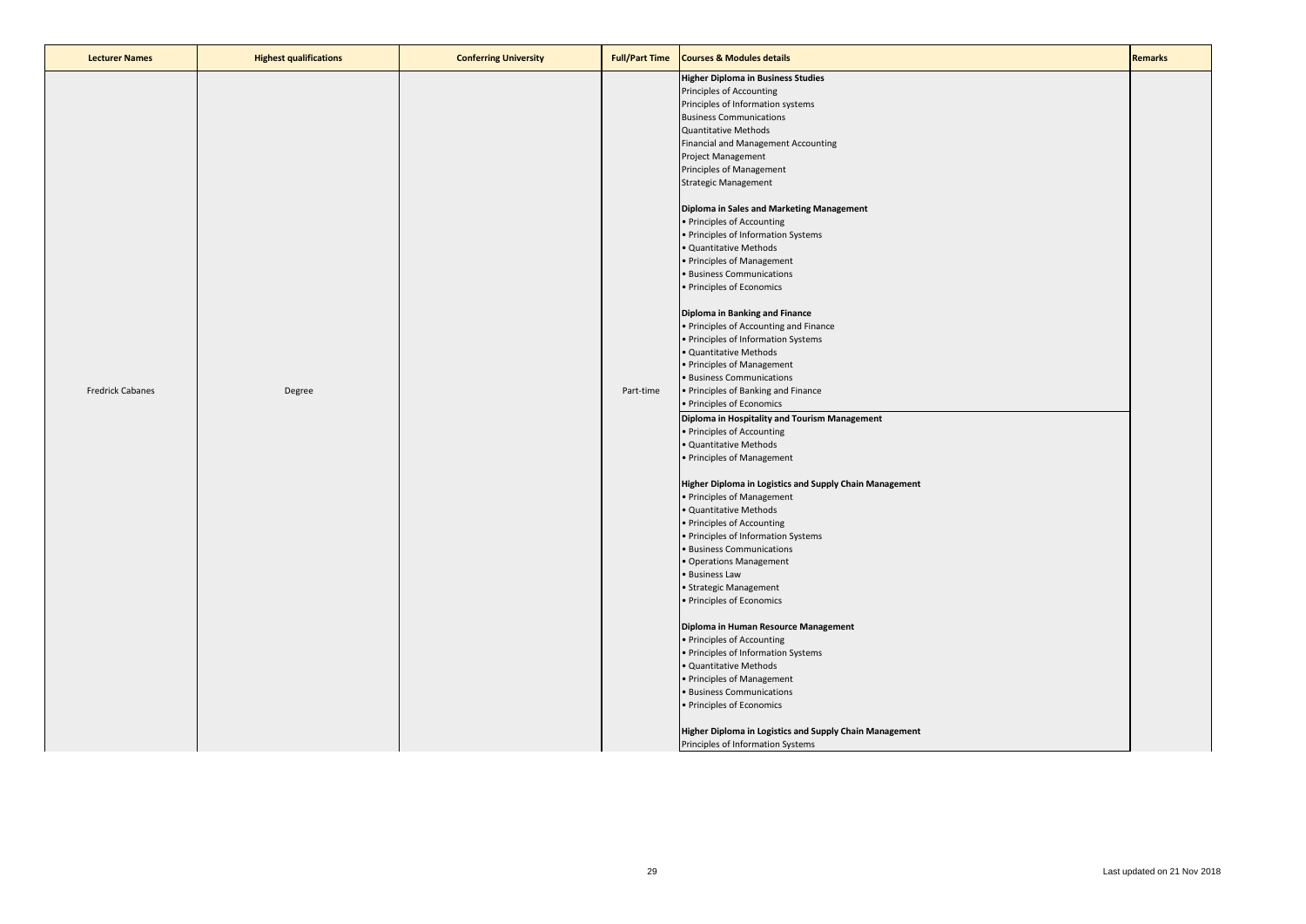| Lecturer Names | Highest qualifications | Conferring University | Full/Part Time | Courses & Modules details | Remarks |
|---|---|---|---|---|---|
| Fredrick Cabanes | Degree | | Part-time | **Higher Diploma in Business Studies**<br>Principles of Accounting<br>Principles of Information systems<br>Business Communications<br>Quantitative Methods<br>Financial and Management Accounting<br>Project Management<br>Principles of Management<br>Strategic Management<br><br>**Diploma in Sales and Marketing Management**<br>• Principles of Accounting<br>• Principles of Information Systems<br>• Quantitative Methods<br>• Principles of Management<br>• Business Communications<br>• Principles of Economics<br><br>**Diploma in Banking and Finance**<br>• Principles of Accounting and Finance<br>• Principles of Information Systems<br>• Quantitative Methods<br>• Principles of Management<br>• Business Communications<br>• Principles of Banking and Finance<br>• Principles of Economics<br>**Diploma in Hospitality and Tourism Management**<br>• Principles of Accounting<br>• Quantitative Methods<br>• Principles of Management<br><br>**Higher Diploma in Logistics and Supply Chain Management**<br>• Principles of Management<br>• Quantitative Methods<br>• Principles of Accounting<br>• Principles of Information Systems<br>• Business Communications<br>• Operations Management<br>• Business Law<br>• Strategic Management<br>• Principles of Economics<br><br>**Diploma in Human Resource Management**<br>• Principles of Accounting<br>• Principles of Information Systems<br>• Quantitative Methods<br>• Principles of Management<br>• Business Communications<br>• Principles of Economics<br><br>**Higher Diploma in Logistics and Supply Chain Management**<br>Principles of Information Systems | |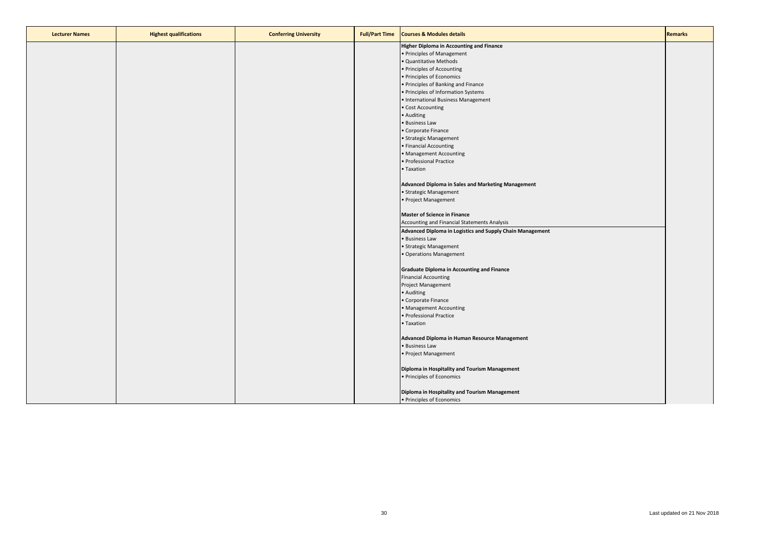| Lecturer Names | Highest qualifications | Conferring University | Full/Part Time | Courses & Modules details | Remarks |
|---|---|---|---|---|---|
| | | | | **Higher Diploma in Accounting and Finance**<br>• Principles of Management<br>• Quantitative Methods<br>• Principles of Accounting<br>• Principles of Economics<br>• Principles of Banking and Finance<br>• Principles of Information Systems<br>• International Business Management<br>• Cost Accounting<br>• Auditing<br>• Business Law<br>• Corporate Finance<br>• Strategic Management<br>• Financial Accounting<br>• Management Accounting<br>• Professional Practice<br>• Taxation<br><br>**Advanced Diploma in Sales and Marketing Management**<br>• Strategic Management<br>• Project Management<br><br>**Master of Science in Finance**<br>Accounting and Financial Statements Analysis | |
| | | | | **Advanced Diploma in Logistics and Supply Chain Management**<br>• Business Law<br>• Strategic Management<br>• Operations Management<br><br>**Graduate Diploma in Accounting and Finance**<br>Financial Accounting<br>Project Management<br>• Auditing<br>• Corporate Finance<br>• Management Accounting<br>• Professional Practice<br>• Taxation<br><br>**Advanced Diploma in Human Resource Management**<br>• Business Law<br>• Project Management<br><br>**Diploma in Hospitality and Tourism Management**<br>• Principles of Economics<br><br>**Diploma in Hospitality and Tourism Management**<br>• Principles of Economics | |

Last updated on 21 Nov 2018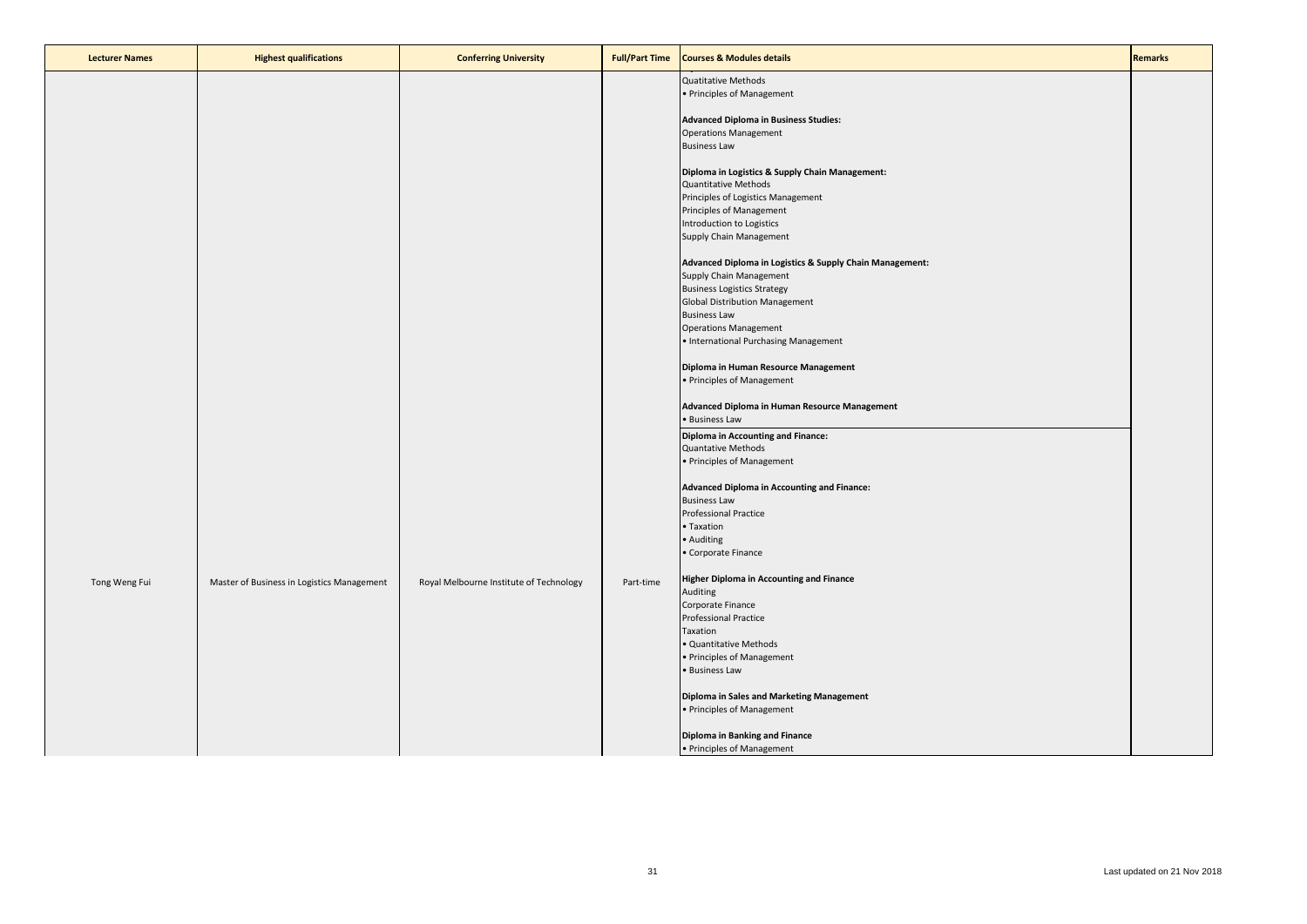| Lecturer Names | Highest qualifications | Conferring University | Full/Part Time | Courses & Modules details | Remarks |
|---|---|---|---|---|---|
| Tong Weng Fui | Master of Business in Logistics Management | Royal Melbourne Institute of Technology | Part-time | Quatitative Methods<br>• Principles of Management<br><br>**Advanced Diploma in Business Studies:**<br>Operations Management<br>Business Law<br><br>**Diploma in Logistics & Supply Chain Management:**<br>Quantitative Methods<br>Principles of Logistics Management<br>Principles of Management<br>Introduction to Logistics<br>Supply Chain Management<br><br>**Advanced Diploma in Logistics & Supply Chain Management:**<br>Supply Chain Management<br>Business Logistics Strategy<br>Global Distribution Management<br>Business Law<br>Operations Management<br>• International Purchasing Management<br><br>**Diploma in Human Resource Management**<br>• Principles of Management<br><br>**Advanced Diploma in Human Resource Management**<br>• Business Law<br><br>**Diploma in Accounting and Finance:**<br>Quantative Methods<br>• Principles of Management<br><br>**Advanced Diploma in Accounting and Finance:**<br>Business Law<br>Professional Practice<br>• Taxation<br>• Auditing<br>• Corporate Finance<br><br>**Higher Diploma in Accounting and Finance**<br>Auditing<br>Corporate Finance<br>Professional Practice<br>Taxation<br>• Quantitative Methods<br>• Principles of Management<br>• Business Law<br><br>**Diploma in Sales and Marketing Management**<br>• Principles of Management<br><br>**Diploma in Banking and Finance**<br>• Principles of Management | |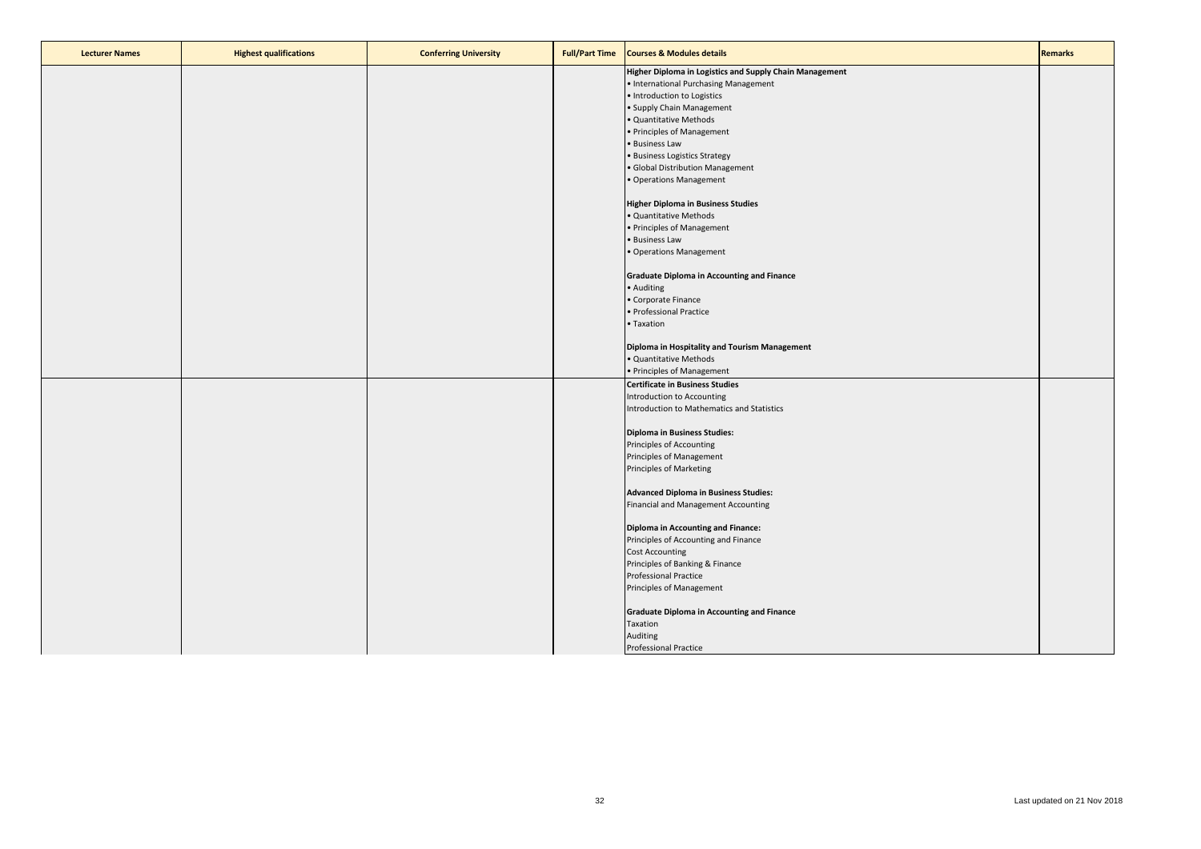| Lecturer Names | Highest qualifications | Conferring University | Full/Part Time | Courses & Modules details | Remarks |
|---|---|---|---|---|---|
| | | | | **Higher Diploma in Logistics and Supply Chain Management**<br>• International Purchasing Management<br>• Introduction to Logistics<br>• Supply Chain Management<br>• Quantitative Methods<br>• Principles of Management<br>• Business Law<br>• Business Logistics Strategy<br>• Global Distribution Management<br>• Operations Management<br><br>**Higher Diploma in Business Studies**<br>• Quantitative Methods<br>• Principles of Management<br>• Business Law<br>• Operations Management<br><br>**Graduate Diploma in Accounting and Finance**<br>• Auditing<br>• Corporate Finance<br>• Professional Practice<br>• Taxation<br><br>**Diploma in Hospitality and Tourism Management**<br>• Quantitative Methods<br>• Principles of Management | |
| | | | | **Certificate in Business Studies**<br>Introduction to Accounting<br>Introduction to Mathematics and Statistics<br><br>**Diploma in Business Studies:**<br>Principles of Accounting<br>Principles of Management<br>Principles of Marketing<br><br>**Advanced Diploma in Business Studies:**<br>Financial and Management Accounting<br><br>**Diploma in Accounting and Finance:**<br>Principles of Accounting and Finance<br>Cost Accounting<br>Principles of Banking & Finance<br>Professional Practice<br>Principles of Management<br><br>**Graduate Diploma in Accounting and Finance**<br>Taxation<br>Auditing<br>Professional Practice | |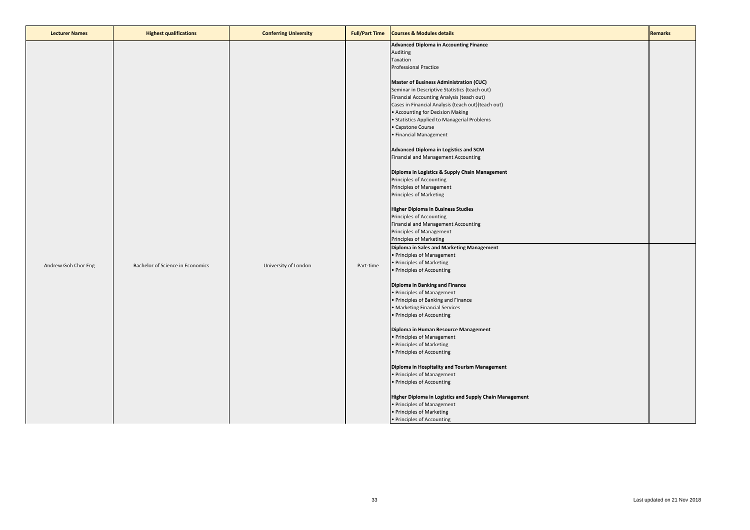| Lecturer Names | Highest qualifications | Conferring University | Full/Part Time | Courses & Modules details | Remarks |
|---|---|---|---|---|---|
| Andrew Goh Chor Eng | Bachelor of Science in Economics | University of London | Part-time | **Advanced Diploma in Accounting Finance**<br>Auditing<br>Taxation<br>Professional Practice<br><br>**Master of Business Administration (CUC)**<br>Seminar in Descriptive Statistics (teach out)<br>Financial Accounting Analysis (teach out)<br>Cases in Financial Analysis (teach out)(teach out)<br>• Accounting for Decision Making<br>• Statistics Applied to Managerial Problems<br>• Capstone Course<br>• Financial Management<br><br>**Advanced Diploma in Logistics and SCM**<br>Financial and Management Accounting<br><br>**Diploma in Logistics & Supply Chain Management**<br>Principles of Accounting<br>Principles of Management<br>Principles of Marketing<br><br>**Higher Diploma in Business Studies**<br>Principles of Accounting<br>Financial and Management Accounting<br>Principles of Management<br>Principles of Marketing<br>**Diploma in Sales and Marketing Management**<br>• Principles of Management<br>• Principles of Marketing<br>• Principles of Accounting<br><br>**Diploma in Banking and Finance**<br>• Principles of Management<br>• Principles of Banking and Finance<br>• Marketing Financial Services<br>• Principles of Accounting<br><br>**Diploma in Human Resource Management**<br>• Principles of Management<br>• Principles of Marketing<br>• Principles of Accounting<br><br>**Diploma in Hospitality and Tourism Management**<br>• Principles of Management<br>• Principles of Accounting<br><br>**Higher Diploma in Logistics and Supply Chain Management**<br>• Principles of Management<br>• Principles of Marketing<br>• Principles of Accounting | |

Last updated on 21 Nov 2018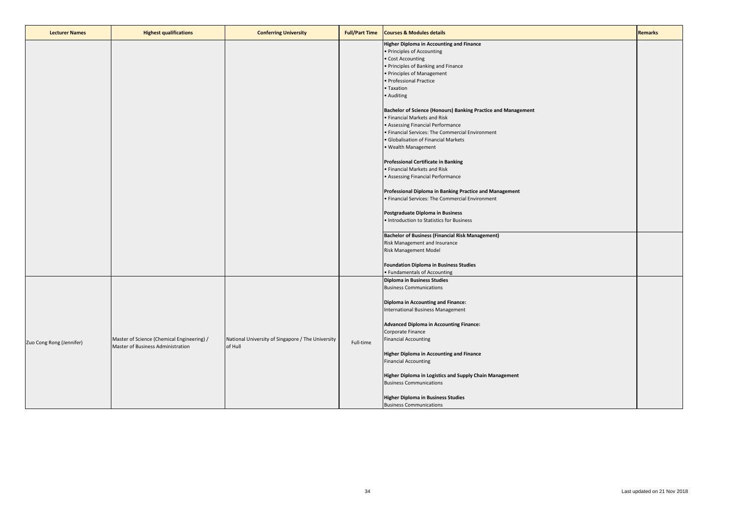| Lecturer Names | Highest qualifications | Conferring University | Full/Part Time | Courses & Modules details | Remarks |
|---|---|---|---|---|---|
| | | | | **Higher Diploma in Accounting and Finance**<br>• Principles of Accounting<br>• Cost Accounting<br>• Principles of Banking and Finance<br>• Principles of Management<br>• Professional Practice<br>• Taxation<br>• Auditing<br><br>**Bachelor of Science (Honours) Banking Practice and Management**<br>• Financial Markets and Risk<br>• Assessing Financial Performance<br>• Financial Services: The Commercial Environment<br>• Globalisation of Financial Markets<br>• Wealth Management<br><br>**Professional Certificate in Banking**<br>• Financial Markets and Risk<br>• Assessing Financial Performance<br><br>**Professional Diploma in Banking Practice and Management**<br>• Financial Services: The Commercial Environment<br><br>**Postgraduate Diploma in Business**<br>• Introduction to Statistics for Business | |
| | | | | **Bachelor of Business (Financial Risk Management)**<br>Risk Management and Insurance<br>Risk Management Model<br><br>**Foundation Diploma in Business Studies**<br>• Fundamentals of Accounting | |
| Zuo Cong Rong (Jennifer) | Master of Science (Chemical Engineering) / Master of Business Administration | National University of Singapore / The University of Hull | Full-time | **Diploma in Business Studies**<br>Business Communications<br><br>**Diploma in Accounting and Finance:**<br>International Business Management<br><br>**Advanced Diploma in Accounting Finance:**<br>Corporate Finance<br>Financial Accounting<br><br>**Higher Diploma in Accounting and Finance**<br>Financial Accounting<br><br>**Higher Diploma in Logistics and Supply Chain Management**<br>Business Communications<br><br>**Higher Diploma in Business Studies**<br>Business Communications | |

Last updated on 21 Nov 2018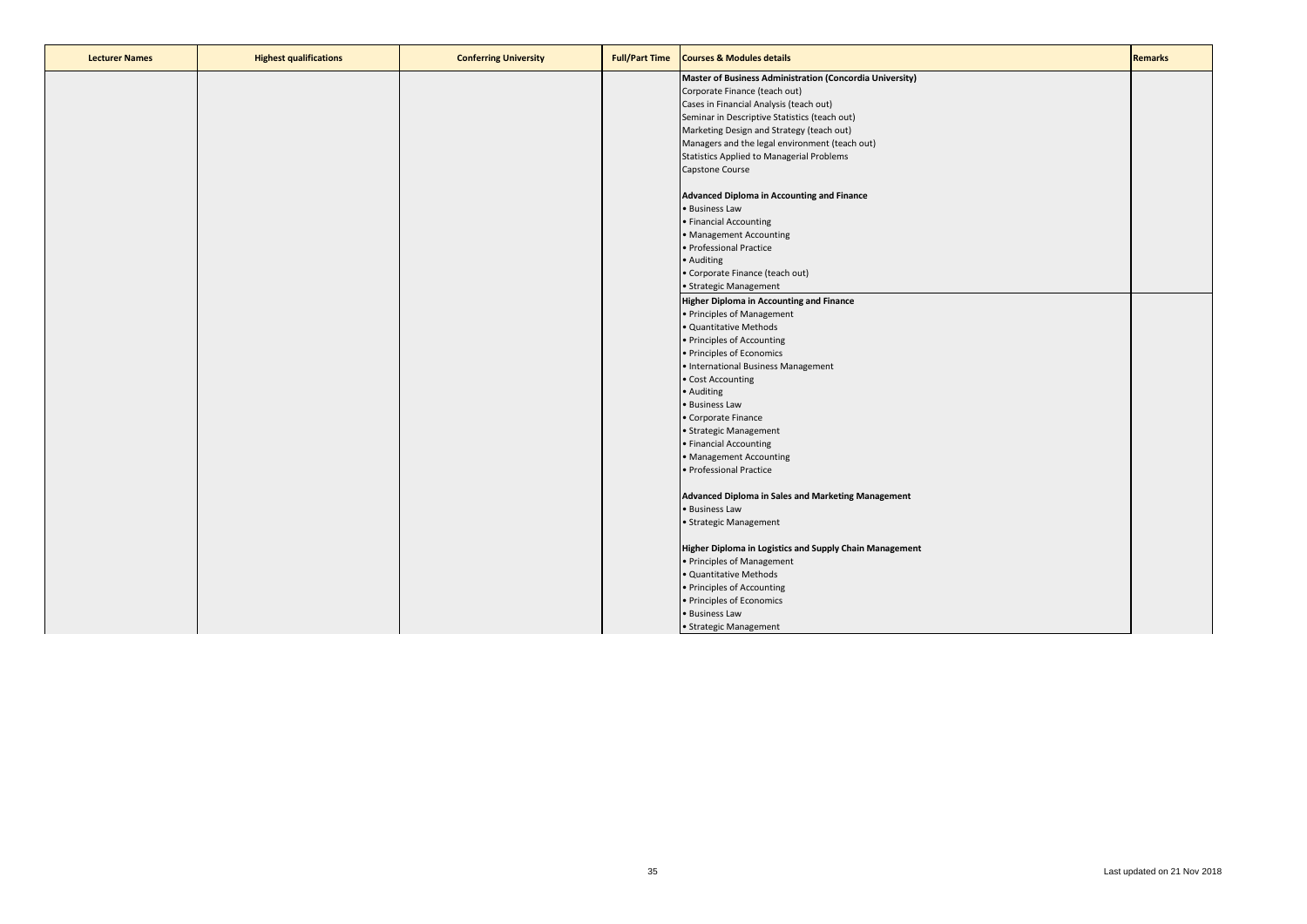| Lecturer Names | Highest qualifications | Conferring University | Full/Part Time | Courses & Modules details | Remarks |
|---|---|---|---|---|---|
| | | | | **Master of Business Administration (Concordia University)**<br>Corporate Finance (teach out)<br>Cases in Financial Analysis (teach out)<br>Seminar in Descriptive Statistics (teach out)<br>Marketing Design and Strategy (teach out)<br>Managers and the legal environment (teach out)<br>Statistics Applied to Managerial Problems<br>Capstone Course<br><br>**Advanced Diploma in Accounting and Finance**<br>• Business Law<br>• Financial Accounting<br>• Management Accounting<br>• Professional Practice<br>• Auditing<br>• Corporate Finance (teach out)<br>• Strategic Management | |
| | | | | **Higher Diploma in Accounting and Finance**<br>• Principles of Management<br>• Quantitative Methods<br>• Principles of Accounting<br>• Principles of Economics<br>• International Business Management<br>• Cost Accounting<br>• Auditing<br>• Business Law<br>• Corporate Finance<br>• Strategic Management<br>• Financial Accounting<br>• Management Accounting<br>• Professional Practice<br><br>**Advanced Diploma in Sales and Marketing Management**<br>• Business Law<br>• Strategic Management<br><br>**Higher Diploma in Logistics and Supply Chain Management**<br>• Principles of Management<br>• Quantitative Methods<br>• Principles of Accounting<br>• Principles of Economics<br>• Business Law<br>• Strategic Management | |

Last updated on 21 Nov 2018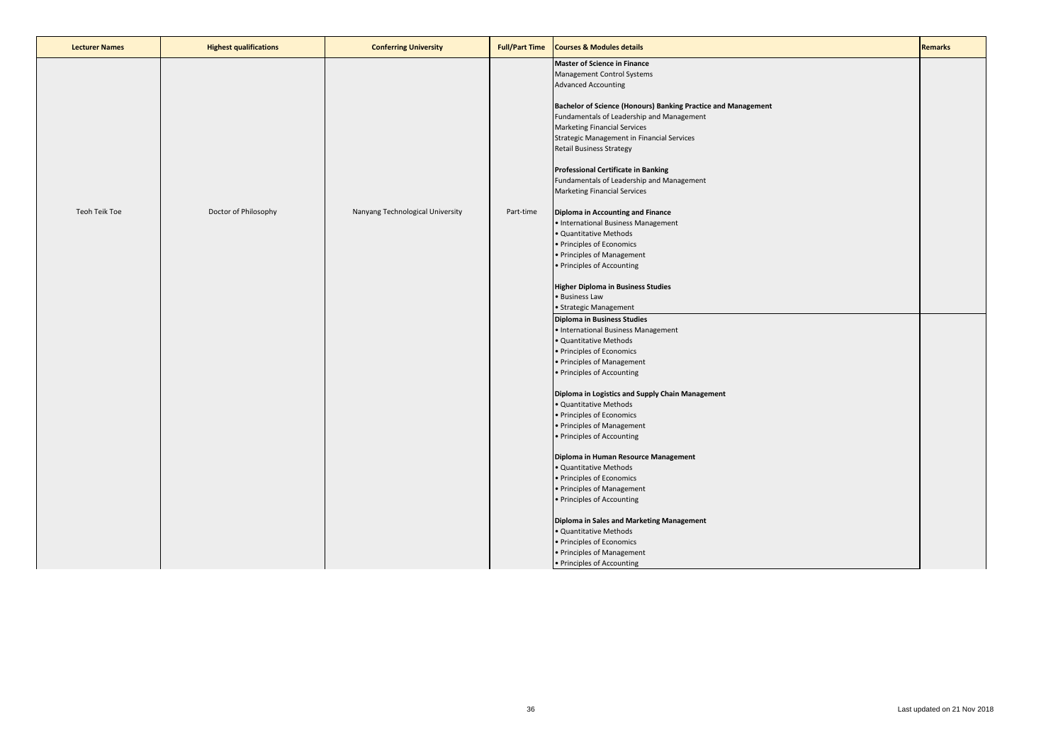| Lecturer Names | Highest qualifications | Conferring University | Full/Part Time | Courses & Modules details | Remarks |
|---|---|---|---|---|---|
| Teoh Teik Toe | Doctor of Philosophy | Nanyang Technological University | Part-time | **Master of Science in Finance**<br>Management Control Systems<br>Advanced Accounting<br><br>**Bachelor of Science (Honours) Banking Practice and Management**<br>Fundamentals of Leadership and Management<br>Marketing Financial Services<br>Strategic Management in Financial Services<br>Retail Business Strategy<br><br>**Professional Certificate in Banking**<br>Fundamentals of Leadership and Management<br>Marketing Financial Services<br><br>**Diploma in Accounting and Finance**<br>• International Business Management<br>• Quantitative Methods<br>• Principles of Economics<br>• Principles of Management<br>• Principles of Accounting<br><br>**Higher Diploma in Business Studies**<br>• Business Law<br>• Strategic Management | |
| | | | | **Diploma in Business Studies**<br>• International Business Management<br>• Quantitative Methods<br>• Principles of Economics<br>• Principles of Management<br>• Principles of Accounting<br><br>**Diploma in Logistics and Supply Chain Management**<br>• Quantitative Methods<br>• Principles of Economics<br>• Principles of Management<br>• Principles of Accounting<br><br>**Diploma in Human Resource Management**<br>• Quantitative Methods<br>• Principles of Economics<br>• Principles of Management<br>• Principles of Accounting<br><br>**Diploma in Sales and Marketing Management**<br>• Quantitative Methods<br>• Principles of Economics<br>• Principles of Management<br>• Principles of Accounting | |

Last updated on 21 Nov 2018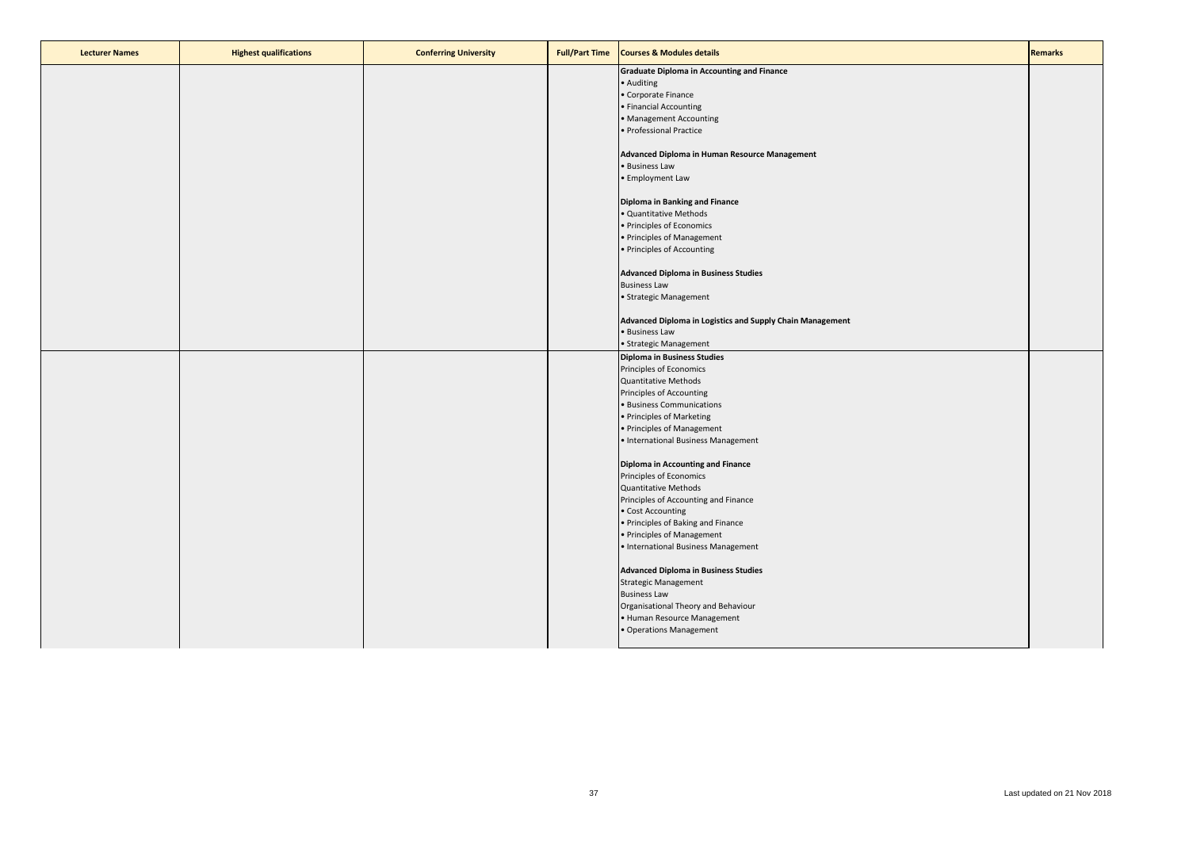| Lecturer Names | Highest qualifications | Conferring University | Full/Part Time | Courses & Modules details | Remarks |
| --- | --- | --- | --- | --- | --- |
| | | | | **Graduate Diploma in Accounting and Finance**<br>• Auditing<br>• Corporate Finance<br>• Financial Accounting<br>• Management Accounting<br>• Professional Practice<br><br>**Advanced Diploma in Human Resource Management**<br>• Business Law<br>• Employment Law<br><br>**Diploma in Banking and Finance**<br>• Quantitative Methods<br>• Principles of Economics<br>• Principles of Management<br>• Principles of Accounting<br><br>**Advanced Diploma in Business Studies**<br>Business Law<br>• Strategic Management<br><br>**Advanced Diploma in Logistics and Supply Chain Management**<br>• Business Law<br>• Strategic Management | |
| | | | | **Diploma in Business Studies**<br>Principles of Economics<br>Quantitative Methods<br>Principles of Accounting<br>• Business Communications<br>• Principles of Marketing<br>• Principles of Management<br>• International Business Management<br><br>**Diploma in Accounting and Finance**<br>Principles of Economics<br>Quantitative Methods<br>Principles of Accounting and Finance<br>• Cost Accounting<br>• Principles of Baking and Finance<br>• Principles of Management<br>• International Business Management<br><br>**Advanced Diploma in Business Studies**<br>Strategic Management<br>Business Law<br>Organisational Theory and Behaviour<br>• Human Resource Management<br>• Operations Management | |

Last updated on 21 Nov 2018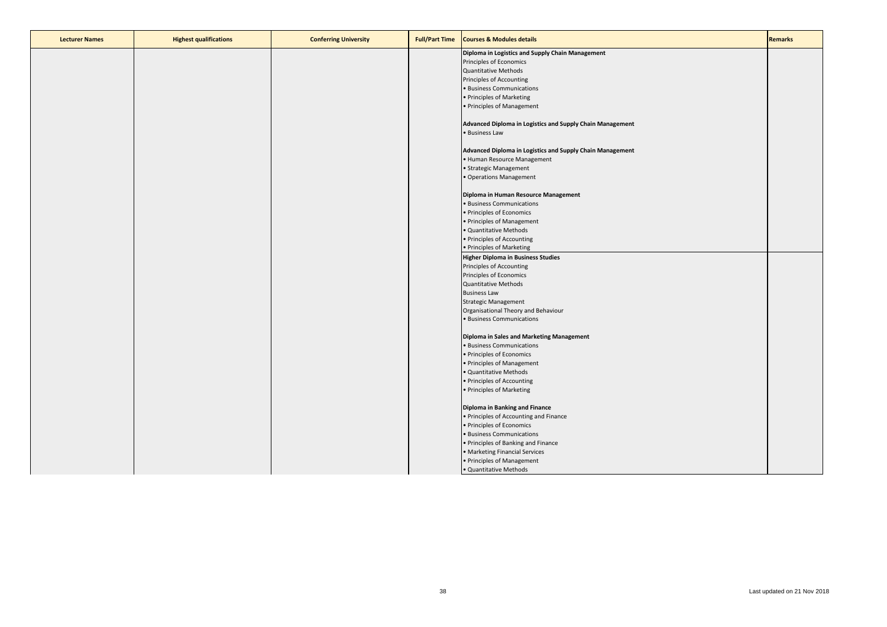| Lecturer Names | Highest qualifications | Conferring University | Full/Part Time | Courses & Modules details | Remarks |
|---|---|---|---|---|---|
| | | | | **Diploma in Logistics and Supply Chain Management**<br>Principles of Economics<br>Quantitative Methods<br>Principles of Accounting<br>• Business Communications<br>• Principles of Marketing<br>• Principles of Management<br><br>**Advanced Diploma in Logistics and Supply Chain Management**<br>• Business Law<br><br>**Advanced Diploma in Logistics and Supply Chain Management**<br>• Human Resource Management<br>• Strategic Management<br>• Operations Management<br><br>**Diploma in Human Resource Management**<br>• Business Communications<br>• Principles of Economics<br>• Principles of Management<br>• Quantitative Methods<br>• Principles of Accounting<br>• Principles of Marketing | |
| | | | | **Higher Diploma in Business Studies**<br>Principles of Accounting<br>Principles of Economics<br>Quantitative Methods<br>Business Law<br>Strategic Management<br>Organisational Theory and Behaviour<br>• Business Communications<br><br>**Diploma in Sales and Marketing Management**<br>• Business Communications<br>• Principles of Economics<br>• Principles of Management<br>• Quantitative Methods<br>• Principles of Accounting<br>• Principles of Marketing<br><br>**Diploma in Banking and Finance**<br>• Principles of Accounting and Finance<br>• Principles of Economics<br>• Business Communications<br>• Principles of Banking and Finance<br>• Marketing Financial Services<br>• Principles of Management<br>• Quantitative Methods | |

Last updated on 21 Nov 2018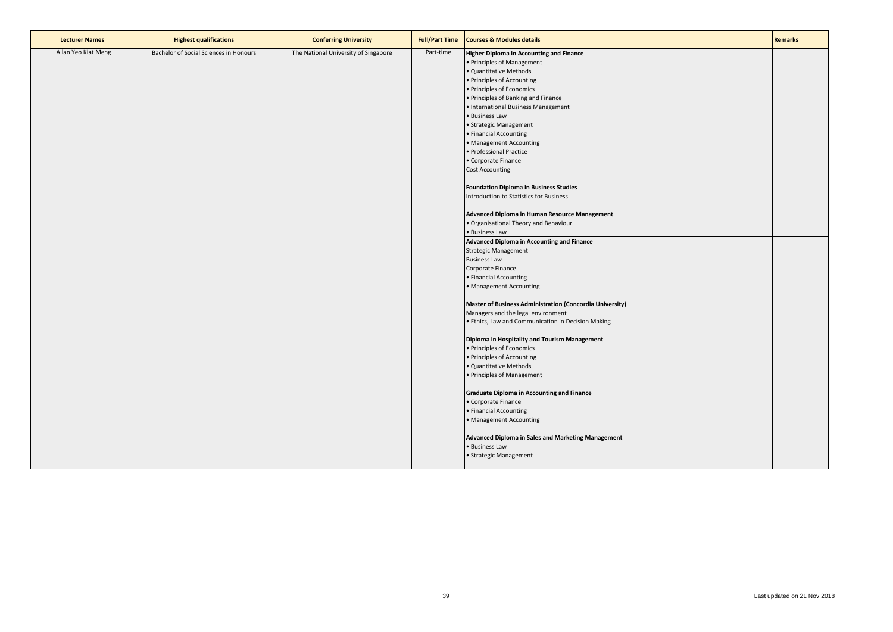| Lecturer Names | Highest qualifications | Conferring University | Full/Part Time | Courses & Modules details | Remarks |
|---|---|---|---|---|---|
| Allan Yeo Kiat Meng | Bachelor of Social Sciences in Honours | The National University of Singapore | Part-time | **Higher Diploma in Accounting and Finance**<br>• Principles of Management<br>• Quantitative Methods<br>• Principles of Accounting<br>• Principles of Economics<br>• Principles of Banking and Finance<br>• International Business Management<br>• Business Law<br>• Strategic Management<br>• Financial Accounting<br>• Management Accounting<br>• Professional Practice<br>• Corporate Finance<br>Cost Accounting<br><br>**Foundation Diploma in Business Studies**<br>Introduction to Statistics for Business<br><br>**Advanced Diploma in Human Resource Management**<br>• Organisational Theory and Behaviour<br>• Business Law | |
| | | | | **Advanced Diploma in Accounting and Finance**<br>Strategic Management<br>Business Law<br>Corporate Finance<br>• Financial Accounting<br>• Management Accounting<br><br>**Master of Business Administration (Concordia University)**<br>Managers and the legal environment<br>• Ethics, Law and Communication in Decision Making<br><br>**Diploma in Hospitality and Tourism Management**<br>• Principles of Economics<br>• Principles of Accounting<br>• Quantitative Methods<br>• Principles of Management<br><br>**Graduate Diploma in Accounting and Finance**<br>• Corporate Finance<br>• Financial Accounting<br>• Management Accounting<br><br>**Advanced Diploma in Sales and Marketing Management**<br>• Business Law<br>• Strategic Management | |

Last updated on 21 Nov 2018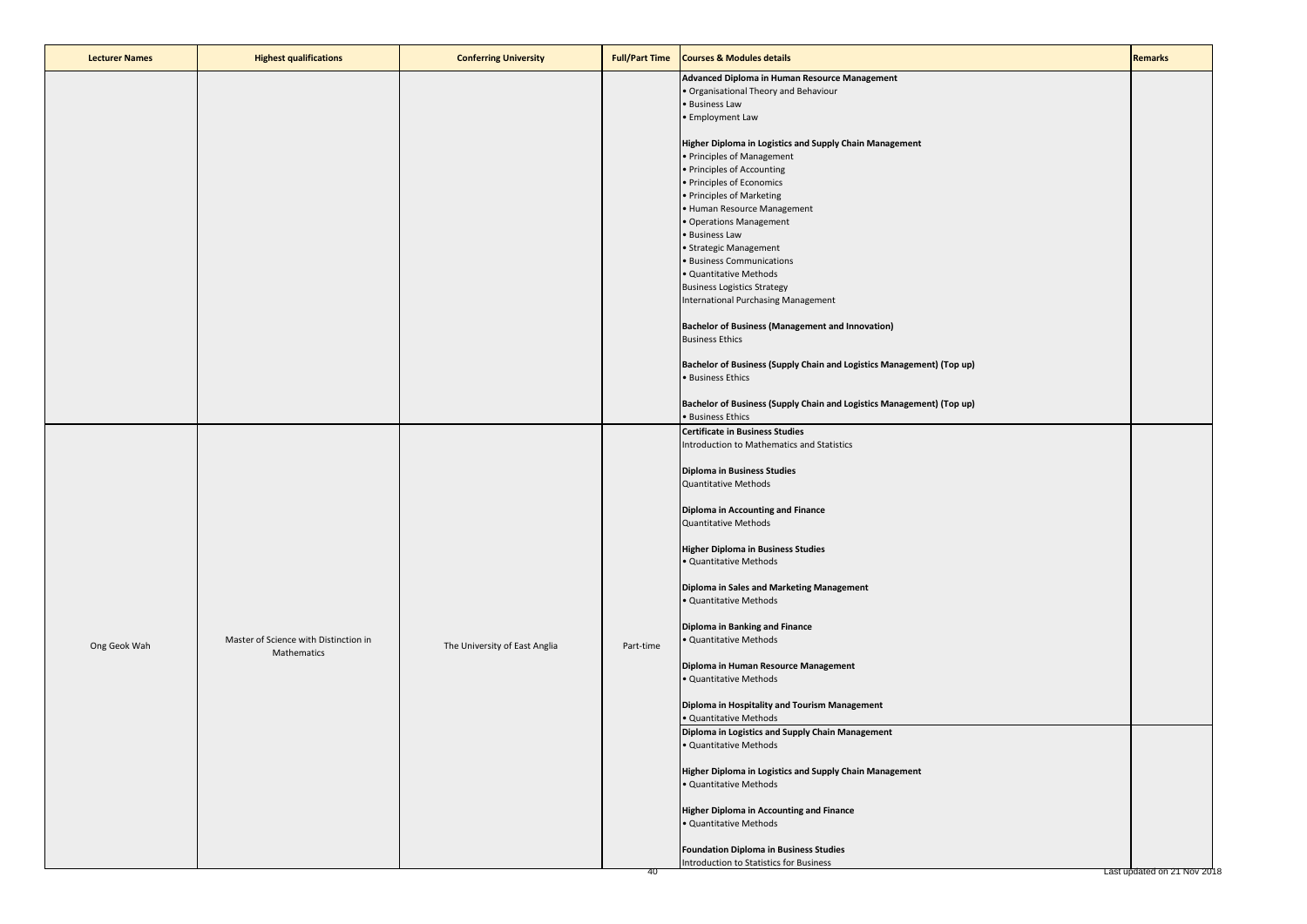| Lecturer Names | Highest qualifications | Conferring University | Full/Part Time | Courses & Modules details | Remarks |
|---|---|---|---|---|---|
| | | | | **Advanced Diploma in Human Resource Management**<br>• Organisational Theory and Behaviour<br>• Business Law<br>• Employment Law<br><br>**Higher Diploma in Logistics and Supply Chain Management**<br>• Principles of Management<br>• Principles of Accounting<br>• Principles of Economics<br>• Principles of Marketing<br>• Human Resource Management<br>• Operations Management<br>• Business Law<br>• Strategic Management<br>• Business Communications<br>• Quantitative Methods<br>Business Logistics Strategy<br>International Purchasing Management<br><br>**Bachelor of Business (Management and Innovation)**<br>Business Ethics<br><br>**Bachelor of Business (Supply Chain and Logistics Management) (Top up)**<br>• Business Ethics<br><br>**Bachelor of Business (Supply Chain and Logistics Management) (Top up)**<br>• Business Ethics | |
| Ong Geok Wah | Master of Science with Distinction in Mathematics | The University of East Anglia | Part-time | **Certificate in Business Studies**<br>Introduction to Mathematics and Statistics<br><br>**Diploma in Business Studies**<br>Quantitative Methods<br><br>**Diploma in Accounting and Finance**<br>Quantitative Methods<br><br>**Higher Diploma in Business Studies**<br>• Quantitative Methods<br><br>**Diploma in Sales and Marketing Management**<br>• Quantitative Methods<br><br>**Diploma in Banking and Finance**<br>• Quantitative Methods<br><br>**Diploma in Human Resource Management**<br>• Quantitative Methods<br><br>**Diploma in Hospitality and Tourism Management**<br>• Quantitative Methods | |
| | | | | **Diploma in Logistics and Supply Chain Management**<br>• Quantitative Methods<br><br>**Higher Diploma in Logistics and Supply Chain Management**<br>• Quantitative Methods<br><br>**Higher Diploma in Accounting and Finance**<br>• Quantitative Methods<br><br>**Foundation Diploma in Business Studies**<br>Introduction to Statistics for Business | |

Last updated on 21 Nov 2018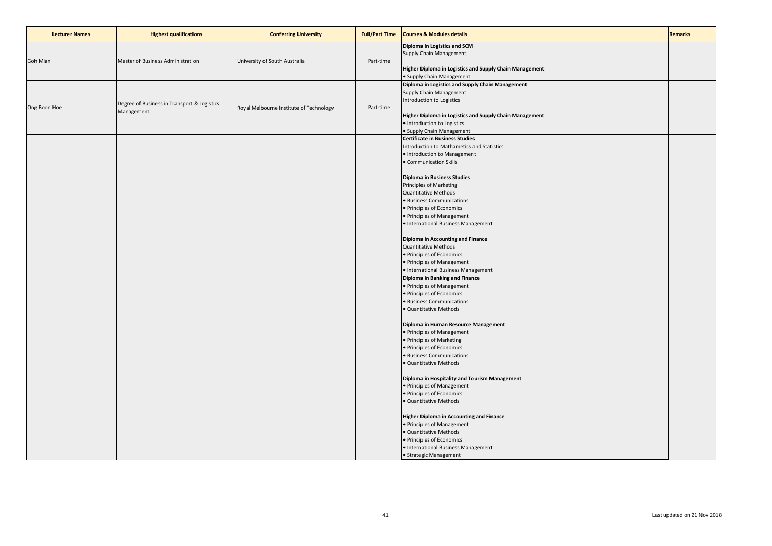| Lecturer Names | Highest qualifications | Conferring University | Full/Part Time | Courses & Modules details | Remarks |
|---|---|---|---|---|---|
| Goh Mian | Master of Business Administration | University of South Australia | Part-time | **Diploma in Logistics and SCM**<br>Supply Chain Management<br><br>**Higher Diploma in Logistics and Supply Chain Management**<br>• Supply Chain Management | |
| Ong Boon Hoe | Degree of Business in Transport & Logistics Management | Royal Melbourne Institute of Technology | Part-time | **Diploma in Logistics and Supply Chain Management**<br>Supply Chain Management<br>Introduction to Logistics<br><br>**Higher Diploma in Logistics and Supply Chain Management**<br>• Introduction to Logistics<br>• Supply Chain Management | |
| | | | | **Certificate in Business Studies**<br>Introduction to Mathametics and Statistics<br>• Introduction to Management<br>• Communication Skills<br><br>**Diploma in Business Studies**<br>Principles of Marketing<br>Quantitative Methods<br>• Business Communications<br>• Principles of Economics<br>• Principles of Management<br>• International Business Management<br><br>**Diploma in Accounting and Finance**<br>Quantitative Methods<br>• Principles of Economics<br>• Principles of Management<br>• International Business Management | |
| | | | | **Diploma in Banking and Finance**<br>• Principles of Management<br>• Principles of Economics<br>• Business Communications<br>• Quantitative Methods<br><br>**Diploma in Human Resource Management**<br>• Principles of Management<br>• Principles of Marketing<br>• Principles of Economics<br>• Business Communications<br>• Quantitative Methods<br><br>**Diploma in Hospitality and Tourism Management**<br>• Principles of Management<br>• Principles of Economics<br>• Quantitative Methods<br><br>**Higher Diploma in Accounting and Finance**<br>• Principles of Management<br>• Quantitative Methods<br>• Principles of Economics<br>• International Business Management<br>• Strategic Management | |

Last updated on 21 Nov 2018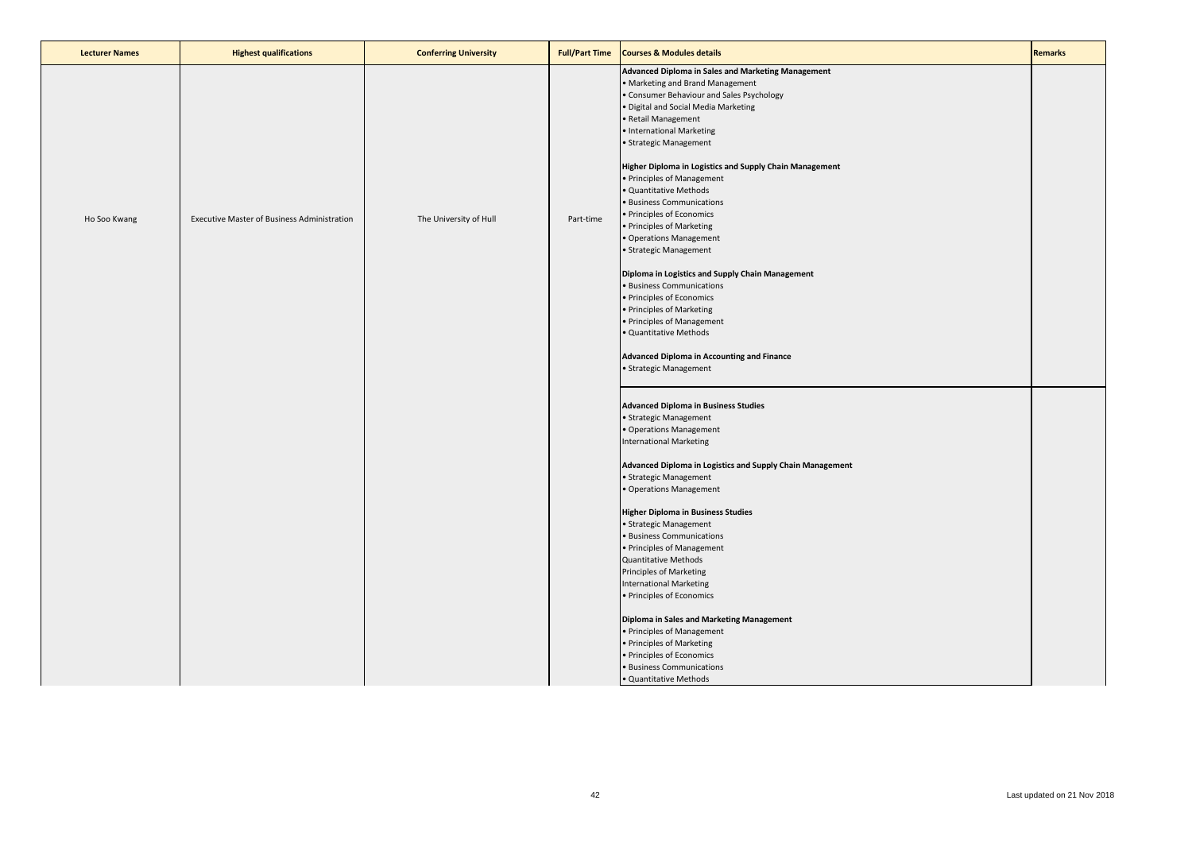| Lecturer Names | Highest qualifications | Conferring University | Full/Part Time | Courses & Modules details | Remarks |
|---|---|---|---|---|---|
| Ho Soo Kwang | Executive Master of Business Administration | The University of Hull | Part-time | **Advanced Diploma in Sales and Marketing Management**<br>• Marketing and Brand Management<br>• Consumer Behaviour and Sales Psychology<br>• Digital and Social Media Marketing<br>• Retail Management<br>• International Marketing<br>• Strategic Management<br><br>**Higher Diploma in Logistics and Supply Chain Management**<br>• Principles of Management<br>• Quantitative Methods<br>• Business Communications<br>• Principles of Economics<br>• Principles of Marketing<br>• Operations Management<br>• Strategic Management<br><br>**Diploma in Logistics and Supply Chain Management**<br>• Business Communications<br>• Principles of Economics<br>• Principles of Marketing<br>• Principles of Management<br>• Quantitative Methods<br><br>**Advanced Diploma in Accounting and Finance**<br>• Strategic Management | |
| | | | | **Advanced Diploma in Business Studies**<br>• Strategic Management<br>• Operations Management<br>International Marketing<br><br>**Advanced Diploma in Logistics and Supply Chain Management**<br>• Strategic Management<br>• Operations Management<br><br>**Higher Diploma in Business Studies**<br>• Strategic Management<br>• Business Communications<br>• Principles of Management<br>Quantitative Methods<br>Principles of Marketing<br>International Marketing<br>• Principles of Economics<br><br>**Diploma in Sales and Marketing Management**<br>• Principles of Management<br>• Principles of Marketing<br>• Principles of Economics<br>• Business Communications<br>• Quantitative Methods | |

Last updated on 21 Nov 2018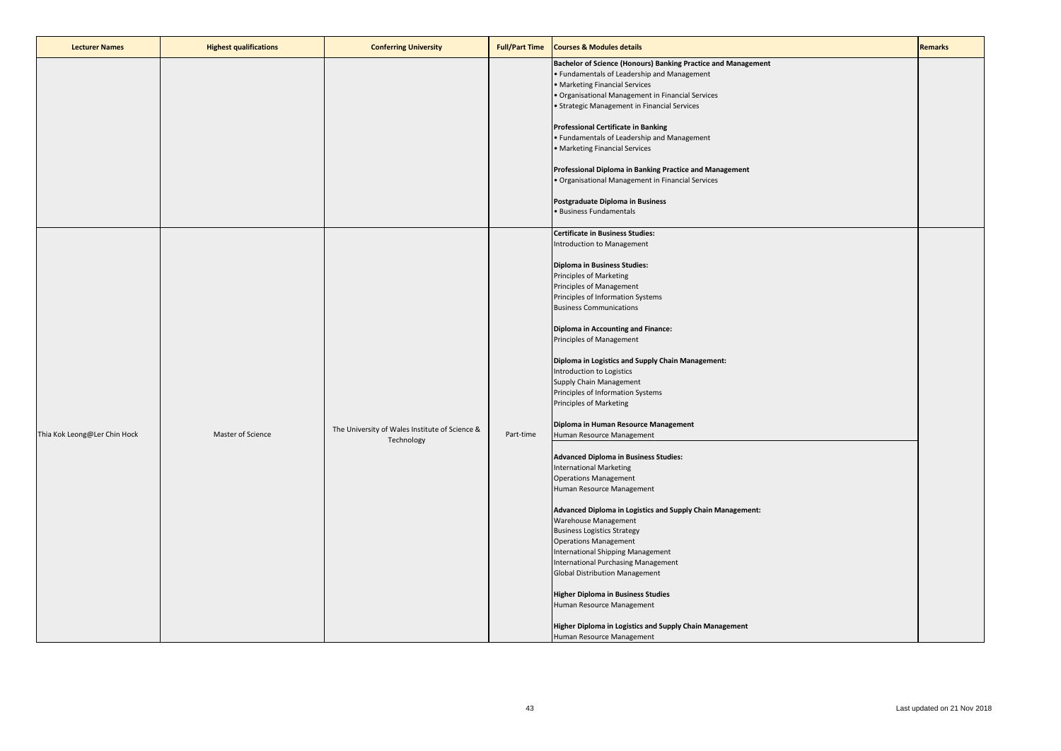| Lecturer Names | Highest qualifications | Conferring University | Full/Part Time | Courses & Modules details | Remarks |
|---|---|---|---|---|---|
| | | | | **Bachelor of Science (Honours) Banking Practice and Management**<br>• Fundamentals of Leadership and Management<br>• Marketing Financial Services<br>• Organisational Management in Financial Services<br>• Strategic Management in Financial Services<br><br>**Professional Certificate in Banking**<br>• Fundamentals of Leadership and Management<br>• Marketing Financial Services<br><br>**Professional Diploma in Banking Practice and Management**<br>• Organisational Management in Financial Services<br><br>**Postgraduate Diploma in Business**<br>• Business Fundamentals | |
| Thia Kok Leong@Ler Chin Hock | Master of Science | The University of Wales Institute of Science & Technology | Part-time | **Certificate in Business Studies:**<br>Introduction to Management<br><br>**Diploma in Business Studies:**<br>Principles of Marketing<br>Principles of Management<br>Principles of Information Systems<br>Business Communications<br><br>**Diploma in Accounting and Finance:**<br>Principles of Management<br><br>**Diploma in Logistics and Supply Chain Management:**<br>Introduction to Logistics<br>Supply Chain Management<br>Principles of Information Systems<br>Principles of Marketing<br><br>**Diploma in Human Resource Management**<br>Human Resource Management<br><br>**Advanced Diploma in Business Studies:**<br>International Marketing<br>Operations Management<br>Human Resource Management<br><br>**Advanced Diploma in Logistics and Supply Chain Management:**<br>Warehouse Management<br>Business Logistics Strategy<br>Operations Management<br>International Shipping Management<br>International Purchasing Management<br>Global Distribution Management<br><br>**Higher Diploma in Business Studies**<br>Human Resource Management<br><br>**Higher Diploma in Logistics and Supply Chain Management**<br>Human Resource Management | |

Last updated on 21 Nov 2018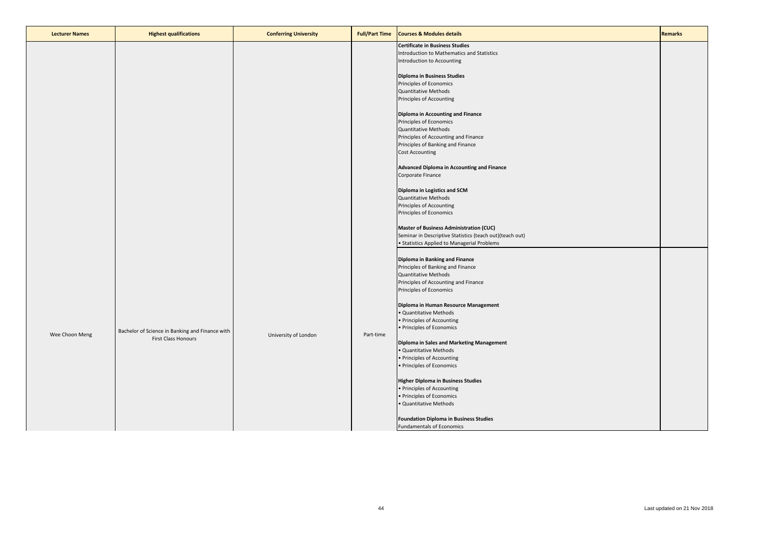| Lecturer Names | Highest qualifications | Conferring University | Full/Part Time | Courses & Modules details | Remarks |
|---|---|---|---|---|---|
| Wee Choon Meng | Bachelor of Science in Banking and Finance with First Class Honours | University of London | Part-time | **Certificate in Business Studies**<br>Introduction to Mathematics and Statistics<br>Introduction to Accounting<br><br>**Diploma in Business Studies**<br>Principles of Economics<br>Quantitative Methods<br>Principles of Accounting<br><br>**Diploma in Accounting and Finance**<br>Principles of Economics<br>Quantitative Methods<br>Principles of Accounting and Finance<br>Principles of Banking and Finance<br>Cost Accounting<br><br>**Advanced Diploma in Accounting and Finance**<br>Corporate Finance<br><br>**Diploma in Logistics and SCM**<br>Quantitative Methods<br>Principles of Accounting<br>Principles of Economics<br><br>**Master of Business Administration (CUC)**<br>Seminar in Descriptive Statistics (teach out)(teach out)<br>• Statistics Applied to Managerial Problems | |
| | | | | **Diploma in Banking and Finance**<br>Principles of Banking and Finance<br>Quantitative Methods<br>Principles of Accounting and Finance<br>Principles of Economics<br><br>**Diploma in Human Resource Management**<br>• Quantitative Methods<br>• Principles of Accounting<br>• Principles of Economics<br><br>**Diploma in Sales and Marketing Management**<br>• Quantitative Methods<br>• Principles of Accounting<br>• Principles of Economics<br><br>**Higher Diploma in Business Studies**<br>• Principles of Accounting<br>• Principles of Economics<br>• Quantitative Methods<br><br>**Foundation Diploma in Business Studies**<br>Fundamentals of Economics | |

Last updated on 21 Nov 2018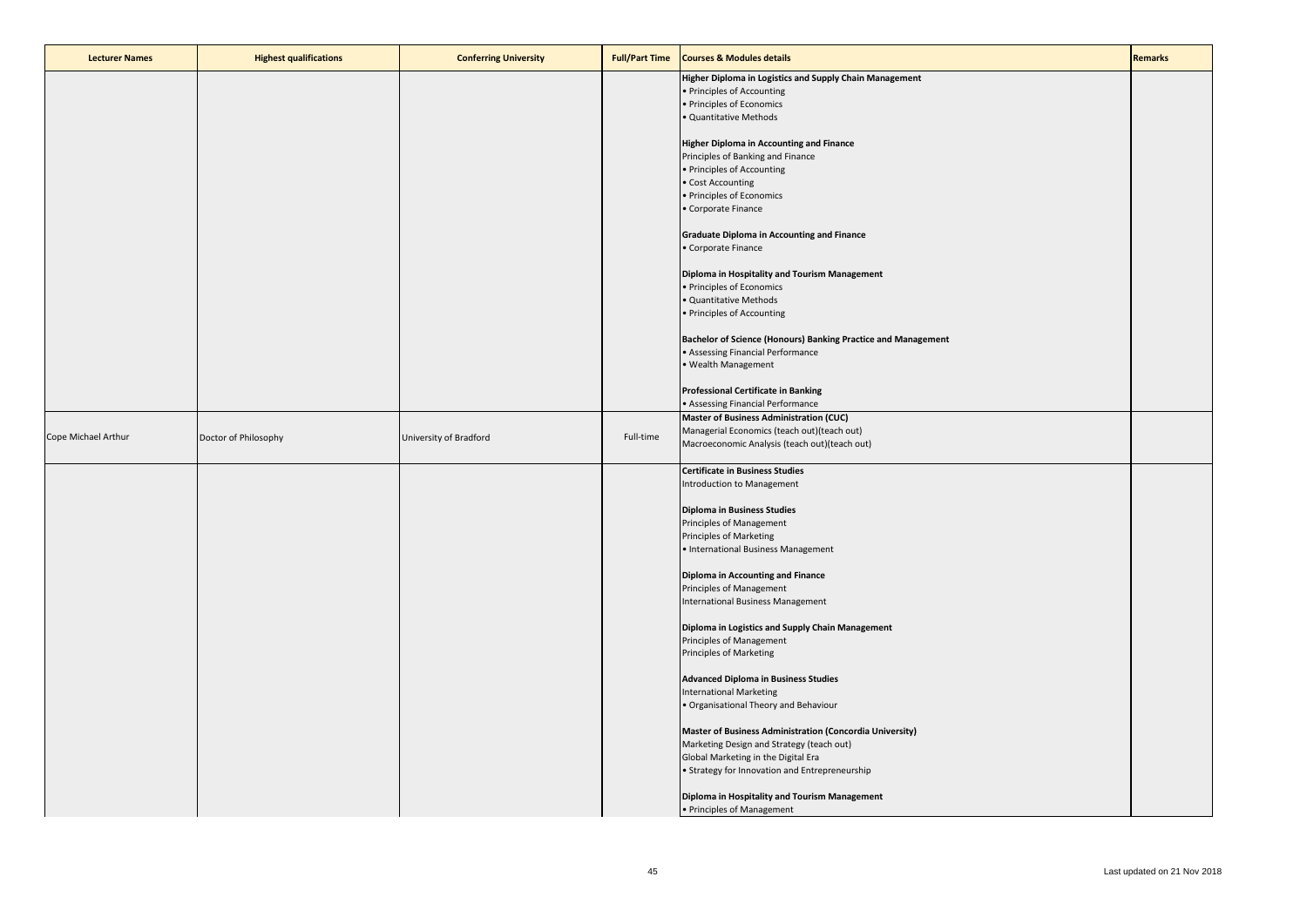| Lecturer Names | Highest qualifications | Conferring University | Full/Part Time | Courses & Modules details | Remarks |
|---|---|---|---|---|---|
| | | | | **Higher Diploma in Logistics and Supply Chain Management**<br>• Principles of Accounting<br>• Principles of Economics<br>• Quantitative Methods<br><br>**Higher Diploma in Accounting and Finance**<br>Principles of Banking and Finance<br>• Principles of Accounting<br>• Cost Accounting<br>• Principles of Economics<br>• Corporate Finance<br><br>**Graduate Diploma in Accounting and Finance**<br>• Corporate Finance<br><br>**Diploma in Hospitality and Tourism Management**<br>• Principles of Economics<br>• Quantitative Methods<br>• Principles of Accounting<br><br>**Bachelor of Science (Honours) Banking Practice and Management**<br>• Assessing Financial Performance<br>• Wealth Management<br><br>**Professional Certificate in Banking**<br>• Assessing Financial Performance | |
| Cope Michael Arthur | Doctor of Philosophy | University of Bradford | Full-time | **Master of Business Administration (CUC)**<br>Managerial Economics (teach out)(teach out)<br>Macroeconomic Analysis (teach out)(teach out) | |
| | | | | **Certificate in Business Studies**<br>Introduction to Management<br><br>**Diploma in Business Studies**<br>Principles of Management<br>Principles of Marketing<br>• International Business Management<br><br>**Diploma in Accounting and Finance**<br>Principles of Management<br>International Business Management<br><br>**Diploma in Logistics and Supply Chain Management**<br>Principles of Management<br>Principles of Marketing<br><br>**Advanced Diploma in Business Studies**<br>International Marketing<br>• Organisational Theory and Behaviour<br><br>**Master of Business Administration (Concordia University)**<br>Marketing Design and Strategy (teach out)<br>Global Marketing in the Digital Era<br>• Strategy for Innovation and Entrepreneurship<br><br>**Diploma in Hospitality and Tourism Management**<br>• Principles of Management | |

Last updated on 21 Nov 2018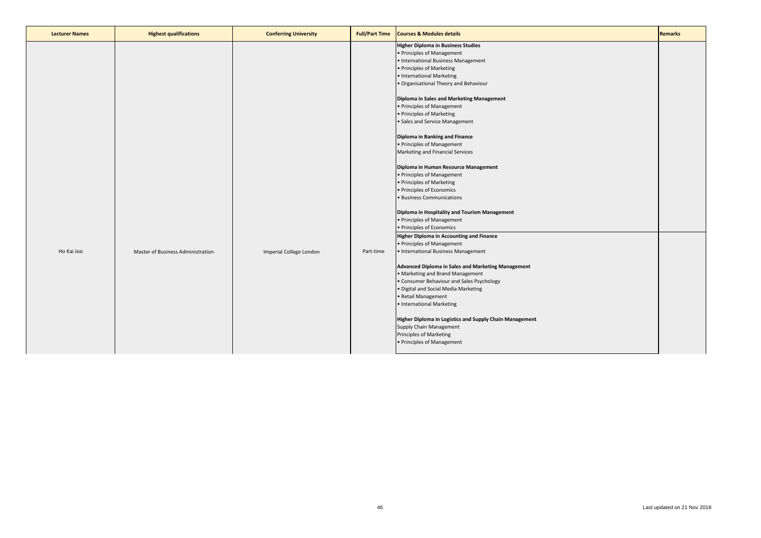| Lecturer Names | Highest qualifications | Conferring University | Full/Part Time | Courses & Modules details | Remarks |
|---|---|---|---|---|---|
| Ho Kai Joo | Master of Business Administration | Imperial College London | Part-time | **Higher Diploma in Business Studies**<br>• Principles of Management<br>• International Business Management<br>• Principles of Marketing<br>• International Marketing<br>• Organisational Theory and Behaviour<br><br>**Diploma in Sales and Marketing Management**<br>• Principles of Management<br>• Principles of Marketing<br>• Sales and Service Management<br><br>**Diploma in Banking and Finance**<br>• Principles of Management<br>Marketing and Financial Services<br><br>**Diploma in Human Resource Management**<br>• Principles of Management<br>• Principles of Marketing<br>• Principles of Economics<br>• Business Communications<br><br>**Diploma in Hospitality and Tourism Management**<br>• Principles of Management<br>• Principles of Economics<br>**Higher Diploma in Accounting and Finance**<br>• Principles of Management<br>• International Business Management<br><br>**Advanced Diploma in Sales and Marketing Management**<br>• Marketing and Brand Management<br>• Consumer Behaviour and Sales Psychology<br>• Digital and Social Media Marketing<br>• Retail Management<br>• International Marketing<br><br>**Higher Diploma in Logistics and Supply Chain Management**<br>Supply Chain Management<br>Principles of Marketing<br>• Principles of Management | |

Last updated on 21 Nov 2018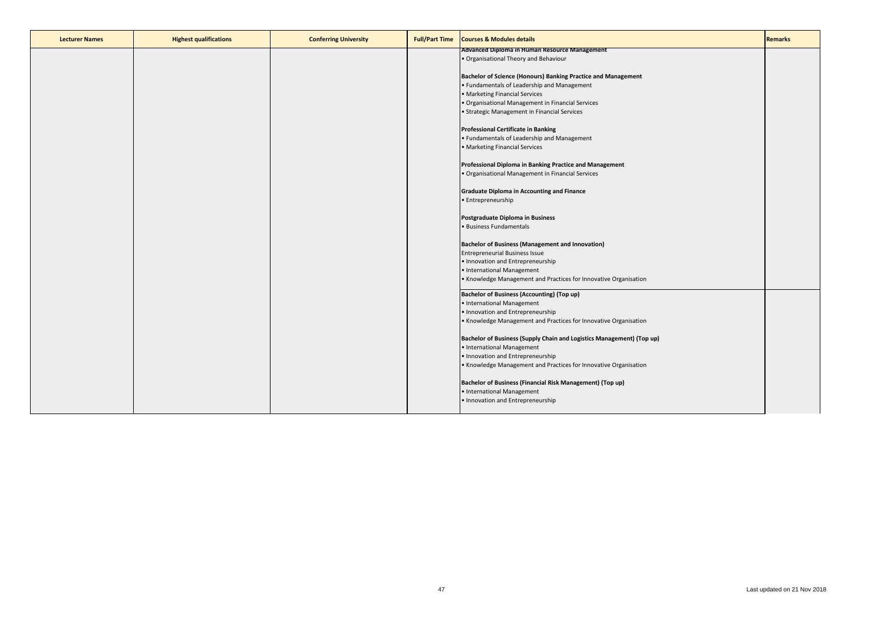| Lecturer Names | Highest qualifications | Conferring University | Full/Part Time | Courses & Modules details | Remarks |
|---|---|---|---|---|---|
| | | | | **Advanced Diploma in Human Resource Management**<br>• Organisational Theory and Behaviour<br><br>**Bachelor of Science (Honours) Banking Practice and Management**<br>• Fundamentals of Leadership and Management<br>• Marketing Financial Services<br>• Organisational Management in Financial Services<br>• Strategic Management in Financial Services<br><br>**Professional Certificate in Banking**<br>• Fundamentals of Leadership and Management<br>• Marketing Financial Services<br><br>**Professional Diploma in Banking Practice and Management**<br>• Organisational Management in Financial Services<br><br>**Graduate Diploma in Accounting and Finance**<br>• Entrepreneurship<br><br>**Postgraduate Diploma in Business**<br>• Business Fundamentals<br><br>**Bachelor of Business (Management and Innovation)**<br>Entrepreneurial Business Issue<br>• Innovation and Entrepreneurship<br>• International Management<br>• Knowledge Management and Practices for Innovative Organisation | |
| | | | | **Bachelor of Business (Accounting) (Top up)**<br>• International Management<br>• Innovation and Entrepreneurship<br>• Knowledge Management and Practices for Innovative Organisation<br><br>**Bachelor of Business (Supply Chain and Logistics Management) (Top up)**<br>• International Management<br>• Innovation and Entrepreneurship<br>• Knowledge Management and Practices for Innovative Organisation<br><br>**Bachelor of Business (Financial Risk Management) (Top up)**<br>• International Management<br>• Innovation and Entrepreneurship | |

Last updated on 21 Nov 2018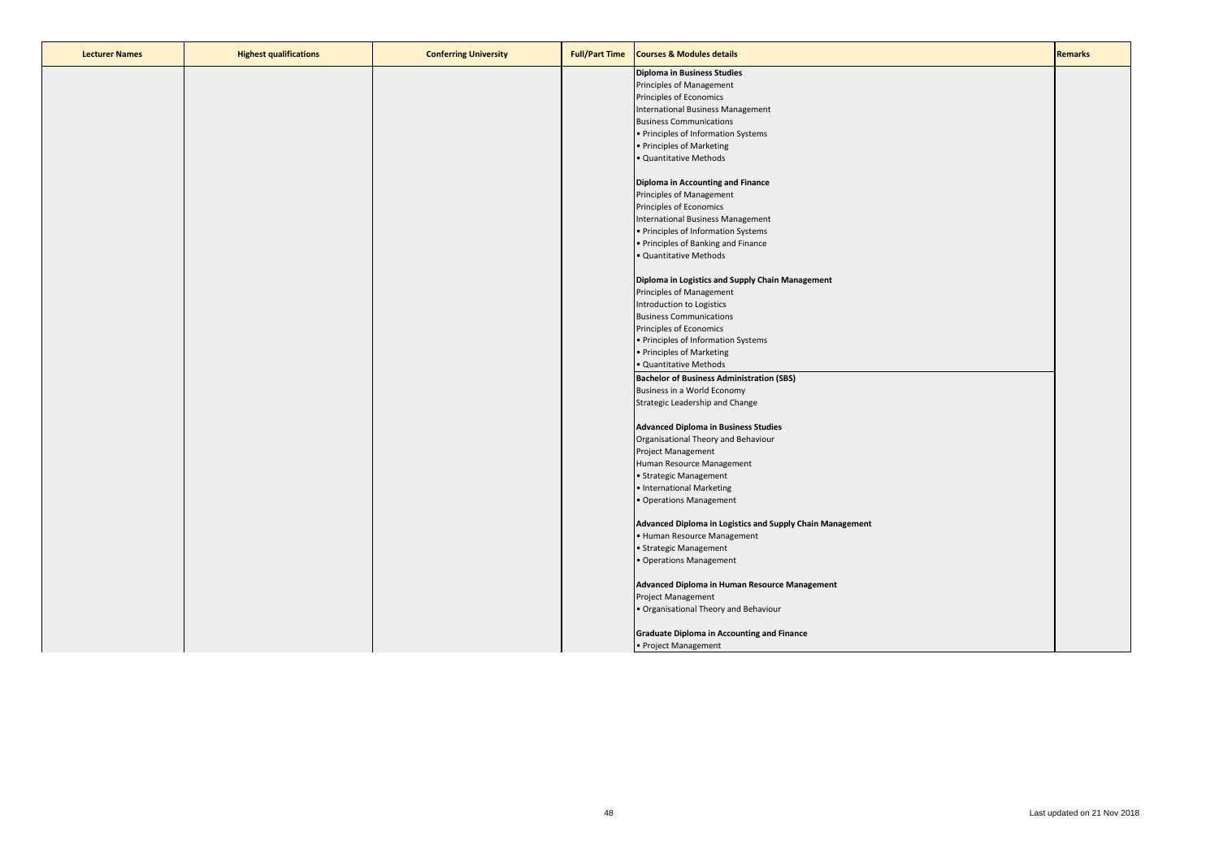| Lecturer Names | Highest qualifications | Conferring University | Full/Part Time | Courses & Modules details | Remarks |
|---|---|---|---|---|---|
| | | | | **Diploma in Business Studies**<br>Principles of Management<br>Principles of Economics<br>International Business Management<br>Business Communications<br>• Principles of Information Systems<br>• Principles of Marketing<br>• Quantitative Methods<br><br>**Diploma in Accounting and Finance**<br>Principles of Management<br>Principles of Economics<br>International Business Management<br>• Principles of Information Systems<br>• Principles of Banking and Finance<br>• Quantitative Methods<br><br>**Diploma in Logistics and Supply Chain Management**<br>Principles of Management<br>Introduction to Logistics<br>Business Communications<br>Principles of Economics<br>• Principles of Information Systems<br>• Principles of Marketing<br>• Quantitative Methods | |
| | | | | **Bachelor of Business Administration (SBS)**<br>Business in a World Economy<br>Strategic Leadership and Change<br><br>**Advanced Diploma in Business Studies**<br>Organisational Theory and Behaviour<br>Project Management<br>Human Resource Management<br>• Strategic Management<br>• International Marketing<br>• Operations Management<br><br>**Advanced Diploma in Logistics and Supply Chain Management**<br>• Human Resource Management<br>• Strategic Management<br>• Operations Management<br><br>**Advanced Diploma in Human Resource Management**<br>Project Management<br>• Organisational Theory and Behaviour<br><br>**Graduate Diploma in Accounting and Finance**<br>• Project Management | |

Last updated on 21 Nov 2018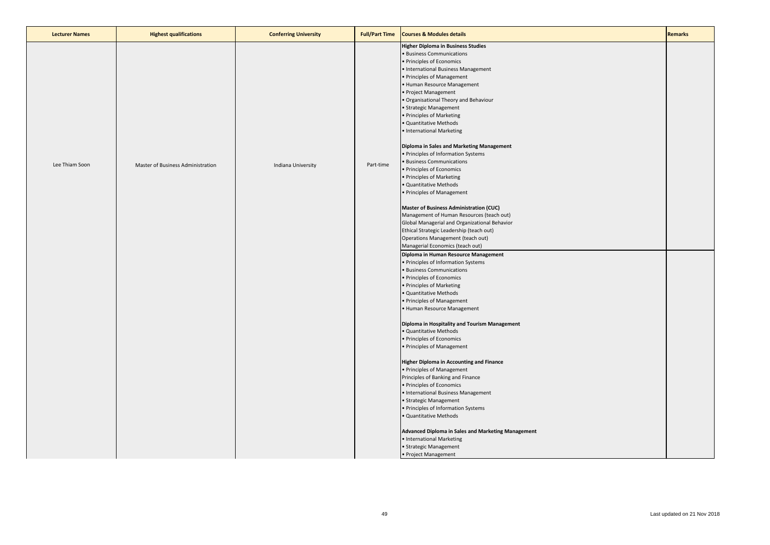| Lecturer Names | Highest qualifications | Conferring University | Full/Part Time | Courses & Modules details | Remarks |
|---|---|---|---|---|---|
| Lee Thiam Soon | Master of Business Administration | Indiana University | Part-time | **Higher Diploma in Business Studies**<br>• Business Communications<br>• Principles of Economics<br>• International Business Management<br>• Principles of Management<br>• Human Resource Management<br>• Project Management<br>• Organisational Theory and Behaviour<br>• Strategic Management<br>• Principles of Marketing<br>• Quantitative Methods<br>• International Marketing<br><br>**Diploma in Sales and Marketing Management**<br>• Principles of Information Systems<br>• Business Communications<br>• Principles of Economics<br>• Principles of Marketing<br>• Quantitative Methods<br>• Principles of Management<br><br>**Master of Business Administration (CUC)**<br>Management of Human Resources (teach out)<br>Global Managerial and Organizational Behavior<br>Ethical Strategic Leadership (teach out)<br>Operations Management (teach out)<br>Managerial Economics (teach out) | |
| | | | | **Diploma in Human Resource Management**<br>• Principles of Information Systems<br>• Business Communications<br>• Principles of Economics<br>• Principles of Marketing<br>• Quantitative Methods<br>• Principles of Management<br>• Human Resource Management<br><br>**Diploma in Hospitality and Tourism Management**<br>• Quantitative Methods<br>• Principles of Economics<br>• Principles of Management<br><br>**Higher Diploma in Accounting and Finance**<br>• Principles of Management<br>Principles of Banking and Finance<br>• Principles of Economics<br>• International Business Management<br>• Strategic Management<br>• Principles of Information Systems<br>• Quantitative Methods<br><br>**Advanced Diploma in Sales and Marketing Management**<br>• International Marketing<br>• Strategic Management<br>• Project Management | |

Last updated on 21 Nov 2018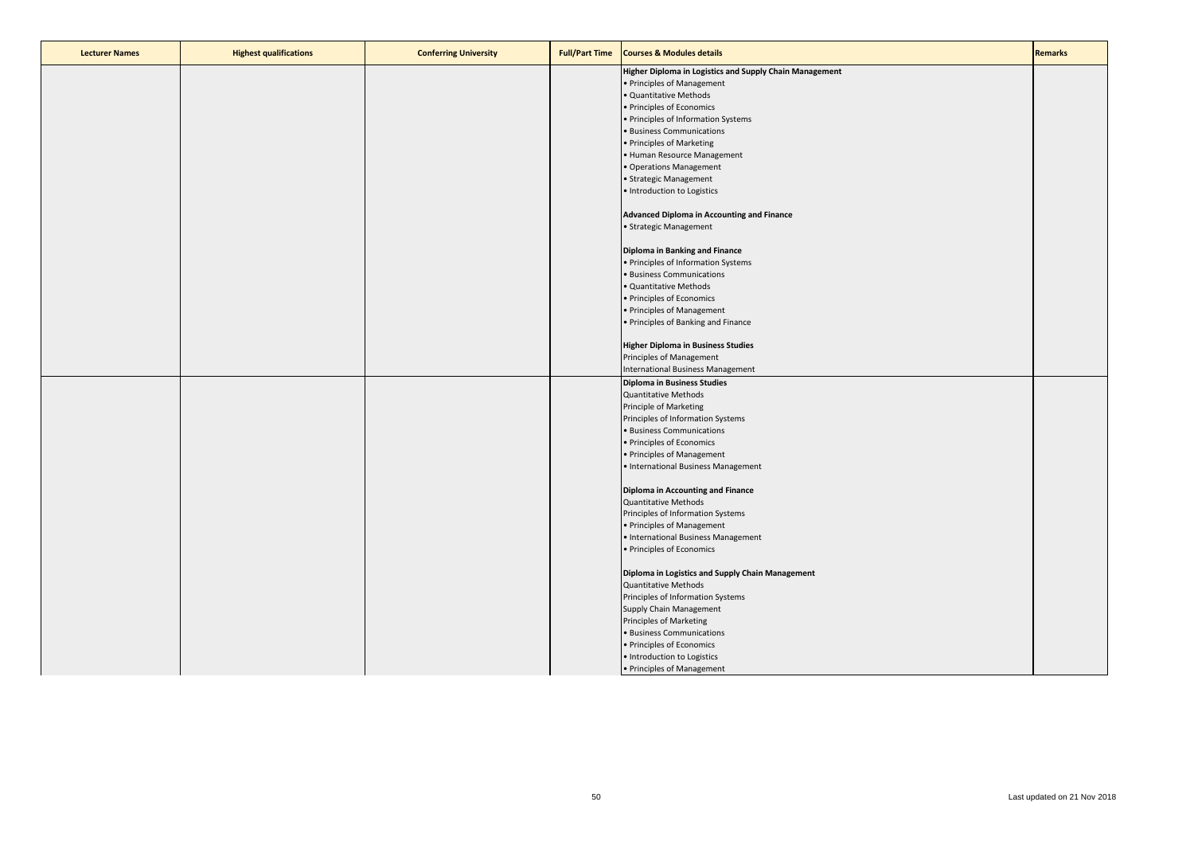| Lecturer Names | Highest qualifications | Conferring University | Full/Part Time | Courses & Modules details | Remarks |
|---|---|---|---|---|---|
| | | | | **Higher Diploma in Logistics and Supply Chain Management**<br>• Principles of Management<br>• Quantitative Methods<br>• Principles of Economics<br>• Principles of Information Systems<br>• Business Communications<br>• Principles of Marketing<br>• Human Resource Management<br>• Operations Management<br>• Strategic Management<br>• Introduction to Logistics<br><br>**Advanced Diploma in Accounting and Finance**<br>• Strategic Management<br><br>**Diploma in Banking and Finance**<br>• Principles of Information Systems<br>• Business Communications<br>• Quantitative Methods<br>• Principles of Economics<br>• Principles of Management<br>• Principles of Banking and Finance<br><br>**Higher Diploma in Business Studies**<br>Principles of Management<br>International Business Management | |
| | | | | **Diploma in Business Studies**<br>Quantitative Methods<br>Principle of Marketing<br>Principles of Information Systems<br>• Business Communications<br>• Principles of Economics<br>• Principles of Management<br>• International Business Management<br><br>**Diploma in Accounting and Finance**<br>Quantitative Methods<br>Principles of Information Systems<br>• Principles of Management<br>• International Business Management<br>• Principles of Economics<br><br>**Diploma in Logistics and Supply Chain Management**<br>Quantitative Methods<br>Principles of Information Systems<br>Supply Chain Management<br>Principles of Marketing<br>• Business Communications<br>• Principles of Economics<br>• Introduction to Logistics<br>• Principles of Management | |

Last updated on 21 Nov 2018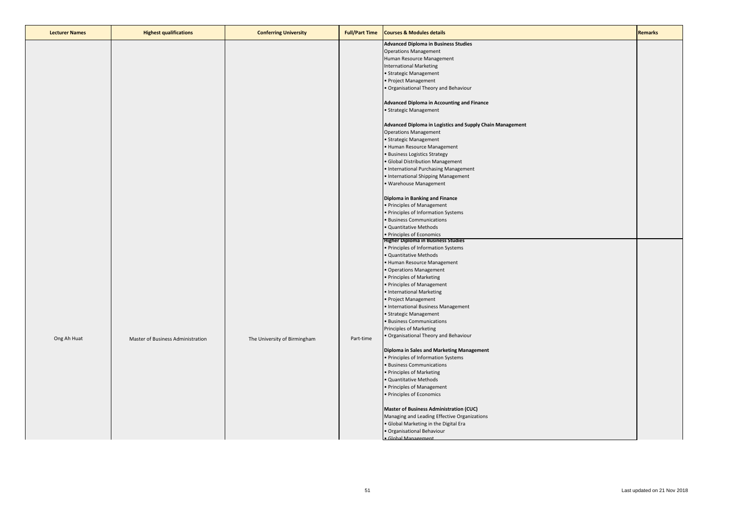| Lecturer Names | Highest qualifications | Conferring University | Full/Part Time | Courses & Modules details | Remarks |
|---|---|---|---|---|---|
| Ong Ah Huat | Master of Business Administration | The University of Birmingham | Part-time | **Advanced Diploma in Business Studies**<br>Operations Management<br>Human Resource Management<br>International Marketing<br>• Strategic Management<br>• Project Management<br>• Organisational Theory and Behaviour<br><br>**Advanced Diploma in Accounting and Finance**<br>• Strategic Management<br><br>**Advanced Diploma in Logistics and Supply Chain Management**<br>Operations Management<br>• Strategic Management<br>• Human Resource Management<br>• Business Logistics Strategy<br>• Global Distribution Management<br>• International Purchasing Management<br>• International Shipping Management<br>• Warehouse Management<br><br>**Diploma in Banking and Finance**<br>• Principles of Management<br>• Principles of Information Systems<br>• Business Communications<br>• Quantitative Methods<br>• Principles of Economics<br>**Higher Diploma in Business Studies**<br>• Principles of Information Systems<br>• Quantitative Methods<br>• Human Resource Management<br>• Operations Management<br>• Principles of Marketing<br>• Principles of Management<br>• International Marketing<br>• Project Management<br>• International Business Management<br>• Strategic Management<br>• Business Communications<br>Principles of Marketing<br>• Organisational Theory and Behaviour<br><br>**Diploma in Sales and Marketing Management**<br>• Principles of Information Systems<br>• Business Communications<br>• Principles of Marketing<br>• Quantitative Methods<br>• Principles of Management<br>• Principles of Economics<br><br>**Master of Business Administration (CUC)**<br>Managing and Leading Effective Organizations<br>• Global Marketing in the Digital Era<br>• Organisational Behaviour<br>• Global Management | |

Last updated on 21 Nov 2018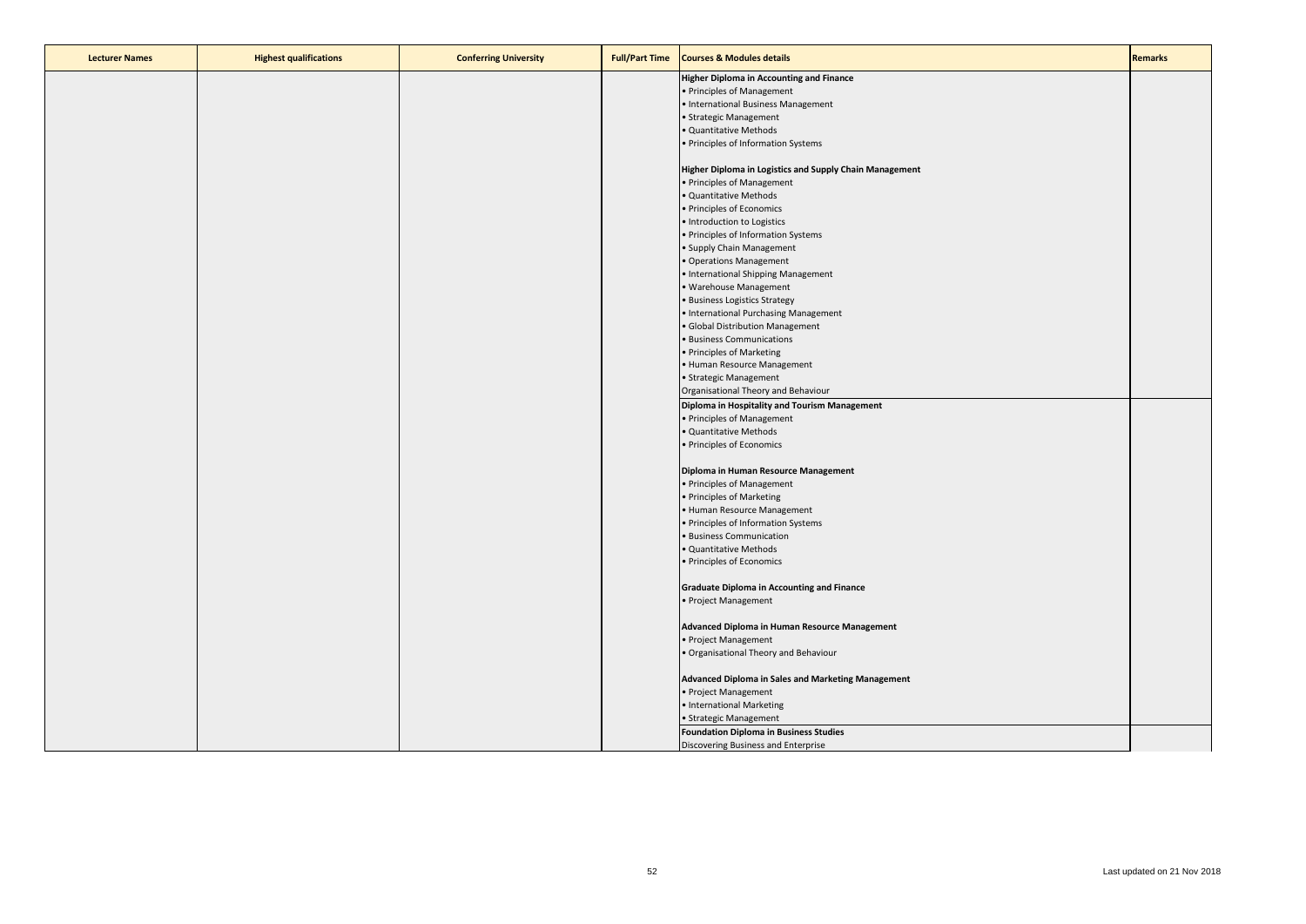| Lecturer Names | Highest qualifications | Conferring University | Full/Part Time | Courses & Modules details | Remarks |
|---|---|---|---|---|---|
| | | | | **Higher Diploma in Accounting and Finance**<br>• Principles of Management<br>• International Business Management<br>• Strategic Management<br>• Quantitative Methods<br>• Principles of Information Systems<br><br>**Higher Diploma in Logistics and Supply Chain Management**<br>• Principles of Management<br>• Quantitative Methods<br>• Principles of Economics<br>• Introduction to Logistics<br>• Principles of Information Systems<br>• Supply Chain Management<br>• Operations Management<br>• International Shipping Management<br>• Warehouse Management<br>• Business Logistics Strategy<br>• International Purchasing Management<br>• Global Distribution Management<br>• Business Communications<br>• Principles of Marketing<br>• Human Resource Management<br>• Strategic Management<br>Organisational Theory and Behaviour | |
| | | | | **Diploma in Hospitality and Tourism Management**<br>• Principles of Management<br>• Quantitative Methods<br>• Principles of Economics<br><br>**Diploma in Human Resource Management**<br>• Principles of Management<br>• Principles of Marketing<br>• Human Resource Management<br>• Principles of Information Systems<br>• Business Communication<br>• Quantitative Methods<br>• Principles of Economics<br><br>**Graduate Diploma in Accounting and Finance**<br>• Project Management<br><br>**Advanced Diploma in Human Resource Management**<br>• Project Management<br>• Organisational Theory and Behaviour<br><br>**Advanced Diploma in Sales and Marketing Management**<br>• Project Management<br>• International Marketing<br>• Strategic Management | |
| | | | | **Foundation Diploma in Business Studies**<br>Discovering Business and Enterprise | |

Last updated on 21 Nov 2018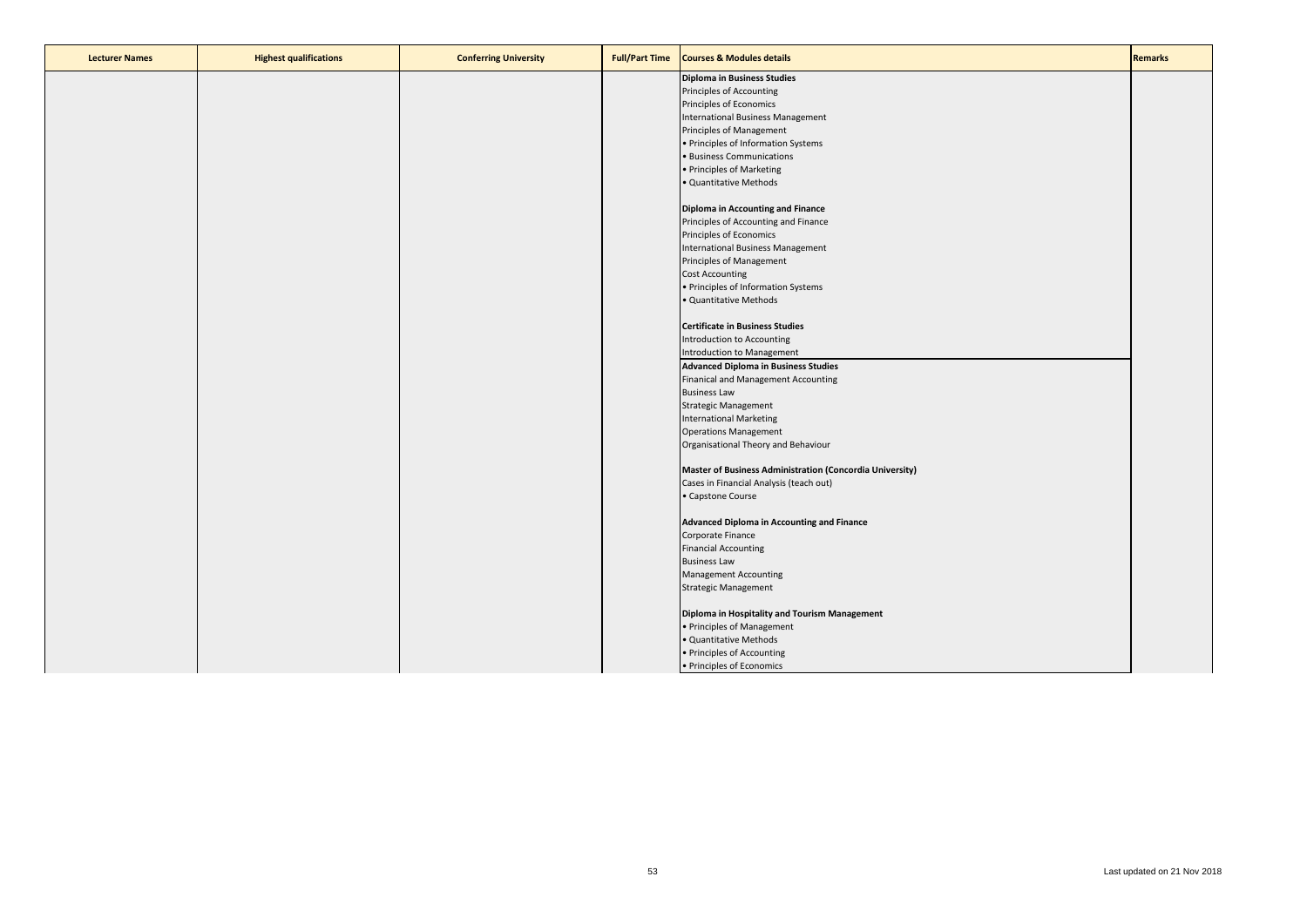| Lecturer Names | Highest qualifications | Conferring University | Full/Part Time | Courses & Modules details | Remarks |
|---|---|---|---|---|---|
| | | | | **Diploma in Business Studies**<br>Principles of Accounting<br>Principles of Economics<br>International Business Management<br>Principles of Management<br>• Principles of Information Systems<br>• Business Communications<br>• Principles of Marketing<br>• Quantitative Methods<br><br>**Diploma in Accounting and Finance**<br>Principles of Accounting and Finance<br>Principles of Economics<br>International Business Management<br>Principles of Management<br>Cost Accounting<br>• Principles of Information Systems<br>• Quantitative Methods<br><br>**Certificate in Business Studies**<br>Introduction to Accounting<br>Introduction to Management | |
| | | | | **Advanced Diploma in Business Studies**<br>Finanical and Management Accounting<br>Business Law<br>Strategic Management<br>International Marketing<br>Operations Management<br>Organisational Theory and Behaviour<br><br>**Master of Business Administration (Concordia University)**<br>Cases in Financial Analysis (teach out)<br>• Capstone Course<br><br>**Advanced Diploma in Accounting and Finance**<br>Corporate Finance<br>Financial Accounting<br>Business Law<br>Management Accounting<br>Strategic Management<br><br>**Diploma in Hospitality and Tourism Management**<br>• Principles of Management<br>• Quantitative Methods<br>• Principles of Accounting<br>• Principles of Economics | |

Last updated on 21 Nov 2018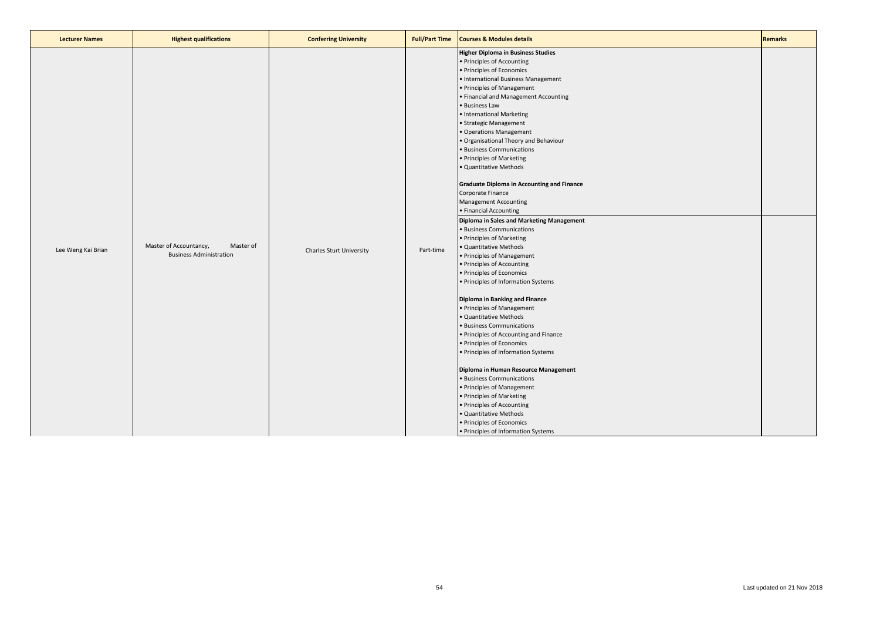| Lecturer Names | Highest qualifications | Conferring University | Full/Part Time | Courses & Modules details | Remarks |
|---|---|---|---|---|---|
| Lee Weng Kai Brian | Master of Accountancy, Master of Business Administration | Charles Sturt University | Part-time | **Higher Diploma in Business Studies**<br>• Principles of Accounting<br>• Principles of Economics<br>• International Business Management<br>• Principles of Management<br>• Financial and Management Accounting<br>• Business Law<br>• International Marketing<br>• Strategic Management<br>• Operations Management<br>• Organisational Theory and Behaviour<br>• Business Communications<br>• Principles of Marketing<br>• Quantitative Methods<br><br>**Graduate Diploma in Accounting and Finance**<br>Corporate Finance<br>Management Accounting<br>• Financial Accounting<br>**Diploma in Sales and Marketing Management**<br>• Business Communications<br>• Principles of Marketing<br>• Quantitative Methods<br>• Principles of Management<br>• Principles of Accounting<br>• Principles of Economics<br>• Principles of Information Systems<br><br>**Diploma in Banking and Finance**<br>• Principles of Management<br>• Quantitative Methods<br>• Business Communications<br>• Principles of Accounting and Finance<br>• Principles of Economics<br>• Principles of Information Systems<br><br>**Diploma in Human Resource Management**<br>• Business Communications<br>• Principles of Management<br>• Principles of Marketing<br>• Principles of Accounting<br>• Quantitative Methods<br>• Principles of Economics<br>• Principles of Information Systems | |

Last updated on 21 Nov 2018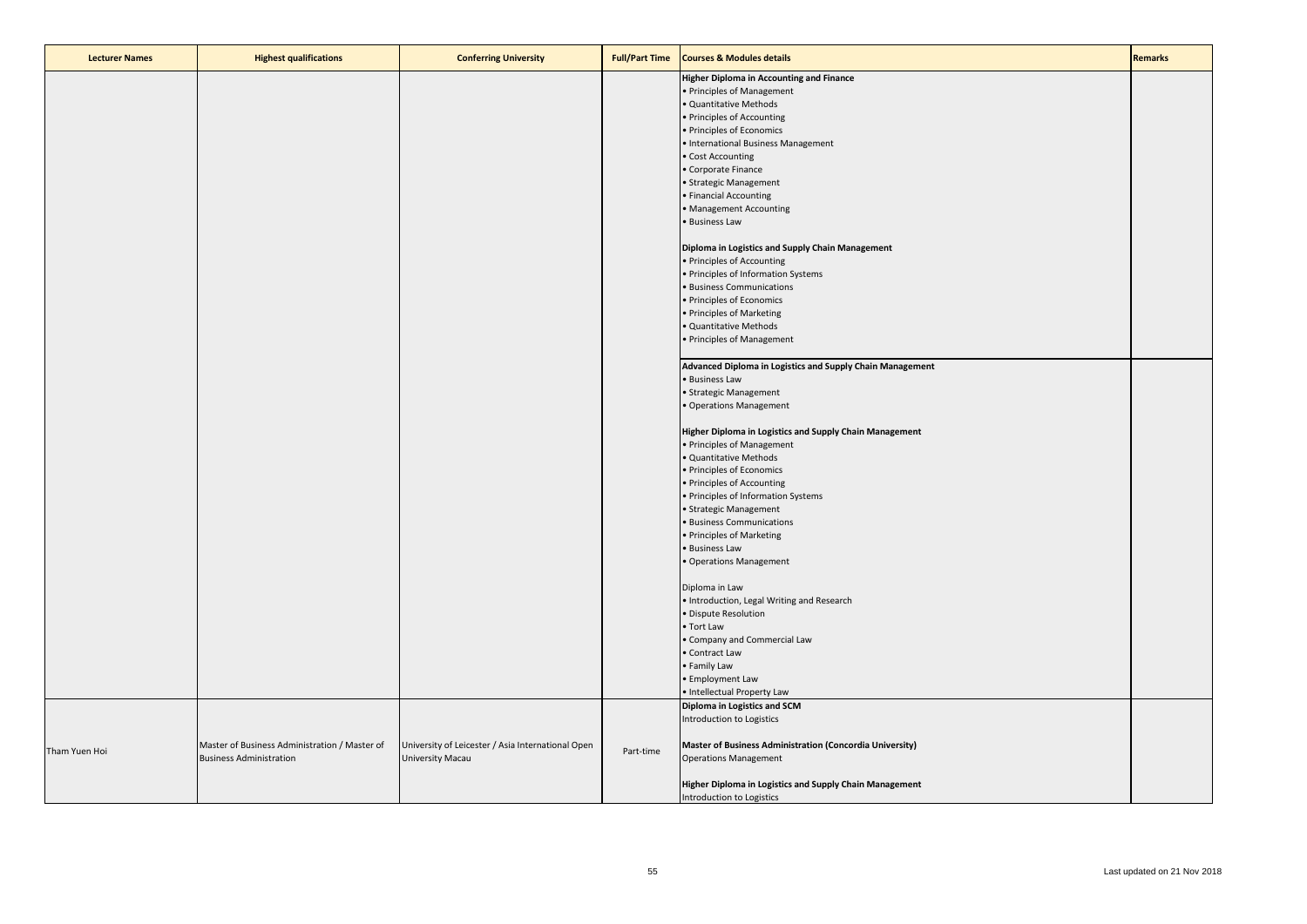| Lecturer Names | Highest qualifications | Conferring University | Full/Part Time | Courses & Modules details | Remarks |
|---|---|---|---|---|---|
| | | | | **Higher Diploma in Accounting and Finance**<br>• Principles of Management<br>• Quantitative Methods<br>• Principles of Accounting<br>• Principles of Economics<br>• International Business Management<br>• Cost Accounting<br>• Corporate Finance<br>• Strategic Management<br>• Financial Accounting<br>• Management Accounting<br>• Business Law<br><br>**Diploma in Logistics and Supply Chain Management**<br>• Principles of Accounting<br>• Principles of Information Systems<br>• Business Communications<br>• Principles of Economics<br>• Principles of Marketing<br>• Quantitative Methods<br>• Principles of Management | |
| | | | | **Advanced Diploma in Logistics and Supply Chain Management**<br>• Business Law<br>• Strategic Management<br>• Operations Management<br><br>**Higher Diploma in Logistics and Supply Chain Management**<br>• Principles of Management<br>• Quantitative Methods<br>• Principles of Economics<br>• Principles of Accounting<br>• Principles of Information Systems<br>• Strategic Management<br>• Business Communications<br>• Principles of Marketing<br>• Business Law<br>• Operations Management<br><br>Diploma in Law<br>• Introduction, Legal Writing and Research<br>• Dispute Resolution<br>• Tort Law<br>• Company and Commercial Law<br>• Contract Law<br>• Family Law<br>• Employment Law<br>• Intellectual Property Law | |
| Tham Yuen Hoi | Master of Business Administration / Master of Business Administration | University of Leicester / Asia International Open University Macau | Part-time | **Diploma in Logistics and SCM**<br>Introduction to Logistics<br><br>**Master of Business Administration (Concordia University)**<br>Operations Management<br><br>**Higher Diploma in Logistics and Supply Chain Management**<br>Introduction to Logistics | |

Last updated on 21 Nov 2018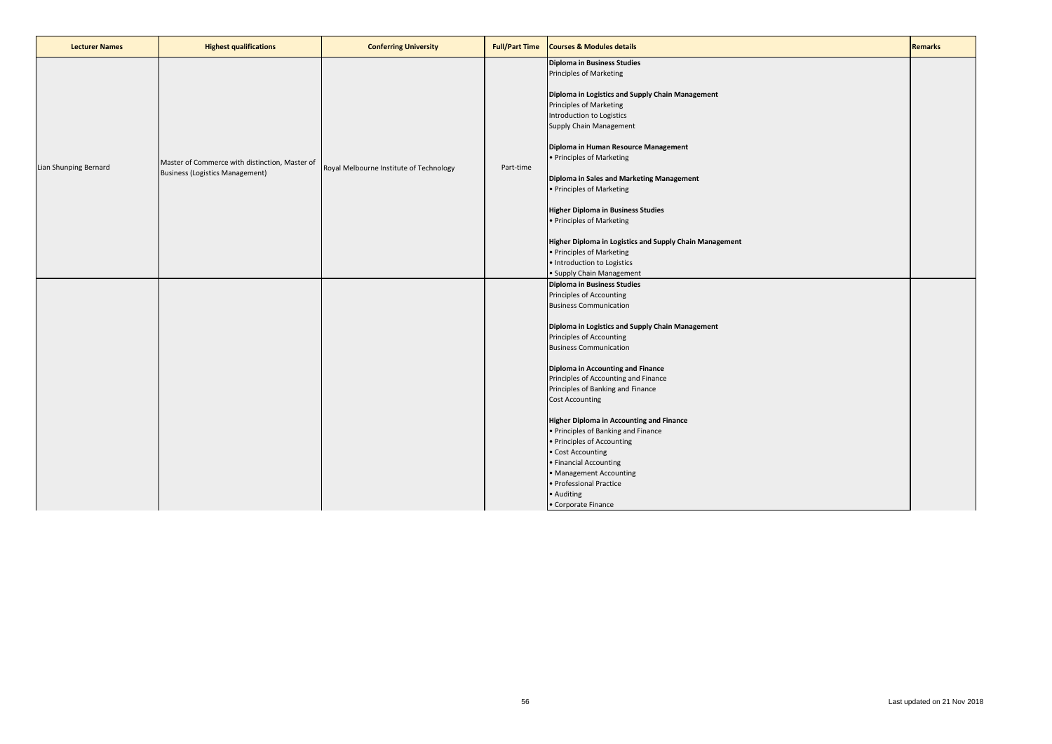| Lecturer Names | Highest qualifications | Conferring University | Full/Part Time | Courses & Modules details | Remarks |
| --- | --- | --- | --- | --- | --- |
| Lian Shunping Bernard | Master of Commerce with distinction, Master of Business (Logistics Management) | Royal Melbourne Institute of Technology | Part-time | **Diploma in Business Studies**<br>Principles of Marketing<br><br>**Diploma in Logistics and Supply Chain Management**<br>Principles of Marketing<br>Introduction to Logistics<br>Supply Chain Management<br><br>**Diploma in Human Resource Management**<br>• Principles of Marketing<br><br>**Diploma in Sales and Marketing Management**<br>• Principles of Marketing<br><br>**Higher Diploma in Business Studies**<br>• Principles of Marketing<br><br>**Higher Diploma in Logistics and Supply Chain Management**<br>• Principles of Marketing<br>• Introduction to Logistics<br>• Supply Chain Management | |
| | | | | **Diploma in Business Studies**<br>Principles of Accounting<br>Business Communication<br><br>**Diploma in Logistics and Supply Chain Management**<br>Principles of Accounting<br>Business Communication<br><br>**Diploma in Accounting and Finance**<br>Principles of Accounting and Finance<br>Principles of Banking and Finance<br>Cost Accounting<br><br>**Higher Diploma in Accounting and Finance**<br>• Principles of Banking and Finance<br>• Principles of Accounting<br>• Cost Accounting<br>• Financial Accounting<br>• Management Accounting<br>• Professional Practice<br>• Auditing<br>• Corporate Finance | |

Last updated on 21 Nov 2018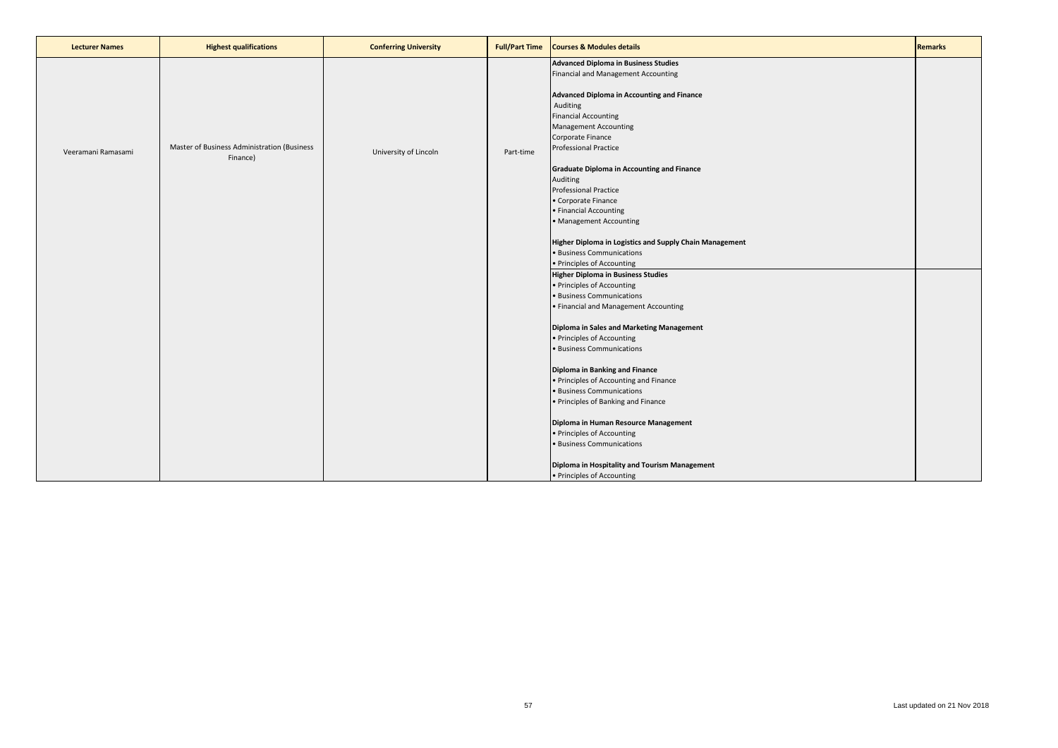| Lecturer Names | Highest qualifications | Conferring University | Full/Part Time | Courses & Modules details | Remarks |
|---|---|---|---|---|---|
| Veeramani Ramasami | Master of Business Administration (Business Finance) | University of Lincoln | Part-time | **Advanced Diploma in Business Studies**<br>Financial and Management Accounting<br><br>**Advanced Diploma in Accounting and Finance**<br>Auditing<br>Financial Accounting<br>Management Accounting<br>Corporate Finance<br>Professional Practice<br><br>**Graduate Diploma in Accounting and Finance**<br>Auditing<br>Professional Practice<br>• Corporate Finance<br>• Financial Accounting<br>• Management Accounting<br><br>**Higher Diploma in Logistics and Supply Chain Management**<br>• Business Communications<br>• Principles of Accounting | |
| | | | | **Higher Diploma in Business Studies**<br>• Principles of Accounting<br>• Business Communications<br>• Financial and Management Accounting<br><br>**Diploma in Sales and Marketing Management**<br>• Principles of Accounting<br>• Business Communications<br><br>**Diploma in Banking and Finance**<br>• Principles of Accounting and Finance<br>• Business Communications<br>• Principles of Banking and Finance<br><br>**Diploma in Human Resource Management**<br>• Principles of Accounting<br>• Business Communications<br><br>**Diploma in Hospitality and Tourism Management**<br>• Principles of Accounting | |

Last updated on 21 Nov 2018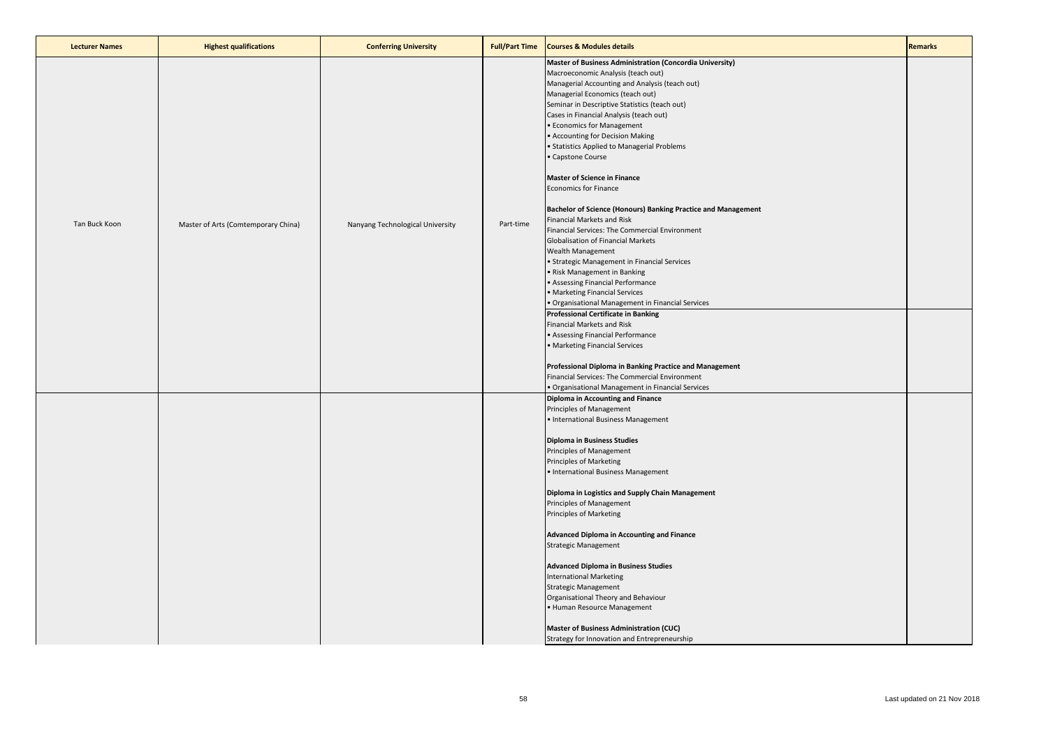| Lecturer Names | Highest qualifications | Conferring University | Full/Part Time | Courses & Modules details | Remarks |
|---|---|---|---|---|---|
| Tan Buck Koon | Master of Arts (Comtemporary China) | Nanyang Technological University | Part-time | **Master of Business Administration (Concordia University)**<br>Macroeconomic Analysis (teach out)<br>Managerial Accounting and Analysis (teach out)<br>Managerial Economics (teach out)<br>Seminar in Descriptive Statistics (teach out)<br>Cases in Financial Analysis (teach out)<br>• Economics for Management<br>• Accounting for Decision Making<br>• Statistics Applied to Managerial Problems<br>• Capstone Course<br><br>**Master of Science in Finance**<br>Economics for Finance<br><br>**Bachelor of Science (Honours) Banking Practice and Management**<br>Financial Markets and Risk<br>Financial Services: The Commercial Environment<br>Globalisation of Financial Markets<br>Wealth Management<br>• Strategic Management in Financial Services<br>• Risk Management in Banking<br>• Assessing Financial Performance<br>• Marketing Financial Services<br>• Organisational Management in Financial Services | |
| | | | | **Professional Certificate in Banking**<br>Financial Markets and Risk<br>• Assessing Financial Performance<br>• Marketing Financial Services<br><br>**Professional Diploma in Banking Practice and Management**<br>Financial Services: The Commercial Environment<br>• Organisational Management in Financial Services | |
| | | | | **Diploma in Accounting and Finance**<br>Principles of Management<br>• International Business Management<br><br>**Diploma in Business Studies**<br>Principles of Management<br>Principles of Marketing<br>• International Business Management<br><br>**Diploma in Logistics and Supply Chain Management**<br>Principles of Management<br>Principles of Marketing<br><br>**Advanced Diploma in Accounting and Finance**<br>Strategic Management<br><br>**Advanced Diploma in Business Studies**<br>International Marketing<br>Strategic Management<br>Organisational Theory and Behaviour<br>• Human Resource Management<br><br>**Master of Business Administration (CUC)**<br>Strategy for Innovation and Entrepreneurship | |

Last updated on 21 Nov 2018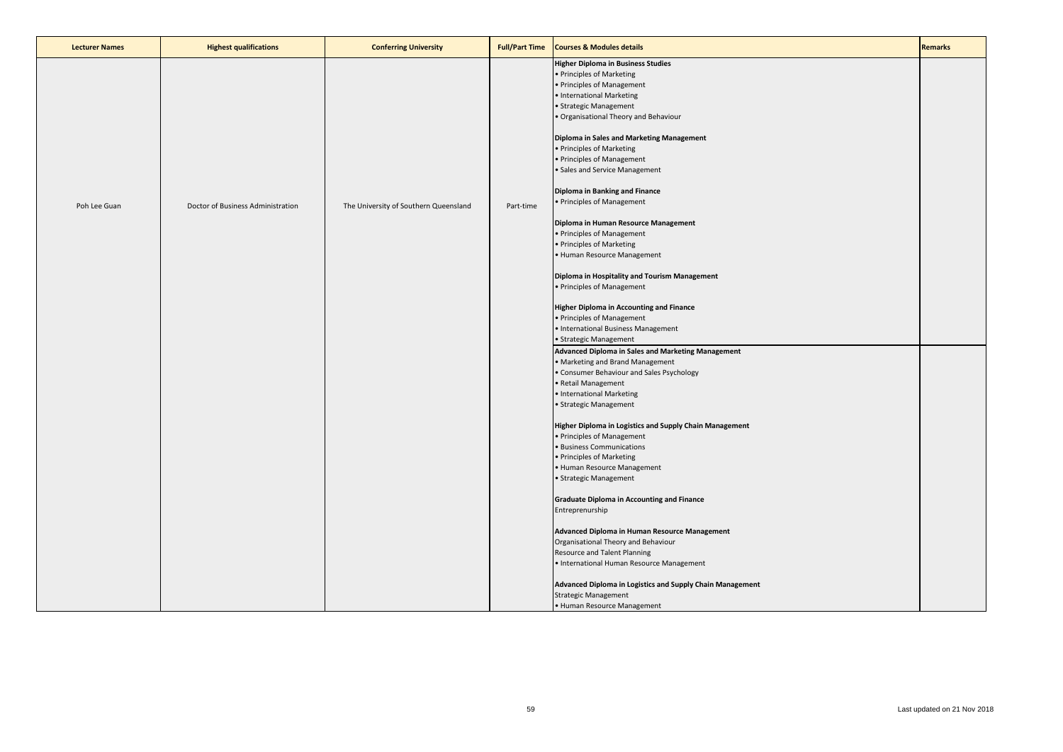| Lecturer Names | Highest qualifications | Conferring University | Full/Part Time | Courses & Modules details | Remarks |
|---|---|---|---|---|---|
| Poh Lee Guan | Doctor of Business Administration | The University of Southern Queensland | Part-time | **Higher Diploma in Business Studies**<br>• Principles of Marketing<br>• Principles of Management<br>• International Marketing<br>• Strategic Management<br>• Organisational Theory and Behaviour<br><br>**Diploma in Sales and Marketing Management**<br>• Principles of Marketing<br>• Principles of Management<br>• Sales and Service Management<br><br>**Diploma in Banking and Finance**<br>• Principles of Management<br><br>**Diploma in Human Resource Management**<br>• Principles of Management<br>• Principles of Marketing<br>• Human Resource Management<br><br>**Diploma in Hospitality and Tourism Management**<br>• Principles of Management<br><br>**Higher Diploma in Accounting and Finance**<br>• Principles of Management<br>• International Business Management<br>• Strategic Management | |
| | | | | **Advanced Diploma in Sales and Marketing Management**<br>• Marketing and Brand Management<br>• Consumer Behaviour and Sales Psychology<br>• Retail Management<br>• International Marketing<br>• Strategic Management<br><br>**Higher Diploma in Logistics and Supply Chain Management**<br>• Principles of Management<br>• Business Communications<br>• Principles of Marketing<br>• Human Resource Management<br>• Strategic Management<br><br>**Graduate Diploma in Accounting and Finance**<br>Entreprenurship<br><br>**Advanced Diploma in Human Resource Management**<br>Organisational Theory and Behaviour<br>Resource and Talent Planning<br>• International Human Resource Management<br><br>**Advanced Diploma in Logistics and Supply Chain Management**<br>Strategic Management<br>• Human Resource Management | |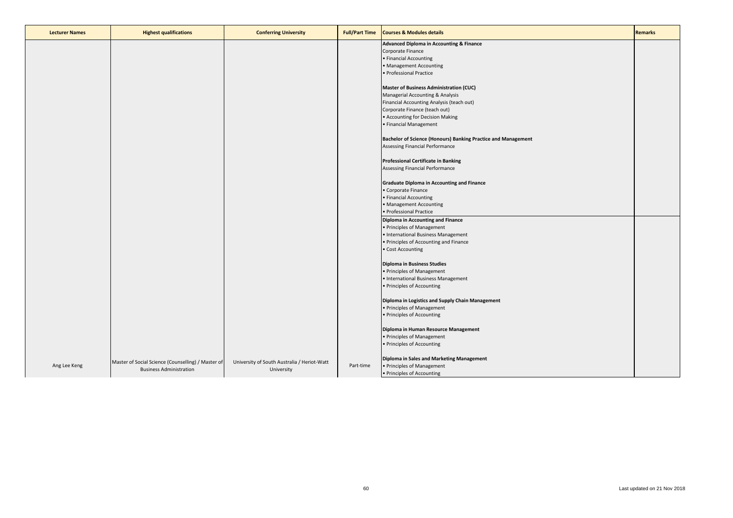| Lecturer Names | Highest qualifications | Conferring University | Full/Part Time | Courses & Modules details | Remarks |
|---|---|---|---|---|---|
| Ang Lee Keng | Master of Social Science (Counselling) / Master of Business Administration | University of South Australia / Heriot-Watt University | Part-time | **Advanced Diploma in Accounting & Finance**<br>Corporate Finance<br>• Financial Accounting<br>• Management Accounting<br>• Professional Practice<br><br>**Master of Business Administration (CUC)**<br>Managerial Accounting & Analysis<br>Financial Accounting Analysis (teach out)<br>Corporate Finance (teach out)<br>• Accounting for Decision Making<br>• Financial Management<br><br>**Bachelor of Science (Honours) Banking Practice and Management**<br>Assessing Financial Performance<br><br>**Professional Certificate in Banking**<br>Assessing Financial Performance<br><br>**Graduate Diploma in Accounting and Finance**<br>• Corporate Finance<br>• Financial Accounting<br>• Management Accounting<br>• Professional Practice | |
| | | | | **Diploma in Accounting and Finance**<br>• Principles of Management<br>• International Business Management<br>• Principles of Accounting and Finance<br>• Cost Accounting<br><br>**Diploma in Business Studies**<br>• Principles of Management<br>• International Business Management<br>• Principles of Accounting<br><br>**Diploma in Logistics and Supply Chain Management**<br>• Principles of Management<br>• Principles of Accounting<br><br>**Diploma in Human Resource Management**<br>• Principles of Management<br>• Principles of Accounting<br><br>**Diploma in Sales and Marketing Management**<br>• Principles of Management<br>• Principles of Accounting | |

Last updated on 21 Nov 2018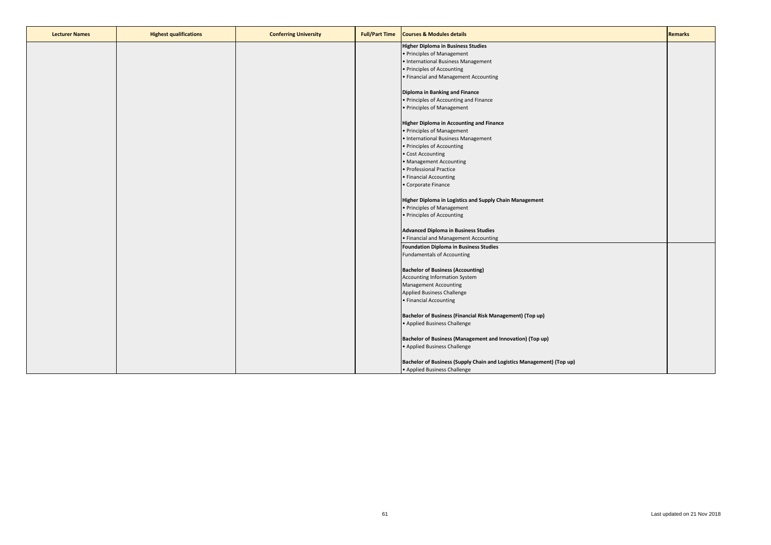| Lecturer Names | Highest qualifications | Conferring University | Full/Part Time | Courses & Modules details | Remarks |
|---|---|---|---|---|---|
| | | | | **Higher Diploma in Business Studies**<br>• Principles of Management<br>• International Business Management<br>• Principles of Accounting<br>• Financial and Management Accounting<br><br>**Diploma in Banking and Finance**<br>• Principles of Accounting and Finance<br>• Principles of Management<br><br>**Higher Diploma in Accounting and Finance**<br>• Principles of Management<br>• International Business Management<br>• Principles of Accounting<br>• Cost Accounting<br>• Management Accounting<br>• Professional Practice<br>• Financial Accounting<br>• Corporate Finance<br><br>**Higher Diploma in Logistics and Supply Chain Management**<br>• Principles of Management<br>• Principles of Accounting<br><br>**Advanced Diploma in Business Studies**<br>• Financial and Management Accounting | |
| | | | | **Foundation Diploma in Business Studies**<br>Fundamentals of Accounting<br><br>**Bachelor of Business (Accounting)**<br>Accounting Information System<br>Management Accounting<br>Applied Business Challenge<br>• Financial Accounting<br><br>**Bachelor of Business (Financial Risk Management) (Top up)**<br>• Applied Business Challenge<br><br>**Bachelor of Business (Management and Innovation) (Top up)**<br>• Applied Business Challenge<br><br>**Bachelor of Business (Supply Chain and Logistics Management) (Top up)**<br>• Applied Business Challenge | |

Last updated on 21 Nov 2018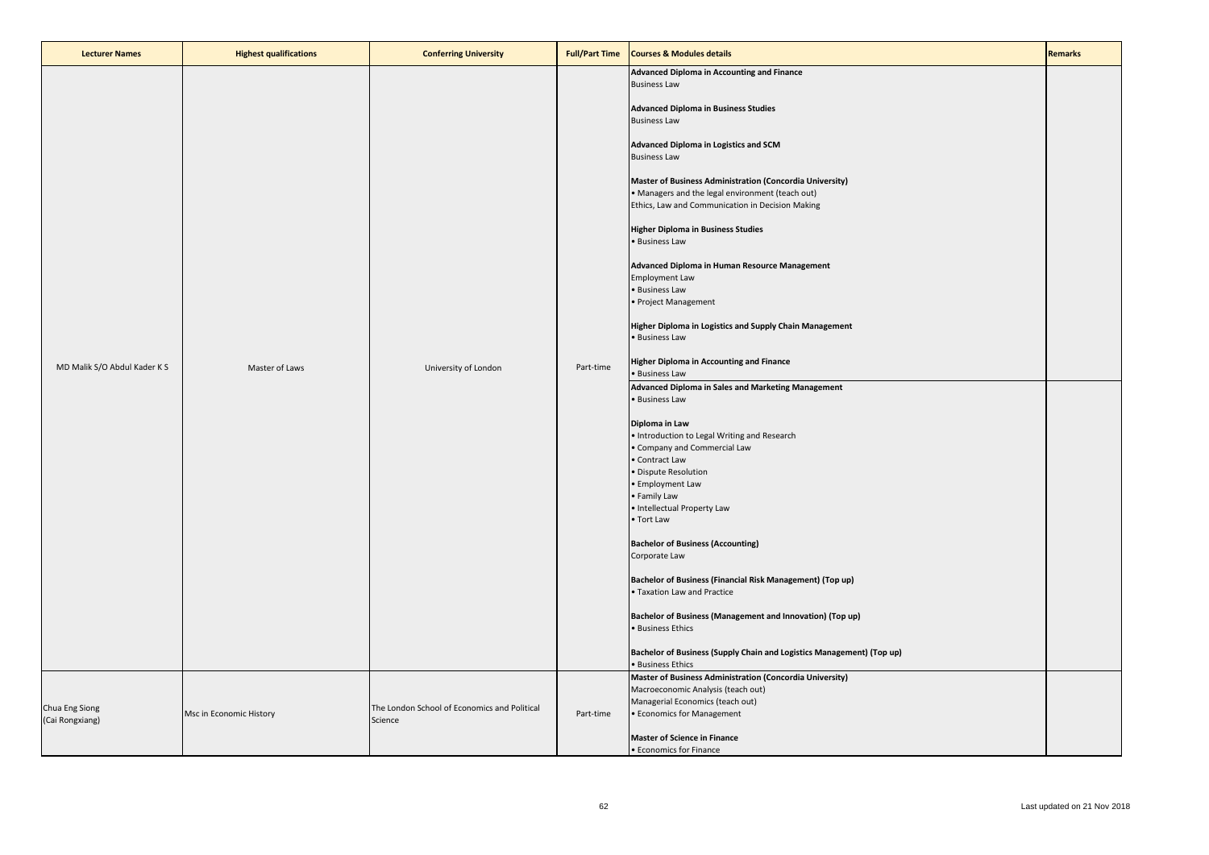| Lecturer Names | Highest qualifications | Conferring University | Full/Part Time | Courses & Modules details | Remarks |
|---|---|---|---|---|---|
| MD Malik S/O Abdul Kader K S | Master of Laws | University of London | Part-time | **Advanced Diploma in Accounting and Finance**<br>Business Law<br><br>**Advanced Diploma in Business Studies**<br>Business Law<br><br>**Advanced Diploma in Logistics and SCM**<br>Business Law<br><br>**Master of Business Administration (Concordia University)**<br>• Managers and the legal environment (teach out)<br>Ethics, Law and Communication in Decision Making<br><br>**Higher Diploma in Business Studies**<br>• Business Law<br><br>**Advanced Diploma in Human Resource Management**<br>Employment Law<br>• Business Law<br>• Project Management<br><br>**Higher Diploma in Logistics and Supply Chain Management**<br>• Business Law<br><br>**Higher Diploma in Accounting and Finance**<br>• Business Law<br>**Advanced Diploma in Sales and Marketing Management**<br>• Business Law<br><br>**Diploma in Law**<br>• Introduction to Legal Writing and Research<br>• Company and Commercial Law<br>• Contract Law<br>• Dispute Resolution<br>• Employment Law<br>• Family Law<br>• Intellectual Property Law<br>• Tort Law<br><br>**Bachelor of Business (Accounting)**<br>Corporate Law<br><br>**Bachelor of Business (Financial Risk Management) (Top up)**<br>• Taxation Law and Practice<br><br>**Bachelor of Business (Management and Innovation) (Top up)**<br>• Business Ethics<br><br>**Bachelor of Business (Supply Chain and Logistics Management) (Top up)**<br>• Business Ethics | |
| Chua Eng Siong<br>(Cai Rongxiang) | Msc in Economic History | The London School of Economics and Political Science | Part-time | **Master of Business Administration (Concordia University)**<br>Macroeconomic Analysis (teach out)<br>Managerial Economics (teach out)<br>• Economics for Management<br><br>**Master of Science in Finance**<br>• Economics for Finance | |

Last updated on 21 Nov 2018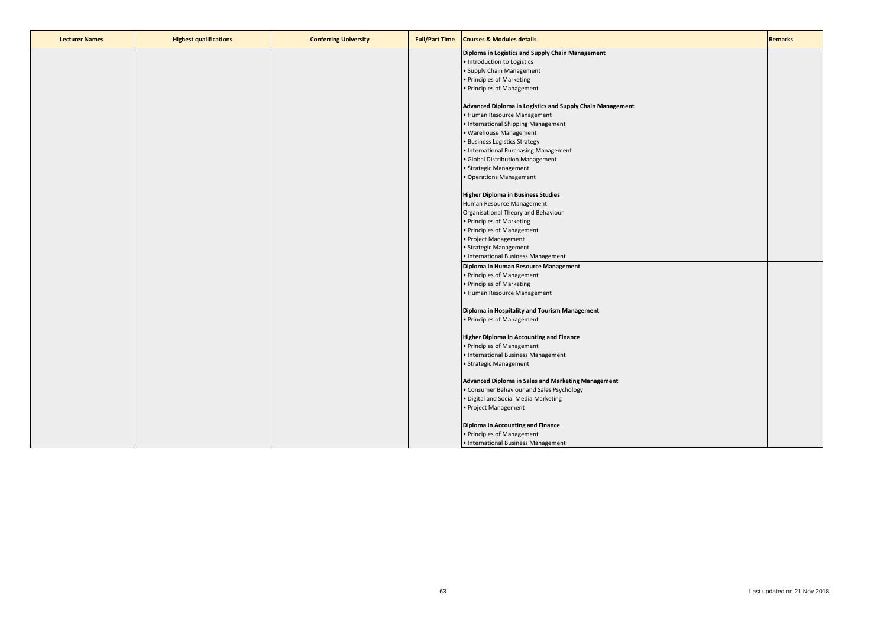| Lecturer Names | Highest qualifications | Conferring University | Full/Part Time | Courses & Modules details | Remarks |
|---|---|---|---|---|---|
| | | | | **Diploma in Logistics and Supply Chain Management**<br>• Introduction to Logistics<br>• Supply Chain Management<br>• Principles of Marketing<br>• Principles of Management<br><br>**Advanced Diploma in Logistics and Supply Chain Management**<br>• Human Resource Management<br>• International Shipping Management<br>• Warehouse Management<br>• Business Logistics Strategy<br>• International Purchasing Management<br>• Global Distribution Management<br>• Strategic Management<br>• Operations Management<br><br>**Higher Diploma in Business Studies**<br>Human Resource Management<br>Organisational Theory and Behaviour<br>• Principles of Marketing<br>• Principles of Management<br>• Project Management<br>• Strategic Management<br>• International Business Management | |
| | | | | **Diploma in Human Resource Management**<br>• Principles of Management<br>• Principles of Marketing<br>• Human Resource Management<br><br>**Diploma in Hospitality and Tourism Management**<br>• Principles of Management<br><br>**Higher Diploma in Accounting and Finance**<br>• Principles of Management<br>• International Business Management<br>• Strategic Management<br><br>**Advanced Diploma in Sales and Marketing Management**<br>• Consumer Behaviour and Sales Psychology<br>• Digital and Social Media Marketing<br>• Project Management<br><br>**Diploma in Accounting and Finance**<br>• Principles of Management<br>• International Business Management | |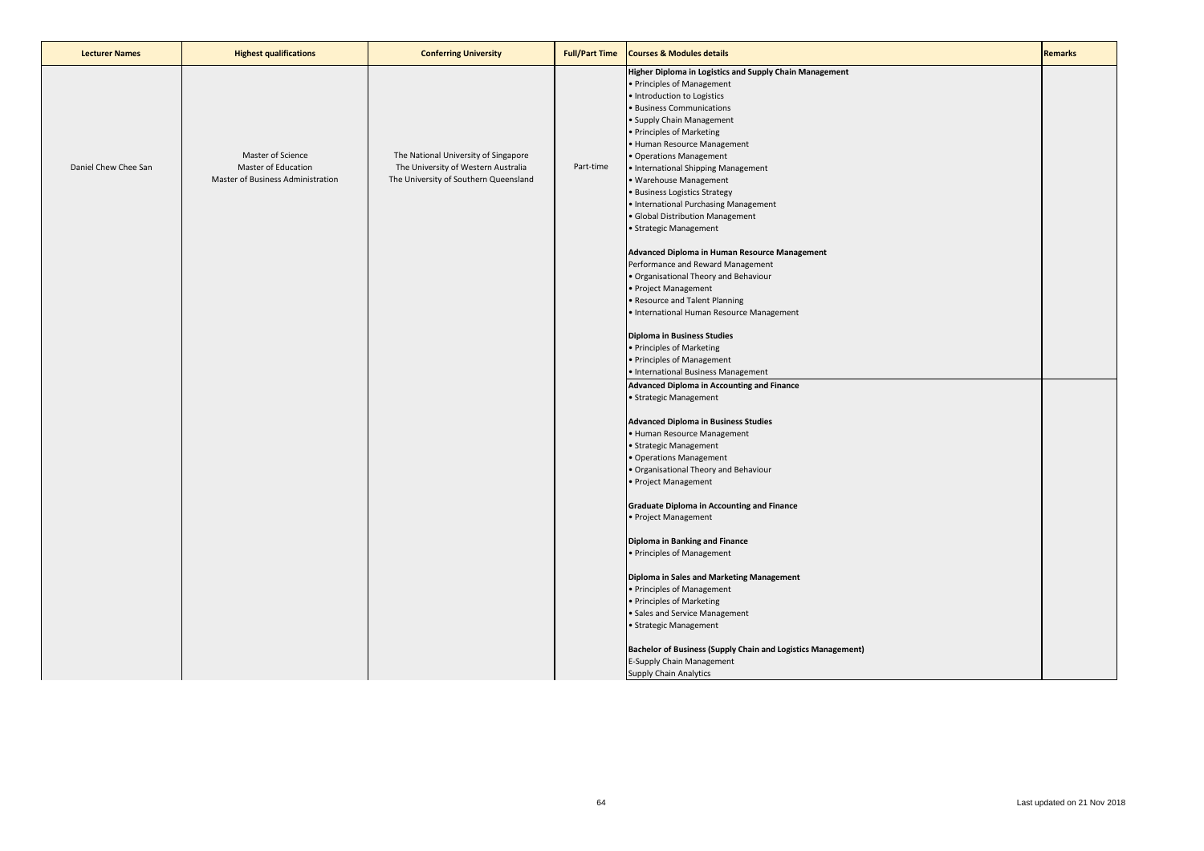| Lecturer Names | Highest qualifications | Conferring University | Full/Part Time | Courses & Modules details | Remarks |
|---|---|---|---|---|---|
| Daniel Chew Chee San | Master of Science<br>Master of Education<br>Master of Business Administration | The National University of Singapore<br>The University of Western Australia<br>The University of Southern Queensland | Part-time | **Higher Diploma in Logistics and Supply Chain Management**<br>• Principles of Management<br>• Introduction to Logistics<br>• Business Communications<br>• Supply Chain Management<br>• Principles of Marketing<br>• Human Resource Management<br>• Operations Management<br>• International Shipping Management<br>• Warehouse Management<br>• Business Logistics Strategy<br>• International Purchasing Management<br>• Global Distribution Management<br>• Strategic Management<br><br>**Advanced Diploma in Human Resource Management**<br>Performance and Reward Management<br>• Organisational Theory and Behaviour<br>• Project Management<br>• Resource and Talent Planning<br>• International Human Resource Management<br><br>**Diploma in Business Studies**<br>• Principles of Marketing<br>• Principles of Management<br>• International Business Management | |
| | | | | **Advanced Diploma in Accounting and Finance**<br>• Strategic Management<br><br>**Advanced Diploma in Business Studies**<br>• Human Resource Management<br>• Strategic Management<br>• Operations Management<br>• Organisational Theory and Behaviour<br>• Project Management<br><br>**Graduate Diploma in Accounting and Finance**<br>• Project Management<br><br>**Diploma in Banking and Finance**<br>• Principles of Management<br><br>**Diploma in Sales and Marketing Management**<br>• Principles of Management<br>• Principles of Marketing<br>• Sales and Service Management<br>• Strategic Management<br><br>**Bachelor of Business (Supply Chain and Logistics Management)**<br>E-Supply Chain Management<br>Supply Chain Analytics | |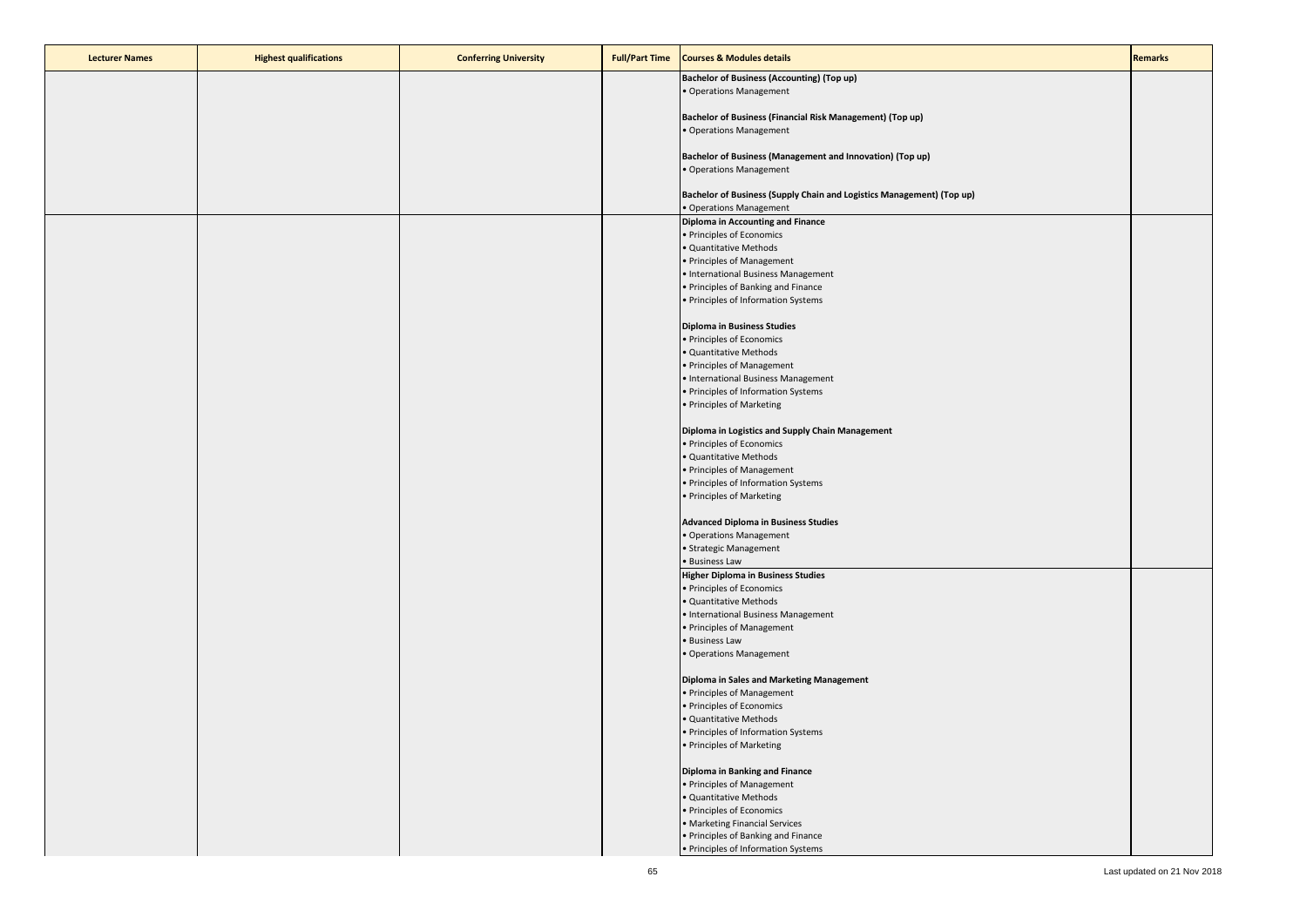| Lecturer Names | Highest qualifications | Conferring University | Full/Part Time | Courses & Modules details | Remarks |
|---|---|---|---|---|---|
| | | | | **Bachelor of Business (Accounting) (Top up)**<br>• Operations Management<br><br>**Bachelor of Business (Financial Risk Management) (Top up)**<br>• Operations Management<br><br>**Bachelor of Business (Management and Innovation) (Top up)**<br>• Operations Management<br><br>**Bachelor of Business (Supply Chain and Logistics Management) (Top up)**<br>• Operations Management | |
| | | | | **Diploma in Accounting and Finance**<br>• Principles of Economics<br>• Quantitative Methods<br>• Principles of Management<br>• International Business Management<br>• Principles of Banking and Finance<br>• Principles of Information Systems<br><br>**Diploma in Business Studies**<br>• Principles of Economics<br>• Quantitative Methods<br>• Principles of Management<br>• International Business Management<br>• Principles of Information Systems<br>• Principles of Marketing<br><br>**Diploma in Logistics and Supply Chain Management**<br>• Principles of Economics<br>• Quantitative Methods<br>• Principles of Management<br>• Principles of Information Systems<br>• Principles of Marketing<br><br>**Advanced Diploma in Business Studies**<br>• Operations Management<br>• Strategic Management<br>• Business Law | |
| | | | | **Higher Diploma in Business Studies**<br>• Principles of Economics<br>• Quantitative Methods<br>• International Business Management<br>• Principles of Management<br>• Business Law<br>• Operations Management<br><br>**Diploma in Sales and Marketing Management**<br>• Principles of Management<br>• Principles of Economics<br>• Quantitative Methods<br>• Principles of Information Systems<br>• Principles of Marketing<br><br>**Diploma in Banking and Finance**<br>• Principles of Management<br>• Quantitative Methods<br>• Principles of Economics<br>• Marketing Financial Services<br>• Principles of Banking and Finance<br>• Principles of Information Systems | |

Last updated on 21 Nov 2018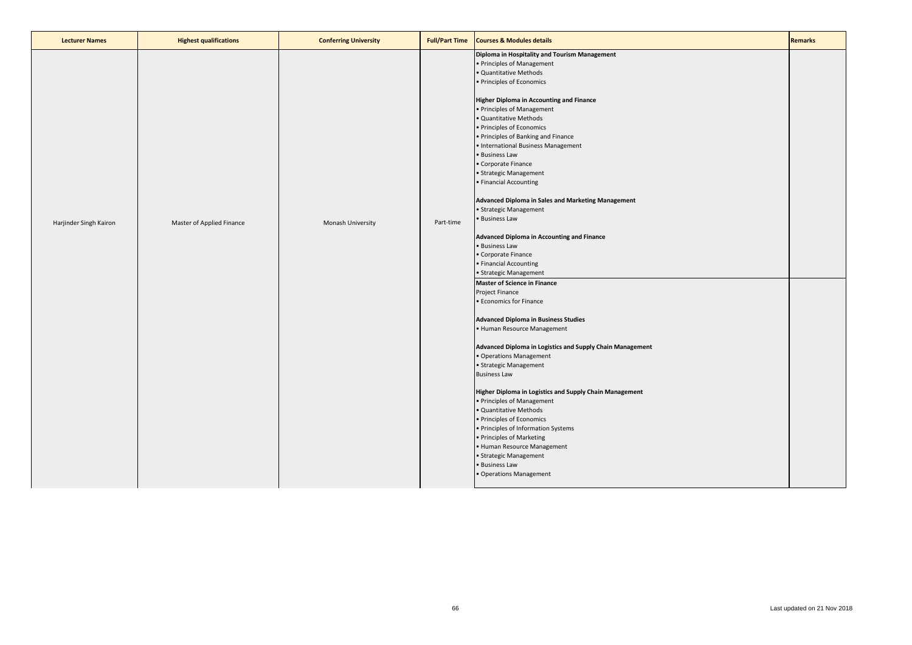| Lecturer Names | Highest qualifications | Conferring University | Full/Part Time | Courses & Modules details | Remarks |
|---|---|---|---|---|---|
| Harjinder Singh Kairon | Master of Applied Finance | Monash University | Part-time | **Diploma in Hospitality and Tourism Management**<br>• Principles of Management<br>• Quantitative Methods<br>• Principles of Economics<br><br>**Higher Diploma in Accounting and Finance**<br>• Principles of Management<br>• Quantitative Methods<br>• Principles of Economics<br>• Principles of Banking and Finance<br>• International Business Management<br>• Business Law<br>• Corporate Finance<br>• Strategic Management<br>• Financial Accounting<br><br>**Advanced Diploma in Sales and Marketing Management**<br>• Strategic Management<br>• Business Law<br><br>**Advanced Diploma in Accounting and Finance**<br>• Business Law<br>• Corporate Finance<br>• Financial Accounting<br>• Strategic Management | |
| | | | | **Master of Science in Finance**<br>Project Finance<br>• Economics for Finance<br><br>**Advanced Diploma in Business Studies**<br>• Human Resource Management<br><br>**Advanced Diploma in Logistics and Supply Chain Management**<br>• Operations Management<br>• Strategic Management<br>Business Law<br><br>**Higher Diploma in Logistics and Supply Chain Management**<br>• Principles of Management<br>• Quantitative Methods<br>• Principles of Economics<br>• Principles of Information Systems<br>• Principles of Marketing<br>• Human Resource Management<br>• Strategic Management<br>• Business Law<br>• Operations Management | |

Last updated on 21 Nov 2018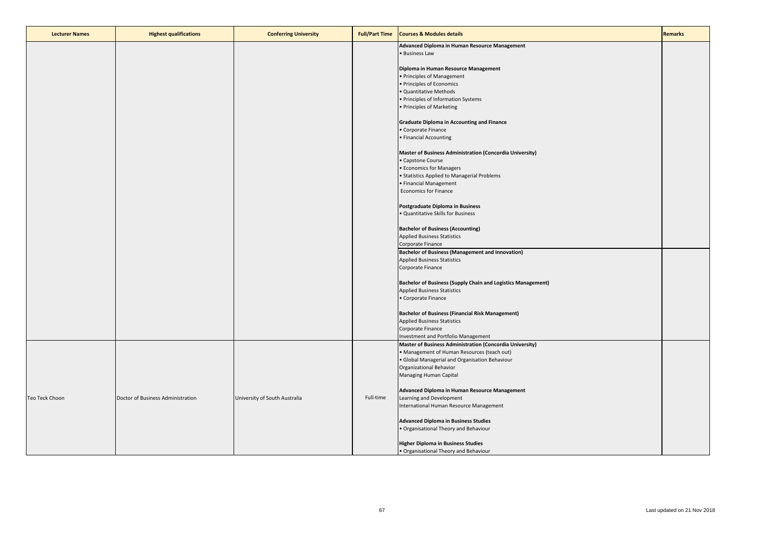| Lecturer Names | Highest qualifications | Conferring University | Full/Part Time | Courses & Modules details | Remarks |
|---|---|---|---|---|---|
| | | | | **Advanced Diploma in Human Resource Management**<br>• Business Law<br><br>**Diploma in Human Resource Management**<br>• Principles of Management<br>• Principles of Economics<br>• Quantitative Methods<br>• Principles of Information Systems<br>• Principles of Marketing<br><br>**Graduate Diploma in Accounting and Finance**<br>• Corporate Finance<br>• Financial Accounting<br><br>**Master of Business Administration (Concordia University)**<br>• Capstone Course<br>• Economics for Managers<br>• Statistics Applied to Managerial Problems<br>• Financial Management<br>Economics for Finance<br><br>**Postgraduate Diploma in Business**<br>• Quantitative Skills for Business<br><br>**Bachelor of Business (Accounting)**<br>Applied Business Statistics<br>Corporate Finance<br>**Bachelor of Business (Management and Innovation)**<br>Applied Business Statistics<br>Corporate Finance<br><br>**Bachelor of Business (Supply Chain and Logistics Management)**<br>Applied Business Statistics<br>• Corporate Finance<br><br>**Bachelor of Business (Financial Risk Management)**<br>Applied Business Statistics<br>Corporate Finance<br>Investment and Portfolio Management | |
| Teo Teck Choon | Doctor of Business Administration | University of South Australia | Full-time | **Master of Business Administration (Concordia University)**<br>• Management of Human Resources (teach out)<br>• Global Managerial and Organisation Behaviour<br>Organizational Behavior<br>Managing Human Capital<br><br>**Advanced Diploma in Human Resource Management**<br>Learning and Development<br>International Human Resource Management<br><br>**Advanced Diploma in Business Studies**<br>• Organisational Theory and Behaviour<br><br>**Higher Diploma in Business Studies**<br>• Organisational Theory and Behaviour | |

Last updated on 21 Nov 2018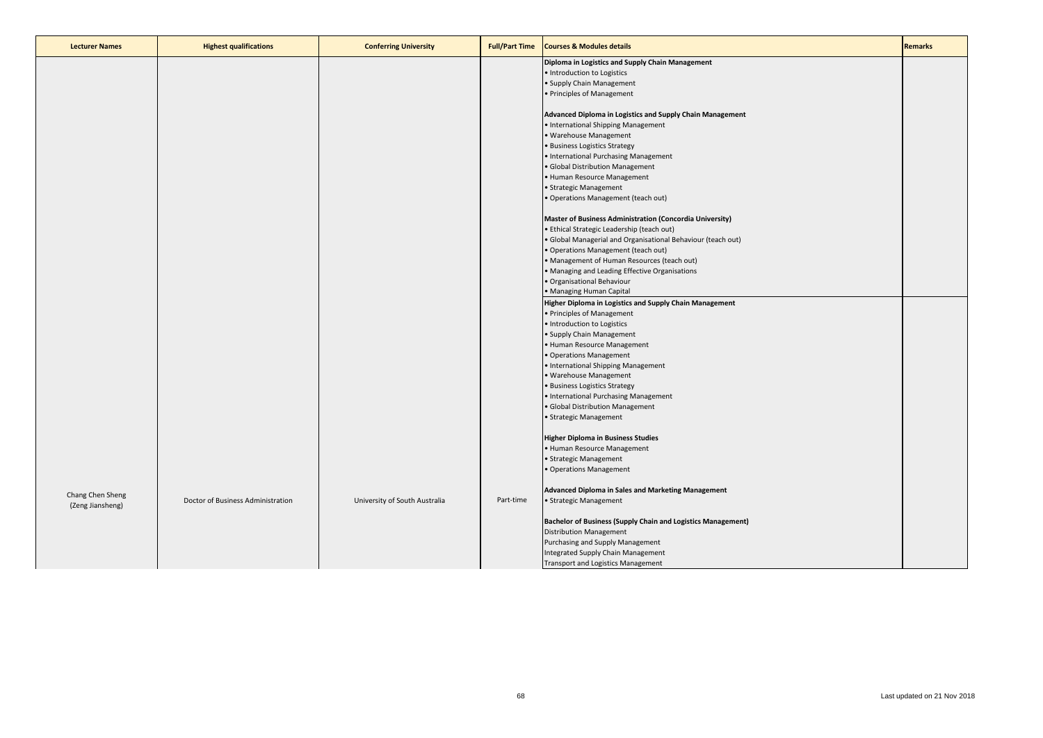| Lecturer Names | Highest qualifications | Conferring University | Full/Part Time | Courses & Modules details | Remarks |
|---|---|---|---|---|---|
| Chang Chen Sheng (Zeng Jiansheng) | Doctor of Business Administration | University of South Australia | Part-time | **Diploma in Logistics and Supply Chain Management**<br>• Introduction to Logistics<br>• Supply Chain Management<br>• Principles of Management<br><br>**Advanced Diploma in Logistics and Supply Chain Management**<br>• International Shipping Management<br>• Warehouse Management<br>• Business Logistics Strategy<br>• International Purchasing Management<br>• Global Distribution Management<br>• Human Resource Management<br>• Strategic Management<br>• Operations Management (teach out)<br><br>**Master of Business Administration (Concordia University)**<br>• Ethical Strategic Leadership (teach out)<br>• Global Managerial and Organisational Behaviour (teach out)<br>• Operations Management (teach out)<br>• Management of Human Resources (teach out)<br>• Managing and Leading Effective Organisations<br>• Organisational Behaviour<br>• Managing Human Capital | |
| | | | | **Higher Diploma in Logistics and Supply Chain Management**<br>• Principles of Management<br>• Introduction to Logistics<br>• Supply Chain Management<br>• Human Resource Management<br>• Operations Management<br>• International Shipping Management<br>• Warehouse Management<br>• Business Logistics Strategy<br>• International Purchasing Management<br>• Global Distribution Management<br>• Strategic Management<br><br>**Higher Diploma in Business Studies**<br>• Human Resource Management<br>• Strategic Management<br>• Operations Management<br><br>**Advanced Diploma in Sales and Marketing Management**<br>• Strategic Management<br><br>**Bachelor of Business (Supply Chain and Logistics Management)**<br>Distribution Management<br>Purchasing and Supply Management<br>Integrated Supply Chain Management<br>Transport and Logistics Management | |

Last updated on 21 Nov 2018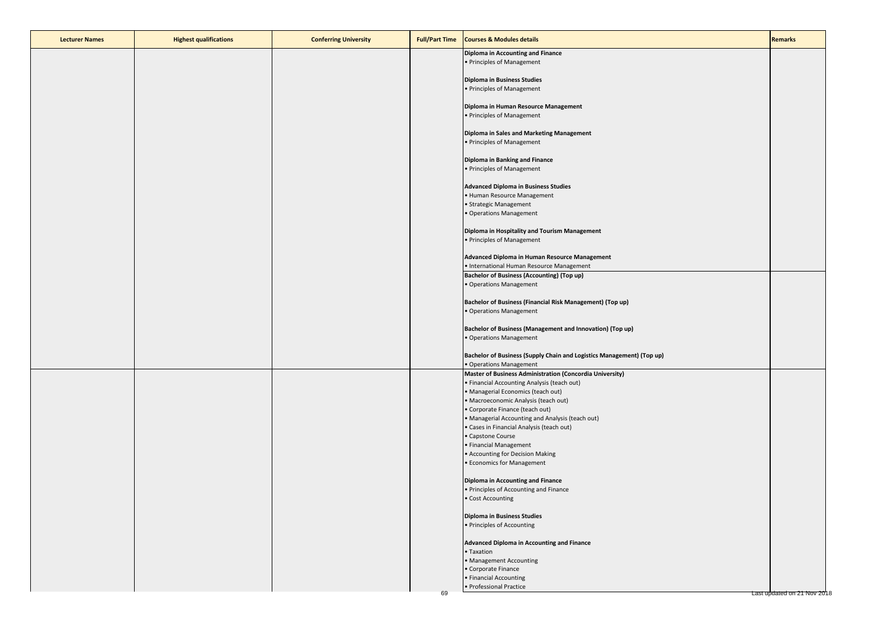| Lecturer Names | Highest qualifications | Conferring University | Full/Part Time | Courses & Modules details | Remarks |
|---|---|---|---|---|---|
| | | | | **Diploma in Accounting and Finance**<br>• Principles of Management<br><br>**Diploma in Business Studies**<br>• Principles of Management<br><br>**Diploma in Human Resource Management**<br>• Principles of Management<br><br>**Diploma in Sales and Marketing Management**<br>• Principles of Management<br><br>**Diploma in Banking and Finance**<br>• Principles of Management<br><br>**Advanced Diploma in Business Studies**<br>• Human Resource Management<br>• Strategic Management<br>• Operations Management<br><br>**Diploma in Hospitality and Tourism Management**<br>• Principles of Management<br><br>**Advanced Diploma in Human Resource Management**<br>• International Human Resource Management | |
| | | | | **Bachelor of Business (Accounting) (Top up)**<br>• Operations Management<br><br>**Bachelor of Business (Financial Risk Management) (Top up)**<br>• Operations Management<br><br>**Bachelor of Business (Management and Innovation) (Top up)**<br>• Operations Management<br><br>**Bachelor of Business (Supply Chain and Logistics Management) (Top up)**<br>• Operations Management | |
| | | | | **Master of Business Administration (Concordia University)**<br>• Financial Accounting Analysis (teach out)<br>• Managerial Economics (teach out)<br>• Macroeconomic Analysis (teach out)<br>• Corporate Finance (teach out)<br>• Managerial Accounting and Analysis (teach out)<br>• Cases in Financial Analysis (teach out)<br>• Capstone Course<br>• Financial Management<br>• Accounting for Decision Making<br>• Economics for Management<br><br>**Diploma in Accounting and Finance**<br>• Principles of Accounting and Finance<br>• Cost Accounting<br><br>**Diploma in Business Studies**<br>• Principles of Accounting<br><br>**Advanced Diploma in Accounting and Finance**<br>• Taxation<br>• Management Accounting<br>• Corporate Finance<br>• Financial Accounting<br>• Professional Practice | |

Last updated on 21 Nov 2018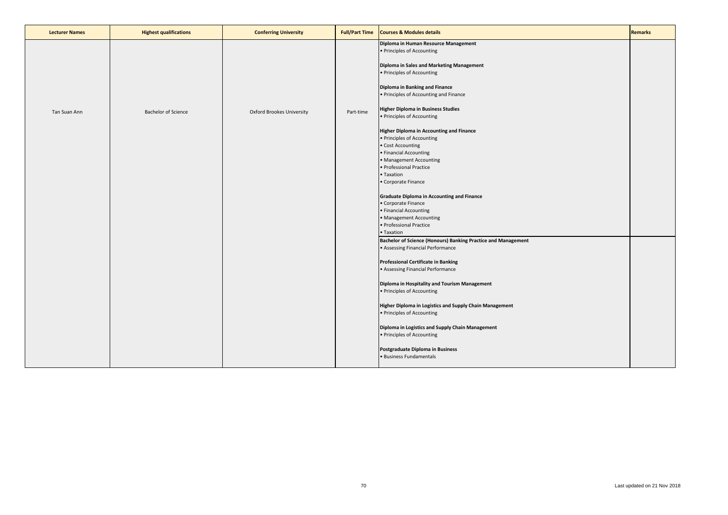| Lecturer Names | Highest qualifications | Conferring University | Full/Part Time | Courses & Modules details | Remarks |
|---|---|---|---|---|---|
| Tan Suan Ann | Bachelor of Science | Oxford Brookes University | Part-time | **Diploma in Human Resource Management**<br>• Principles of Accounting<br><br>**Diploma in Sales and Marketing Management**<br>• Principles of Accounting<br><br>**Diploma in Banking and Finance**<br>• Principles of Accounting and Finance<br><br>**Higher Diploma in Business Studies**<br>• Principles of Accounting<br><br>**Higher Diploma in Accounting and Finance**<br>• Principles of Accounting<br>• Cost Accounting<br>• Financial Accounting<br>• Management Accounting<br>• Professional Practice<br>• Taxation<br>• Corporate Finance<br><br>**Graduate Diploma in Accounting and Finance**<br>• Corporate Finance<br>• Financial Accounting<br>• Management Accounting<br>• Professional Practice<br>• Taxation | |
| | | | | **Bachelor of Science (Honours) Banking Practice and Management**<br>• Assessing Financial Performance<br><br>**Professional Certificate in Banking**<br>• Assessing Financial Performance<br><br>**Diploma in Hospitality and Tourism Management**<br>• Principles of Accounting<br><br>**Higher Diploma in Logistics and Supply Chain Management**<br>• Principles of Accounting<br><br>**Diploma in Logistics and Supply Chain Management**<br>• Principles of Accounting<br><br>**Postgraduate Diploma in Business**<br>• Business Fundamentals | |

Last updated on 21 Nov 2018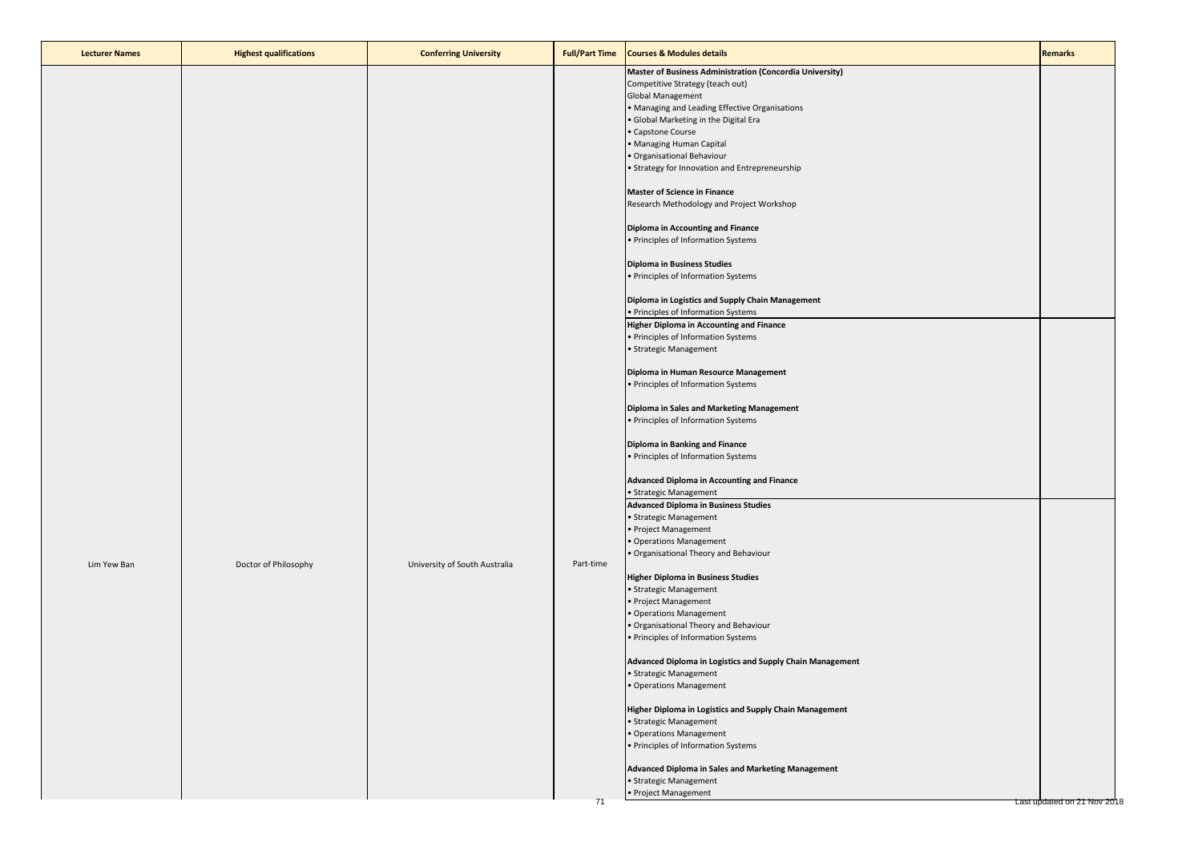| Lecturer Names | Highest qualifications | Conferring University | Full/Part Time | Courses & Modules details | Remarks |
|---|---|---|---|---|---|
| Lim Yew Ban | Doctor of Philosophy | University of South Australia | Part-time | **Master of Business Administration (Concordia University)**<br>Competitive Strategy (teach out)<br>Global Management<br>• Managing and Leading Effective Organisations<br>• Global Marketing in the Digital Era<br>• Capstone Course<br>• Managing Human Capital<br>• Organisational Behaviour<br>• Strategy for Innovation and Entrepreneurship<br><br>**Master of Science in Finance**<br>Research Methodology and Project Workshop<br><br>**Diploma in Accounting and Finance**<br>• Principles of Information Systems<br><br>**Diploma in Business Studies**<br>• Principles of Information Systems<br><br>**Diploma in Logistics and Supply Chain Management**<br>• Principles of Information Systems | |
| | | | | **Higher Diploma in Accounting and Finance**<br>• Principles of Information Systems<br>• Strategic Management<br><br>**Diploma in Human Resource Management**<br>• Principles of Information Systems<br><br>**Diploma in Sales and Marketing Management**<br>• Principles of Information Systems<br><br>**Diploma in Banking and Finance**<br>• Principles of Information Systems<br><br>**Advanced Diploma in Accounting and Finance**<br>• Strategic Management | |
| | | | | **Advanced Diploma in Business Studies**<br>• Strategic Management<br>• Project Management<br>• Operations Management<br>• Organisational Theory and Behaviour<br><br>**Higher Diploma in Business Studies**<br>• Strategic Management<br>• Project Management<br>• Operations Management<br>• Organisational Theory and Behaviour<br>• Principles of Information Systems<br><br>**Advanced Diploma in Logistics and Supply Chain Management**<br>• Strategic Management<br>• Operations Management<br><br>**Higher Diploma in Logistics and Supply Chain Management**<br>• Strategic Management<br>• Operations Management<br>• Principles of Information Systems<br><br>**Advanced Diploma in Sales and Marketing Management**<br>• Strategic Management<br>• Project Management | |

Last updated on 21 Nov 2018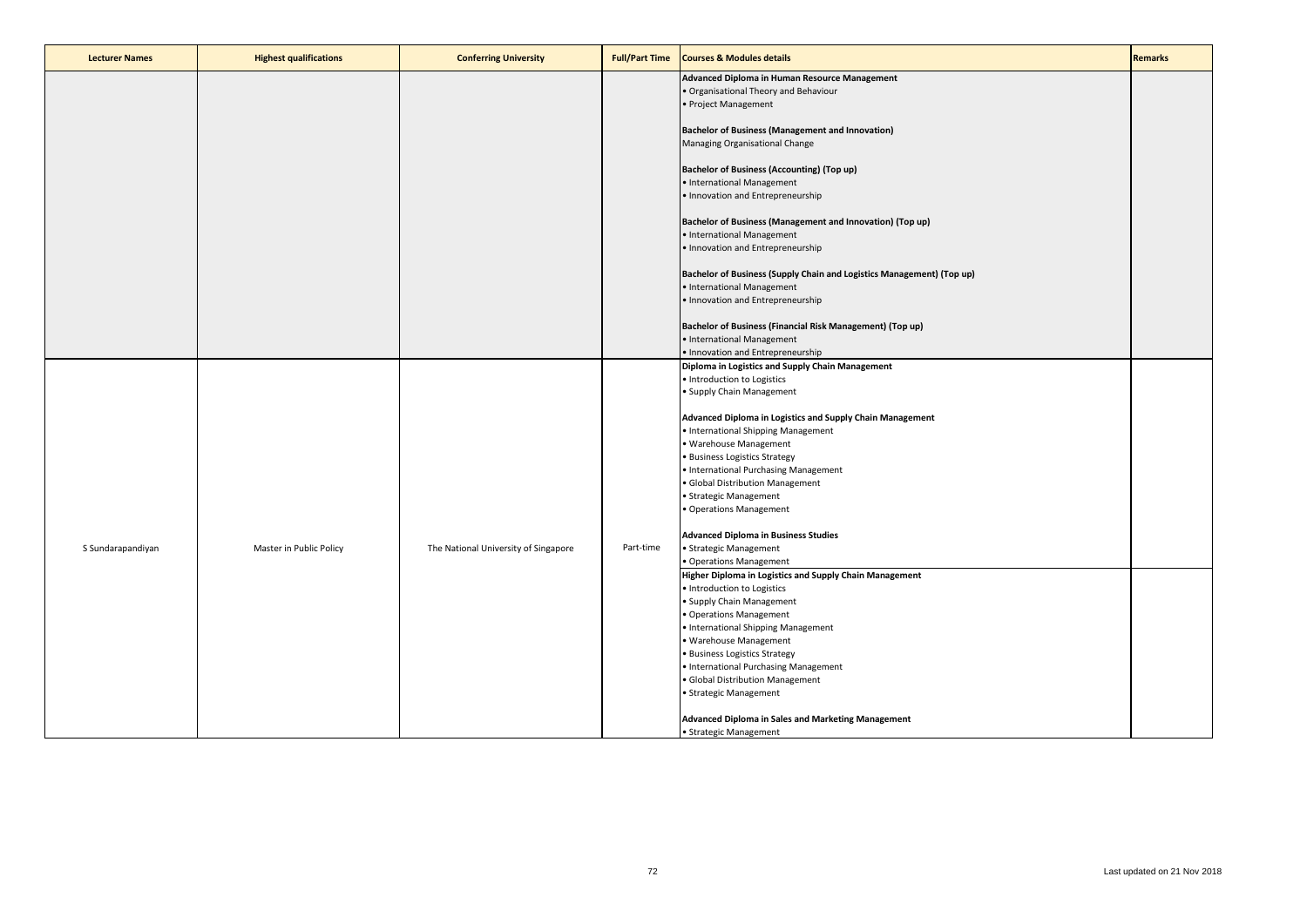| Lecturer Names | Highest qualifications | Conferring University | Full/Part Time | Courses & Modules details | Remarks |
|---|---|---|---|---|---|
| | | | | **Advanced Diploma in Human Resource Management**<br>• Organisational Theory and Behaviour<br>• Project Management<br><br>**Bachelor of Business (Management and Innovation)**<br>Managing Organisational Change<br><br>**Bachelor of Business (Accounting) (Top up)**<br>• International Management<br>• Innovation and Entrepreneurship<br><br>**Bachelor of Business (Management and Innovation) (Top up)**<br>• International Management<br>• Innovation and Entrepreneurship<br><br>**Bachelor of Business (Supply Chain and Logistics Management) (Top up)**<br>• International Management<br>• Innovation and Entrepreneurship<br><br>**Bachelor of Business (Financial Risk Management) (Top up)**<br>• International Management<br>• Innovation and Entrepreneurship | |
| S Sundarapandiyan | Master in Public Policy | The National University of Singapore | Part-time | **Diploma in Logistics and Supply Chain Management**<br>• Introduction to Logistics<br>• Supply Chain Management<br><br>**Advanced Diploma in Logistics and Supply Chain Management**<br>• International Shipping Management<br>• Warehouse Management<br>• Business Logistics Strategy<br>• International Purchasing Management<br>• Global Distribution Management<br>• Strategic Management<br>• Operations Management<br><br>**Advanced Diploma in Business Studies**<br>• Strategic Management<br>• Operations Management | |
| | | | | **Higher Diploma in Logistics and Supply Chain Management**<br>• Introduction to Logistics<br>• Supply Chain Management<br>• Operations Management<br>• International Shipping Management<br>• Warehouse Management<br>• Business Logistics Strategy<br>• International Purchasing Management<br>• Global Distribution Management<br>• Strategic Management<br><br>**Advanced Diploma in Sales and Marketing Management**<br>• Strategic Management | |

Last updated on 21 Nov 2018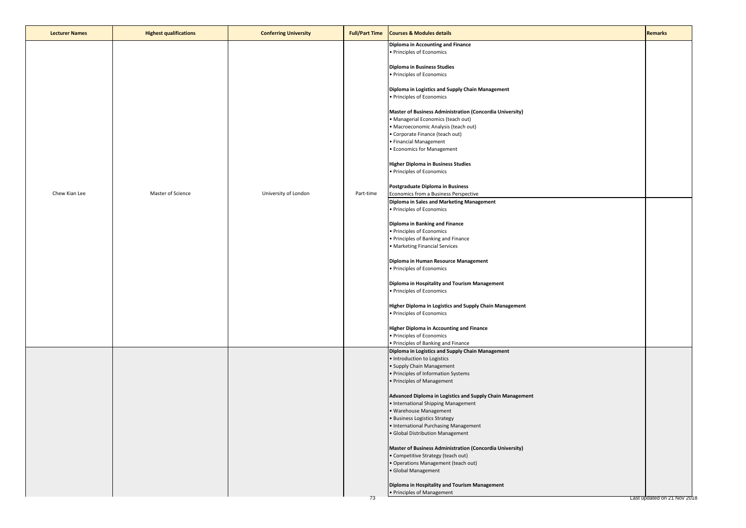| Lecturer Names | Highest qualifications | Conferring University | Full/Part Time | Courses & Modules details | Remarks |
| --- | --- | --- | --- | --- | --- |
| Chew Kian Lee | Master of Science | University of London | Part-time | **Diploma in Accounting and Finance**<br>• Principles of Economics<br><br>**Diploma in Business Studies**<br>• Principles of Economics<br><br>**Diploma in Logistics and Supply Chain Management**<br>• Principles of Economics<br><br>**Master of Business Administration (Concordia University)**<br>• Managerial Economics (teach out)<br>• Macroeconomic Analysis (teach out)<br>• Corporate Finance (teach out)<br>• Financial Management<br>• Economics for Management<br><br>**Higher Diploma in Business Studies**<br>• Principles of Economics<br><br>**Postgraduate Diploma in Business**<br>Economics from a Business Perspective<br>**Diploma in Sales and Marketing Management**<br>• Principles of Economics<br><br>**Diploma in Banking and Finance**<br>• Principles of Economics<br>• Principles of Banking and Finance<br>• Marketing Financial Services<br><br>**Diploma in Human Resource Management**<br>• Principles of Economics<br><br>**Diploma in Hospitality and Tourism Management**<br>• Principles of Economics<br><br>**Higher Diploma in Logistics and Supply Chain Management**<br>• Principles of Economics<br><br>**Higher Diploma in Accounting and Finance**<br>• Principles of Economics<br>• Principles of Banking and Finance | |
| | | | | **Diploma in Logistics and Supply Chain Management**<br>• Introduction to Logistics<br>• Supply Chain Management<br>• Principles of Information Systems<br>• Principles of Management<br><br>**Advanced Diploma in Logistics and Supply Chain Management**<br>• International Shipping Management<br>• Warehouse Management<br>• Business Logistics Strategy<br>• International Purchasing Management<br>• Global Distribution Management<br><br>**Master of Business Administration (Concordia University)**<br>• Competitive Strategy (teach out)<br>• Operations Management (teach out)<br>• Global Management<br><br>**Diploma in Hospitality and Tourism Management**<br>• Principles of Management | |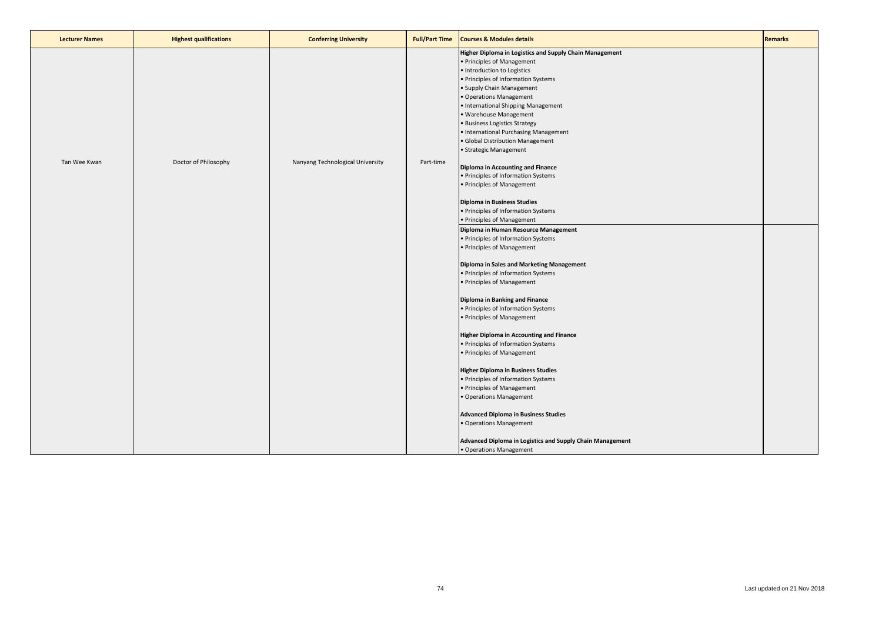| Lecturer Names | Highest qualifications | Conferring University | Full/Part Time | Courses & Modules details | Remarks |
|---|---|---|---|---|---|
| Tan Wee Kwan | Doctor of Philosophy | Nanyang Technological University | Part-time | **Higher Diploma in Logistics and Supply Chain Management**<br>• Principles of Management<br>• Introduction to Logistics<br>• Principles of Information Systems<br>• Supply Chain Management<br>• Operations Management<br>• International Shipping Management<br>• Warehouse Management<br>• Business Logistics Strategy<br>• International Purchasing Management<br>• Global Distribution Management<br>• Strategic Management<br><br>**Diploma in Accounting and Finance**<br>• Principles of Information Systems<br>• Principles of Management<br><br>**Diploma in Business Studies**<br>• Principles of Information Systems<br>• Principles of Management<br>**Diploma in Human Resource Management**<br>• Principles of Information Systems<br>• Principles of Management<br><br>**Diploma in Sales and Marketing Management**<br>• Principles of Information Systems<br>• Principles of Management<br><br>**Diploma in Banking and Finance**<br>• Principles of Information Systems<br>• Principles of Management<br><br>**Higher Diploma in Accounting and Finance**<br>• Principles of Information Systems<br>• Principles of Management<br><br>**Higher Diploma in Business Studies**<br>• Principles of Information Systems<br>• Principles of Management<br>• Operations Management<br><br>**Advanced Diploma in Business Studies**<br>• Operations Management<br><br>**Advanced Diploma in Logistics and Supply Chain Management**<br>• Operations Management | |

Last updated on 21 Nov 2018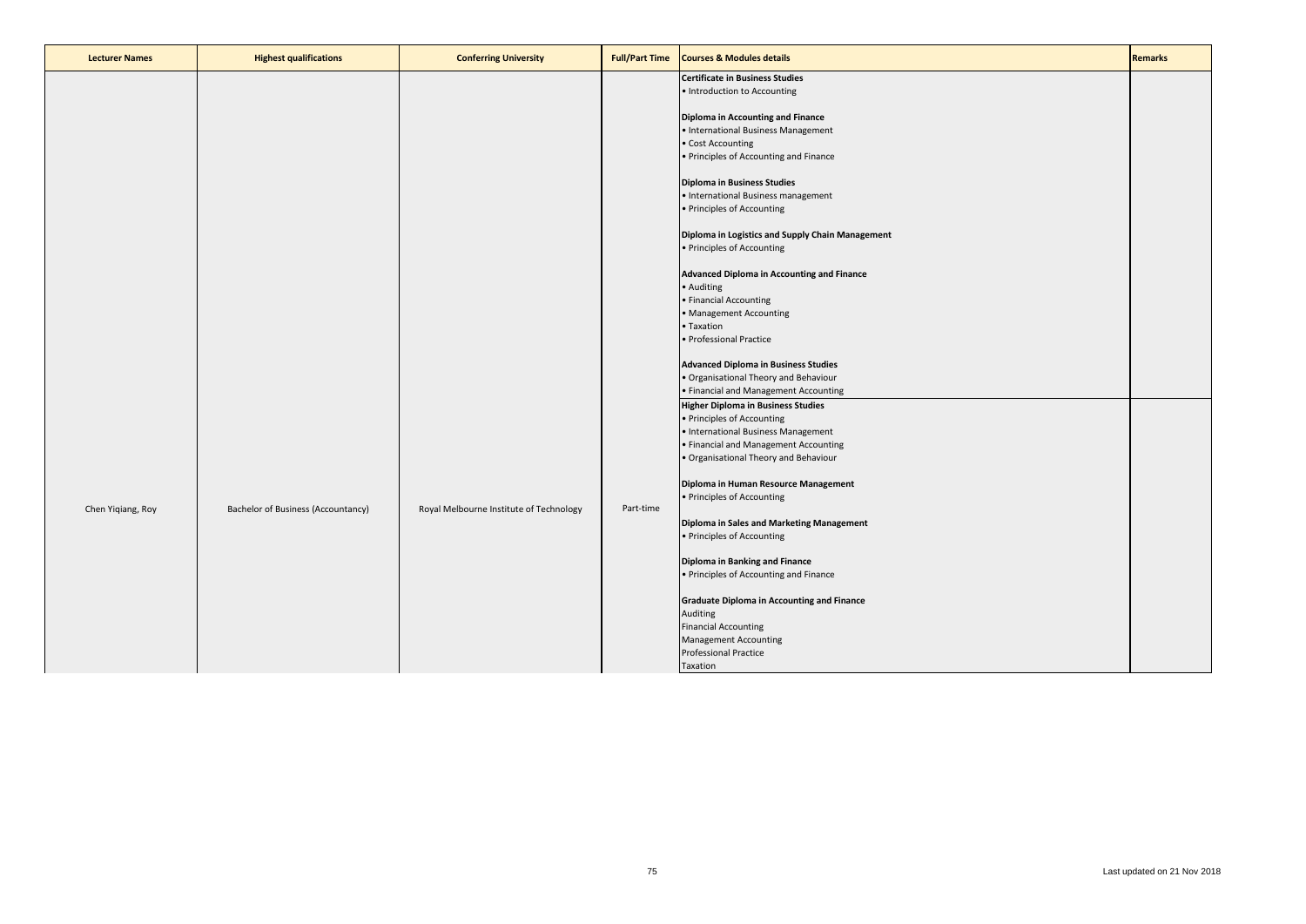| Lecturer Names | Highest qualifications | Conferring University | Full/Part Time | Courses & Modules details | Remarks |
| --- | --- | --- | --- | --- | --- |
| Chen Yiqiang, Roy | Bachelor of Business (Accountancy) | Royal Melbourne Institute of Technology | Part-time | **Certificate in Business Studies**<br>• Introduction to Accounting<br><br>**Diploma in Accounting and Finance**<br>• International Business Management<br>• Cost Accounting<br>• Principles of Accounting and Finance<br><br>**Diploma in Business Studies**<br>• International Business management<br>• Principles of Accounting<br><br>**Diploma in Logistics and Supply Chain Management**<br>• Principles of Accounting<br><br>**Advanced Diploma in Accounting and Finance**<br>• Auditing<br>• Financial Accounting<br>• Management Accounting<br>• Taxation<br>• Professional Practice<br><br>**Advanced Diploma in Business Studies**<br>• Organisational Theory and Behaviour<br>• Financial and Management Accounting | |
| | | | | **Higher Diploma in Business Studies**<br>• Principles of Accounting<br>• International Business Management<br>• Financial and Management Accounting<br>• Organisational Theory and Behaviour<br><br>**Diploma in Human Resource Management**<br>• Principles of Accounting<br><br>**Diploma in Sales and Marketing Management**<br>• Principles of Accounting<br><br>**Diploma in Banking and Finance**<br>• Principles of Accounting and Finance<br><br>**Graduate Diploma in Accounting and Finance**<br>Auditing<br>Financial Accounting<br>Management Accounting<br>Professional Practice<br>Taxation | |

Last updated on 21 Nov 2018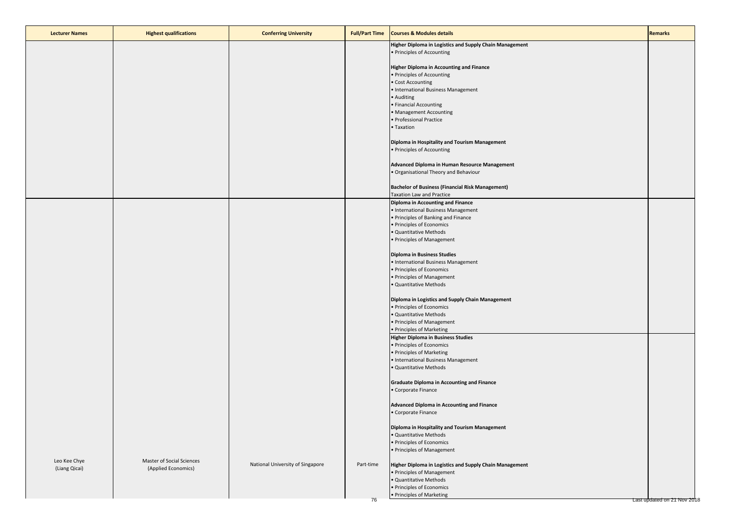| Lecturer Names | Highest qualifications | Conferring University | Full/Part Time | Courses & Modules details | Remarks |
|---|---|---|---|---|---|
| | | | | **Higher Diploma in Logistics and Supply Chain Management**<br>• Principles of Accounting<br><br>**Higher Diploma in Accounting and Finance**<br>• Principles of Accounting<br>• Cost Accounting<br>• International Business Management<br>• Auditing<br>• Financial Accounting<br>• Management Accounting<br>• Professional Practice<br>• Taxation<br><br>**Diploma in Hospitality and Tourism Management**<br>• Principles of Accounting<br><br>**Advanced Diploma in Human Resource Management**<br>• Organisational Theory and Behaviour<br><br>**Bachelor of Business (Financial Risk Management)**<br>Taxation Law and Practice | |
| Leo Kee Chye<br>(Liang Qicai) | Master of Social Sciences<br>(Applied Economics) | National University of Singapore | Part-time | **Diploma in Accounting and Finance**<br>• International Business Management<br>• Principles of Banking and Finance<br>• Principles of Economics<br>• Quantitative Methods<br>• Principles of Management<br><br>**Diploma in Business Studies**<br>• International Business Management<br>• Principles of Economics<br>• Principles of Management<br>• Quantitative Methods<br><br>**Diploma in Logistics and Supply Chain Management**<br>• Principles of Economics<br>• Quantitative Methods<br>• Principles of Management<br>• Principles of Marketing | |
| | | | | **Higher Diploma in Business Studies**<br>• Principles of Economics<br>• Principles of Marketing<br>• International Business Management<br>• Quantitative Methods<br><br>**Graduate Diploma in Accounting and Finance**<br>• Corporate Finance<br><br>**Advanced Diploma in Accounting and Finance**<br>• Corporate Finance<br><br>**Diploma in Hospitality and Tourism Management**<br>• Quantitative Methods<br>• Principles of Economics<br>• Principles of Management<br><br>**Higher Diploma in Logistics and Supply Chain Management**<br>• Principles of Management<br>• Quantitative Methods<br>• Principles of Economics<br>• Principles of Marketing | |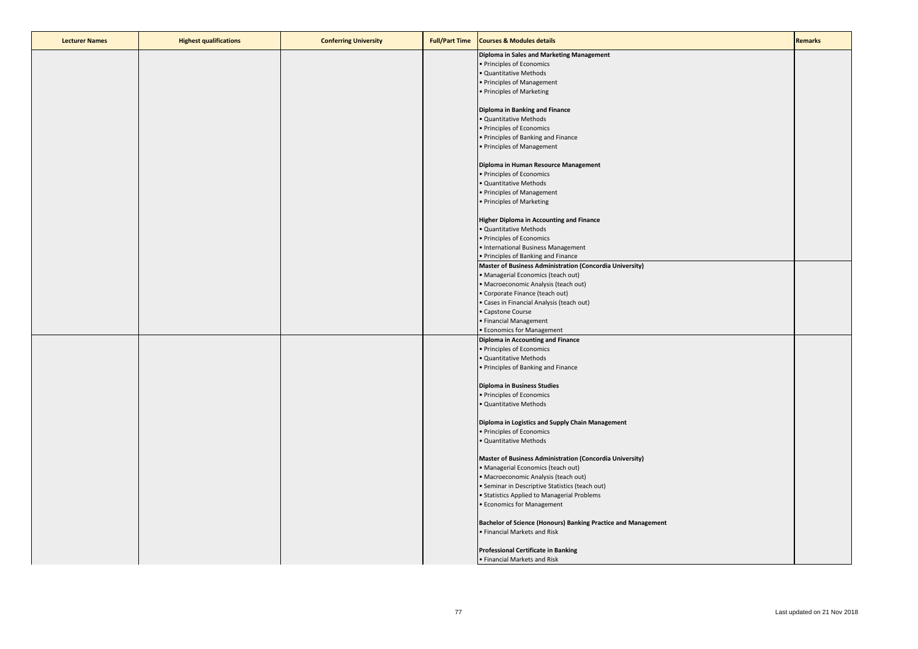| Lecturer Names | Highest qualifications | Conferring University | Full/Part Time | Courses & Modules details | Remarks |
|---|---|---|---|---|---|
| | | | | **Diploma in Sales and Marketing Management**<br>• Principles of Economics<br>• Quantitative Methods<br>• Principles of Management<br>• Principles of Marketing<br><br>**Diploma in Banking and Finance**<br>• Quantitative Methods<br>• Principles of Economics<br>• Principles of Banking and Finance<br>• Principles of Management<br><br>**Diploma in Human Resource Management**<br>• Principles of Economics<br>• Quantitative Methods<br>• Principles of Management<br>• Principles of Marketing<br><br>**Higher Diploma in Accounting and Finance**<br>• Quantitative Methods<br>• Principles of Economics<br>• International Business Management<br>• Principles of Banking and Finance | |
| | | | | **Master of Business Administration (Concordia University)**<br>• Managerial Economics (teach out)<br>• Macroeconomic Analysis (teach out)<br>• Corporate Finance (teach out)<br>• Cases in Financial Analysis (teach out)<br>• Capstone Course<br>• Financial Management<br>• Economics for Management | |
| | | | | **Diploma in Accounting and Finance**<br>• Principles of Economics<br>• Quantitative Methods<br>• Principles of Banking and Finance<br><br>**Diploma in Business Studies**<br>• Principles of Economics<br>• Quantitative Methods<br><br>**Diploma in Logistics and Supply Chain Management**<br>• Principles of Economics<br>• Quantitative Methods<br><br>**Master of Business Administration (Concordia University)**<br>• Managerial Economics (teach out)<br>• Macroeconomic Analysis (teach out)<br>• Seminar in Descriptive Statistics (teach out)<br>• Statistics Applied to Managerial Problems<br>• Economics for Management<br><br>**Bachelor of Science (Honours) Banking Practice and Management**<br>• Financial Markets and Risk<br><br>**Professional Certificate in Banking**<br>• Financial Markets and Risk | |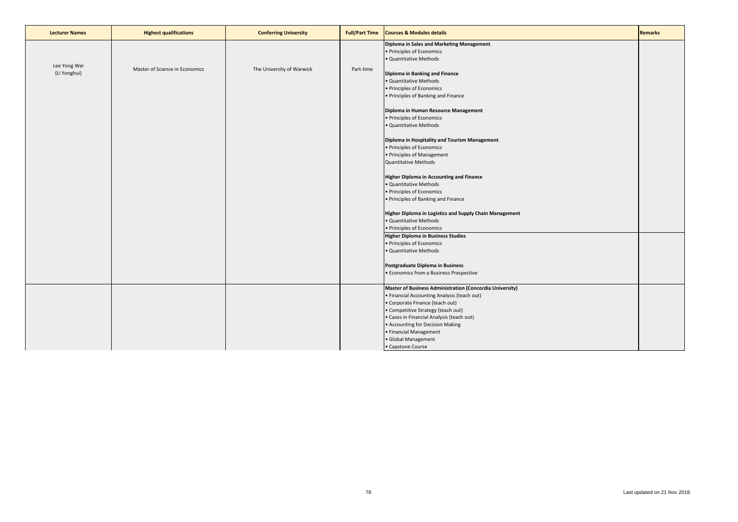| Lecturer Names | Highest qualifications | Conferring University | Full/Part Time | Courses & Modules details | Remarks |
|---|---|---|---|---|---|
| Lee Yong Wei (Li Yonghui) | Master of Science in Economics | The University of Warwick | Part-time | **Diploma in Sales and Marketing Management**<br>• Principles of Economics<br>• Quantitative Methods<br><br>**Diploma in Banking and Finance**<br>• Quantitative Methods<br>• Principles of Economics<br>• Principles of Banking and Finance<br><br>**Diploma in Human Resource Management**<br>• Principles of Economics<br>• Quantitative Methods<br><br>**Diploma in Hospitality and Tourism Management**<br>• Principles of Economics<br>• Principles of Management<br>Quantitative Methods<br><br>**Higher Diploma in Accounting and Finance**<br>• Quantitative Methods<br>• Principles of Economics<br>• Principles of Banking and Finance<br><br>**Higher Diploma in Logistics and Supply Chain Management**<br>• Quantitative Methods<br>• Principles of Economics | |
| | | | | **Higher Diploma in Business Studies**<br>• Principles of Economics<br>• Quantitative Methods<br><br>**Postgraduate Diploma in Business**<br>• Economics from a Business Prespective | |
| | | | | **Master of Business Administration (Concordia University)**<br>• Financial Accounting Analysis (teach out)<br>• Corporate Finance (teach out)<br>• Competitive Strategy (teach out)<br>• Cases in Financial Analysis (teach out)<br>• Accounting for Decision Making<br>• Financial Management<br>• Global Management<br>• Capstone Course | |

Last updated on 21 Nov 2018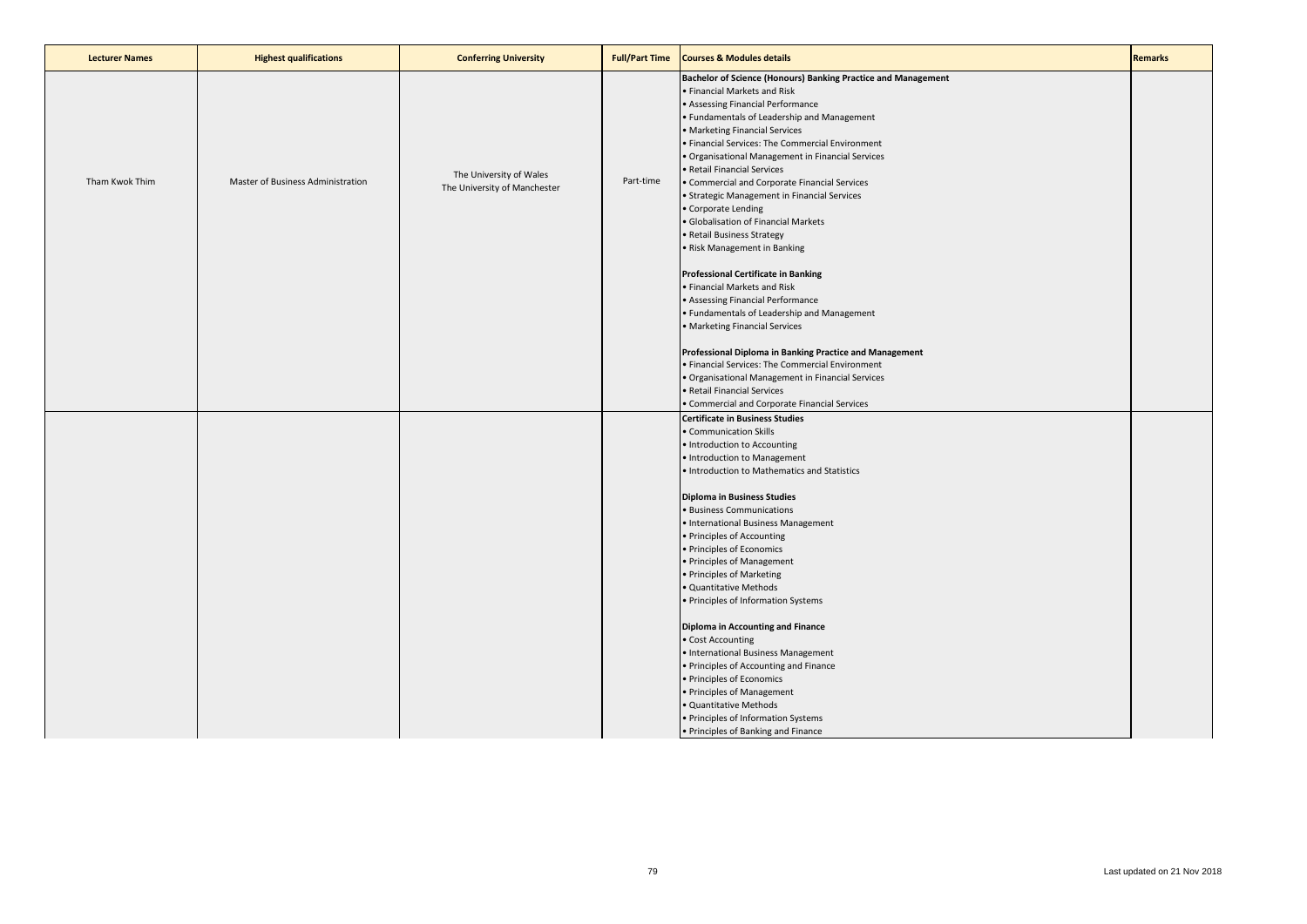| Lecturer Names | Highest qualifications | Conferring University | Full/Part Time | Courses & Modules details | Remarks |
| --- | --- | --- | --- | --- | --- |
| Tham Kwok Thim | Master of Business Administration | The University of Wales<br>The University of Manchester | Part-time | **Bachelor of Science (Honours) Banking Practice and Management**<br>• Financial Markets and Risk<br>• Assessing Financial Performance<br>• Fundamentals of Leadership and Management<br>• Marketing Financial Services<br>• Financial Services: The Commercial Environment<br>• Organisational Management in Financial Services<br>• Retail Financial Services<br>• Commercial and Corporate Financial Services<br>• Strategic Management in Financial Services<br>• Corporate Lending<br>• Globalisation of Financial Markets<br>• Retail Business Strategy<br>• Risk Management in Banking<br><br>**Professional Certificate in Banking**<br>• Financial Markets and Risk<br>• Assessing Financial Performance<br>• Fundamentals of Leadership and Management<br>• Marketing Financial Services<br><br>**Professional Diploma in Banking Practice and Management**<br>• Financial Services: The Commercial Environment<br>• Organisational Management in Financial Services<br>• Retail Financial Services<br>• Commercial and Corporate Financial Services | |
| | | | | **Certificate in Business Studies**<br>• Communication Skills<br>• Introduction to Accounting<br>• Introduction to Management<br>• Introduction to Mathematics and Statistics<br><br>**Diploma in Business Studies**<br>• Business Communications<br>• International Business Management<br>• Principles of Accounting<br>• Principles of Economics<br>• Principles of Management<br>• Principles of Marketing<br>• Quantitative Methods<br>• Principles of Information Systems<br><br>**Diploma in Accounting and Finance**<br>• Cost Accounting<br>• International Business Management<br>• Principles of Accounting and Finance<br>• Principles of Economics<br>• Principles of Management<br>• Quantitative Methods<br>• Principles of Information Systems<br>• Principles of Banking and Finance | |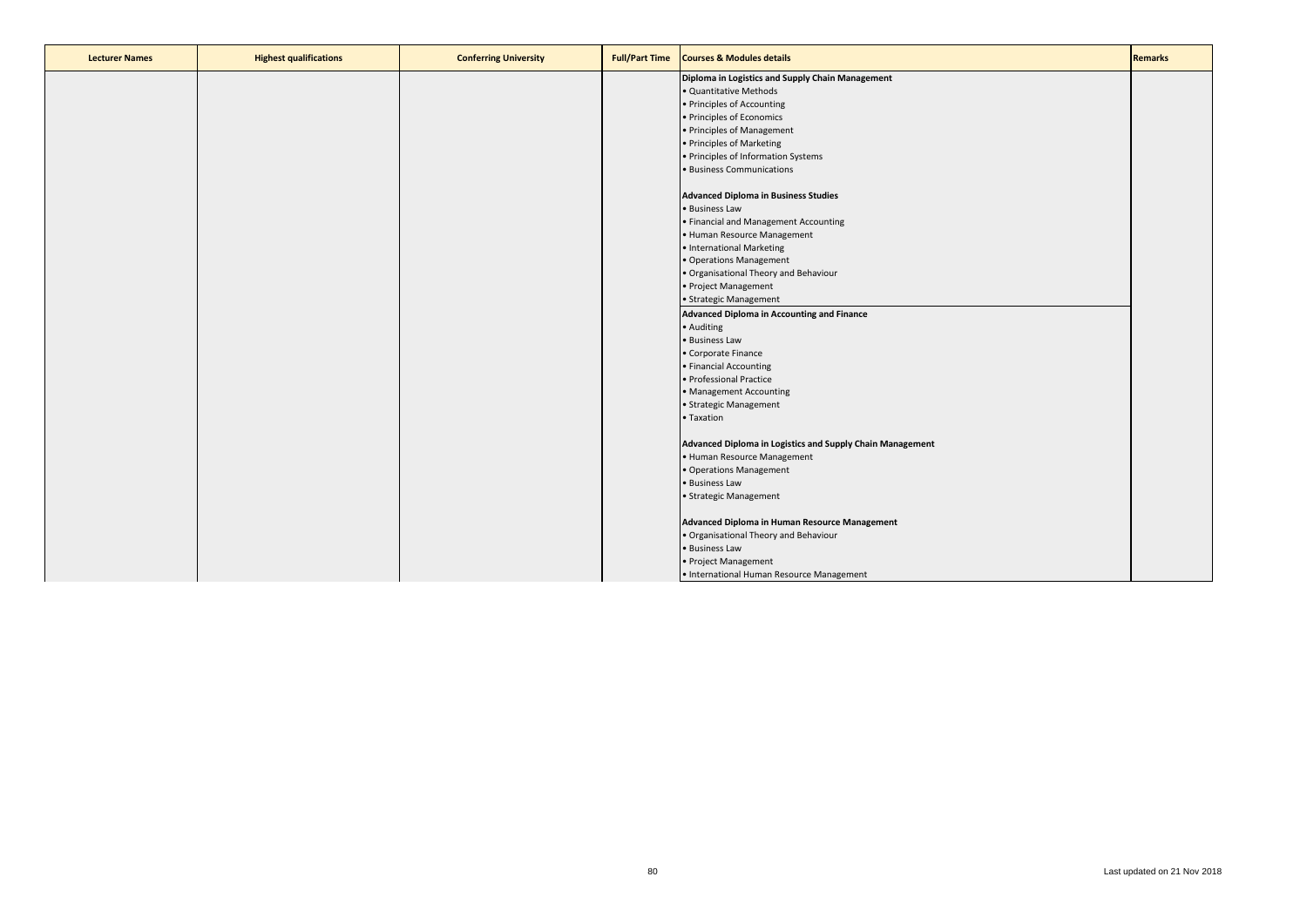| Lecturer Names | Highest qualifications | Conferring University | Full/Part Time | Courses & Modules details | Remarks |
|---|---|---|---|---|---|
| | | | | **Diploma in Logistics and Supply Chain Management**<br>• Quantitative Methods<br>• Principles of Accounting<br>• Principles of Economics<br>• Principles of Management<br>• Principles of Marketing<br>• Principles of Information Systems<br>• Business Communications<br><br>**Advanced Diploma in Business Studies**<br>• Business Law<br>• Financial and Management Accounting<br>• Human Resource Management<br>• International Marketing<br>• Operations Management<br>• Organisational Theory and Behaviour<br>• Project Management<br>• Strategic Management<br>**Advanced Diploma in Accounting and Finance**<br>• Auditing<br>• Business Law<br>• Corporate Finance<br>• Financial Accounting<br>• Professional Practice<br>• Management Accounting<br>• Strategic Management<br>• Taxation<br><br>**Advanced Diploma in Logistics and Supply Chain Management**<br>• Human Resource Management<br>• Operations Management<br>• Business Law<br>• Strategic Management<br><br>**Advanced Diploma in Human Resource Management**<br>• Organisational Theory and Behaviour<br>• Business Law<br>• Project Management<br>• International Human Resource Management | |

Last updated on 21 Nov 2018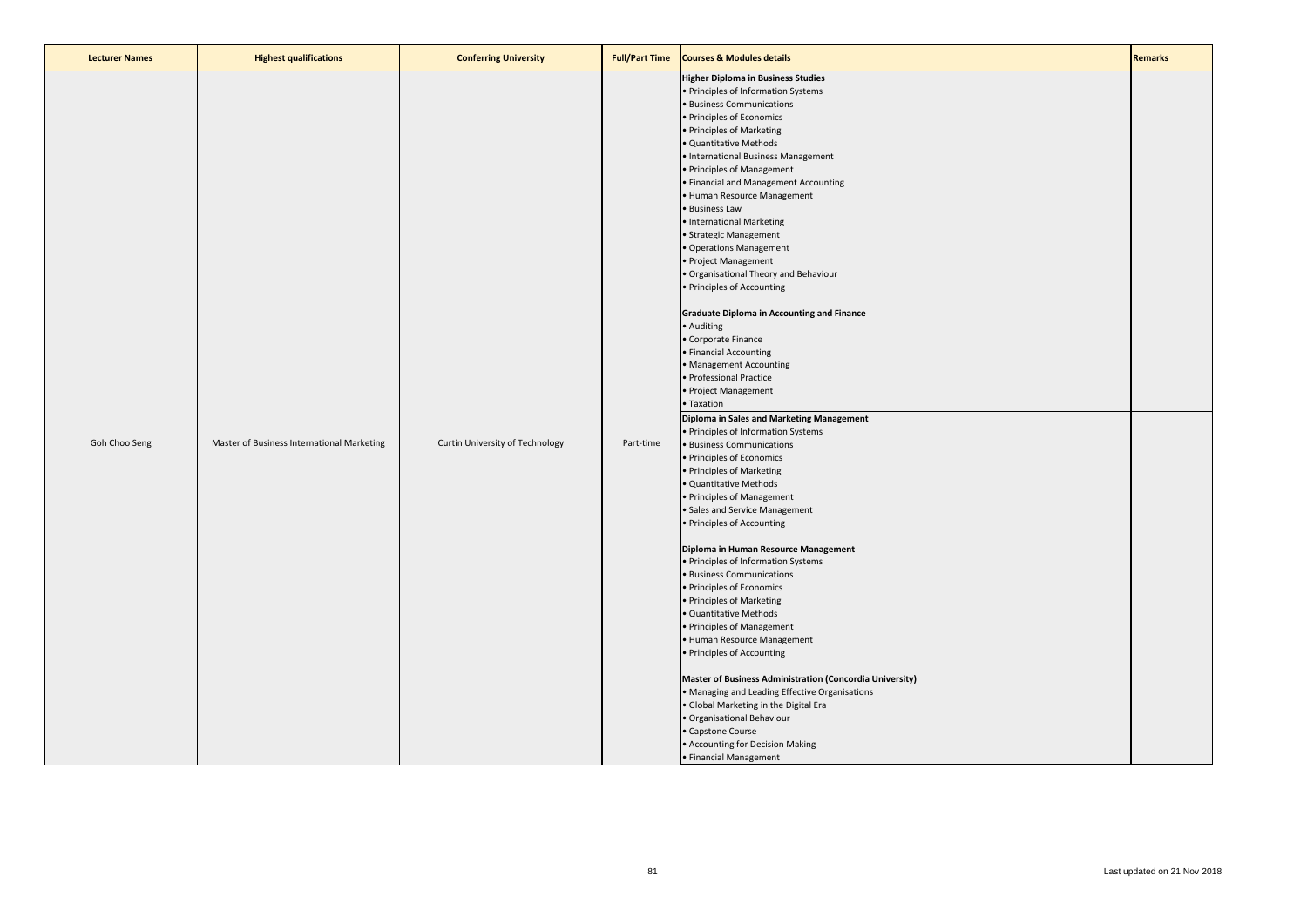| Lecturer Names | Highest qualifications | Conferring University | Full/Part Time | Courses & Modules details | Remarks |
|---|---|---|---|---|---|
| Goh Choo Seng | Master of Business International Marketing | Curtin University of Technology | Part-time | **Higher Diploma in Business Studies**<br>• Principles of Information Systems<br>• Business Communications<br>• Principles of Economics<br>• Principles of Marketing<br>• Quantitative Methods<br>• International Business Management<br>• Principles of Management<br>• Financial and Management Accounting<br>• Human Resource Management<br>• Business Law<br>• International Marketing<br>• Strategic Management<br>• Operations Management<br>• Project Management<br>• Organisational Theory and Behaviour<br>• Principles of Accounting<br><br>**Graduate Diploma in Accounting and Finance**<br>• Auditing<br>• Corporate Finance<br>• Financial Accounting<br>• Management Accounting<br>• Professional Practice<br>• Project Management<br>• Taxation | |
| | | | | **Diploma in Sales and Marketing Management**<br>• Principles of Information Systems<br>• Business Communications<br>• Principles of Economics<br>• Principles of Marketing<br>• Quantitative Methods<br>• Principles of Management<br>• Sales and Service Management<br>• Principles of Accounting<br><br>**Diploma in Human Resource Management**<br>• Principles of Information Systems<br>• Business Communications<br>• Principles of Economics<br>• Principles of Marketing<br>• Quantitative Methods<br>• Principles of Management<br>• Human Resource Management<br>• Principles of Accounting<br><br>**Master of Business Administration (Concordia University)**<br>• Managing and Leading Effective Organisations<br>• Global Marketing in the Digital Era<br>• Organisational Behaviour<br>• Capstone Course<br>• Accounting for Decision Making<br>• Financial Management | |

Last updated on 21 Nov 2018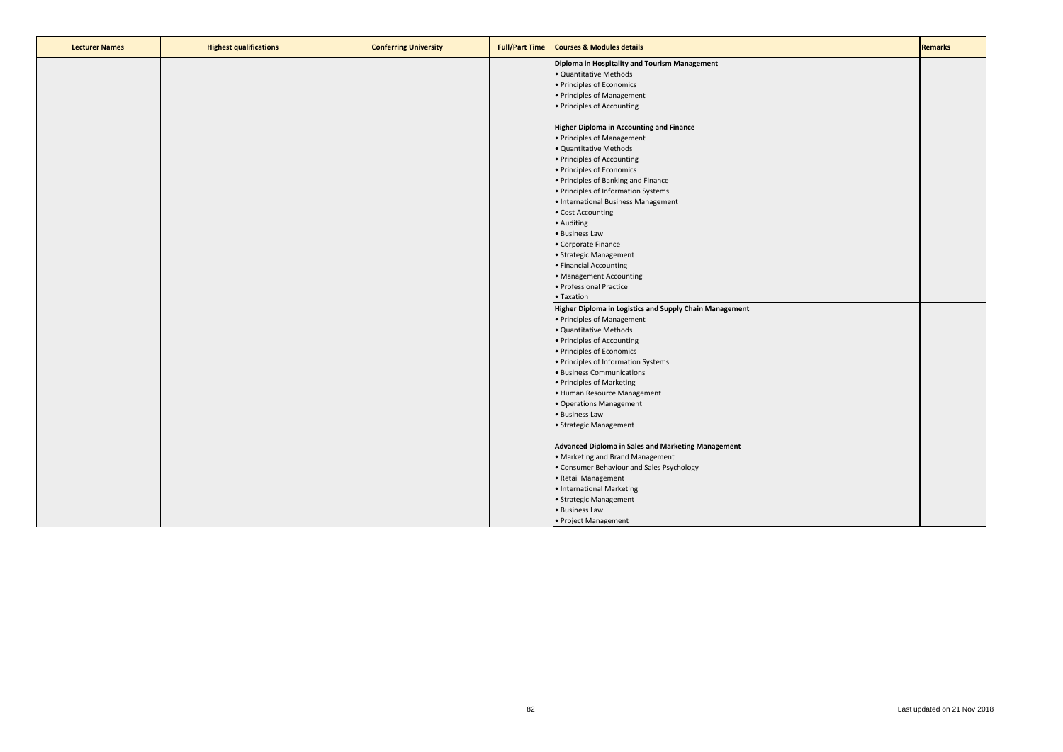| Lecturer Names | Highest qualifications | Conferring University | Full/Part Time | Courses & Modules details | Remarks |
|---|---|---|---|---|---|
| | | | | **Diploma in Hospitality and Tourism Management**<br>• Quantitative Methods<br>• Principles of Economics<br>• Principles of Management<br>• Principles of Accounting<br><br>**Higher Diploma in Accounting and Finance**<br>• Principles of Management<br>• Quantitative Methods<br>• Principles of Accounting<br>• Principles of Economics<br>• Principles of Banking and Finance<br>• Principles of Information Systems<br>• International Business Management<br>• Cost Accounting<br>• Auditing<br>• Business Law<br>• Corporate Finance<br>• Strategic Management<br>• Financial Accounting<br>• Management Accounting<br>• Professional Practice<br>• Taxation | |
| | | | | **Higher Diploma in Logistics and Supply Chain Management**<br>• Principles of Management<br>• Quantitative Methods<br>• Principles of Accounting<br>• Principles of Economics<br>• Principles of Information Systems<br>• Business Communications<br>• Principles of Marketing<br>• Human Resource Management<br>• Operations Management<br>• Business Law<br>• Strategic Management<br><br>**Advanced Diploma in Sales and Marketing Management**<br>• Marketing and Brand Management<br>• Consumer Behaviour and Sales Psychology<br>• Retail Management<br>• International Marketing<br>• Strategic Management<br>• Business Law<br>• Project Management | |

Last updated on 21 Nov 2018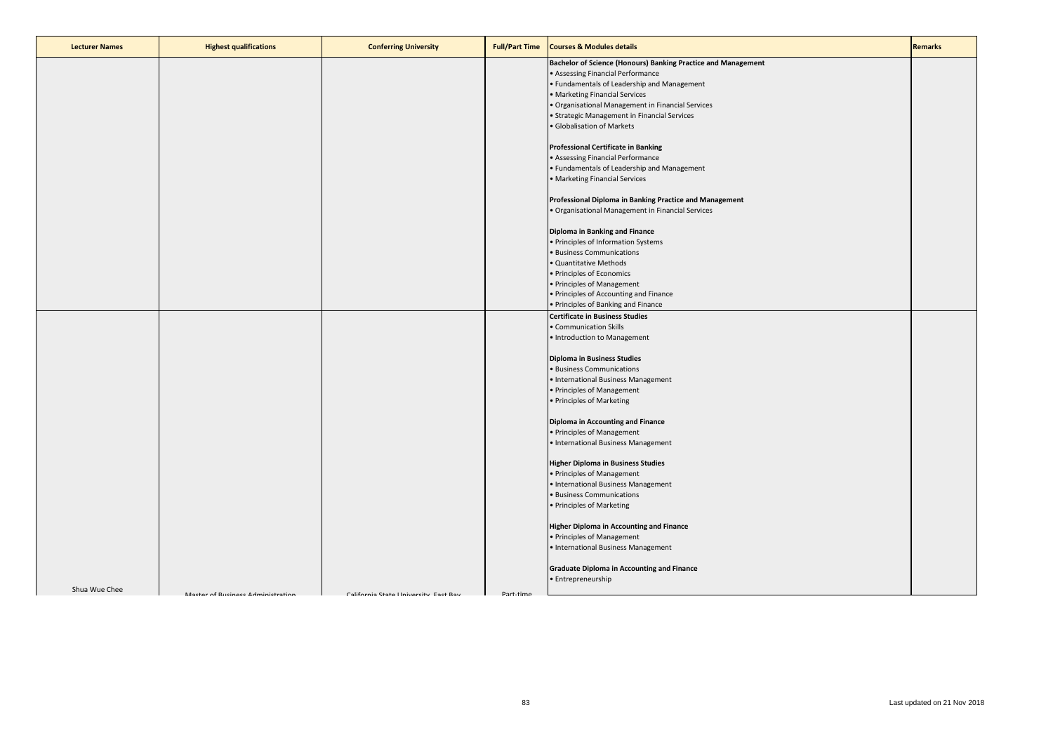| Lecturer Names | Highest qualifications | Conferring University | Full/Part Time | Courses & Modules details | Remarks |
|---|---|---|---|---|---|
| | | | | **Bachelor of Science (Honours) Banking Practice and Management**<br>• Assessing Financial Performance<br>• Fundamentals of Leadership and Management<br>• Marketing Financial Services<br>• Organisational Management in Financial Services<br>• Strategic Management in Financial Services<br>• Globalisation of Markets<br><br>**Professional Certificate in Banking**<br>• Assessing Financial Performance<br>• Fundamentals of Leadership and Management<br>• Marketing Financial Services<br><br>**Professional Diploma in Banking Practice and Management**<br>• Organisational Management in Financial Services<br><br>**Diploma in Banking and Finance**<br>• Principles of Information Systems<br>• Business Communications<br>• Quantitative Methods<br>• Principles of Economics<br>• Principles of Management<br>• Principles of Accounting and Finance<br>• Principles of Banking and Finance | |
| Shua Wue Chee | Master of Business Administration | California State University, East Bay | Part-time | **Certificate in Business Studies**<br>• Communication Skills<br>• Introduction to Management<br><br>**Diploma in Business Studies**<br>• Business Communications<br>• International Business Management<br>• Principles of Management<br>• Principles of Marketing<br><br>**Diploma in Accounting and Finance**<br>• Principles of Management<br>• International Business Management<br><br>**Higher Diploma in Business Studies**<br>• Principles of Management<br>• International Business Management<br>• Business Communications<br>• Principles of Marketing<br><br>**Higher Diploma in Accounting and Finance**<br>• Principles of Management<br>• International Business Management<br><br>**Graduate Diploma in Accounting and Finance**<br>• Entrepreneurship | |

Last updated on 21 Nov 2018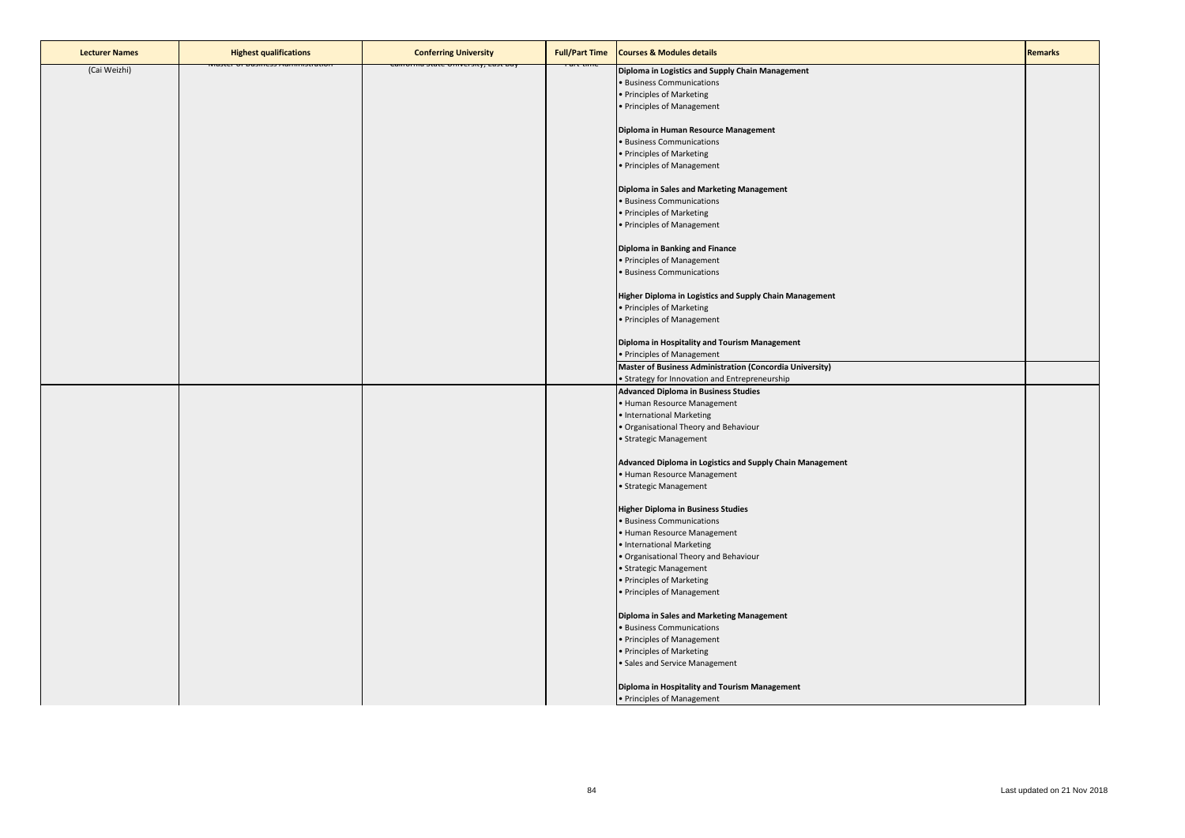| Lecturer Names | Highest qualifications | Conferring University | Full/Part Time | Courses & Modules details | Remarks |
|---|---|---|---|---|---|
| (Cai Weizhi) | Master of Business Administration | California State University, East Bay | Part-time | **Diploma in Logistics and Supply Chain Management**<br>• Business Communications<br>• Principles of Marketing<br>• Principles of Management<br><br>**Diploma in Human Resource Management**<br>• Business Communications<br>• Principles of Marketing<br>• Principles of Management<br><br>**Diploma in Sales and Marketing Management**<br>• Business Communications<br>• Principles of Marketing<br>• Principles of Management<br><br>**Diploma in Banking and Finance**<br>• Principles of Management<br>• Business Communications<br><br>**Higher Diploma in Logistics and Supply Chain Management**<br>• Principles of Marketing<br>• Principles of Management<br><br>**Diploma in Hospitality and Tourism Management**<br>• Principles of Management | |
| | | | | **Master of Business Administration (Concordia University)**<br>• Strategy for Innovation and Entrepreneurship | |
| | | | | **Advanced Diploma in Business Studies**<br>• Human Resource Management<br>• International Marketing<br>• Organisational Theory and Behaviour<br>• Strategic Management<br><br>**Advanced Diploma in Logistics and Supply Chain Management**<br>• Human Resource Management<br>• Strategic Management<br><br>**Higher Diploma in Business Studies**<br>• Business Communications<br>• Human Resource Management<br>• International Marketing<br>• Organisational Theory and Behaviour<br>• Strategic Management<br>• Principles of Marketing<br>• Principles of Management<br><br>**Diploma in Sales and Marketing Management**<br>• Business Communications<br>• Principles of Management<br>• Principles of Marketing<br>• Sales and Service Management<br><br>**Diploma in Hospitality and Tourism Management**<br>• Principles of Management | |

Last updated on 21 Nov 2018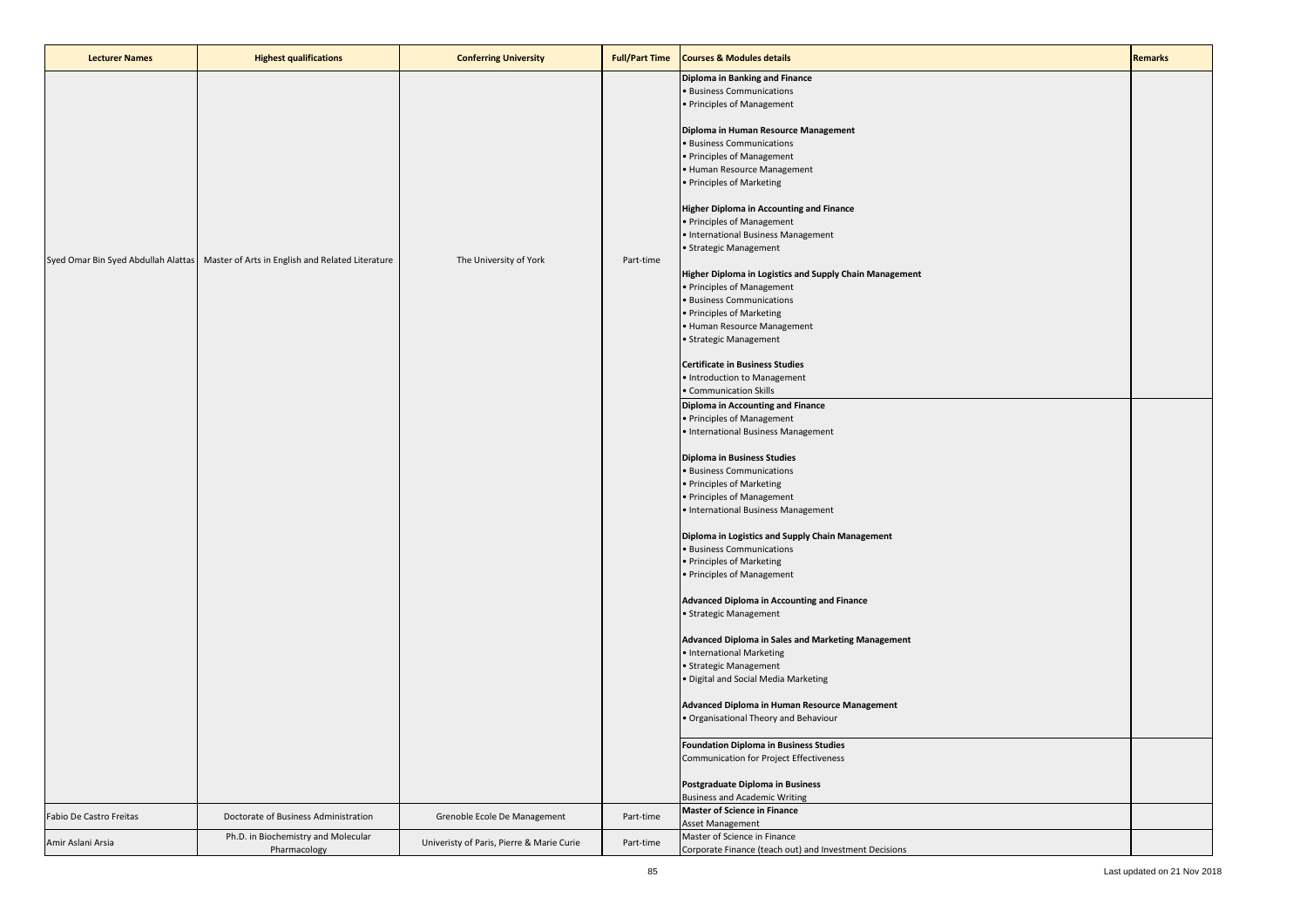| Lecturer Names | Highest qualifications | Conferring University | Full/Part Time | Courses & Modules details | Remarks |
|---|---|---|---|---|---|
| Syed Omar Bin Syed Abdullah Alattas | Master of Arts in English and Related Literature | The University of York | Part-time | **Diploma in Banking and Finance**<br>• Business Communications<br>• Principles of Management<br><br>**Diploma in Human Resource Management**<br>• Business Communications<br>• Principles of Management<br>• Human Resource Management<br>• Principles of Marketing<br><br>**Higher Diploma in Accounting and Finance**<br>• Principles of Management<br>• International Business Management<br>• Strategic Management<br><br>**Higher Diploma in Logistics and Supply Chain Management**<br>• Principles of Management<br>• Business Communications<br>• Principles of Marketing<br>• Human Resource Management<br>• Strategic Management<br><br>**Certificate in Business Studies**<br>• Introduction to Management<br>• Communication Skills | |
| | | | | **Diploma in Accounting and Finance**<br>• Principles of Management<br>• International Business Management<br><br>**Diploma in Business Studies**<br>• Business Communications<br>• Principles of Marketing<br>• Principles of Management<br>• International Business Management<br><br>**Diploma in Logistics and Supply Chain Management**<br>• Business Communications<br>• Principles of Marketing<br>• Principles of Management<br><br>**Advanced Diploma in Accounting and Finance**<br>• Strategic Management<br><br>**Advanced Diploma in Sales and Marketing Management**<br>• International Marketing<br>• Strategic Management<br>• Digital and Social Media Marketing<br><br>**Advanced Diploma in Human Resource Management**<br>• Organisational Theory and Behaviour | |
| | | | | **Foundation Diploma in Business Studies**<br>Communication for Project Effectiveness<br><br>**Postgraduate Diploma in Business**<br>Business and Academic Writing | |
| Fabio De Castro Freitas | Doctorate of Business Administration | Grenoble Ecole De Management | Part-time | **Master of Science in Finance**<br>Asset Management | |
| Amir Aslani Arsia | Ph.D. in Biochemistry and Molecular Pharmacology | Univeristy of Paris, Pierre & Marie Curie | Part-time | Master of Science in Finance<br>Corporate Finance (teach out) and Investment Decisions | |

Last updated on 21 Nov 2018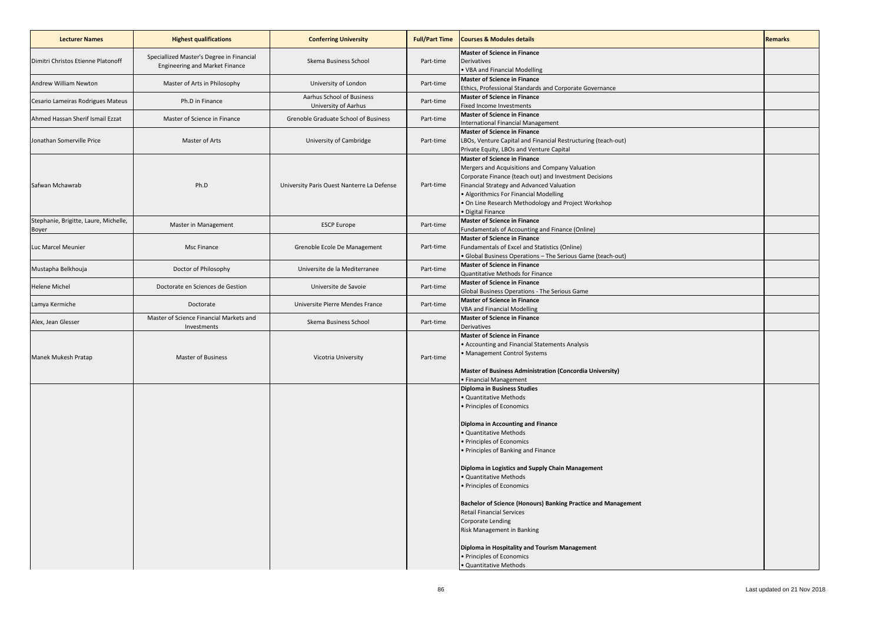| Lecturer Names | Highest qualifications | Conferring University | Full/Part Time | Courses & Modules details | Remarks |
|---|---|---|---|---|---|
| Dimitri Christos Etienne Platonoff | Speciallized Master's Degree in Financial Engineering and Market Finance | Skema Business School | Part-time | **Master of Science in Finance**<br>Derivatives<br>• VBA and Financial Modelling | |
| Andrew William Newton | Master of Arts in Philosophy | University of London | Part-time | **Master of Science in Finance**<br>Ethics, Professional Standards and Corporate Governance | |
| Cesario Lameiras Rodrigues Mateus | Ph.D in Finance | Aarhus School of Business University of Aarhus | Part-time | **Master of Science in Finance**<br>Fixed Income Investments | |
| Ahmed Hassan Sherif Ismail Ezzat | Master of Science in Finance | Grenoble Graduate School of Business | Part-time | **Master of Science in Finance**<br>International Financial Management | |
| Jonathan Somerville Price | Master of Arts | University of Cambridge | Part-time | **Master of Science in Finance**<br>LBOs, Venture Capital and Financial Restructuring (teach-out)<br>Private Equity, LBOs and Venture Capital | |
| Safwan Mchawrab | Ph.D | University Paris Ouest Nanterre La Defense | Part-time | **Master of Science in Finance**<br>Mergers and Acquisitions and Company Valuation<br>Corporate Finance (teach out) and Investment Decisions<br>Financial Strategy and Advanced Valuation<br>• Algorithmics For Financial Modelling<br>• On Line Research Methodology and Project Workshop<br>• Digital Finance | |
| Stephanie, Brigitte, Laure, Michelle, Boyer | Master in Management | ESCP Europe | Part-time | **Master of Science in Finance**<br>Fundamentals of Accounting and Finance (Online) | |
| Luc Marcel Meunier | Msc Finance | Grenoble Ecole De Management | Part-time | **Master of Science in Finance**<br>Fundamentals of Excel and Statistics (Online)<br>• Global Business Operations – The Serious Game (teach-out) | |
| Mustapha Belkhouja | Doctor of Philosophy | Universite de la Mediterranee | Part-time | **Master of Science in Finance**<br>Quantitative Methods for Finance | |
| Helene Michel | Doctorate en Sciences de Gestion | Universite de Savoie | Part-time | **Master of Science in Finance**<br>Global Business Operations - The Serious Game | |
| Lamya Kermiche | Doctorate | Universite Pierre Mendes France | Part-time | **Master of Science in Finance**<br>VBA and Financial Modelling | |
| Alex, Jean Glesser | Master of Science Financial Markets and Investments | Skema Business School | Part-time | **Master of Science in Finance**<br>Derivatives | |
| Manek Mukesh Pratap | Master of Business | Vicotria University | Part-time | **Master of Science in Finance**<br>• Accounting and Financial Statements Analysis<br>• Management Control Systems<br><br>**Master of Business Administration (Concordia University)**<br>• Financial Management | |
| | | | | **Diploma in Business Studies**<br>• Quantitative Methods<br>• Principles of Economics<br><br>**Diploma in Accounting and Finance**<br>• Quantitative Methods<br>• Principles of Economics<br>• Principles of Banking and Finance<br><br>**Diploma in Logistics and Supply Chain Management**<br>• Quantitative Methods<br>• Principles of Economics<br><br>**Bachelor of Science (Honours) Banking Practice and Management**<br>Retail Financial Services<br>Corporate Lending<br>Risk Management in Banking<br><br>**Diploma in Hospitality and Tourism Management**<br>• Principles of Economics<br>• Quantitative Methods | |

Last updated on 21 Nov 2018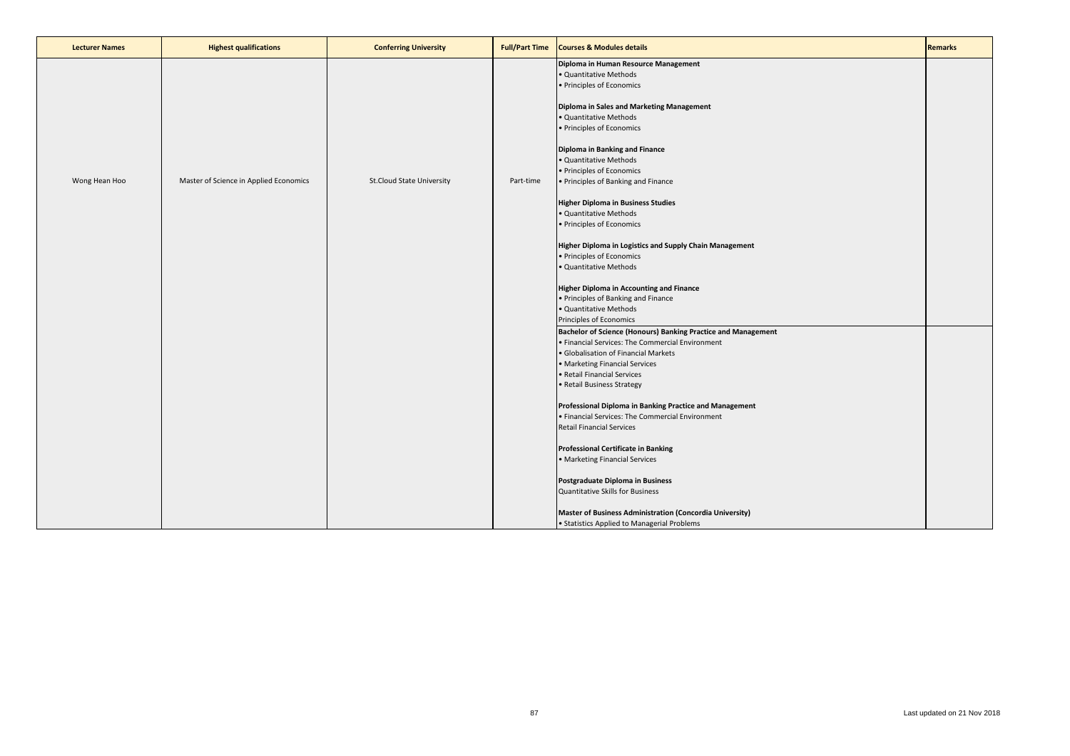| Lecturer Names | Highest qualifications | Conferring University | Full/Part Time | Courses & Modules details | Remarks |
|---|---|---|---|---|---|
| Wong Hean Hoo | Master of Science in Applied Economics | St.Cloud State University | Part-time | **Diploma in Human Resource Management**<br>• Quantitative Methods<br>• Principles of Economics<br><br>**Diploma in Sales and Marketing Management**<br>• Quantitative Methods<br>• Principles of Economics<br><br>**Diploma in Banking and Finance**<br>• Quantitative Methods<br>• Principles of Economics<br>• Principles of Banking and Finance<br><br>**Higher Diploma in Business Studies**<br>• Quantitative Methods<br>• Principles of Economics<br><br>**Higher Diploma in Logistics and Supply Chain Management**<br>• Principles of Economics<br>• Quantitative Methods<br><br>**Higher Diploma in Accounting and Finance**<br>• Principles of Banking and Finance<br>• Quantitative Methods<br>Principles of Economics | |
| | | | | **Bachelor of Science (Honours) Banking Practice and Management**<br>• Financial Services: The Commercial Environment<br>• Globalisation of Financial Markets<br>• Marketing Financial Services<br>• Retail Financial Services<br>• Retail Business Strategy<br><br>**Professional Diploma in Banking Practice and Management**<br>• Financial Services: The Commercial Environment<br>Retail Financial Services<br><br>**Professional Certificate in Banking**<br>• Marketing Financial Services<br><br>**Postgraduate Diploma in Business**<br>Quantitative Skills for Business<br><br>**Master of Business Administration (Concordia University)**<br>• Statistics Applied to Managerial Problems | |

Last updated on 21 Nov 2018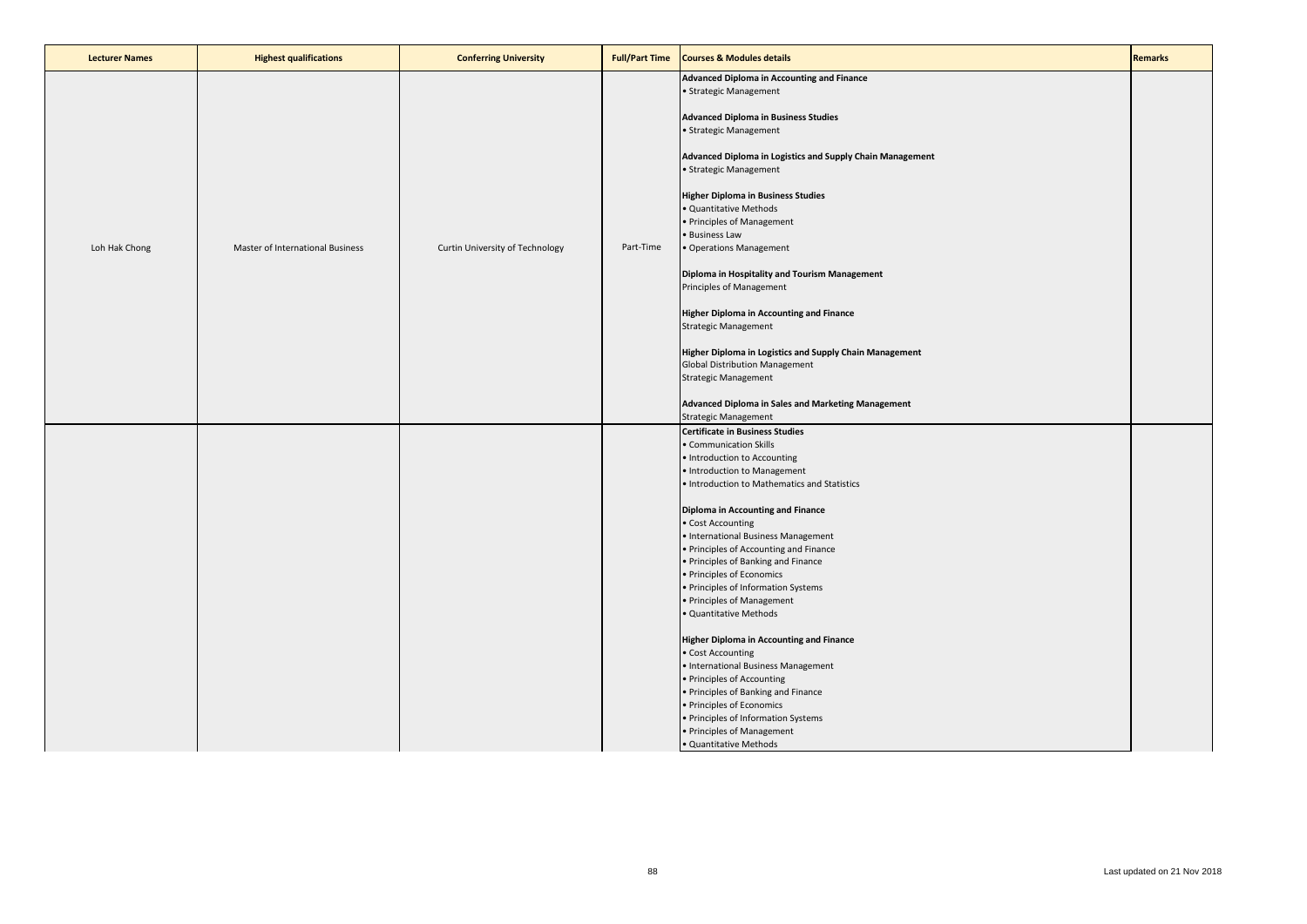| Lecturer Names | Highest qualifications | Conferring University | Full/Part Time | Courses & Modules details | Remarks |
|---|---|---|---|---|---|
| Loh Hak Chong | Master of International Business | Curtin University of Technology | Part-Time | **Advanced Diploma in Accounting and Finance**<br>• Strategic Management<br><br>**Advanced Diploma in Business Studies**<br>• Strategic Management<br><br>**Advanced Diploma in Logistics and Supply Chain Management**<br>• Strategic Management<br><br>**Higher Diploma in Business Studies**<br>• Quantitative Methods<br>• Principles of Management<br>• Business Law<br>• Operations Management<br><br>**Diploma in Hospitality and Tourism Management**<br>Principles of Management<br><br>**Higher Diploma in Accounting and Finance**<br>Strategic Management<br><br>**Higher Diploma in Logistics and Supply Chain Management**<br>Global Distribution Management<br>Strategic Management<br><br>**Advanced Diploma in Sales and Marketing Management**<br>Strategic Management | |
| | | | | **Certificate in Business Studies**<br>• Communication Skills<br>• Introduction to Accounting<br>• Introduction to Management<br>• Introduction to Mathematics and Statistics<br><br>**Diploma in Accounting and Finance**<br>• Cost Accounting<br>• International Business Management<br>• Principles of Accounting and Finance<br>• Principles of Banking and Finance<br>• Principles of Economics<br>• Principles of Information Systems<br>• Principles of Management<br>• Quantitative Methods<br><br>**Higher Diploma in Accounting and Finance**<br>• Cost Accounting<br>• International Business Management<br>• Principles of Accounting<br>• Principles of Banking and Finance<br>• Principles of Economics<br>• Principles of Information Systems<br>• Principles of Management<br>• Quantitative Methods | |

Last updated on 21 Nov 2018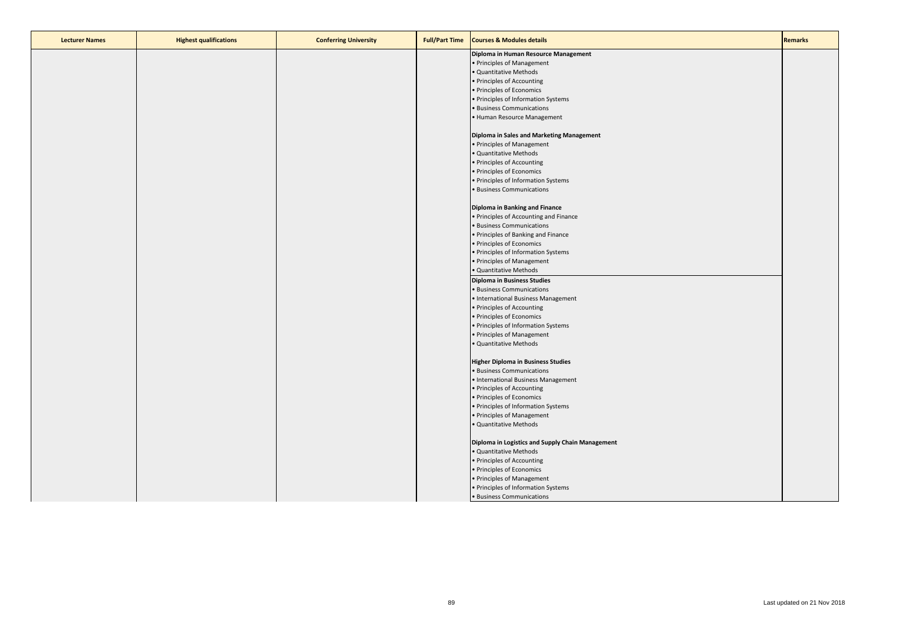| Lecturer Names | Highest qualifications | Conferring University | Full/Part Time | Courses & Modules details | Remarks |
|---|---|---|---|---|---|
| | | | | **Diploma in Human Resource Management**<br>• Principles of Management<br>• Quantitative Methods<br>• Principles of Accounting<br>• Principles of Economics<br>• Principles of Information Systems<br>• Business Communications<br>• Human Resource Management<br><br>**Diploma in Sales and Marketing Management**<br>• Principles of Management<br>• Quantitative Methods<br>• Principles of Accounting<br>• Principles of Economics<br>• Principles of Information Systems<br>• Business Communications<br><br>**Diploma in Banking and Finance**<br>• Principles of Accounting and Finance<br>• Business Communications<br>• Principles of Banking and Finance<br>• Principles of Economics<br>• Principles of Information Systems<br>• Principles of Management<br>• Quantitative Methods | |
| | | | | **Diploma in Business Studies**<br>• Business Communications<br>• International Business Management<br>• Principles of Accounting<br>• Principles of Economics<br>• Principles of Information Systems<br>• Principles of Management<br>• Quantitative Methods<br><br>**Higher Diploma in Business Studies**<br>• Business Communications<br>• International Business Management<br>• Principles of Accounting<br>• Principles of Economics<br>• Principles of Information Systems<br>• Principles of Management<br>• Quantitative Methods<br><br>**Diploma in Logistics and Supply Chain Management**<br>• Quantitative Methods<br>• Principles of Accounting<br>• Principles of Economics<br>• Principles of Management<br>• Principles of Information Systems<br>• Business Communications | |

Last updated on 21 Nov 2018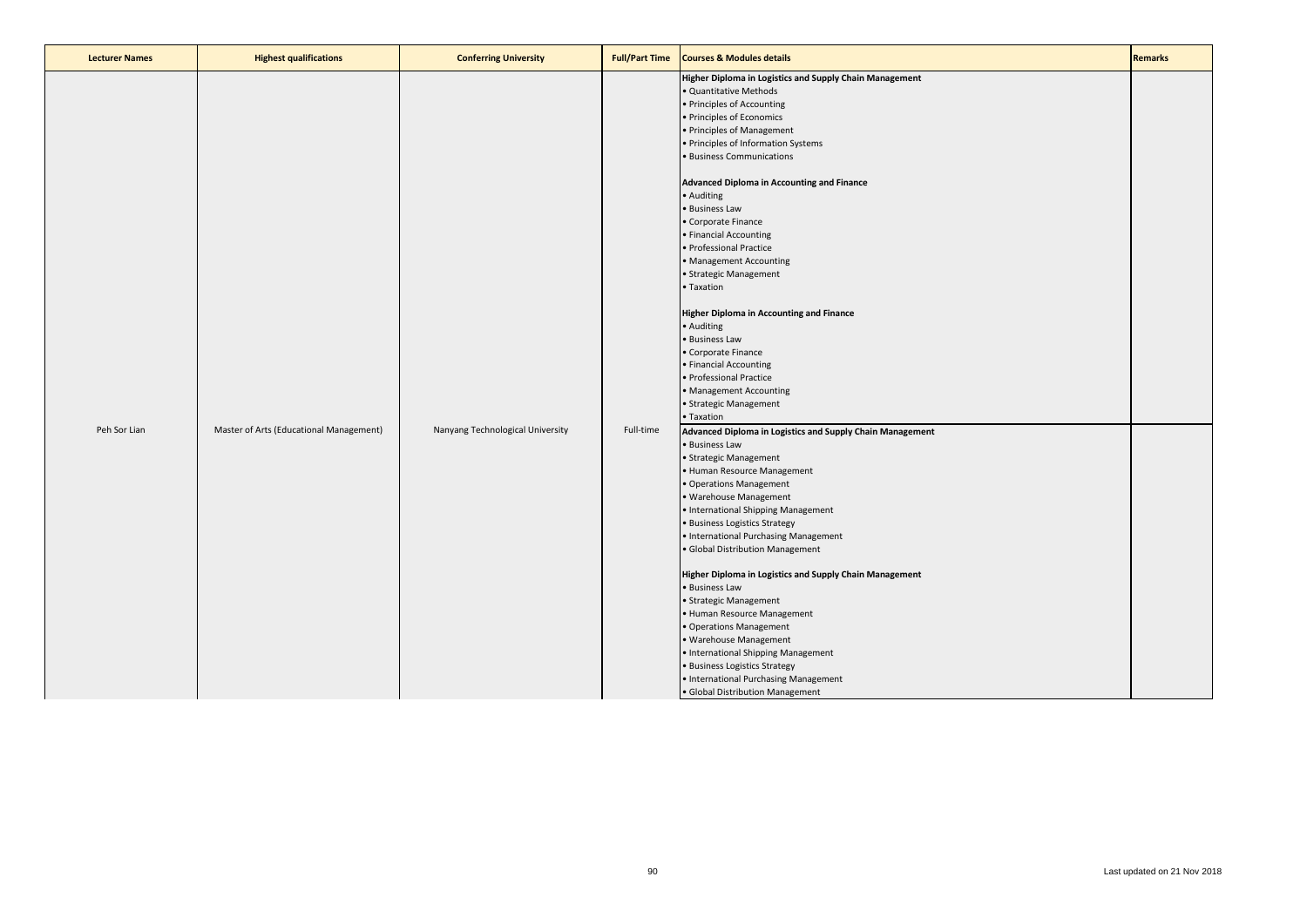| Lecturer Names | Highest qualifications | Conferring University | Full/Part Time | Courses & Modules details | Remarks |
|---|---|---|---|---|---|
| Peh Sor Lian | Master of Arts (Educational Management) | Nanyang Technological University | Full-time | **Higher Diploma in Logistics and Supply Chain Management**<br>• Quantitative Methods<br>• Principles of Accounting<br>• Principles of Economics<br>• Principles of Management<br>• Principles of Information Systems<br>• Business Communications<br><br>**Advanced Diploma in Accounting and Finance**<br>• Auditing<br>• Business Law<br>• Corporate Finance<br>• Financial Accounting<br>• Professional Practice<br>• Management Accounting<br>• Strategic Management<br>• Taxation<br><br>**Higher Diploma in Accounting and Finance**<br>• Auditing<br>• Business Law<br>• Corporate Finance<br>• Financial Accounting<br>• Professional Practice<br>• Management Accounting<br>• Strategic Management<br>• Taxation | |
| | | | | **Advanced Diploma in Logistics and Supply Chain Management**<br>• Business Law<br>• Strategic Management<br>• Human Resource Management<br>• Operations Management<br>• Warehouse Management<br>• International Shipping Management<br>• Business Logistics Strategy<br>• International Purchasing Management<br>• Global Distribution Management<br><br>**Higher Diploma in Logistics and Supply Chain Management**<br>• Business Law<br>• Strategic Management<br>• Human Resource Management<br>• Operations Management<br>• Warehouse Management<br>• International Shipping Management<br>• Business Logistics Strategy<br>• International Purchasing Management<br>• Global Distribution Management | |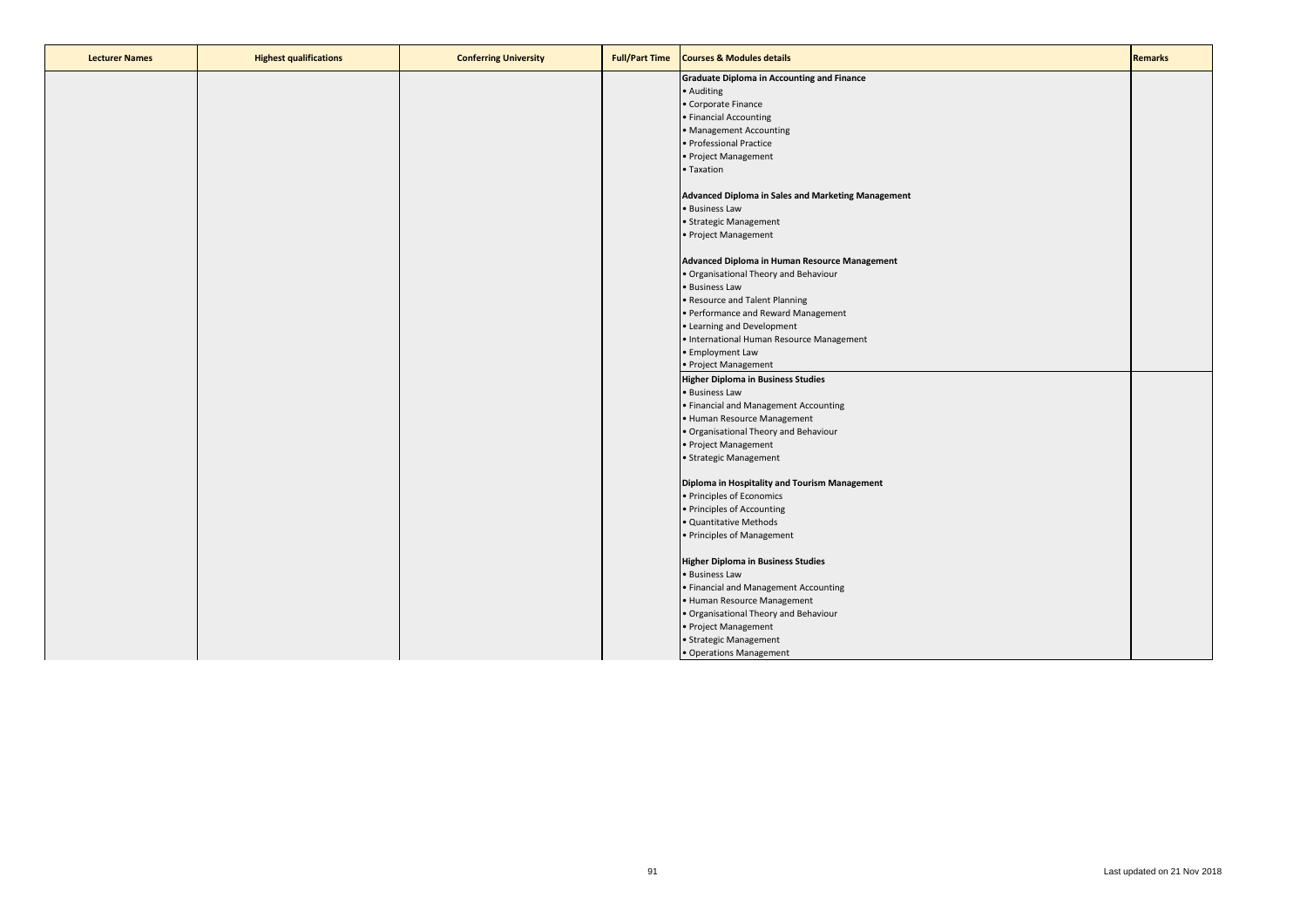| Lecturer Names | Highest qualifications | Conferring University | Full/Part Time | Courses & Modules details | Remarks |
|---|---|---|---|---|---|
| | | | | **Graduate Diploma in Accounting and Finance**<br>• Auditing<br>• Corporate Finance<br>• Financial Accounting<br>• Management Accounting<br>• Professional Practice<br>• Project Management<br>• Taxation<br><br>**Advanced Diploma in Sales and Marketing Management**<br>• Business Law<br>• Strategic Management<br>• Project Management<br><br>**Advanced Diploma in Human Resource Management**<br>• Organisational Theory and Behaviour<br>• Business Law<br>• Resource and Talent Planning<br>• Performance and Reward Management<br>• Learning and Development<br>• International Human Resource Management<br>• Employment Law<br>• Project Management | |
| | | | | **Higher Diploma in Business Studies**<br>• Business Law<br>• Financial and Management Accounting<br>• Human Resource Management<br>• Organisational Theory and Behaviour<br>• Project Management<br>• Strategic Management<br><br>**Diploma in Hospitality and Tourism Management**<br>• Principles of Economics<br>• Principles of Accounting<br>• Quantitative Methods<br>• Principles of Management<br><br>**Higher Diploma in Business Studies**<br>• Business Law<br>• Financial and Management Accounting<br>• Human Resource Management<br>• Organisational Theory and Behaviour<br>• Project Management<br>• Strategic Management<br>• Operations Management | |

Last updated on 21 Nov 2018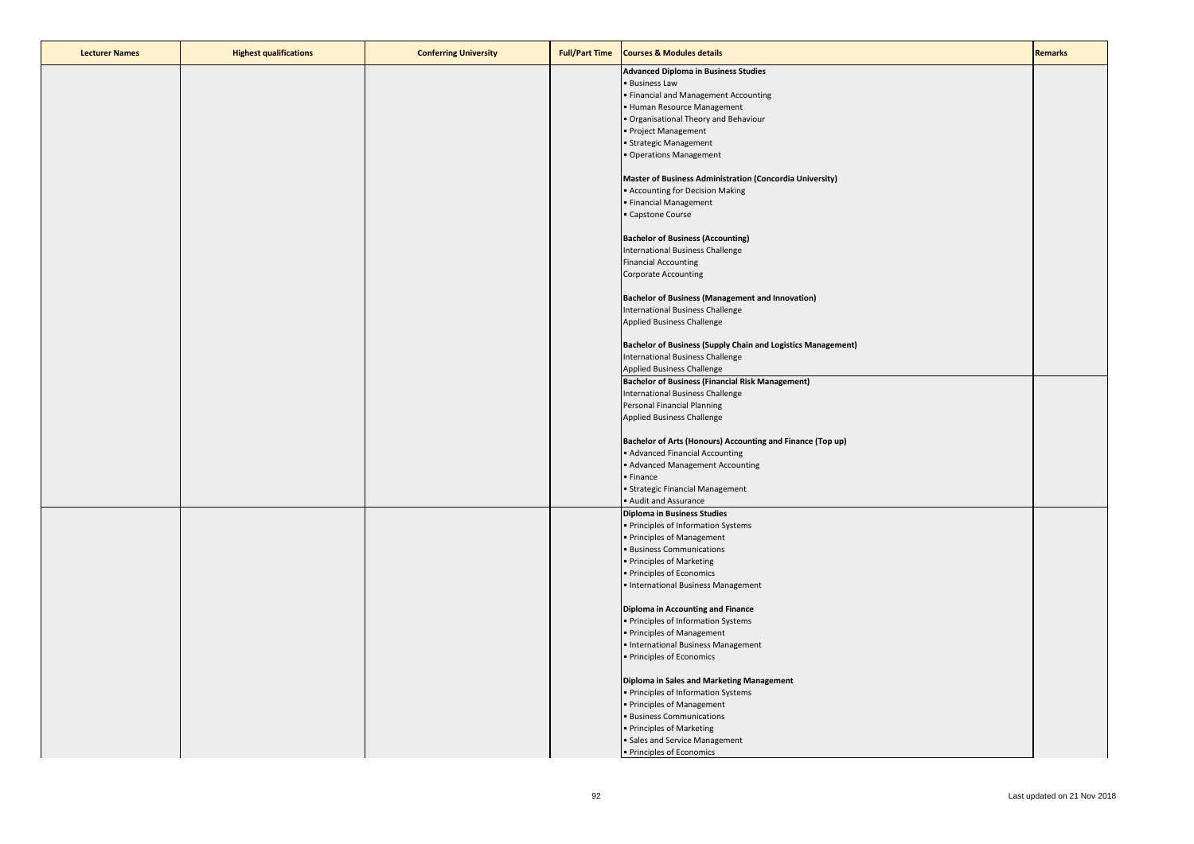| Lecturer Names | Highest qualifications | Conferring University | Full/Part Time | Courses & Modules details | Remarks |
|---|---|---|---|---|---|
| | | | | **Advanced Diploma in Business Studies**<br>• Business Law<br>• Financial and Management Accounting<br>• Human Resource Management<br>• Organisational Theory and Behaviour<br>• Project Management<br>• Strategic Management<br>• Operations Management<br><br>**Master of Business Administration (Concordia University)**<br>• Accounting for Decision Making<br>• Financial Management<br>• Capstone Course<br><br>**Bachelor of Business (Accounting)**<br>International Business Challenge<br>Financial Accounting<br>Corporate Accounting<br><br>**Bachelor of Business (Management and Innovation)**<br>International Business Challenge<br>Applied Business Challenge<br><br>**Bachelor of Business (Supply Chain and Logistics Management)**<br>International Business Challenge<br>Applied Business Challenge | |
| | | | | **Bachelor of Business (Financial Risk Management)**<br>International Business Challenge<br>Personal Financial Planning<br>Applied Business Challenge<br><br>**Bachelor of Arts (Honours) Accounting and Finance (Top up)**<br>• Advanced Financial Accounting<br>• Advanced Management Accounting<br>• Finance<br>• Strategic Financial Management<br>• Audit and Assurance | |
| | | | | **Diploma in Business Studies**<br>• Principles of Information Systems<br>• Principles of Management<br>• Business Communications<br>• Principles of Marketing<br>• Principles of Economics<br>• International Business Management<br><br>**Diploma in Accounting and Finance**<br>• Principles of Information Systems<br>• Principles of Management<br>• International Business Management<br>• Principles of Economics<br><br>**Diploma in Sales and Marketing Management**<br>• Principles of Information Systems<br>• Principles of Management<br>• Business Communications<br>• Principles of Marketing<br>• Sales and Service Management<br>• Principles of Economics | |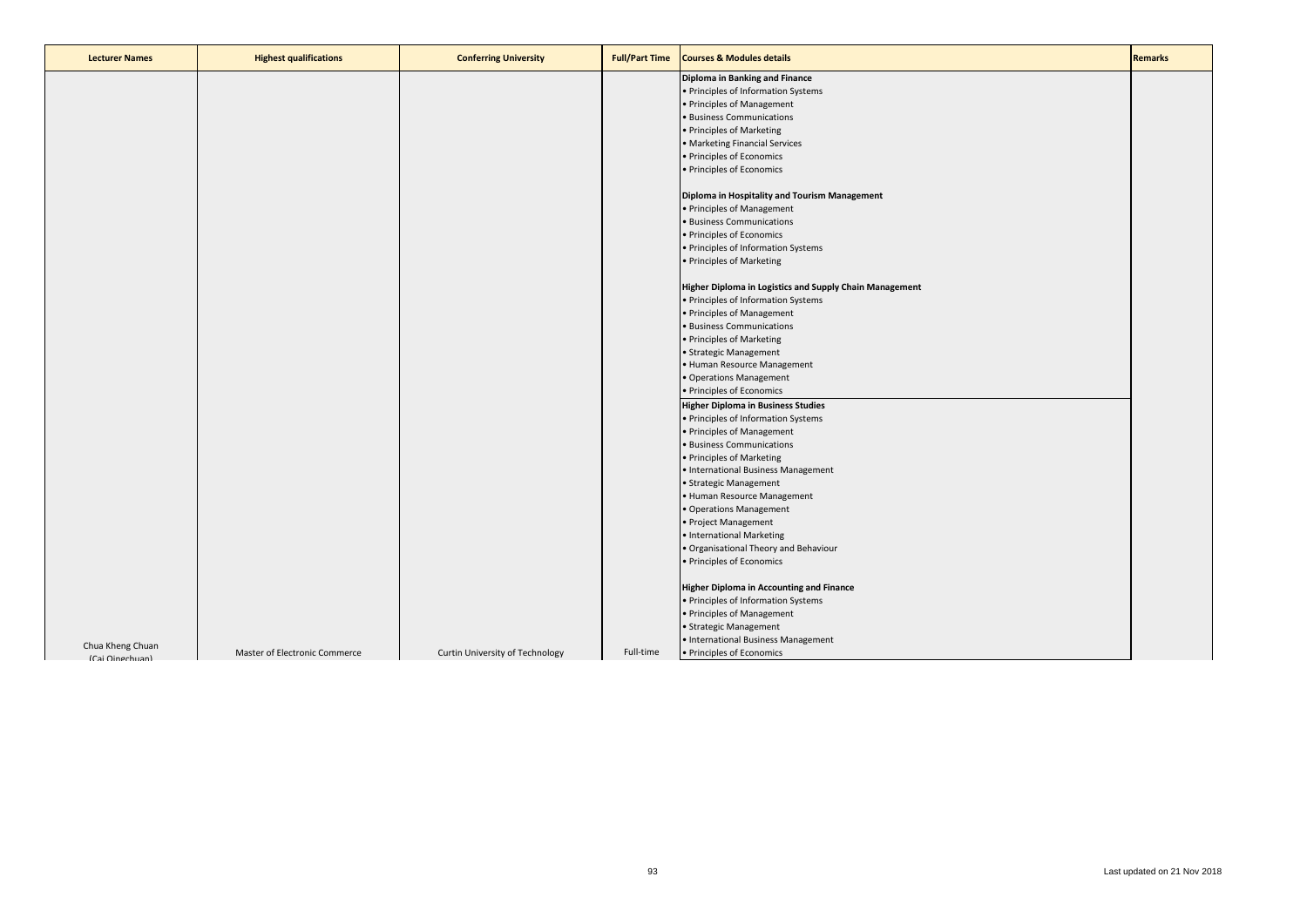| Lecturer Names | Highest qualifications | Conferring University | Full/Part Time | Courses & Modules details | Remarks |
|---|---|---|---|---|---|
| Chua Kheng Chuan (Cai Qingchuan) | Master of Electronic Commerce | Curtin University of Technology | Full-time | **Diploma in Banking and Finance**<br>• Principles of Information Systems<br>• Principles of Management<br>• Business Communications<br>• Principles of Marketing<br>• Marketing Financial Services<br>• Principles of Economics<br>• Principles of Economics<br><br>**Diploma in Hospitality and Tourism Management**<br>• Principles of Management<br>• Business Communications<br>• Principles of Economics<br>• Principles of Information Systems<br>• Principles of Marketing<br><br>**Higher Diploma in Logistics and Supply Chain Management**<br>• Principles of Information Systems<br>• Principles of Management<br>• Business Communications<br>• Principles of Marketing<br>• Strategic Management<br>• Human Resource Management<br>• Operations Management<br>• Principles of Economics<br>**Higher Diploma in Business Studies**<br>• Principles of Information Systems<br>• Principles of Management<br>• Business Communications<br>• Principles of Marketing<br>• International Business Management<br>• Strategic Management<br>• Human Resource Management<br>• Operations Management<br>• Project Management<br>• International Marketing<br>• Organisational Theory and Behaviour<br>• Principles of Economics<br><br>**Higher Diploma in Accounting and Finance**<br>• Principles of Information Systems<br>• Principles of Management<br>• Strategic Management<br>• International Business Management<br>• Principles of Economics | |

Last updated on 21 Nov 2018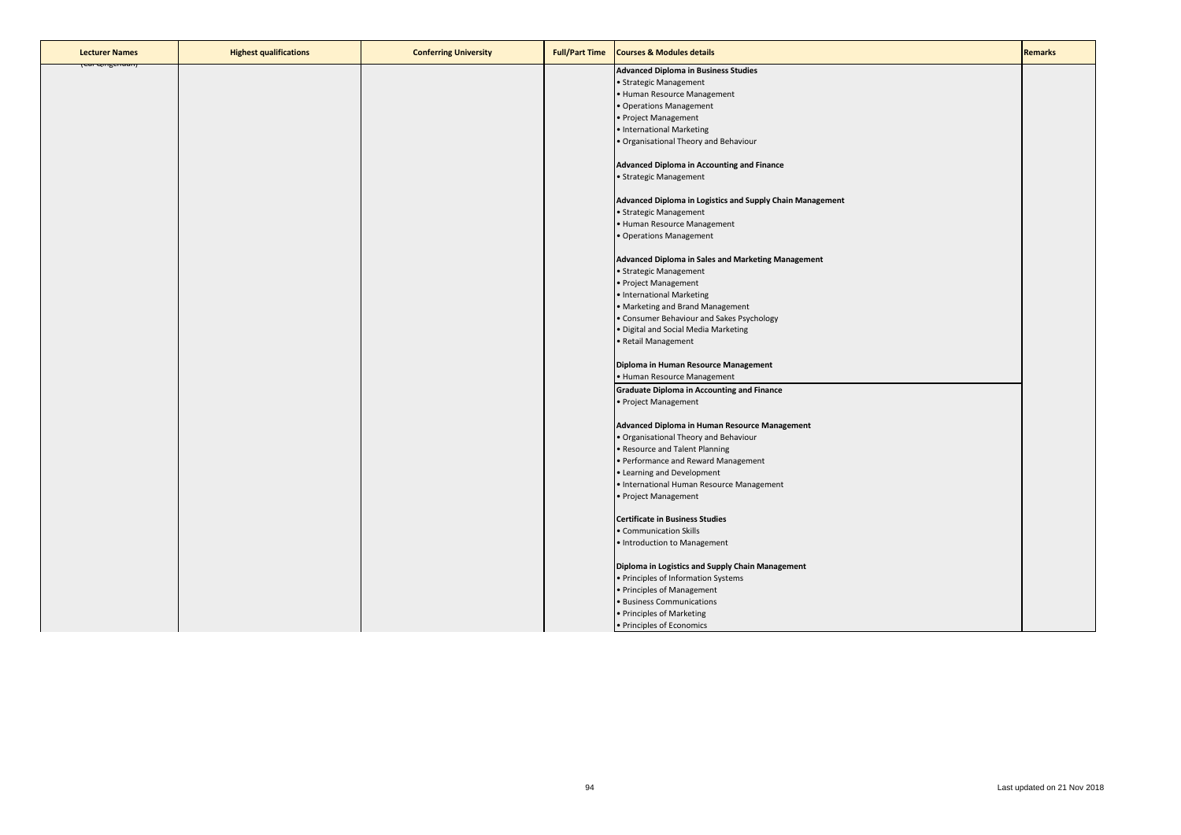| Lecturer Names | Highest qualifications | Conferring University | Full/Part Time | Courses & Modules details | Remarks |
|---|---|---|---|---|---|
| (cut off) | | | | **Advanced Diploma in Business Studies**<br>• Strategic Management<br>• Human Resource Management<br>• Operations Management<br>• Project Management<br>• International Marketing<br>• Organisational Theory and Behaviour<br><br>**Advanced Diploma in Accounting and Finance**<br>• Strategic Management<br><br>**Advanced Diploma in Logistics and Supply Chain Management**<br>• Strategic Management<br>• Human Resource Management<br>• Operations Management<br><br>**Advanced Diploma in Sales and Marketing Management**<br>• Strategic Management<br>• Project Management<br>• International Marketing<br>• Marketing and Brand Management<br>• Consumer Behaviour and Sakes Psychology<br>• Digital and Social Media Marketing<br>• Retail Management<br><br>**Diploma in Human Resource Management**<br>• Human Resource Management | |
| | | | | **Graduate Diploma in Accounting and Finance**<br>• Project Management<br><br>**Advanced Diploma in Human Resource Management**<br>• Organisational Theory and Behaviour<br>• Resource and Talent Planning<br>• Performance and Reward Management<br>• Learning and Development<br>• International Human Resource Management<br>• Project Management<br><br>**Certificate in Business Studies**<br>• Communication Skills<br>• Introduction to Management<br><br>**Diploma in Logistics and Supply Chain Management**<br>• Principles of Information Systems<br>• Principles of Management<br>• Business Communications<br>• Principles of Marketing<br>• Principles of Economics | |

Last updated on 21 Nov 2018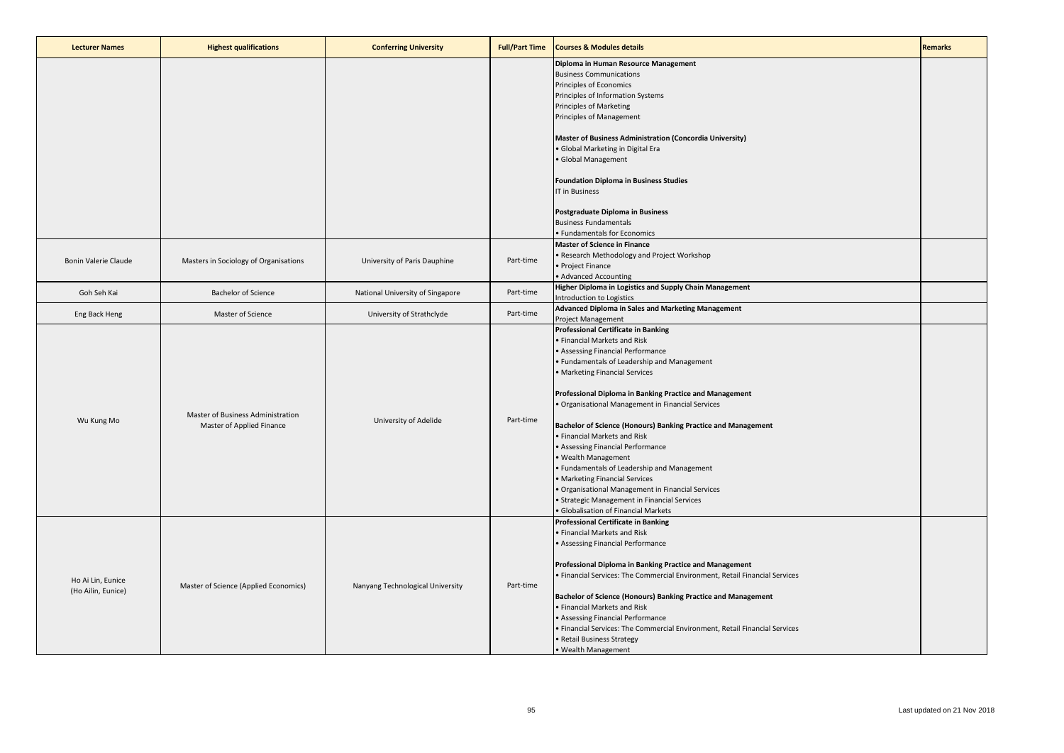| Lecturer Names | Highest qualifications | Conferring University | Full/Part Time | Courses & Modules details | Remarks |
|---|---|---|---|---|---|
| | | | | **Diploma in Human Resource Management**<br>Business Communications<br>Principles of Economics<br>Principles of Information Systems<br>Principles of Marketing<br>Principles of Management<br><br>**Master of Business Administration (Concordia University)**<br>• Global Marketing in Digital Era<br>• Global Management<br><br>**Foundation Diploma in Business Studies**<br>IT in Business<br><br>**Postgraduate Diploma in Business**<br>Business Fundamentals<br>• Fundamentals for Economics | |
| Bonin Valerie Claude | Masters in Sociology of Organisations | University of Paris Dauphine | Part-time | **Master of Science in Finance**<br>• Research Methodology and Project Workshop<br>• Project Finance<br>• Advanced Accounting | |
| Goh Seh Kai | Bachelor of Science | National University of Singapore | Part-time | **Higher Diploma in Logistics and Supply Chain Management**<br>Introduction to Logistics | |
| Eng Back Heng | Master of Science | University of Strathclyde | Part-time | **Advanced Diploma in Sales and Marketing Management**<br>Project Management | |
| Wu Kung Mo | Master of Business Administration<br>Master of Applied Finance | University of Adelide | Part-time | **Professional Certificate in Banking**<br>• Financial Markets and Risk<br>• Assessing Financial Performance<br>• Fundamentals of Leadership and Management<br>• Marketing Financial Services<br><br>**Professional Diploma in Banking Practice and Management**<br>• Organisational Management in Financial Services<br><br>**Bachelor of Science (Honours) Banking Practice and Management**<br>• Financial Markets and Risk<br>• Assessing Financial Performance<br>• Wealth Management<br>• Fundamentals of Leadership and Management<br>• Marketing Financial Services<br>• Organisational Management in Financial Services<br>• Strategic Management in Financial Services<br>• Globalisation of Financial Markets | |
| Ho Ai Lin, Eunice<br>(Ho Ailin, Eunice) | Master of Science (Applied Economics) | Nanyang Technological University | Part-time | **Professional Certificate in Banking**<br>• Financial Markets and Risk<br>• Assessing Financial Performance<br><br>**Professional Diploma in Banking Practice and Management**<br>• Financial Services: The Commercial Environment, Retail Financial Services<br><br>**Bachelor of Science (Honours) Banking Practice and Management**<br>• Financial Markets and Risk<br>• Assessing Financial Performance<br>• Financial Services: The Commercial Environment, Retail Financial Services<br>• Retail Business Strategy<br>• Wealth Management | |

Last updated on 21 Nov 2018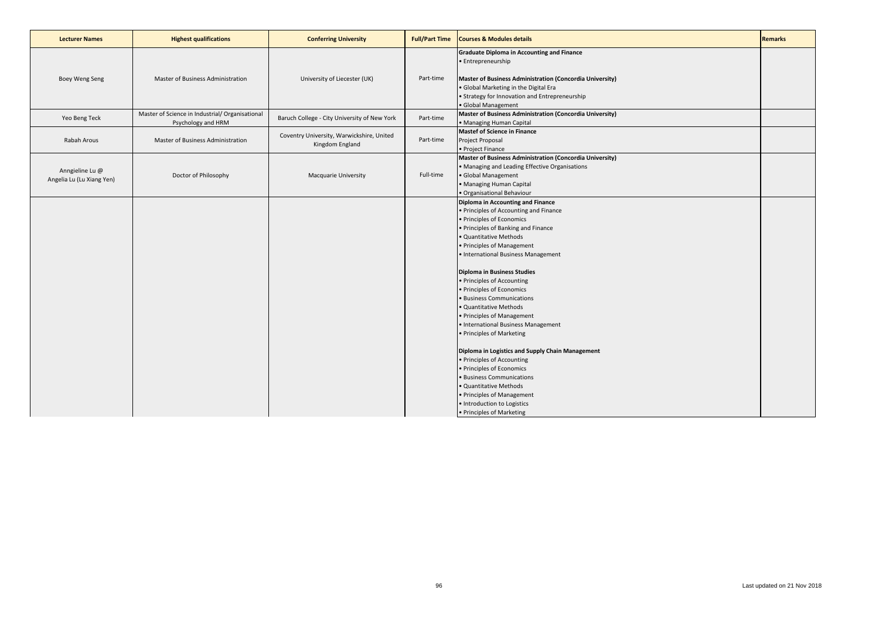| Lecturer Names | Highest qualifications | Conferring University | Full/Part Time | Courses & Modules details | Remarks |
|---|---|---|---|---|---|
| Boey Weng Seng | Master of Business Administration | University of Liecester (UK) | Part-time | **Graduate Diploma in Accounting and Finance**<br>• Entrepreneurship<br><br>**Master of Business Administration (Concordia University)**<br>• Global Marketing in the Digital Era<br>• Strategy for Innovation and Entrepreneurship<br>• Global Management | |
| Yeo Beng Teck | Master of Science in Industrial/ Organisational Psychology and HRM | Baruch College - City University of New York | Part-time | **Master of Business Administration (Concordia University)**<br>• Managing Human Capital | |
| Rabah Arous | Master of Business Administration | Coventry University, Warwickshire, United Kingdom England | Part-time | **Mastef of Science in Finance**<br>Project Proposal<br>• Project Finance | |
| Anngieline Lu @ Angelia Lu (Lu Xiang Yen) | Doctor of Philosophy | Macquarie University | Full-time | **Master of Business Administration (Concordia University)**<br>• Managing and Leading Effective Organisations<br>• Global Management<br>• Managing Human Capital<br>• Organisational Behaviour | |
| | | | | **Diploma in Accounting and Finance**<br>• Principles of Accounting and Finance<br>• Principles of Economics<br>• Principles of Banking and Finance<br>• Quantitative Methods<br>• Principles of Management<br>• International Business Management<br><br>**Diploma in Business Studies**<br>• Principles of Accounting<br>• Principles of Economics<br>• Business Communications<br>• Quantitative Methods<br>• Principles of Management<br>• International Business Management<br>• Principles of Marketing<br><br>**Diploma in Logistics and Supply Chain Management**<br>• Principles of Accounting<br>• Principles of Economics<br>• Business Communications<br>• Quantitative Methods<br>• Principles of Management<br>• Introduction to Logistics<br>• Principles of Marketing | |

Last updated on 21 Nov 2018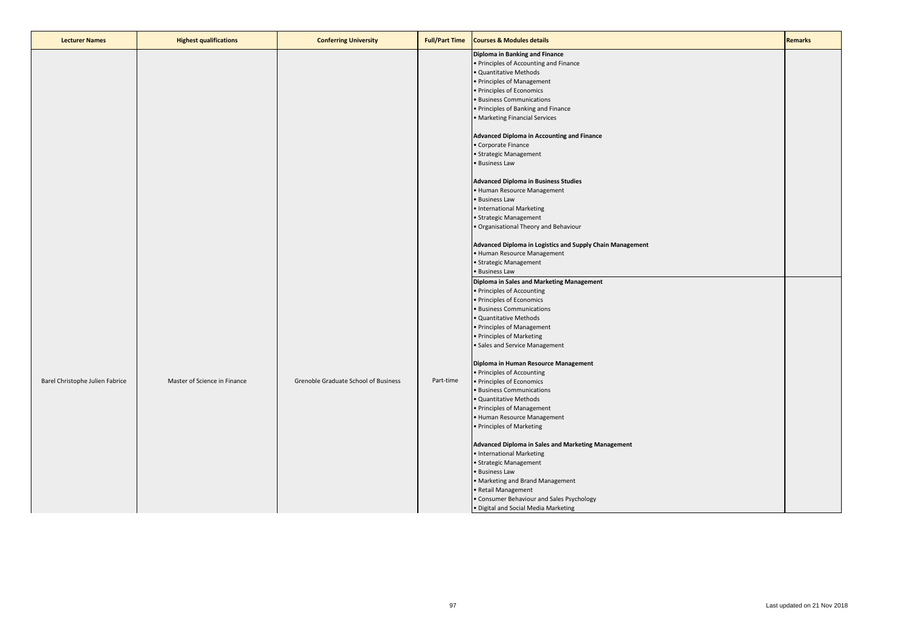| Lecturer Names | Highest qualifications | Conferring University | Full/Part Time | Courses & Modules details | Remarks |
|---|---|---|---|---|---|
| Barel Christophe Julien Fabrice | Master of Science in Finance | Grenoble Graduate School of Business | Part-time | **Diploma in Banking and Finance**<br>• Principles of Accounting and Finance<br>• Quantitative Methods<br>• Principles of Management<br>• Principles of Economics<br>• Business Communications<br>• Principles of Banking and Finance<br>• Marketing Financial Services<br><br>**Advanced Diploma in Accounting and Finance**<br>• Corporate Finance<br>• Strategic Management<br>• Business Law<br><br>**Advanced Diploma in Business Studies**<br>• Human Resource Management<br>• Business Law<br>• International Marketing<br>• Strategic Management<br>• Organisational Theory and Behaviour<br><br>**Advanced Diploma in Logistics and Supply Chain Management**<br>• Human Resource Management<br>• Strategic Management<br>• Business Law | |
| | | | | **Diploma in Sales and Marketing Management**<br>• Principles of Accounting<br>• Principles of Economics<br>• Business Communications<br>• Quantitative Methods<br>• Principles of Management<br>• Principles of Marketing<br>• Sales and Service Management<br><br>**Diploma in Human Resource Management**<br>• Principles of Accounting<br>• Principles of Economics<br>• Business Communications<br>• Quantitative Methods<br>• Principles of Management<br>• Human Resource Management<br>• Principles of Marketing<br><br>**Advanced Diploma in Sales and Marketing Management**<br>• International Marketing<br>• Strategic Management<br>• Business Law<br>• Marketing and Brand Management<br>• Retail Management<br>• Consumer Behaviour and Sales Psychology<br>• Digital and Social Media Marketing | |

Last updated on 21 Nov 2018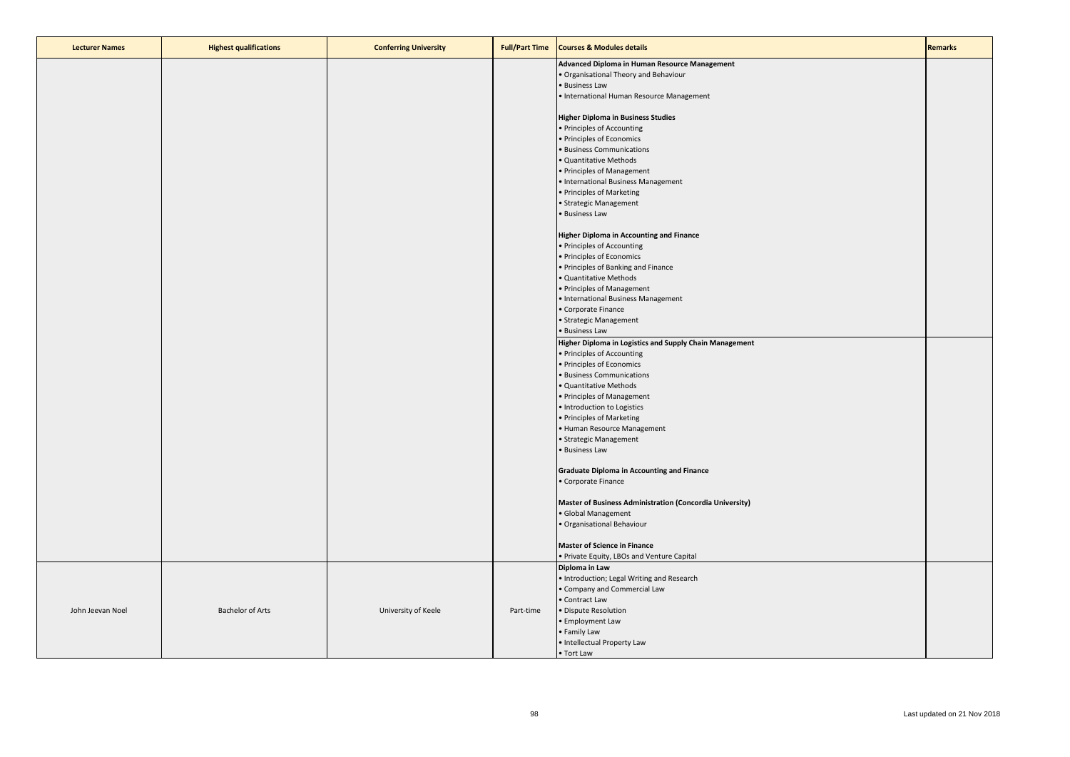| Lecturer Names | Highest qualifications | Conferring University | Full/Part Time | Courses & Modules details | Remarks |
|---|---|---|---|---|---|
| | | | | **Advanced Diploma in Human Resource Management**<br>• Organisational Theory and Behaviour<br>• Business Law<br>• International Human Resource Management<br><br>**Higher Diploma in Business Studies**<br>• Principles of Accounting<br>• Principles of Economics<br>• Business Communications<br>• Quantitative Methods<br>• Principles of Management<br>• International Business Management<br>• Principles of Marketing<br>• Strategic Management<br>• Business Law<br><br>**Higher Diploma in Accounting and Finance**<br>• Principles of Accounting<br>• Principles of Economics<br>• Principles of Banking and Finance<br>• Quantitative Methods<br>• Principles of Management<br>• International Business Management<br>• Corporate Finance<br>• Strategic Management<br>• Business Law | |
| | | | | **Higher Diploma in Logistics and Supply Chain Management**<br>• Principles of Accounting<br>• Principles of Economics<br>• Business Communications<br>• Quantitative Methods<br>• Principles of Management<br>• Introduction to Logistics<br>• Principles of Marketing<br>• Human Resource Management<br>• Strategic Management<br>• Business Law<br><br>**Graduate Diploma in Accounting and Finance**<br>• Corporate Finance<br><br>**Master of Business Administration (Concordia University)**<br>• Global Management<br>• Organisational Behaviour<br><br>**Master of Science in Finance**<br>• Private Equity, LBOs and Venture Capital | |
| John Jeevan Noel | Bachelor of Arts | University of Keele | Part-time | **Diploma in Law**<br>• Introduction; Legal Writing and Research<br>• Company and Commercial Law<br>• Contract Law<br>• Dispute Resolution<br>• Employment Law<br>• Family Law<br>• Intellectual Property Law<br>• Tort Law | |

Last updated on 21 Nov 2018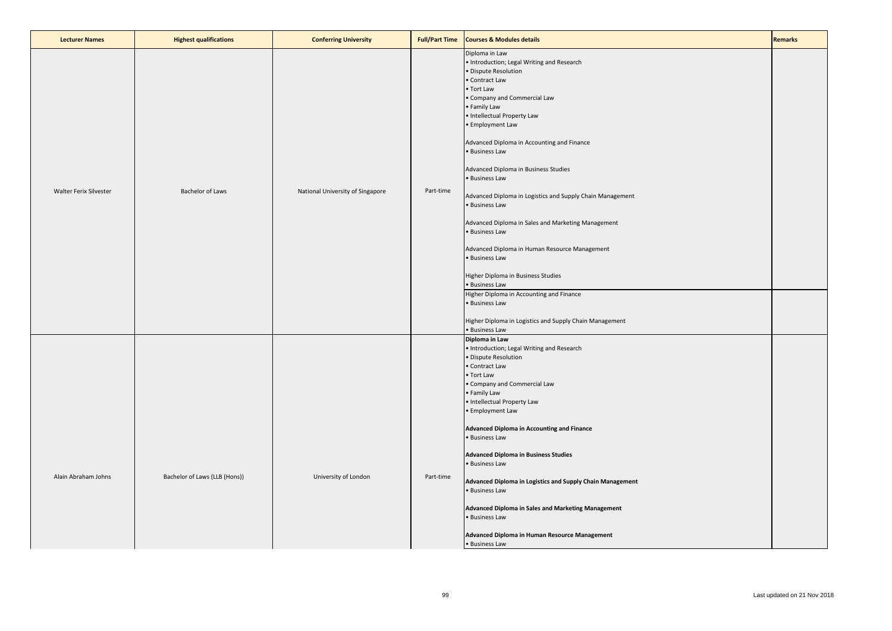| Lecturer Names | Highest qualifications | Conferring University | Full/Part Time | Courses & Modules details | Remarks |
|---|---|---|---|---|---|
| Walter Ferix Silvester | Bachelor of Laws | National University of Singapore | Part-time | Diploma in Law<br>• Introduction; Legal Writing and Research<br>• Dispute Resolution<br>• Contract Law<br>• Tort Law<br>• Company and Commercial Law<br>• Family Law<br>• Intellectual Property Law<br>• Employment Law<br><br>Advanced Diploma in Accounting and Finance<br>• Business Law<br><br>Advanced Diploma in Business Studies<br>• Business Law<br><br>Advanced Diploma in Logistics and Supply Chain Management<br>• Business Law<br><br>Advanced Diploma in Sales and Marketing Management<br>• Business Law<br><br>Advanced Diploma in Human Resource Management<br>• Business Law<br><br>Higher Diploma in Business Studies<br>• Business Law | |
| | | | | Higher Diploma in Accounting and Finance<br>• Business Law<br><br>Higher Diploma in Logistics and Supply Chain Management<br>• Business Law | |
| Alain Abraham Johns | Bachelor of Laws (LLB (Hons)) | University of London | Part-time | **Diploma in Law**<br>• Introduction; Legal Writing and Research<br>• Dispute Resolution<br>• Contract Law<br>• Tort Law<br>• Company and Commercial Law<br>• Family Law<br>• Intellectual Property Law<br>• Employment Law<br><br>**Advanced Diploma in Accounting and Finance**<br>• Business Law<br><br>**Advanced Diploma in Business Studies**<br>• Business Law<br><br>**Advanced Diploma in Logistics and Supply Chain Management**<br>• Business Law<br><br>**Advanced Diploma in Sales and Marketing Management**<br>• Business Law<br><br>**Advanced Diploma in Human Resource Management**<br>• Business Law | |

Last updated on 21 Nov 2018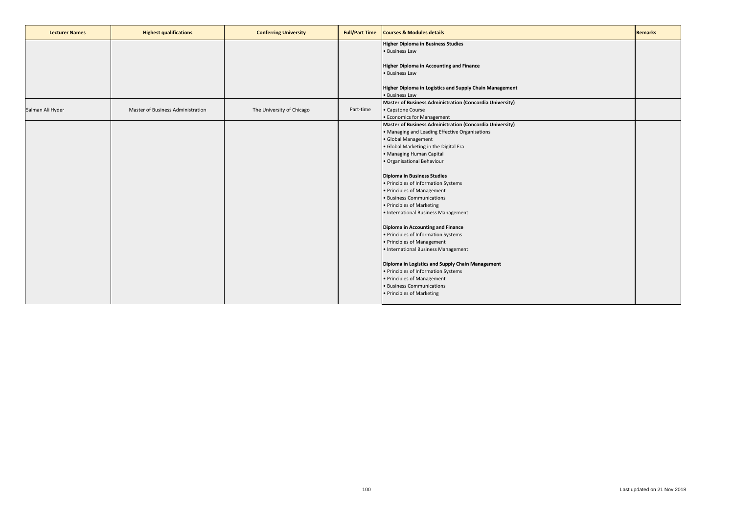| Lecturer Names | Highest qualifications | Conferring University | Full/Part Time | Courses & Modules details | Remarks |
|---|---|---|---|---|---|
| | | | | **Higher Diploma in Business Studies**<br>• Business Law<br><br>**Higher Diploma in Accounting and Finance**<br>• Business Law<br><br>**Higher Diploma in Logistics and Supply Chain Management**<br>• Business Law | |
| Salman Ali Hyder | Master of Business Administration | The University of Chicago | Part-time | **Master of Business Administration (Concordia University)**<br>• Capstone Course<br>• Economics for Management | |
| | | | | **Master of Business Administration (Concordia University)**<br>• Managing and Leading Effective Organisations<br>• Global Management<br>• Global Marketing in the Digital Era<br>• Managing Human Capital<br>• Organisational Behaviour<br><br>**Diploma in Business Studies**<br>• Principles of Information Systems<br>• Principles of Management<br>• Business Communications<br>• Principles of Marketing<br>• International Business Management<br><br>**Diploma in Accounting and Finance**<br>• Principles of Information Systems<br>• Principles of Management<br>• International Business Management<br><br>**Diploma in Logistics and Supply Chain Management**<br>• Principles of Information Systems<br>• Principles of Management<br>• Business Communications<br>• Principles of Marketing | |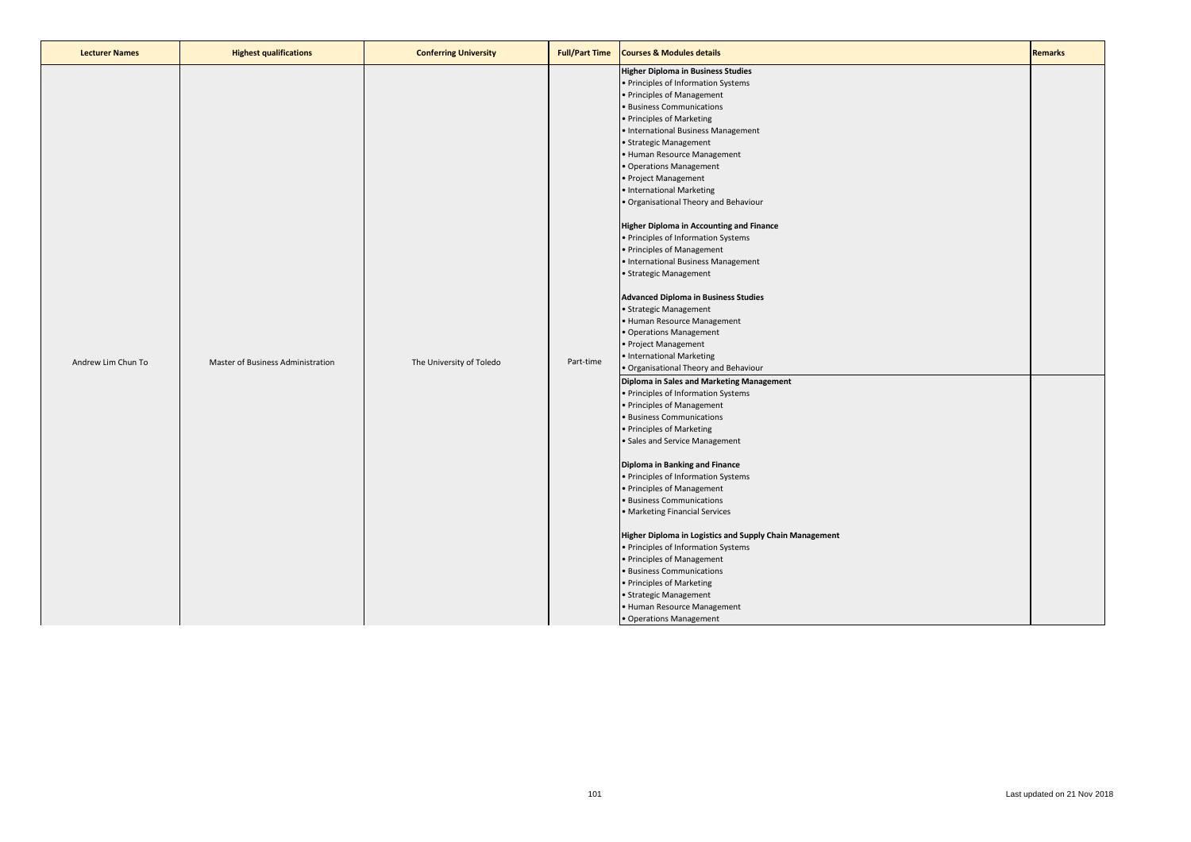| Lecturer Names | Highest qualifications | Conferring University | Full/Part Time | Courses & Modules details | Remarks |
|---|---|---|---|---|---|
| Andrew Lim Chun To | Master of Business Administration | The University of Toledo | Part-time | **Higher Diploma in Business Studies**<br>• Principles of Information Systems<br>• Principles of Management<br>• Business Communications<br>• Principles of Marketing<br>• International Business Management<br>• Strategic Management<br>• Human Resource Management<br>• Operations Management<br>• Project Management<br>• International Marketing<br>• Organisational Theory and Behaviour<br><br>**Higher Diploma in Accounting and Finance**<br>• Principles of Information Systems<br>• Principles of Management<br>• International Business Management<br>• Strategic Management<br><br>**Advanced Diploma in Business Studies**<br>• Strategic Management<br>• Human Resource Management<br>• Operations Management<br>• Project Management<br>• International Marketing<br>• Organisational Theory and Behaviour | |
| | | | | **Diploma in Sales and Marketing Management**<br>• Principles of Information Systems<br>• Principles of Management<br>• Business Communications<br>• Principles of Marketing<br>• Sales and Service Management<br><br>**Diploma in Banking and Finance**<br>• Principles of Information Systems<br>• Principles of Management<br>• Business Communications<br>• Marketing Financial Services<br><br>**Higher Diploma in Logistics and Supply Chain Management**<br>• Principles of Information Systems<br>• Principles of Management<br>• Business Communications<br>• Principles of Marketing<br>• Strategic Management<br>• Human Resource Management<br>• Operations Management | |

Last updated on 21 Nov 2018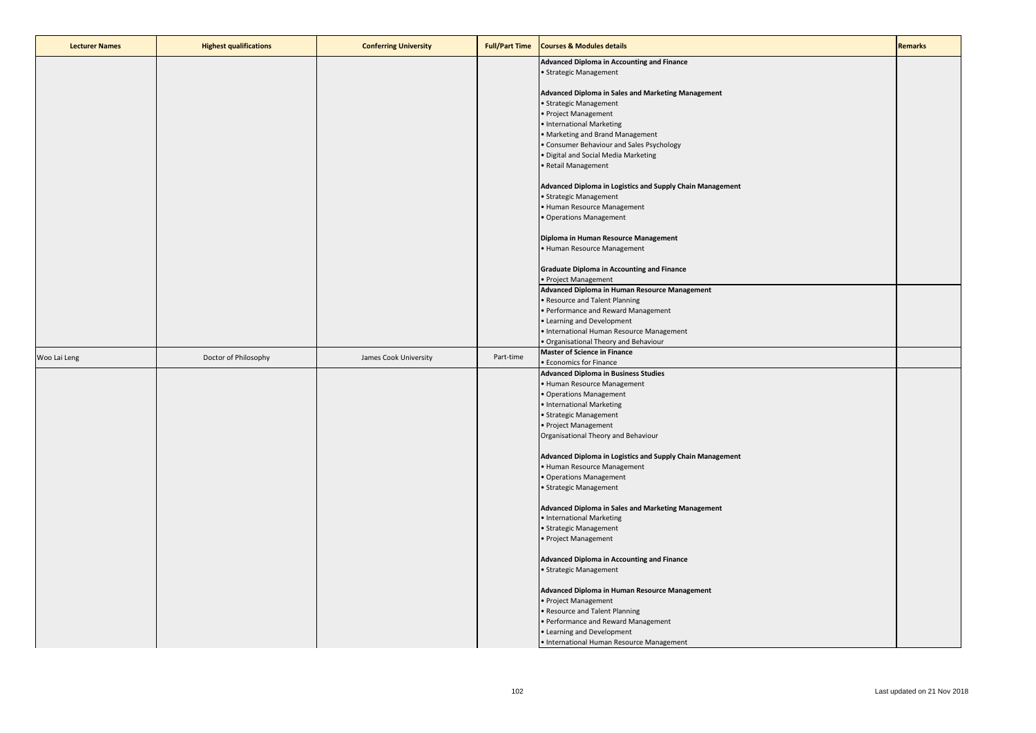| Lecturer Names | Highest qualifications | Conferring University | Full/Part Time | Courses & Modules details | Remarks |
|---|---|---|---|---|---|
| | | | | **Advanced Diploma in Accounting and Finance**<br>• Strategic Management<br><br>**Advanced Diploma in Sales and Marketing Management**<br>• Strategic Management<br>• Project Management<br>• International Marketing<br>• Marketing and Brand Management<br>• Consumer Behaviour and Sales Psychology<br>• Digital and Social Media Marketing<br>• Retail Management<br><br>**Advanced Diploma in Logistics and Supply Chain Management**<br>• Strategic Management<br>• Human Resource Management<br>• Operations Management<br><br>**Diploma in Human Resource Management**<br>• Human Resource Management<br><br>**Graduate Diploma in Accounting and Finance**<br>• Project Management | |
| | | | | **Advanced Diploma in Human Resource Management**<br>• Resource and Talent Planning<br>• Performance and Reward Management<br>• Learning and Development<br>• International Human Resource Management<br>• Organisational Theory and Behaviour | |
| Woo Lai Leng | Doctor of Philosophy | James Cook University | Part-time | **Master of Science in Finance**<br>• Economics for Finance | |
| | | | | **Advanced Diploma in Business Studies**<br>• Human Resource Management<br>• Operations Management<br>• International Marketing<br>• Strategic Management<br>• Project Management<br>Organisational Theory and Behaviour<br><br>**Advanced Diploma in Logistics and Supply Chain Management**<br>• Human Resource Management<br>• Operations Management<br>• Strategic Management<br><br>**Advanced Diploma in Sales and Marketing Management**<br>• International Marketing<br>• Strategic Management<br>• Project Management<br><br>**Advanced Diploma in Accounting and Finance**<br>• Strategic Management<br><br>**Advanced Diploma in Human Resource Management**<br>• Project Management<br>• Resource and Talent Planning<br>• Performance and Reward Management<br>• Learning and Development<br>• International Human Resource Management | |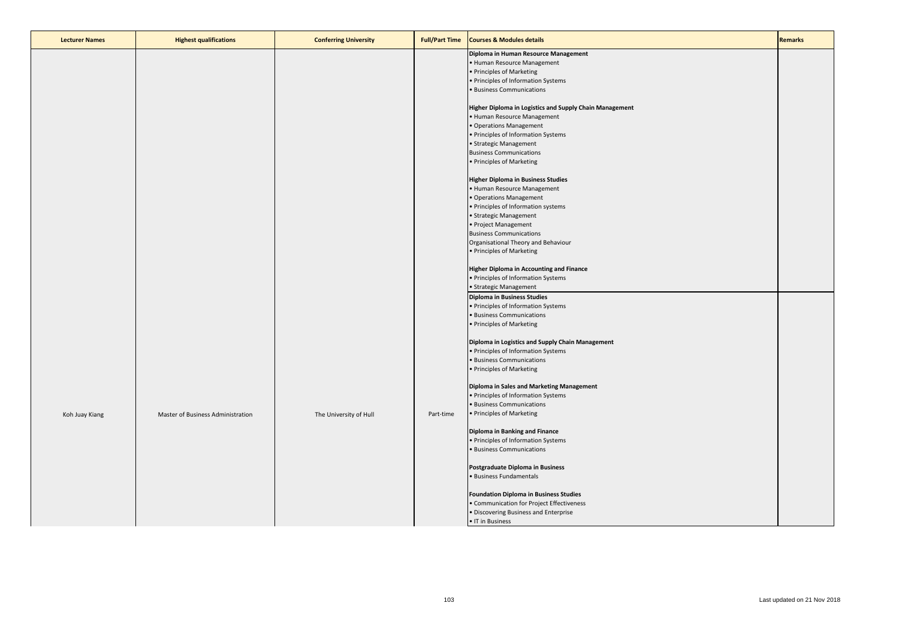| Lecturer Names | Highest qualifications | Conferring University | Full/Part Time | Courses & Modules details | Remarks |
|---|---|---|---|---|---|
| Koh Juay Kiang | Master of Business Administration | The University of Hull | Part-time | **Diploma in Human Resource Management**<br>• Human Resource Management<br>• Principles of Marketing<br>• Principles of Information Systems<br>• Business Communications<br><br>**Higher Diploma in Logistics and Supply Chain Management**<br>• Human Resource Management<br>• Operations Management<br>• Principles of Information Systems<br>• Strategic Management<br>Business Communications<br>• Principles of Marketing<br><br>**Higher Diploma in Business Studies**<br>• Human Resource Management<br>• Operations Management<br>• Principles of Information systems<br>• Strategic Management<br>• Project Management<br>Business Communications<br>Organisational Theory and Behaviour<br>• Principles of Marketing<br><br>**Higher Diploma in Accounting and Finance**<br>• Principles of Information Systems<br>• Strategic Management | |
| | | | | **Diploma in Business Studies**<br>• Principles of Information Systems<br>• Business Communications<br>• Principles of Marketing<br><br>**Diploma in Logistics and Supply Chain Management**<br>• Principles of Information Systems<br>• Business Communications<br>• Principles of Marketing<br><br>**Diploma in Sales and Marketing Management**<br>• Principles of Information Systems<br>• Business Communications<br>• Principles of Marketing<br><br>**Diploma in Banking and Finance**<br>• Principles of Information Systems<br>• Business Communications<br><br>**Postgraduate Diploma in Business**<br>• Business Fundamentals<br><br>**Foundation Diploma in Business Studies**<br>• Communication for Project Effectiveness<br>• Discovering Business and Enterprise<br>• IT in Business | |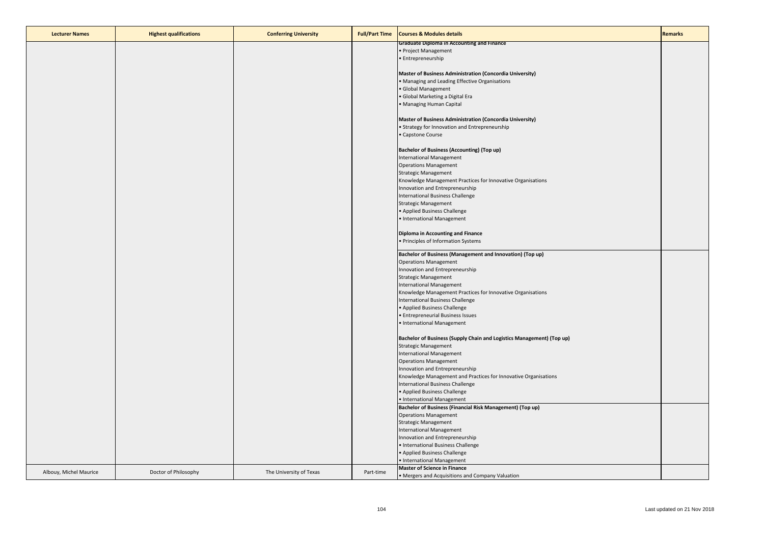| Lecturer Names | Highest qualifications | Conferring University | Full/Part Time | Courses & Modules details | Remarks |
| --- | --- | --- | --- | --- | --- |
| | | | | **Graduate Diploma in Accounting and Finance**<br>• Project Management<br>• Entrepreneurship<br><br>**Master of Business Administration (Concordia University)**<br>• Managing and Leading Effective Organisations<br>• Global Management<br>• Global Marketing a Digital Era<br>• Managing Human Capital<br><br>**Master of Business Administration (Concordia University)**<br>• Strategy for Innovation and Entrepreneurship<br>• Capstone Course<br><br>**Bachelor of Business (Accounting) (Top up)**<br>International Management<br>Operations Management<br>Strategic Management<br>Knowledge Management Practices for Innovative Organisations<br>Innovation and Entrepreneurship<br>International Business Challenge<br>Strategic Management<br>• Applied Business Challenge<br>• International Management<br><br>**Diploma in Accounting and Finance**<br>• Principles of Information Systems | |
| | | | | **Bachelor of Business (Management and Innovation) (Top up)**<br>Operations Management<br>Innovation and Entrepreneurship<br>Strategic Management<br>International Management<br>Knowledge Management Practices for Innovative Organisations<br>International Business Challenge<br>• Applied Business Challenge<br>• Entrepreneurial Business Issues<br>• International Management<br><br>**Bachelor of Business (Supply Chain and Logistics Management) (Top up)**<br>Strategic Management<br>International Management<br>Operations Management<br>Innovation and Entrepreneurship<br>Knowledge Management and Practices for Innovative Organisations<br>International Business Challenge<br>• Applied Business Challenge<br>• International Management | |
| | | | | **Bachelor of Business (Financial Risk Management) (Top up)**<br>Operations Management<br>Strategic Management<br>International Management<br>Innovation and Entrepreneurship<br>• International Business Challenge<br>• Applied Business Challenge<br>• International Management | |
| Albouy, Michel Maurice | Doctor of Philosophy | The University of Texas | Part-time | **Master of Science in Finance**<br>• Mergers and Acquisitions and Company Valuation | |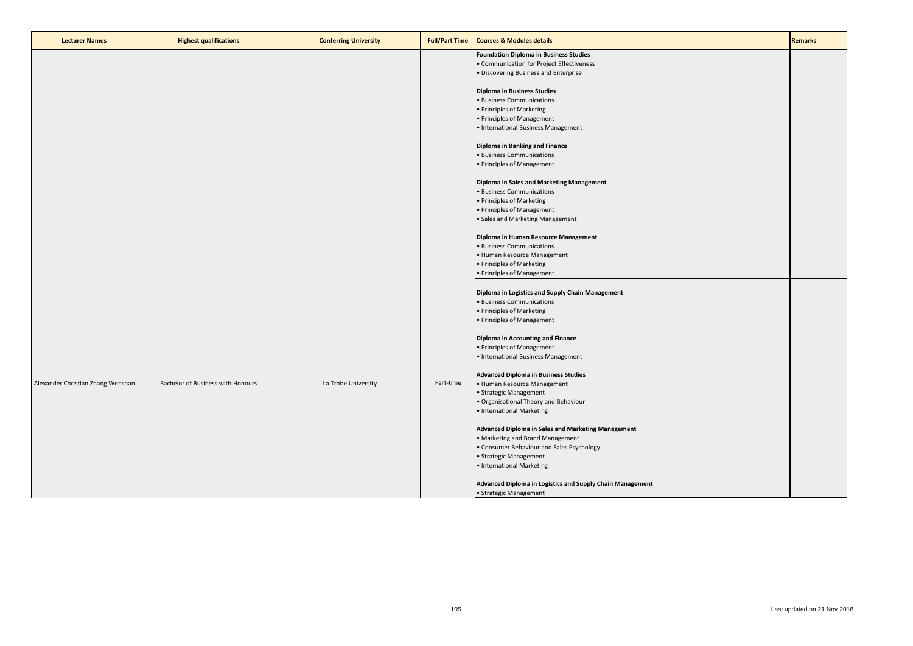| Lecturer Names | Highest qualifications | Conferring University | Full/Part Time | Courses & Modules details | Remarks |
|---|---|---|---|---|---|
| Alexander Christian Zhang Wenshan | Bachelor of Business with Honours | La Trobe University | Part-time | **Foundation Diploma in Business Studies**<br>• Communication for Project Effectiveness<br>• Discovering Business and Enterprise<br><br>**Diploma in Business Studies**<br>• Business Communications<br>• Principles of Marketing<br>• Principles of Management<br>• International Business Management<br><br>**Diploma in Banking and Finance**<br>• Business Communications<br>• Principles of Management<br><br>**Diploma in Sales and Marketing Management**<br>• Business Communications<br>• Principles of Marketing<br>• Principles of Management<br>• Sales and Marketing Management<br><br>**Diploma in Human Resource Management**<br>• Business Communications<br>• Human Resource Management<br>• Principles of Marketing<br>• Principles of Management<br><br>**Diploma in Logistics and Supply Chain Management**<br>• Business Communications<br>• Principles of Marketing<br>• Principles of Management<br><br>**Diploma in Accounting and Finance**<br>• Principles of Management<br>• International Business Management<br><br>**Advanced Diploma in Business Studies**<br>• Human Resource Management<br>• Strategic Management<br>• Organisational Theory and Behaviour<br>• International Marketing<br><br>**Advanced Diploma in Sales and Marketing Management**<br>• Marketing and Brand Management<br>• Consumer Behaviour and Sales Psychology<br>• Strategic Management<br>• International Marketing<br><br>**Advanced Diploma in Logistics and Supply Chain Management**<br>• Strategic Management | |

Last updated on 21 Nov 2018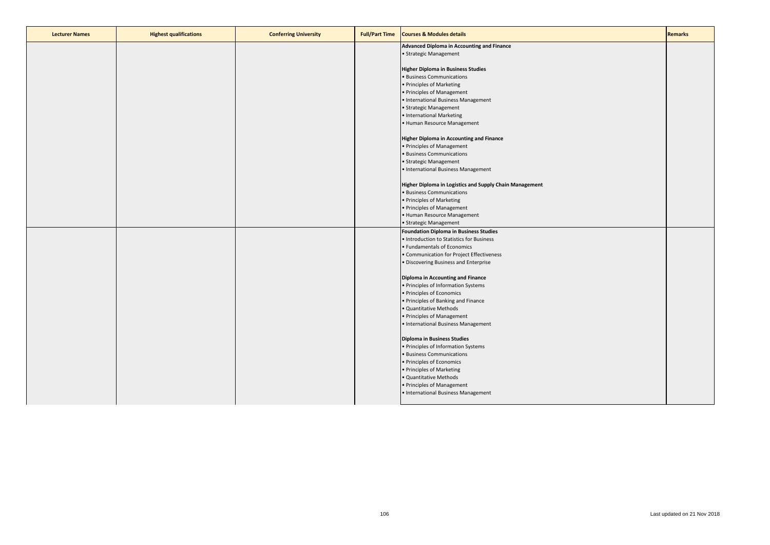| Lecturer Names | Highest qualifications | Conferring University | Full/Part Time | Courses & Modules details | Remarks |
|---|---|---|---|---|---|
| | | | | **Advanced Diploma in Accounting and Finance**<br>• Strategic Management<br><br>**Higher Diploma in Business Studies**<br>• Business Communications<br>• Principles of Marketing<br>• Principles of Management<br>• International Business Management<br>• Strategic Management<br>• International Marketing<br>• Human Resource Management<br><br>**Higher Diploma in Accounting and Finance**<br>• Principles of Management<br>• Business Communications<br>• Strategic Management<br>• International Business Management<br><br>**Higher Diploma in Logistics and Supply Chain Management**<br>• Business Communications<br>• Principles of Marketing<br>• Principles of Management<br>• Human Resource Management<br>• Strategic Management | |
| | | | | **Foundation Diploma in Business Studies**<br>• Introduction to Statistics for Business<br>• Fundamentals of Economics<br>• Communication for Project Effectiveness<br>• Discovering Business and Enterprise<br><br>**Diploma in Accounting and Finance**<br>• Principles of Information Systems<br>• Principles of Economics<br>• Principles of Banking and Finance<br>• Quantitative Methods<br>• Principles of Management<br>• International Business Management<br><br>**Diploma in Business Studies**<br>• Principles of Information Systems<br>• Business Communications<br>• Principles of Economics<br>• Principles of Marketing<br>• Quantitative Methods<br>• Principles of Management<br>• International Business Management | |

Last updated on 21 Nov 2018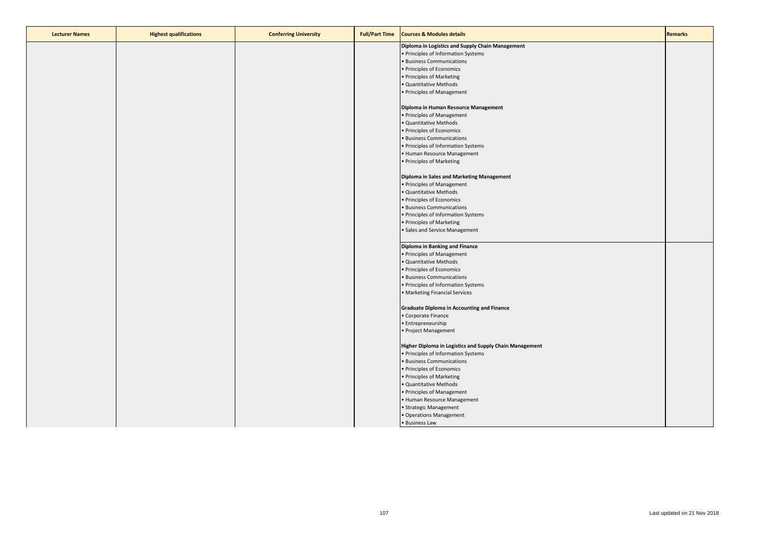| Lecturer Names | Highest qualifications | Conferring University | Full/Part Time | Courses & Modules details | Remarks |
|---|---|---|---|---|---|
| | | | | **Diploma in Logistics and Supply Chain Management**<br>• Principles of Information Systems<br>• Business Communications<br>• Principles of Economics<br>• Principles of Marketing<br>• Quantitative Methods<br>• Principles of Management<br><br>**Diploma in Human Resource Management**<br>• Principles of Management<br>• Quantitative Methods<br>• Principles of Economics<br>• Business Communications<br>• Principles of Information Systems<br>• Human Resource Management<br>• Principles of Marketing<br><br>**Diploma in Sales and Marketing Management**<br>• Principles of Management<br>• Quantitative Methods<br>• Principles of Economics<br>• Business Communications<br>• Principles of Information Systems<br>• Principles of Marketing<br>• Sales and Service Management | |
| | | | | **Diploma in Banking and Finance**<br>• Principles of Management<br>• Quantitative Methods<br>• Principles of Economics<br>• Business Communications<br>• Principles of Information Systems<br>• Marketing Financial Services<br><br>**Graduate Diploma in Accounting and Finance**<br>• Corporate Finance<br>• Entrepreneurship<br>• Project Management<br><br>**Higher Diploma in Logistics and Supply Chain Management**<br>• Principles of Information Systems<br>• Business Communications<br>• Principles of Economics<br>• Principles of Marketing<br>• Quantitative Methods<br>• Principles of Management<br>• Human Resource Management<br>• Strategic Management<br>• Operations Management<br>• Business Law | |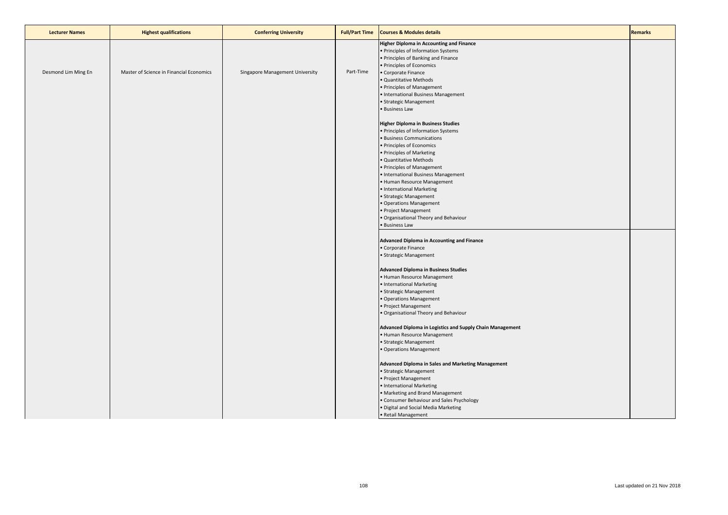| Lecturer Names | Highest qualifications | Conferring University | Full/Part Time | Courses & Modules details | Remarks |
|---|---|---|---|---|---|
| Desmond Lim Ming En | Master of Science in Financial Economics | Singapore Management University | Part-Time | **Higher Diploma in Accounting and Finance**<br>• Principles of Information Systems<br>• Principles of Banking and Finance<br>• Principles of Economics<br>• Corporate Finance<br>• Quantitative Methods<br>• Principles of Management<br>• International Business Management<br>• Strategic Management<br>• Business Law<br><br>**Higher Diploma in Business Studies**<br>• Principles of Information Systems<br>• Business Communications<br>• Principles of Economics<br>• Principles of Marketing<br>• Quantitative Methods<br>• Principles of Management<br>• International Business Management<br>• Human Resource Management<br>• International Marketing<br>• Strategic Management<br>• Operations Management<br>• Project Management<br>• Organisational Theory and Behaviour<br>• Business Law | |
| | | | | **Advanced Diploma in Accounting and Finance**<br>• Corporate Finance<br>• Strategic Management<br><br>**Advanced Diploma in Business Studies**<br>• Human Resource Management<br>• International Marketing<br>• Strategic Management<br>• Operations Management<br>• Project Management<br>• Organisational Theory and Behaviour<br><br>**Advanced Diploma in Logistics and Supply Chain Management**<br>• Human Resource Management<br>• Strategic Management<br>• Operations Management<br><br>**Advanced Diploma in Sales and Marketing Management**<br>• Strategic Management<br>• Project Management<br>• International Marketing<br>• Marketing and Brand Management<br>• Consumer Behaviour and Sales Psychology<br>• Digital and Social Media Marketing<br>• Retail Management | |

Last updated on 21 Nov 2018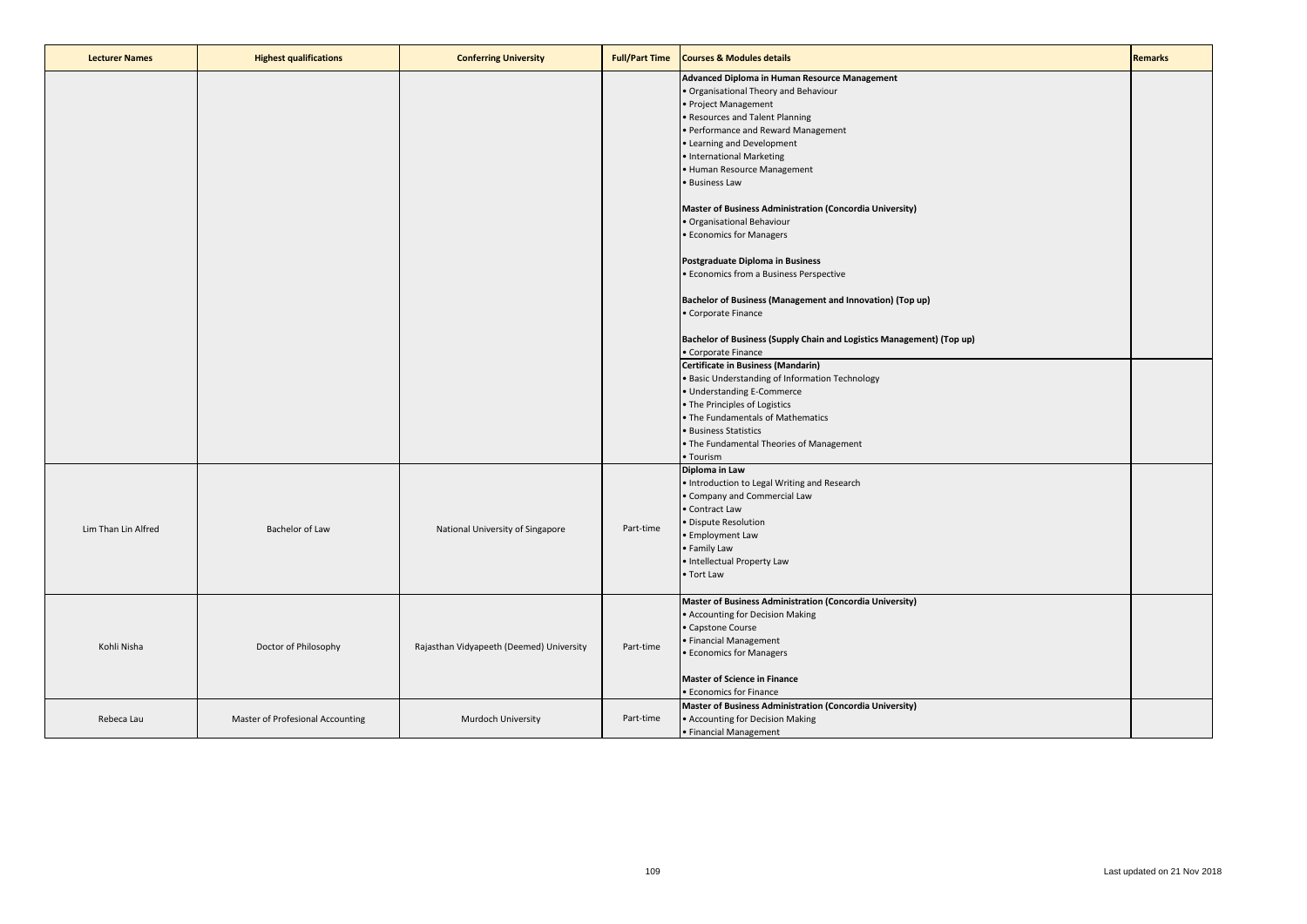| Lecturer Names | Highest qualifications | Conferring University | Full/Part Time | Courses & Modules details | Remarks |
|---|---|---|---|---|---|
| | | | | **Advanced Diploma in Human Resource Management**<br>• Organisational Theory and Behaviour<br>• Project Management<br>• Resources and Talent Planning<br>• Performance and Reward Management<br>• Learning and Development<br>• International Marketing<br>• Human Resource Management<br>• Business Law<br><br>**Master of Business Administration (Concordia University)**<br>• Organisational Behaviour<br>• Economics for Managers<br><br>**Postgraduate Diploma in Business**<br>• Economics from a Business Perspective<br><br>**Bachelor of Business (Management and Innovation) (Top up)**<br>• Corporate Finance<br><br>**Bachelor of Business (Supply Chain and Logistics Management) (Top up)**<br>• Corporate Finance | |
| | | | | **Certificate in Business (Mandarin)**<br>• Basic Understanding of Information Technology<br>• Understanding E-Commerce<br>• The Principles of Logistics<br>• The Fundamentals of Mathematics<br>• Business Statistics<br>• The Fundamental Theories of Management<br>• Tourism | |
| Lim Than Lin Alfred | Bachelor of Law | National University of Singapore | Part-time | **Diploma in Law**<br>• Introduction to Legal Writing and Research<br>• Company and Commercial Law<br>• Contract Law<br>• Dispute Resolution<br>• Employment Law<br>• Family Law<br>• Intellectual Property Law<br>• Tort Law | |
| Kohli Nisha | Doctor of Philosophy | Rajasthan Vidyapeeth (Deemed) University | Part-time | **Master of Business Administration (Concordia University)**<br>• Accounting for Decision Making<br>• Capstone Course<br>• Financial Management<br>• Economics for Managers<br><br>**Master of Science in Finance**<br>• Economics for Finance | |
| Rebeca Lau | Master of Profesional Accounting | Murdoch University | Part-time | **Master of Business Administration (Concordia University)**<br>• Accounting for Decision Making<br>• Financial Management | |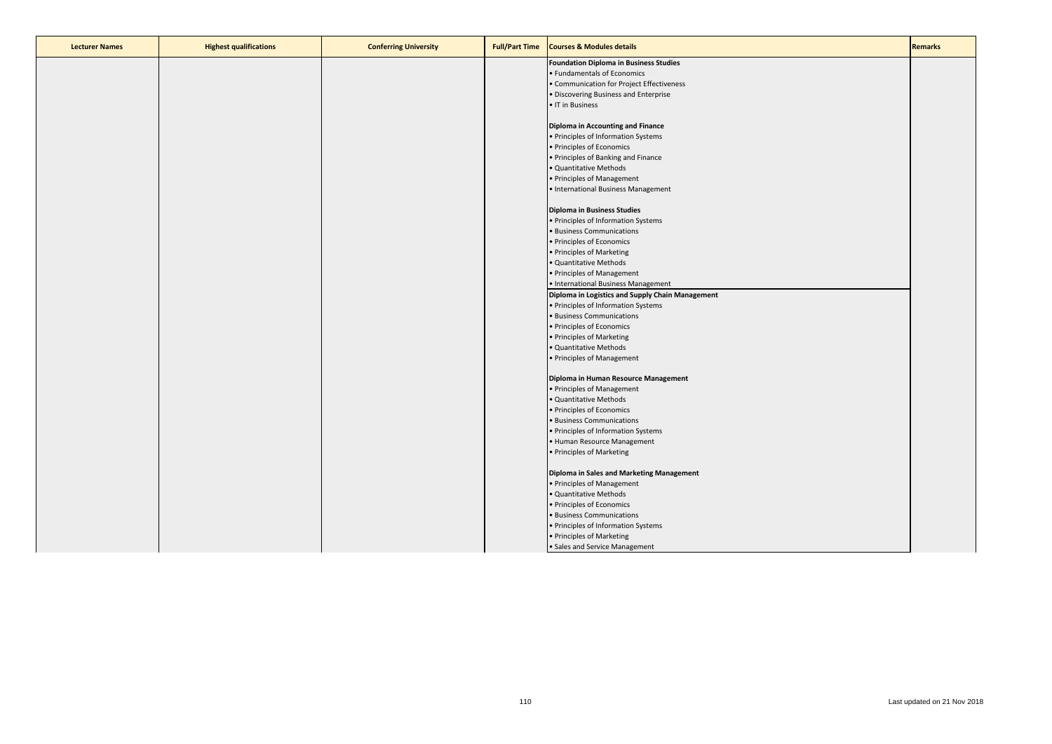| Lecturer Names | Highest qualifications | Conferring University | Full/Part Time | Courses & Modules details | Remarks |
|---|---|---|---|---|---|
| | | | | **Foundation Diploma in Business Studies**<br>• Fundamentals of Economics<br>• Communication for Project Effectiveness<br>• Discovering Business and Enterprise<br>• IT in Business<br><br>**Diploma in Accounting and Finance**<br>• Principles of Information Systems<br>• Principles of Economics<br>• Principles of Banking and Finance<br>• Quantitative Methods<br>• Principles of Management<br>• International Business Management<br><br>**Diploma in Business Studies**<br>• Principles of Information Systems<br>• Business Communications<br>• Principles of Economics<br>• Principles of Marketing<br>• Quantitative Methods<br>• Principles of Management<br>• International Business Management | |
| | | | | **Diploma in Logistics and Supply Chain Management**<br>• Principles of Information Systems<br>• Business Communications<br>• Principles of Economics<br>• Principles of Marketing<br>• Quantitative Methods<br>• Principles of Management<br><br>**Diploma in Human Resource Management**<br>• Principles of Management<br>• Quantitative Methods<br>• Principles of Economics<br>• Business Communications<br>• Principles of Information Systems<br>• Human Resource Management<br>• Principles of Marketing<br><br>**Diploma in Sales and Marketing Management**<br>• Principles of Management<br>• Quantitative Methods<br>• Principles of Economics<br>• Business Communications<br>• Principles of Information Systems<br>• Principles of Marketing<br>• Sales and Service Management | |

Last updated on 21 Nov 2018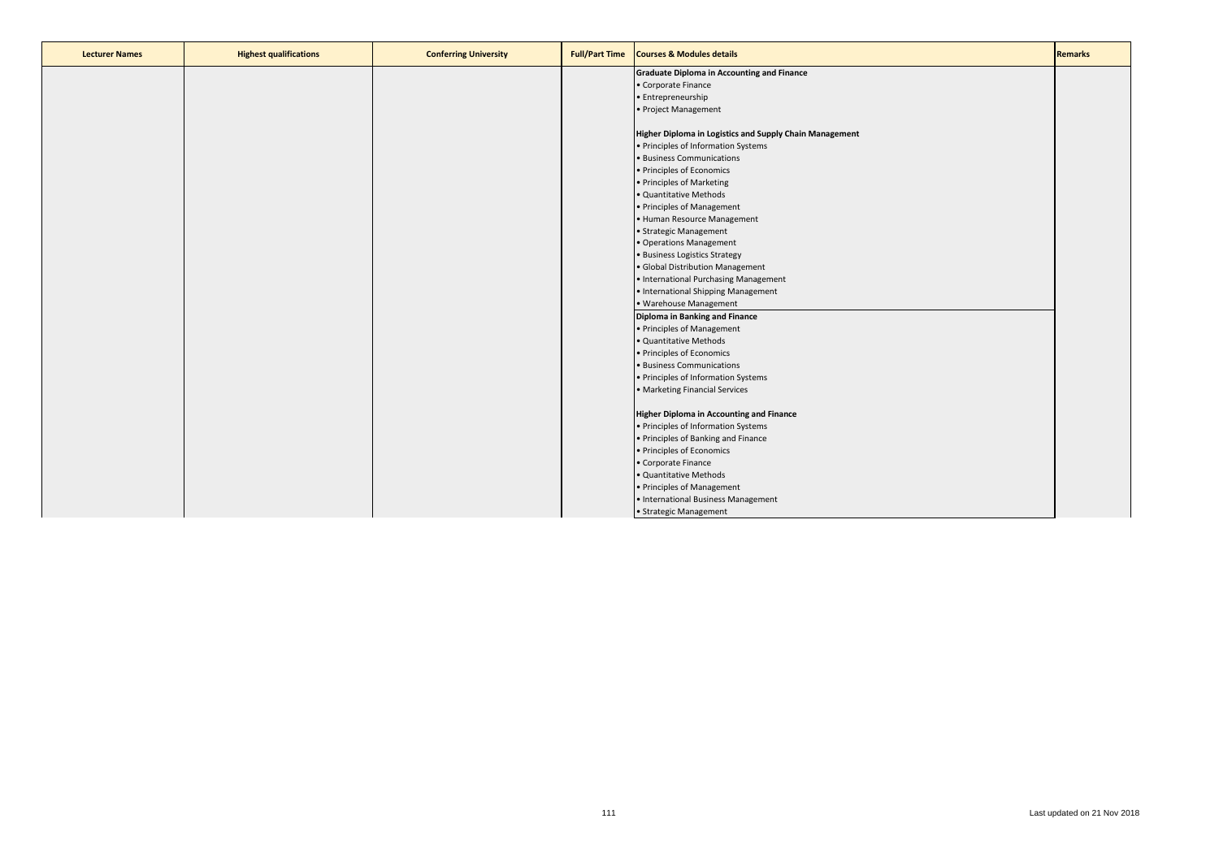| Lecturer Names | Highest qualifications | Conferring University | Full/Part Time | Courses & Modules details | Remarks |
|---|---|---|---|---|---|
| | | | | **Graduate Diploma in Accounting and Finance**<br>• Corporate Finance<br>• Entrepreneurship<br>• Project Management<br><br>**Higher Diploma in Logistics and Supply Chain Management**<br>• Principles of Information Systems<br>• Business Communications<br>• Principles of Economics<br>• Principles of Marketing<br>• Quantitative Methods<br>• Principles of Management<br>• Human Resource Management<br>• Strategic Management<br>• Operations Management<br>• Business Logistics Strategy<br>• Global Distribution Management<br>• International Purchasing Management<br>• International Shipping Management<br>• Warehouse Management<br>**Diploma in Banking and Finance**<br>• Principles of Management<br>• Quantitative Methods<br>• Principles of Economics<br>• Business Communications<br>• Principles of Information Systems<br>• Marketing Financial Services<br><br>**Higher Diploma in Accounting and Finance**<br>• Principles of Information Systems<br>• Principles of Banking and Finance<br>• Principles of Economics<br>• Corporate Finance<br>• Quantitative Methods<br>• Principles of Management<br>• International Business Management<br>• Strategic Management | |

Last updated on 21 Nov 2018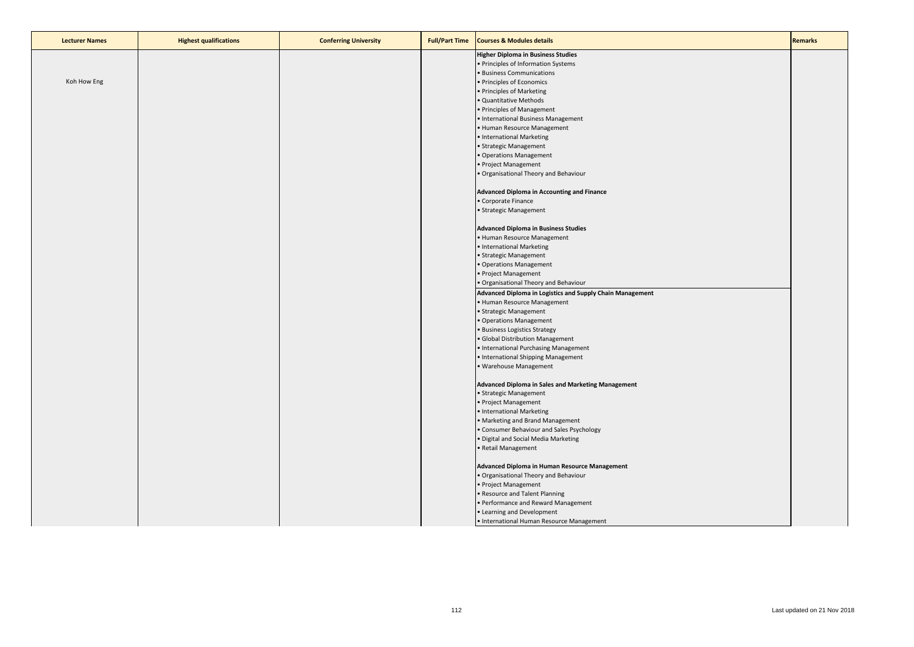| Lecturer Names | Highest qualifications | Conferring University | Full/Part Time | Courses & Modules details | Remarks |
|---|---|---|---|---|---|
| Koh How Eng | | | | **Higher Diploma in Business Studies**<br>• Principles of Information Systems<br>• Business Communications<br>• Principles of Economics<br>• Principles of Marketing<br>• Quantitative Methods<br>• Principles of Management<br>• International Business Management<br>• Human Resource Management<br>• International Marketing<br>• Strategic Management<br>• Operations Management<br>• Project Management<br>• Organisational Theory and Behaviour<br><br>**Advanced Diploma in Accounting and Finance**<br>• Corporate Finance<br>• Strategic Management<br><br>**Advanced Diploma in Business Studies**<br>• Human Resource Management<br>• International Marketing<br>• Strategic Management<br>• Operations Management<br>• Project Management<br>• Organisational Theory and Behaviour<br>**Advanced Diploma in Logistics and Supply Chain Management**<br>• Human Resource Management<br>• Strategic Management<br>• Operations Management<br>• Business Logistics Strategy<br>• Global Distribution Management<br>• International Purchasing Management<br>• International Shipping Management<br>• Warehouse Management<br><br>**Advanced Diploma in Sales and Marketing Management**<br>• Strategic Management<br>• Project Management<br>• International Marketing<br>• Marketing and Brand Management<br>• Consumer Behaviour and Sales Psychology<br>• Digital and Social Media Marketing<br>• Retail Management<br><br>**Advanced Diploma in Human Resource Management**<br>• Organisational Theory and Behaviour<br>• Project Management<br>• Resource and Talent Planning<br>• Performance and Reward Management<br>• Learning and Development<br>• International Human Resource Management | |

Last updated on 21 Nov 2018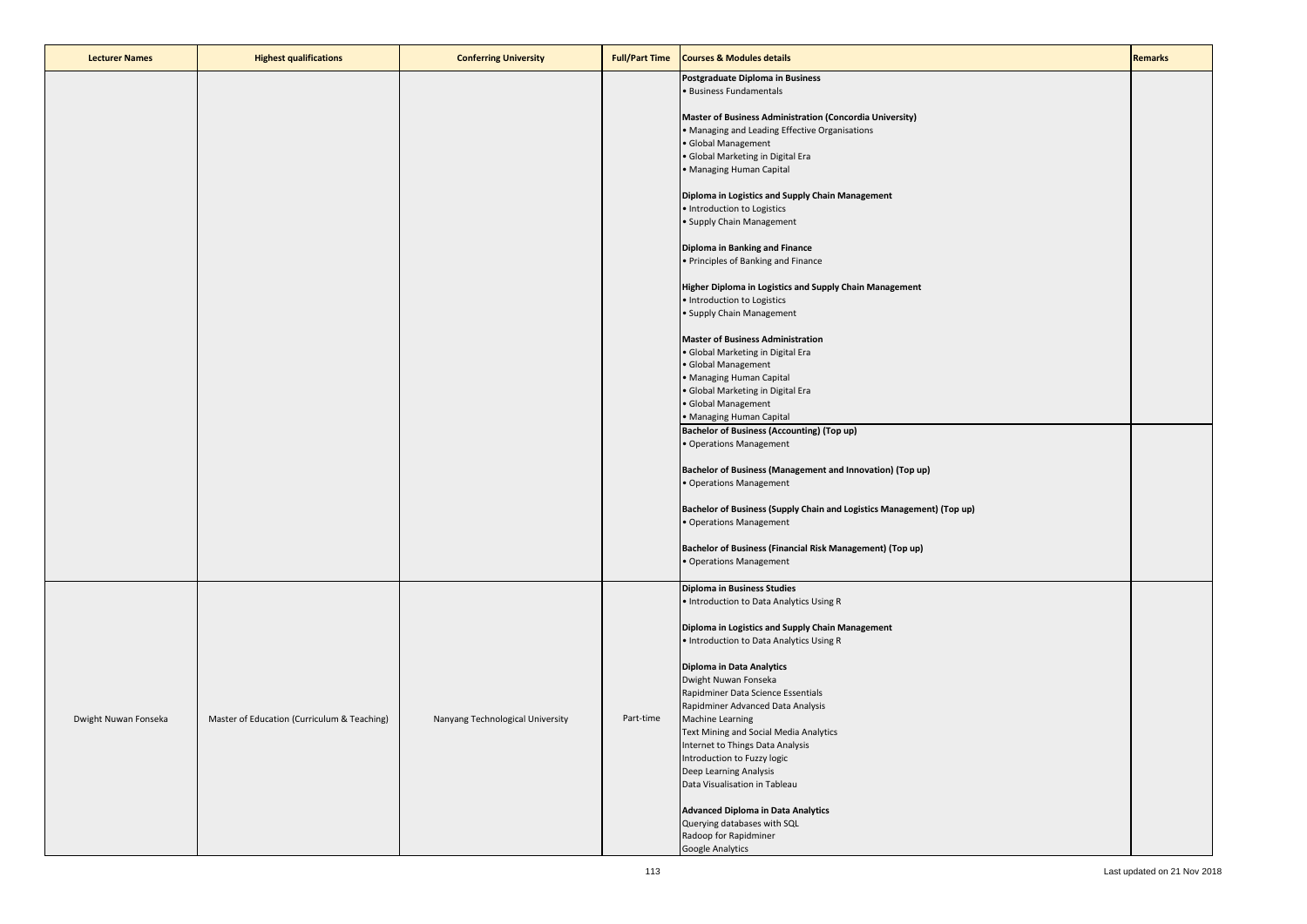| Lecturer Names | Highest qualifications | Conferring University | Full/Part Time | Courses & Modules details | Remarks |
|---|---|---|---|---|---|
| | | | | **Postgraduate Diploma in Business**<br>• Business Fundamentals<br><br>**Master of Business Administration (Concordia University)**<br>• Managing and Leading Effective Organisations<br>• Global Management<br>• Global Marketing in Digital Era<br>• Managing Human Capital<br><br>**Diploma in Logistics and Supply Chain Management**<br>• Introduction to Logistics<br>• Supply Chain Management<br><br>**Diploma in Banking and Finance**<br>• Principles of Banking and Finance<br><br>**Higher Diploma in Logistics and Supply Chain Management**<br>• Introduction to Logistics<br>• Supply Chain Management<br><br>**Master of Business Administration**<br>• Global Marketing in Digital Era<br>• Global Management<br>• Managing Human Capital<br>• Global Marketing in Digital Era<br>• Global Management<br>• Managing Human Capital | |
| | | | | **Bachelor of Business (Accounting) (Top up)**<br>• Operations Management<br><br>**Bachelor of Business (Management and Innovation) (Top up)**<br>• Operations Management<br><br>**Bachelor of Business (Supply Chain and Logistics Management) (Top up)**<br>• Operations Management<br><br>**Bachelor of Business (Financial Risk Management) (Top up)**<br>• Operations Management | |
| Dwight Nuwan Fonseka | Master of Education (Curriculum & Teaching) | Nanyang Technological University | Part-time | **Diploma in Business Studies**<br>• Introduction to Data Analytics Using R<br><br>**Diploma in Logistics and Supply Chain Management**<br>• Introduction to Data Analytics Using R<br><br>**Diploma in Data Analytics**<br>Dwight Nuwan Fonseka<br>Rapidminer Data Science Essentials<br>Rapidminer Advanced Data Analysis<br>Machine Learning<br>Text Mining and Social Media Analytics<br>Internet to Things Data Analysis<br>Introduction to Fuzzy logic<br>Deep Learning Analysis<br>Data Visualisation in Tableau<br><br>**Advanced Diploma in Data Analytics**<br>Querying databases with SQL<br>Radoop for Rapidminer<br>Google Analytics | |

Last updated on 21 Nov 2018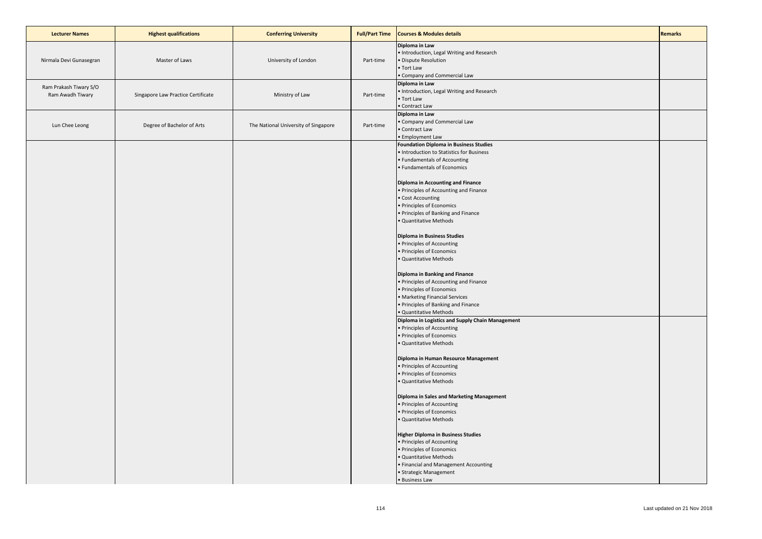| Lecturer Names | Highest qualifications | Conferring University | Full/Part Time | Courses & Modules details | Remarks |
|---|---|---|---|---|---|
| Nirmala Devi Gunasegran | Master of Laws | University of London | Part-time | **Diploma in Law**<br>• Introduction, Legal Writing and Research<br>• Dispute Resolution<br>• Tort Law<br>• Company and Commercial Law | |
| Ram Prakash Tiwary S/O Ram Awadh Tiwary | Singapore Law Practice Certificate | Ministry of Law | Part-time | **Diploma in Law**<br>• Introduction, Legal Writing and Research<br>• Tort Law<br>• Contract Law | |
| Lun Chee Leong | Degree of Bachelor of Arts | The National University of Singapore | Part-time | **Diploma in Law**<br>• Company and Commercial Law<br>• Contract Law<br>• Employment Law | |
| | | | | **Foundation Diploma in Business Studies**<br>• Introduction to Statistics for Business<br>• Fundamentals of Accounting<br>• Fundamentals of Economics<br><br>**Diploma in Accounting and Finance**<br>• Principles of Accounting and Finance<br>• Cost Accounting<br>• Principles of Economics<br>• Principles of Banking and Finance<br>• Quantitative Methods<br><br>**Diploma in Business Studies**<br>• Principles of Accounting<br>• Principles of Economics<br>• Quantitative Methods<br><br>**Diploma in Banking and Finance**<br>• Principles of Accounting and Finance<br>• Principles of Economics<br>• Marketing Financial Services<br>• Principles of Banking and Finance<br>• Quantitative Methods | |
| | | | | **Diploma in Logistics and Supply Chain Management**<br>• Principles of Accounting<br>• Principles of Economics<br>• Quantitative Methods<br><br>**Diploma in Human Resource Management**<br>• Principles of Accounting<br>• Principles of Economics<br>• Quantitative Methods<br><br>**Diploma in Sales and Marketing Management**<br>• Principles of Accounting<br>• Principles of Economics<br>• Quantitative Methods<br><br>**Higher Diploma in Business Studies**<br>• Principles of Accounting<br>• Principles of Economics<br>• Quantitative Methods<br>• Financial and Management Accounting<br>• Strategic Management<br>• Business Law | |

Last updated on 21 Nov 2018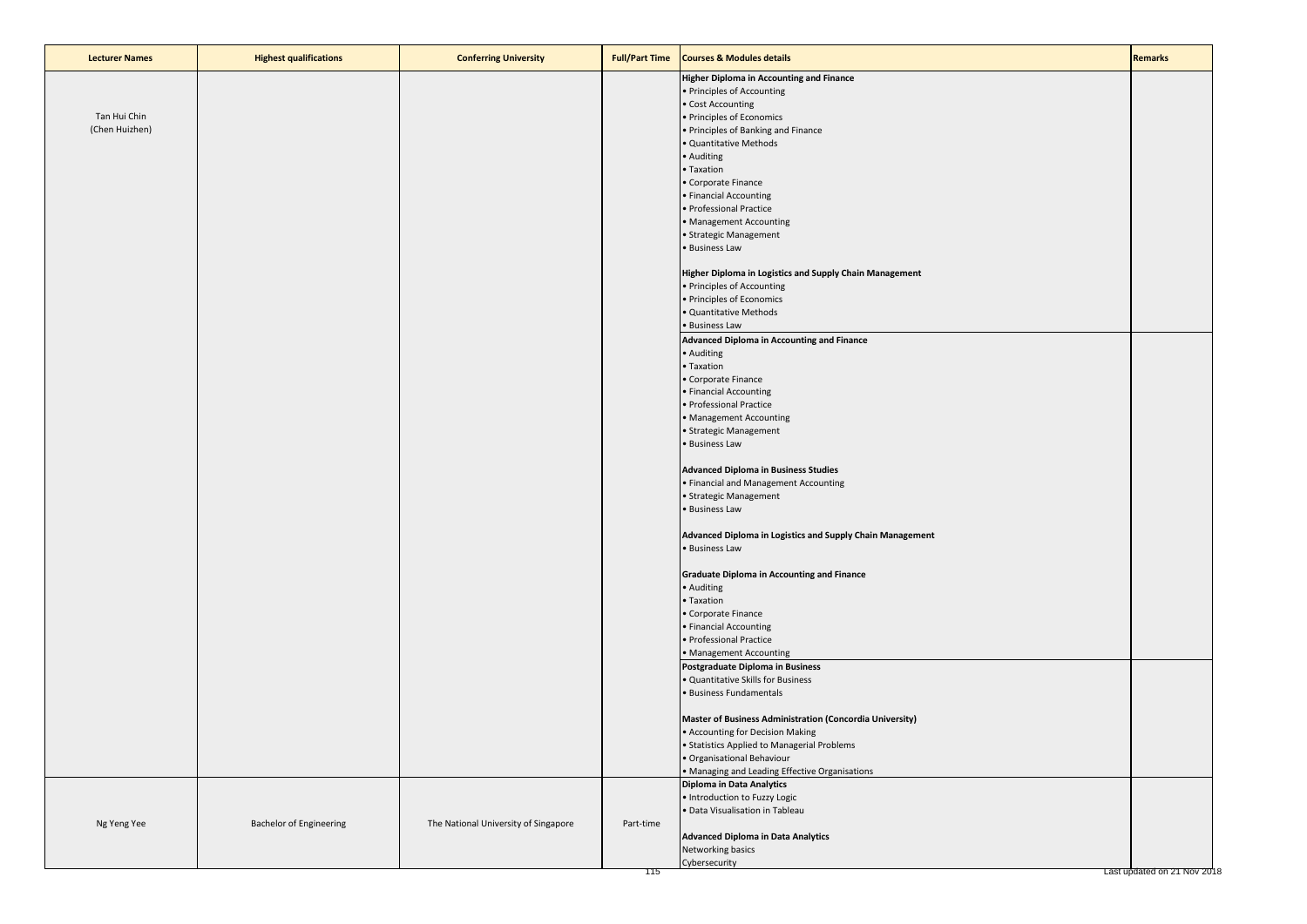| Lecturer Names | Highest qualifications | Conferring University | Full/Part Time | Courses & Modules details | Remarks |
|---|---|---|---|---|---|
| Tan Hui Chin<br>(Chen Huizhen) | | | | **Higher Diploma in Accounting and Finance**<br>• Principles of Accounting<br>• Cost Accounting<br>• Principles of Economics<br>• Principles of Banking and Finance<br>• Quantitative Methods<br>• Auditing<br>• Taxation<br>• Corporate Finance<br>• Financial Accounting<br>• Professional Practice<br>• Management Accounting<br>• Strategic Management<br>• Business Law<br><br>**Higher Diploma in Logistics and Supply Chain Management**<br>• Principles of Accounting<br>• Principles of Economics<br>• Quantitative Methods<br>• Business Law | |
| | | | | **Advanced Diploma in Accounting and Finance**<br>• Auditing<br>• Taxation<br>• Corporate Finance<br>• Financial Accounting<br>• Professional Practice<br>• Management Accounting<br>• Strategic Management<br>• Business Law<br><br>**Advanced Diploma in Business Studies**<br>• Financial and Management Accounting<br>• Strategic Management<br>• Business Law<br><br>**Advanced Diploma in Logistics and Supply Chain Management**<br>• Business Law<br><br>**Graduate Diploma in Accounting and Finance**<br>• Auditing<br>• Taxation<br>• Corporate Finance<br>• Financial Accounting<br>• Professional Practice<br>• Management Accounting | |
| | | | | **Postgraduate Diploma in Business**<br>• Quantitative Skills for Business<br>• Business Fundamentals<br><br>**Master of Business Administration (Concordia University)**<br>• Accounting for Decision Making<br>• Statistics Applied to Managerial Problems<br>• Organisational Behaviour<br>• Managing and Leading Effective Organisations | |
| Ng Yeng Yee | Bachelor of Engineering | The National University of Singapore | Part-time | **Diploma in Data Analytics**<br>• Introduction to Fuzzy Logic<br>• Data Visualisation in Tableau<br><br>**Advanced Diploma in Data Analytics**<br>Networking basics<br>Cybersecurity | |

Last updated on 21 Nov 2018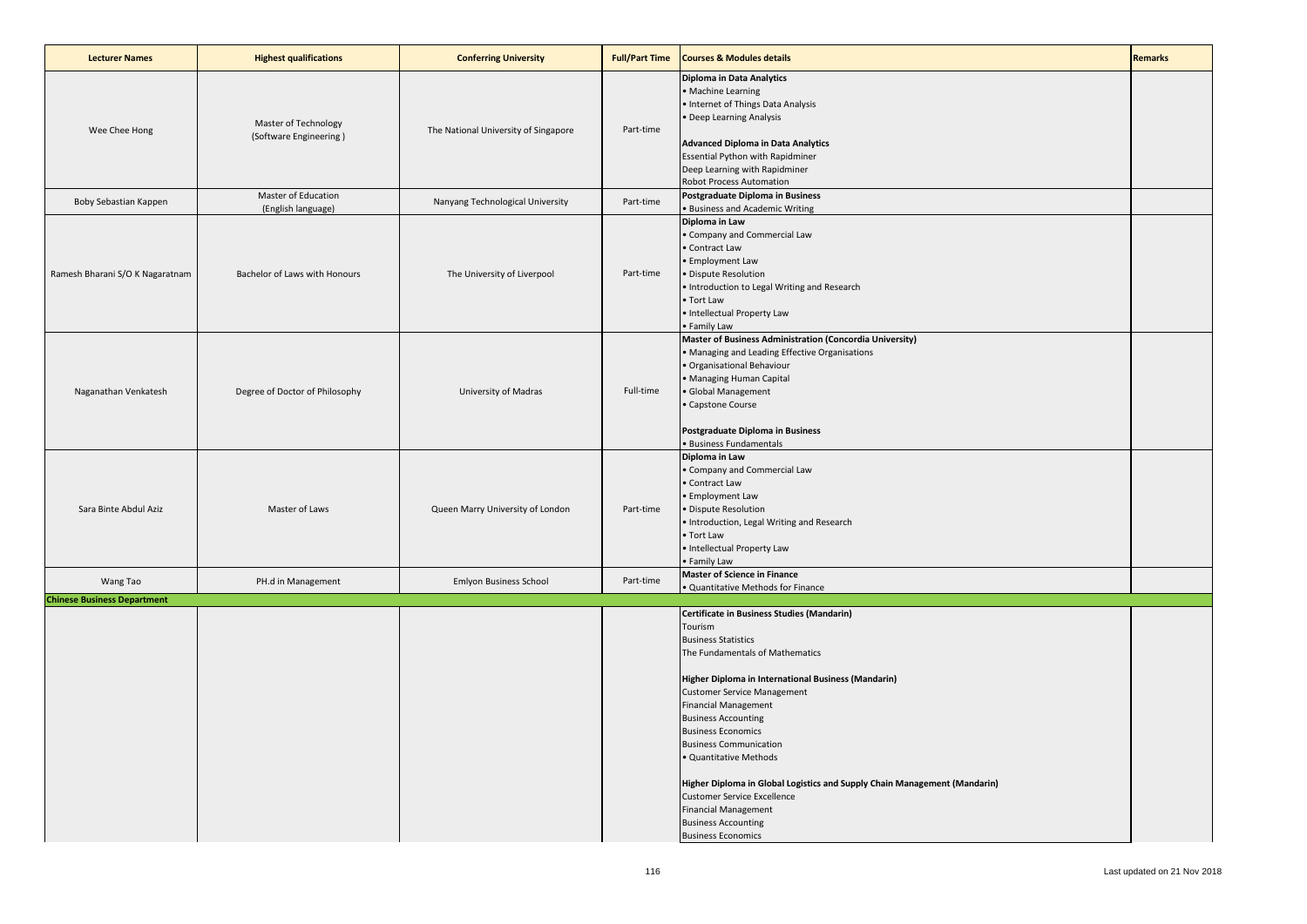| Lecturer Names | Highest qualifications | Conferring University | Full/Part Time | Courses & Modules details | Remarks |
|---|---|---|---|---|---|
| Wee Chee Hong | Master of Technology (Software Engineering ) | The National University of Singapore | Part-time | **Diploma in Data Analytics**<br>• Machine Learning<br>• Internet of Things Data Analysis<br>• Deep Learning Analysis<br><br>**Advanced Diploma in Data Analytics**<br>Essential Python with Rapidminer<br>Deep Learning with Rapidminer<br>Robot Process Automation | |
| Boby Sebastian Kappen | Master of Education (English language) | Nanyang Technological University | Part-time | **Postgraduate Diploma in Business**<br>• Business and Academic Writing | |
| Ramesh Bharani S/O K Nagaratnam | Bachelor of Laws with Honours | The University of Liverpool | Part-time | **Diploma in Law**<br>• Company and Commercial Law<br>• Contract Law<br>• Employment Law<br>• Dispute Resolution<br>• Introduction to Legal Writing and Research<br>• Tort Law<br>• Intellectual Property Law<br>• Family Law | |
| Naganathan Venkatesh | Degree of Doctor of Philosophy | University of Madras | Full-time | **Master of Business Administration (Concordia University)**<br>• Managing and Leading Effective Organisations<br>• Organisational Behaviour<br>• Managing Human Capital<br>• Global Management<br>• Capstone Course<br><br>**Postgraduate Diploma in Business**<br>• Business Fundamentals | |
| Sara Binte Abdul Aziz | Master of Laws | Queen Marry University of London | Part-time | **Diploma in Law**<br>• Company and Commercial Law<br>• Contract Law<br>• Employment Law<br>• Dispute Resolution<br>• Introduction, Legal Writing and Research<br>• Tort Law<br>• Intellectual Property Law<br>• Family Law | |
| Wang Tao | PH.d in Management | Emlyon Business School | Part-time | **Master of Science in Finance**<br>• Quantitative Methods for Finance | |
| **Chinese Business Department** | | | | | |
| | | | | **Certificate in Business Studies (Mandarin)**<br>Tourism<br>Business Statistics<br>The Fundamentals of Mathematics<br><br>**Higher Diploma in International Business (Mandarin)**<br>Customer Service Management<br>Financial Management<br>Business Accounting<br>Business Economics<br>Business Communication<br>• Quantitative Methods<br><br>**Higher Diploma in Global Logistics and Supply Chain Management (Mandarin)**<br>Customer Service Excellence<br>Financial Management<br>Business Accounting<br>Business Economics | |

Last updated on 21 Nov 2018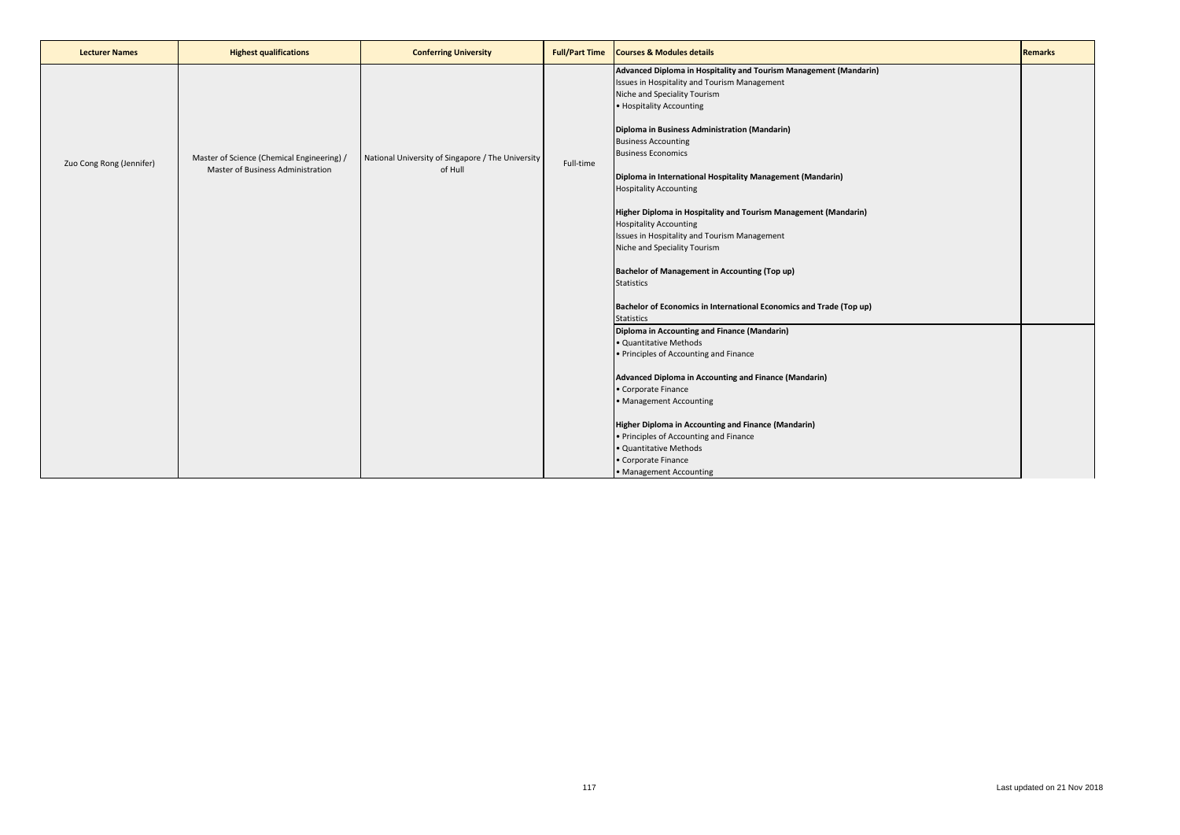| Lecturer Names | Highest qualifications | Conferring University | Full/Part Time | Courses & Modules details | Remarks |
|---|---|---|---|---|---|
| Zuo Cong Rong (Jennifer) | Master of Science (Chemical Engineering) / Master of Business Administration | National University of Singapore / The University of Hull | Full-time | **Advanced Diploma in Hospitality and Tourism Management (Mandarin)**<br>Issues in Hospitality and Tourism Management<br>Niche and Speciality Tourism<br>• Hospitality Accounting<br><br>**Diploma in Business Administration (Mandarin)**<br>Business Accounting<br>Business Economics<br><br>**Diploma in International Hospitality Management (Mandarin)**<br>Hospitality Accounting<br><br>**Higher Diploma in Hospitality and Tourism Management (Mandarin)**<br>Hospitality Accounting<br>Issues in Hospitality and Tourism Management<br>Niche and Speciality Tourism<br><br>**Bachelor of Management in Accounting (Top up)**<br>Statistics<br><br>**Bachelor of Economics in International Economics and Trade (Top up)**<br>Statistics | |
| | | | | **Diploma in Accounting and Finance (Mandarin)**<br>• Quantitative Methods<br>• Principles of Accounting and Finance<br><br>**Advanced Diploma in Accounting and Finance (Mandarin)**<br>• Corporate Finance<br>• Management Accounting<br><br>**Higher Diploma in Accounting and Finance (Mandarin)**<br>• Principles of Accounting and Finance<br>• Quantitative Methods<br>• Corporate Finance<br>• Management Accounting | |

Last updated on 21 Nov 2018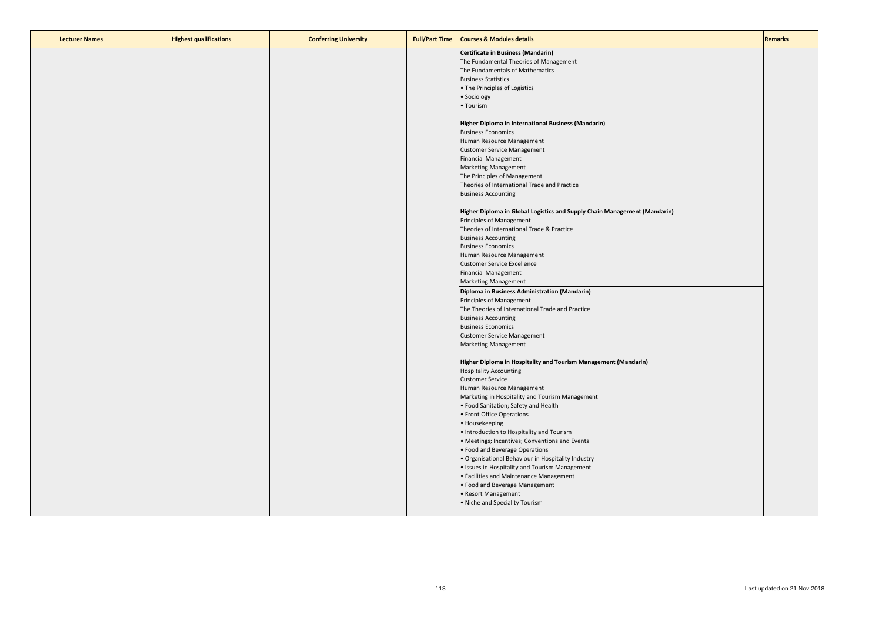| Lecturer Names | Highest qualifications | Conferring University | Full/Part Time | Courses & Modules details | Remarks |
|---|---|---|---|---|---|
| | | | | **Certificate in Business (Mandarin)**<br>The Fundamental Theories of Management<br>The Fundamentals of Mathematics<br>Business Statistics<br>• The Principles of Logistics<br>• Sociology<br>• Tourism<br><br>**Higher Diploma in International Business (Mandarin)**<br>Business Economics<br>Human Resource Management<br>Customer Service Management<br>Financial Management<br>Marketing Management<br>The Principles of Management<br>Theories of International Trade and Practice<br>Business Accounting<br><br>**Higher Diploma in Global Logistics and Supply Chain Management (Mandarin)**<br>Principles of Management<br>Theories of International Trade & Practice<br>Business Accounting<br>Business Economics<br>Human Resource Management<br>Customer Service Excellence<br>Financial Management<br>Marketing Management | |
| | | | | **Diploma in Business Administration (Mandarin)**<br>Principles of Management<br>The Theories of International Trade and Practice<br>Business Accounting<br>Business Economics<br>Customer Service Management<br>Marketing Management<br><br>**Higher Diploma in Hospitality and Tourism Management (Mandarin)**<br>Hospitality Accounting<br>Customer Service<br>Human Resource Management<br>Marketing in Hospitality and Tourism Management<br>• Food Sanitation; Safety and Health<br>• Front Office Operations<br>• Housekeeping<br>• Introduction to Hospitality and Tourism<br>• Meetings; Incentives; Conventions and Events<br>• Food and Beverage Operations<br>• Organisational Behaviour in Hospitality Industry<br>• Issues in Hospitality and Tourism Management<br>• Facilities and Maintenance Management<br>• Food and Beverage Management<br>• Resort Management<br>• Niche and Speciality Tourism | |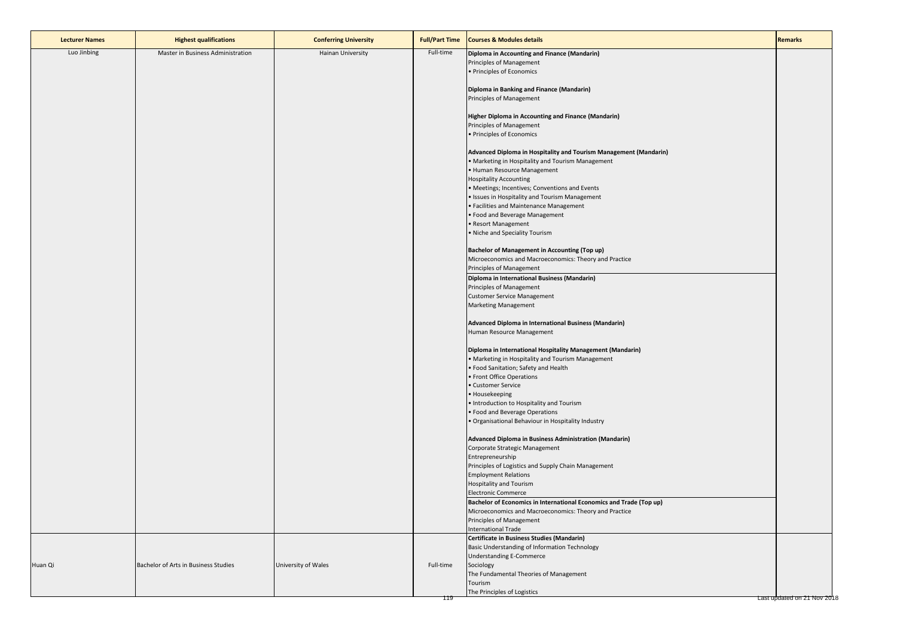| Lecturer Names | Highest qualifications | Conferring University | Full/Part Time | Courses & Modules details | Remarks |
|---|---|---|---|---|---|
| Luo Jinbing | Master in Business Administration | Hainan University | Full-time | **Diploma in Accounting and Finance (Mandarin)**<br>Principles of Management<br>• Principles of Economics<br><br>**Diploma in Banking and Finance (Mandarin)**<br>Principles of Management<br><br>**Higher Diploma in Accounting and Finance (Mandarin)**<br>Principles of Management<br>• Principles of Economics<br><br>**Advanced Diploma in Hospitality and Tourism Management (Mandarin)**<br>• Marketing in Hospitality and Tourism Management<br>• Human Resource Management<br>Hospitality Accounting<br>• Meetings; Incentives; Conventions and Events<br>• Issues in Hospitality and Tourism Management<br>• Facilities and Maintenance Management<br>• Food and Beverage Management<br>• Resort Management<br>• Niche and Speciality Tourism<br><br>**Bachelor of Management in Accounting (Top up)**<br>Microeconomics and Macroeconomics: Theory and Practice<br>Principles of Management | |
| | | | | **Diploma in International Business (Mandarin)**<br>Principles of Management<br>Customer Service Management<br>Marketing Management<br><br>**Advanced Diploma in International Business (Mandarin)**<br>Human Resource Management<br><br>**Diploma in International Hospitality Management (Mandarin)**<br>• Marketing in Hospitality and Tourism Management<br>• Food Sanitation; Safety and Health<br>• Front Office Operations<br>• Customer Service<br>• Housekeeping<br>• Introduction to Hospitality and Tourism<br>• Food and Beverage Operations<br>• Organisational Behaviour in Hospitality Industry<br><br>**Advanced Diploma in Business Administration (Mandarin)**<br>Corporate Strategic Management<br>Entrepreneurship<br>Principles of Logistics and Supply Chain Management<br>Employment Relations<br>Hospitality and Tourism<br>Electronic Commerce | |
| | | | | **Bachelor of Economics in International Economics and Trade (Top up)**<br>Microeconomics and Macroeconomics: Theory and Practice<br>Principles of Management<br>International Trade | |
| Huan Qi | Bachelor of Arts in Business Studies | University of Wales | Full-time | **Certificate in Business Studies (Mandarin)**<br>Basic Understanding of Information Technology<br>Understanding E-Commerce<br>Sociology<br>The Fundamental Theories of Management<br>Tourism<br>The Principles of Logistics | |

Last updated on 21 Nov 2018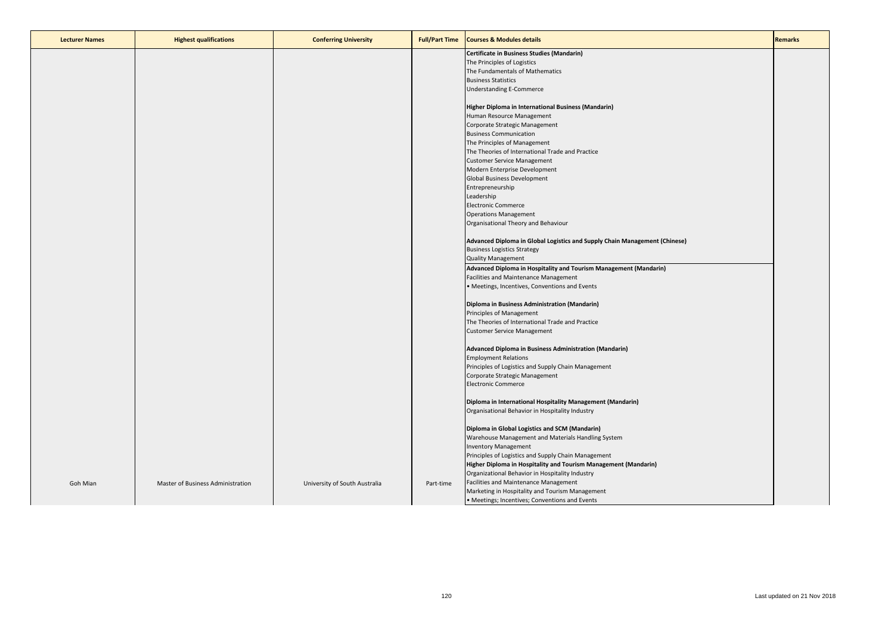| Lecturer Names | Highest qualifications | Conferring University | Full/Part Time | Courses & Modules details | Remarks |
| --- | --- | --- | --- | --- | --- |
| Goh Mian | Master of Business Administration | University of South Australia | Part-time | **Certificate in Business Studies (Mandarin)**<br>The Principles of Logistics<br>The Fundamentals of Mathematics<br>Business Statistics<br>Understanding E-Commerce<br><br>**Higher Diploma in International Business (Mandarin)**<br>Human Resource Management<br>Corporate Strategic Management<br>Business Communication<br>The Principles of Management<br>The Theories of International Trade and Practice<br>Customer Service Management<br>Modern Enterprise Development<br>Global Business Development<br>Entrepreneurship<br>Leadership<br>Electronic Commerce<br>Operations Management<br>Organisational Theory and Behaviour<br><br>**Advanced Diploma in Global Logistics and Supply Chain Management (Chinese)**<br>Business Logistics Strategy<br>Quality Management<br>**Advanced Diploma in Hospitality and Tourism Management (Mandarin)**<br>Facilities and Maintenance Management<br>• Meetings, Incentives, Conventions and Events<br><br>**Diploma in Business Administration (Mandarin)**<br>Principles of Management<br>The Theories of International Trade and Practice<br>Customer Service Management<br><br>**Advanced Diploma in Business Administration (Mandarin)**<br>Employment Relations<br>Principles of Logistics and Supply Chain Management<br>Corporate Strategic Management<br>Electronic Commerce<br><br>**Diploma in International Hospitality Management (Mandarin)**<br>Organisational Behavior in Hospitality Industry<br><br>**Diploma in Global Logistics and SCM (Mandarin)**<br>Warehouse Management and Materials Handling System<br>Inventory Management<br>Principles of Logistics and Supply Chain Management<br>**Higher Diploma in Hospitality and Tourism Management (Mandarin)**<br>Organizational Behavior in Hospitality Industry<br>Facilities and Maintenance Management<br>Marketing in Hospitality and Tourism Management<br>• Meetings; Incentives; Conventions and Events | |

Last updated on 21 Nov 2018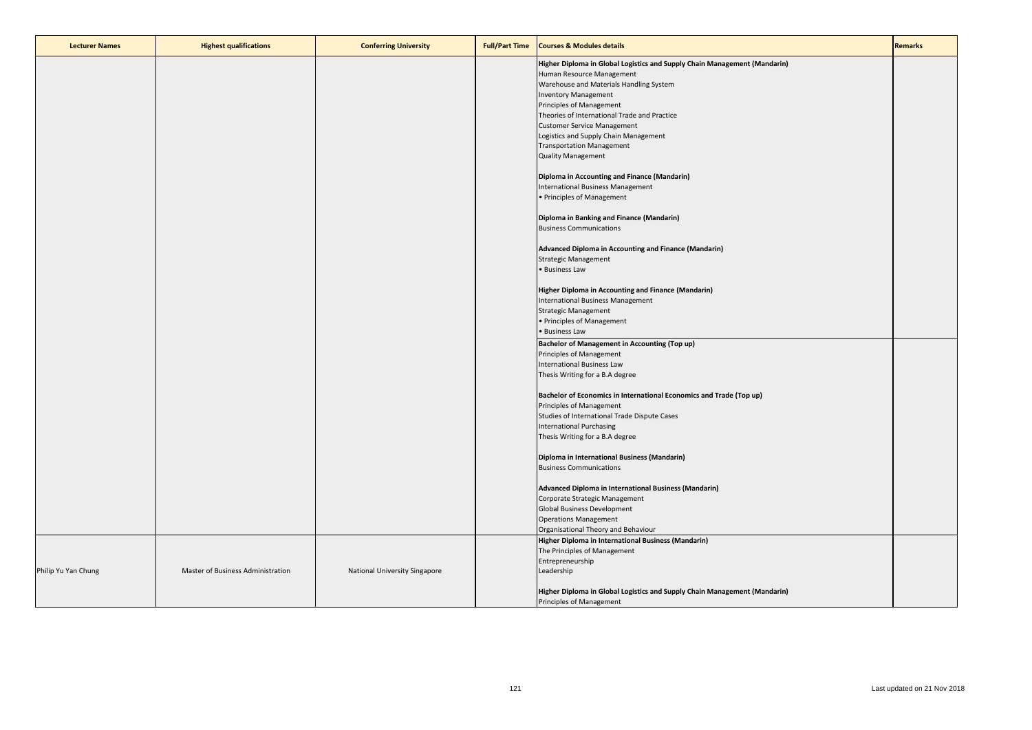| Lecturer Names | Highest qualifications | Conferring University | Full/Part Time | Courses & Modules details | Remarks |
|---|---|---|---|---|---|
| | | | | **Higher Diploma in Global Logistics and Supply Chain Management (Mandarin)**<br>Human Resource Management<br>Warehouse and Materials Handling System<br>Inventory Management<br>Principles of Management<br>Theories of International Trade and Practice<br>Customer Service Management<br>Logistics and Supply Chain Management<br>Transportation Management<br>Quality Management<br><br>**Diploma in Accounting and Finance (Mandarin)**<br>International Business Management<br>• Principles of Management<br><br>**Diploma in Banking and Finance (Mandarin)**<br>Business Communications<br><br>**Advanced Diploma in Accounting and Finance (Mandarin)**<br>Strategic Management<br>• Business Law<br><br>**Higher Diploma in Accounting and Finance (Mandarin)**<br>International Business Management<br>Strategic Management<br>• Principles of Management<br>• Business Law | |
| | | | | **Bachelor of Management in Accounting (Top up)**<br>Principles of Management<br>International Business Law<br>Thesis Writing for a B.A degree<br><br>**Bachelor of Economics in International Economics and Trade (Top up)**<br>Principles of Management<br>Studies of International Trade Dispute Cases<br>International Purchasing<br>Thesis Writing for a B.A degree<br><br>**Diploma in International Business (Mandarin)**<br>Business Communications<br><br>**Advanced Diploma in International Business (Mandarin)**<br>Corporate Strategic Management<br>Global Business Development<br>Operations Management<br>Organisational Theory and Behaviour | |
| Philip Yu Yan Chung | Master of Business Administration | National University Singapore | | **Higher Diploma in International Business (Mandarin)**<br>The Principles of Management<br>Entrepreneurship<br>Leadership<br><br>**Higher Diploma in Global Logistics and Supply Chain Management (Mandarin)**<br>Principles of Management | |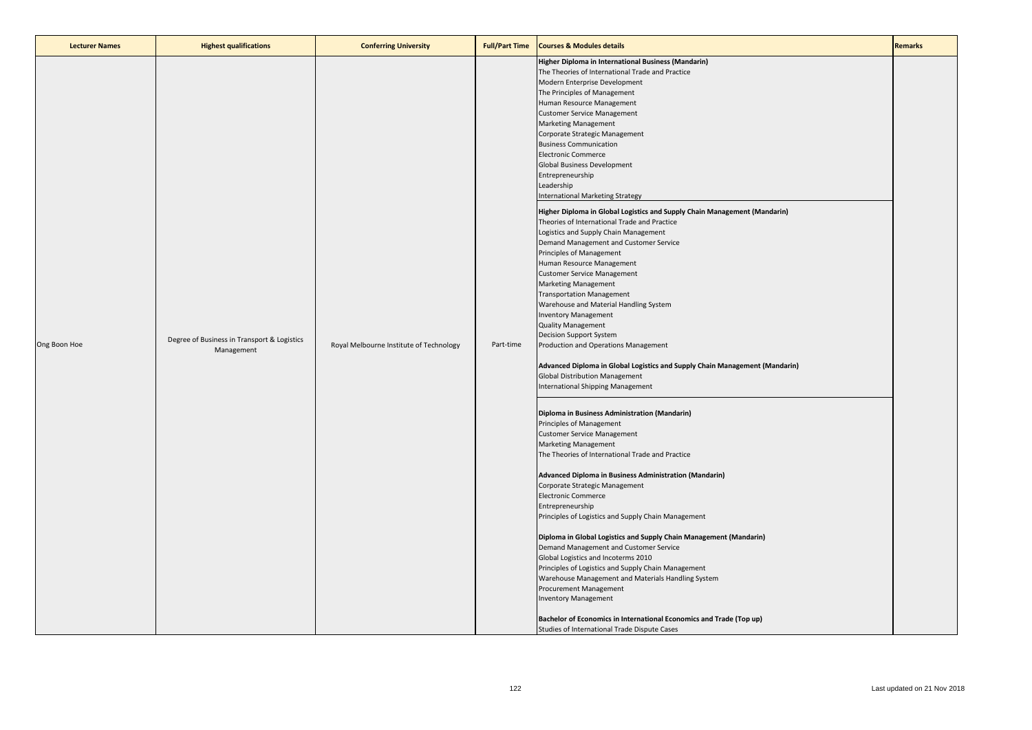| Lecturer Names | Highest qualifications | Conferring University | Full/Part Time | Courses & Modules details | Remarks |
|---|---|---|---|---|---|
| Ong Boon Hoe | Degree of Business in Transport & Logistics Management | Royal Melbourne Institute of Technology | Part-time | **Higher Diploma in International Business (Mandarin)**<br>The Theories of International Trade and Practice<br>Modern Enterprise Development<br>The Principles of Management<br>Human Resource Management<br>Customer Service Management<br>Marketing Management<br>Corporate Strategic Management<br>Business Communication<br>Electronic Commerce<br>Global Business Development<br>Entrepreneurship<br>Leadership<br>International Marketing Strategy<br><br>**Higher Diploma in Global Logistics and Supply Chain Management (Mandarin)**<br>Theories of International Trade and Practice<br>Logistics and Supply Chain Management<br>Demand Management and Customer Service<br>Principles of Management<br>Human Resource Management<br>Customer Service Management<br>Marketing Management<br>Transportation Management<br>Warehouse and Material Handling System<br>Inventory Management<br>Quality Management<br>Decision Support System<br>Production and Operations Management<br><br>**Advanced Diploma in Global Logistics and Supply Chain Management (Mandarin)**<br>Global Distribution Management<br>International Shipping Management<br><br>**Diploma in Business Administration (Mandarin)**<br>Principles of Management<br>Customer Service Management<br>Marketing Management<br>The Theories of International Trade and Practice<br><br>**Advanced Diploma in Business Administration (Mandarin)**<br>Corporate Strategic Management<br>Electronic Commerce<br>Entrepreneurship<br>Principles of Logistics and Supply Chain Management<br><br>**Diploma in Global Logistics and Supply Chain Management (Mandarin)**<br>Demand Management and Customer Service<br>Global Logistics and Incoterms 2010<br>Principles of Logistics and Supply Chain Management<br>Warehouse Management and Materials Handling System<br>Procurement Management<br>Inventory Management<br><br>**Bachelor of Economics in International Economics and Trade (Top up)**<br>Studies of International Trade Dispute Cases | |

Last updated on 21 Nov 2018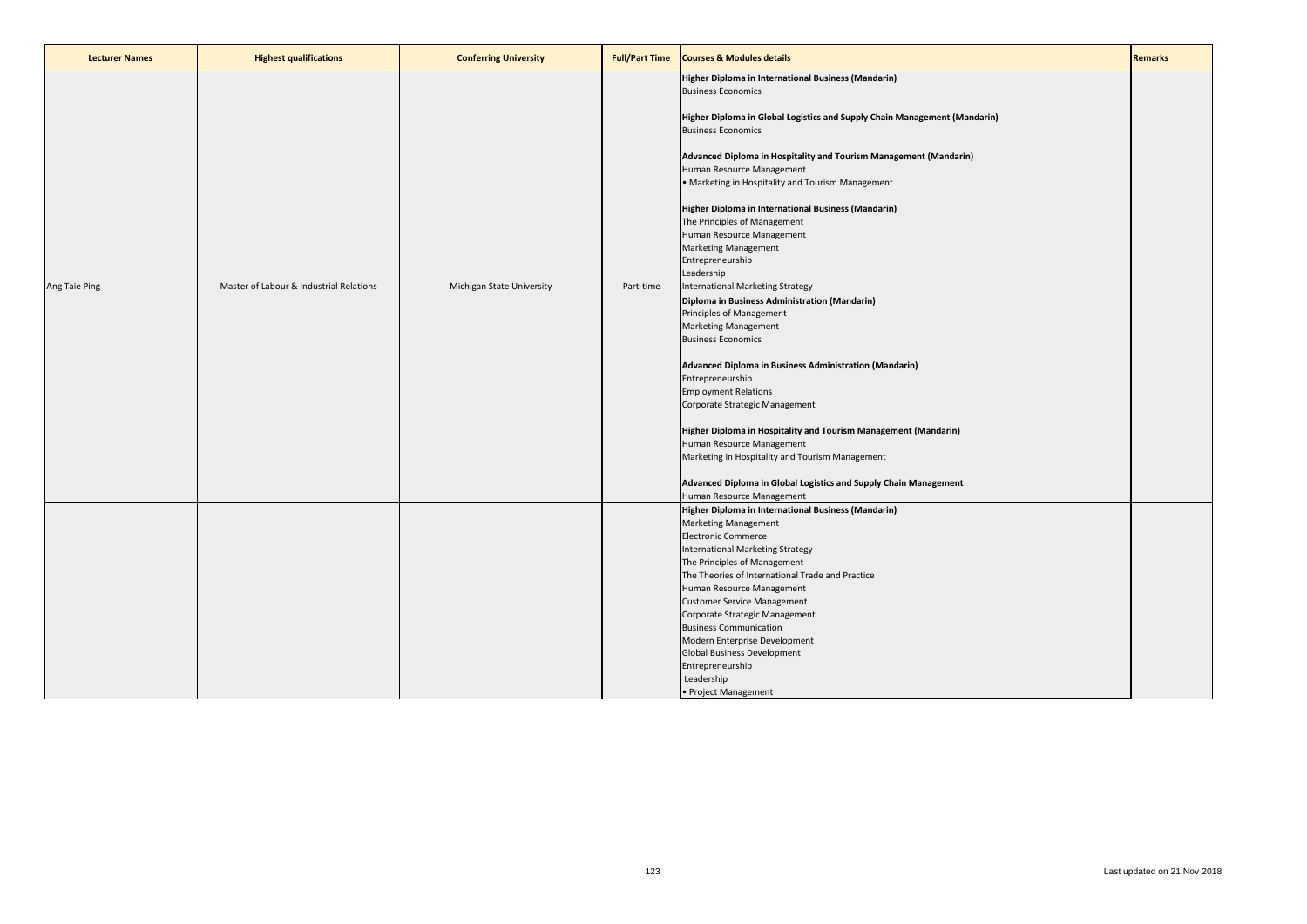| Lecturer Names | Highest qualifications | Conferring University | Full/Part Time | Courses & Modules details | Remarks |
|---|---|---|---|---|---|
| Ang Taie Ping | Master of Labour & Industrial Relations | Michigan State University | Part-time | **Higher Diploma in International Business (Mandarin)**<br>Business Economics<br><br>**Higher Diploma in Global Logistics and Supply Chain Management (Mandarin)**<br>Business Economics<br><br>**Advanced Diploma in Hospitality and Tourism Management (Mandarin)**<br>Human Resource Management<br>• Marketing in Hospitality and Tourism Management<br><br>**Higher Diploma in International Business (Mandarin)**<br>The Principles of Management<br>Human Resource Management<br>Marketing Management<br>Entrepreneurship<br>Leadership<br>International Marketing Strategy<br>**Diploma in Business Administration (Mandarin)**<br>Principles of Management<br>Marketing Management<br>Business Economics<br><br>**Advanced Diploma in Business Administration (Mandarin)**<br>Entrepreneurship<br>Employment Relations<br>Corporate Strategic Management<br><br>**Higher Diploma in Hospitality and Tourism Management (Mandarin)**<br>Human Resource Management<br>Marketing in Hospitality and Tourism Management<br><br>**Advanced Diploma in Global Logistics and Supply Chain Management**<br>Human Resource Management | |
| | | | | **Higher Diploma in International Business (Mandarin)**<br>Marketing Management<br>Electronic Commerce<br>International Marketing Strategy<br>The Principles of Management<br>The Theories of International Trade and Practice<br>Human Resource Management<br>Customer Service Management<br>Corporate Strategic Management<br>Business Communication<br>Modern Enterprise Development<br>Global Business Development<br>Entrepreneurship<br>Leadership<br>• Project Management | |

Last updated on 21 Nov 2018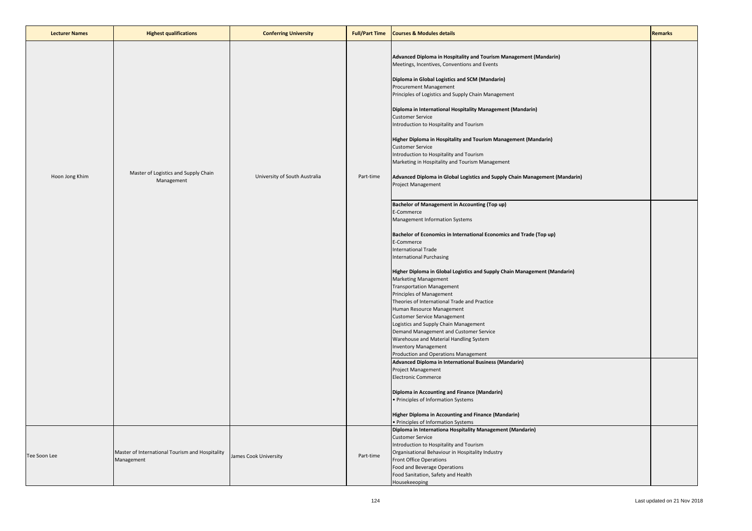| Lecturer Names | Highest qualifications | Conferring University | Full/Part Time | Courses & Modules details | Remarks |
|---|---|---|---|---|---|
| Hoon Jong Khim | Master of Logistics and Supply Chain Management | University of South Australia | Part-time | **Advanced Diploma in Hospitality and Tourism Management (Mandarin)**<br>Meetings, Incentives, Conventions and Events<br><br>**Diploma in Global Logistics and SCM (Mandarin)**<br>Procurement Management<br>Principles of Logistics and Supply Chain Management<br><br>**Diploma in International Hospitality Management (Mandarin)**<br>Customer Service<br>Introduction to Hospitality and Tourism<br><br>**Higher Diploma in Hospitality and Tourism Management (Mandarin)**<br>Customer Service<br>Introduction to Hospitality and Tourism<br>Marketing in Hospitality and Tourism Management<br><br>**Advanced Diploma in Global Logistics and Supply Chain Management (Mandarin)**<br>Project Management | |
| | | | | **Bachelor of Management in Accounting (Top up)**<br>E-Commerce<br>Management Information Systems<br><br>**Bachelor of Economics in International Economics and Trade (Top up)**<br>E-Commerce<br>International Trade<br>International Purchasing<br><br>**Higher Diploma in Global Logistics and Supply Chain Management (Mandarin)**<br>Marketing Management<br>Transportation Management<br>Principles of Management<br>Theories of International Trade and Practice<br>Human Resource Management<br>Customer Service Management<br>Logistics and Supply Chain Management<br>Demand Management and Customer Service<br>Warehouse and Material Handling System<br>Inventory Management<br>Production and Operations Management | |
| | | | | **Advanced Diploma in International Business (Mandarin)**<br>Project Management<br>Electronic Commerce<br><br>**Diploma in Accounting and Finance (Mandarin)**<br>• Principles of Information Systems<br><br>**Higher Diploma in Accounting and Finance (Mandarin)**<br>• Principles of Information Systems | |
| Tee Soon Lee | Master of International Tourism and Hospitality Management | James Cook University | Part-time | **Diploma in Internationa Hospitality Management (Mandarin)**<br>Customer Service<br>Introduction to Hospitality and Tourism<br>Organisational Behaviour in Hospitality Industry<br>Front Office Operations<br>Food and Beverage Operations<br>Food Sanitation, Safety and Health<br>Housekeeoping | |

Last updated on 21 Nov 2018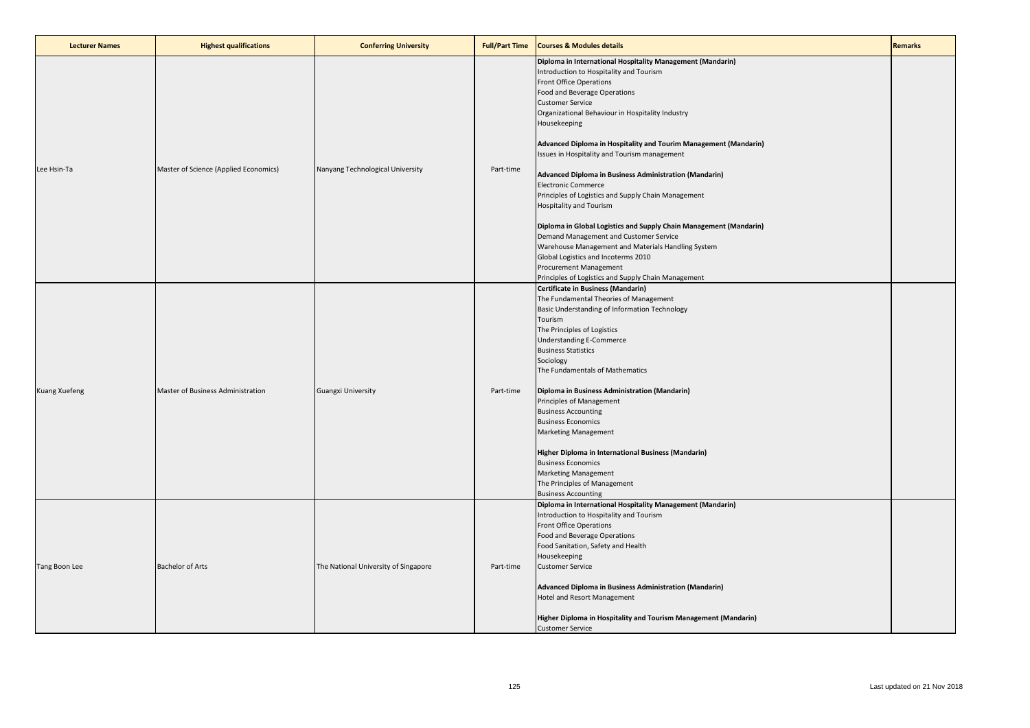| Lecturer Names | Highest qualifications | Conferring University | Full/Part Time | Courses & Modules details | Remarks |
|---|---|---|---|---|---|
| Lee Hsin-Ta | Master of Science (Applied Economics) | Nanyang Technological University | Part-time | **Diploma in International Hospitality Management (Mandarin)**<br>Introduction to Hospitality and Tourism<br>Front Office Operations<br>Food and Beverage Operations<br>Customer Service<br>Organizational Behaviour in Hospitality Industry<br>Housekeeping<br><br>**Advanced Diploma in Hospitality and Tourim Management (Mandarin)**<br>Issues in Hospitality and Tourism management<br><br>**Advanced Diploma in Business Administration (Mandarin)**<br>Electronic Commerce<br>Principles of Logistics and Supply Chain Management<br>Hospitality and Tourism<br><br>**Diploma in Global Logistics and Supply Chain Management (Mandarin)**<br>Demand Management and Customer Service<br>Warehouse Management and Materials Handling System<br>Global Logistics and Incoterms 2010<br>Procurement Management<br>Principles of Logistics and Supply Chain Management | |
| Kuang Xuefeng | Master of Business Administration | Guangxi University | Part-time | **Certificate in Business (Mandarin)**<br>The Fundamental Theories of Management<br>Basic Understanding of Information Technology<br>Tourism<br>The Principles of Logistics<br>Understanding E-Commerce<br>Business Statistics<br>Sociology<br>The Fundamentals of Mathematics<br><br>**Diploma in Business Administration (Mandarin)**<br>Principles of Management<br>Business Accounting<br>Business Economics<br>Marketing Management<br><br>**Higher Diploma in International Business (Mandarin)**<br>Business Economics<br>Marketing Management<br>The Principles of Management<br>Business Accounting | |
| Tang Boon Lee | Bachelor of Arts | The National University of Singapore | Part-time | **Diploma in International Hospitality Management (Mandarin)**<br>Introduction to Hospitality and Tourism<br>Front Office Operations<br>Food and Beverage Operations<br>Food Sanitation, Safety and Health<br>Housekeeping<br>Customer Service<br><br>**Advanced Diploma in Business Administration (Mandarin)**<br>Hotel and Resort Management<br><br>**Higher Diploma in Hospitality and Tourism Management (Mandarin)**<br>Customer Service | |

Last updated on 21 Nov 2018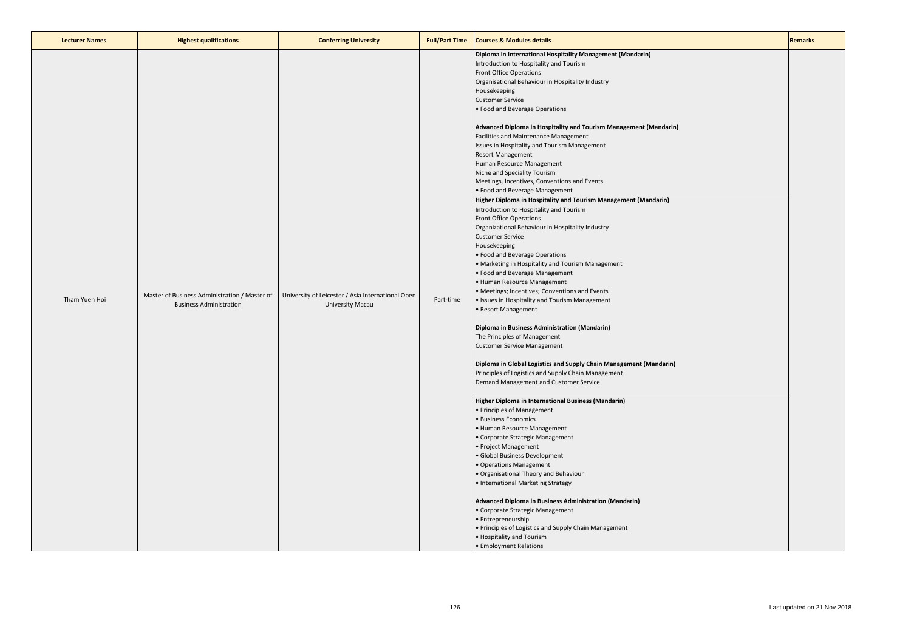| Lecturer Names | Highest qualifications | Conferring University | Full/Part Time | Courses & Modules details | Remarks |
|---|---|---|---|---|---|
| Tham Yuen Hoi | Master of Business Administration / Master of Business Administration | University of Leicester / Asia International Open University Macau | Part-time | **Diploma in International Hospitality Management (Mandarin)**<br>Introduction to Hospitality and Tourism<br>Front Office Operations<br>Organisational Behaviour in Hospitality Industry<br>Housekeeping<br>Customer Service<br>• Food and Beverage Operations<br><br>**Advanced Diploma in Hospitality and Tourism Management (Mandarin)**<br>Facilities and Maintenance Management<br>Issues in Hospitality and Tourism Management<br>Resort Management<br>Human Resource Management<br>Niche and Speciality Tourism<br>Meetings, Incentives, Conventions and Events<br>• Food and Beverage Management<br>**Higher Diploma in Hospitality and Tourism Management (Mandarin)**<br>Introduction to Hospitality and Tourism<br>Front Office Operations<br>Organizational Behaviour in Hospitality Industry<br>Customer Service<br>Housekeeping<br>• Food and Beverage Operations<br>• Marketing in Hospitality and Tourism Management<br>• Food and Beverage Management<br>• Human Resource Management<br>• Meetings; Incentives; Conventions and Events<br>• Issues in Hospitality and Tourism Management<br>• Resort Management<br><br>**Diploma in Business Administration (Mandarin)**<br>The Principles of Management<br>Customer Service Management<br><br>**Diploma in Global Logistics and Supply Chain Management (Mandarin)**<br>Principles of Logistics and Supply Chain Management<br>Demand Management and Customer Service<br><br>**Higher Diploma in International Business (Mandarin)**<br>• Principles of Management<br>• Business Economics<br>• Human Resource Management<br>• Corporate Strategic Management<br>• Project Management<br>• Global Business Development<br>• Operations Management<br>• Organisational Theory and Behaviour<br>• International Marketing Strategy<br><br>**Advanced Diploma in Business Administration (Mandarin)**<br>• Corporate Strategic Management<br>• Entrepreneurship<br>• Principles of Logistics and Supply Chain Management<br>• Hospitality and Tourism<br>• Employment Relations | |

Last updated on 21 Nov 2018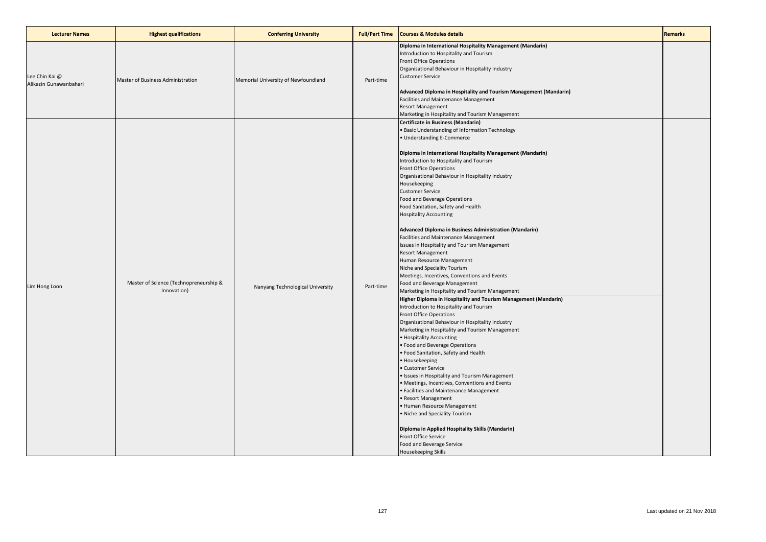| Lecturer Names | Highest qualifications | Conferring University | Full/Part Time | Courses & Modules details | Remarks |
|---|---|---|---|---|---|
| Lee Chin Kai @ Alikazin Gunawanbahari | Master of Business Administration | Memorial University of Newfoundland | Part-time | **Diploma in International Hospitality Management (Mandarin)**<br>Introduction to Hospitality and Tourism<br>Front Office Operations<br>Organisational Behaviour in Hospitality Industry<br>Customer Service<br><br>**Advanced Diploma in Hospitality and Tourism Management (Mandarin)**<br>Facilities and Maintenance Management<br>Resort Management<br>Marketing in Hospitality and Tourism Management | |
| Lim Hong Loon | Master of Science (Technopreneurship & Innovation) | Nanyang Technological University | Part-time | **Certificate in Business (Mandarin)**<br>• Basic Understanding of Information Technology<br>• Understanding E-Commerce<br><br>**Diploma in International Hospitality Management (Mandarin)**<br>Introduction to Hospitality and Tourism<br>Front Office Operations<br>Organisational Behaviour in Hospitality Industry<br>Housekeeping<br>Customer Service<br>Food and Beverage Operations<br>Food Sanitation, Safety and Health<br>Hospitality Accounting<br><br>**Advanced Diploma in Business Administration (Mandarin)**<br>Facilities and Maintenance Management<br>Issues in Hospitality and Tourism Management<br>Resort Management<br>Human Resource Management<br>Niche and Speciality Tourism<br>Meetings, Incentives, Conventions and Events<br>Food and Beverage Management<br>Marketing in Hospitality and Tourism Management<br>**Higher Diploma in Hospitality and Tourism Management (Mandarin)**<br>Introduction to Hospitality and Tourism<br>Front Office Operations<br>Organizational Behaviour in Hospitality Industry<br>Marketing in Hospitality and Tourism Management<br>• Hospitality Accounting<br>• Food and Beverage Operations<br>• Food Sanitation, Safety and Health<br>• Housekeeping<br>• Customer Service<br>• Issues in Hospitality and Tourism Management<br>• Meetings, Incentives, Conventions and Events<br>• Facilities and Maintenance Management<br>• Resort Management<br>• Human Resource Management<br>• Niche and Speciality Tourism<br><br>**Diploma in Applied Hospitality Skills (Mandarin)**<br>Front Office Service<br>Food and Beverage Service<br>Housekeeping Skills | |

Last updated on 21 Nov 2018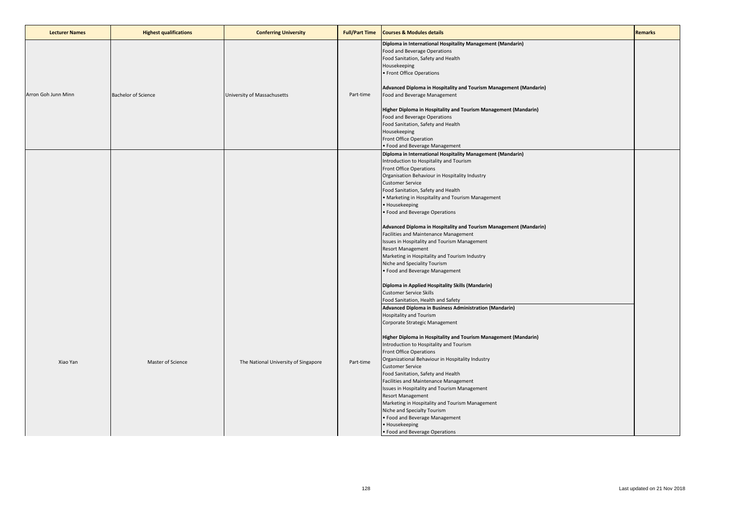| Lecturer Names | Highest qualifications | Conferring University | Full/Part Time | Courses & Modules details | Remarks |
|---|---|---|---|---|---|
| Arron Goh Junn Minn | Bachelor of Science | University of Massachusetts | Part-time | **Diploma in International Hospitality Management (Mandarin)**<br>Food and Beverage Operations<br>Food Sanitation, Safety and Health<br>Housekeeping<br>• Front Office Operations<br><br>**Advanced Diploma in Hospitality and Tourism Management (Mandarin)**<br>Food and Beverage Management<br><br>**Higher Diploma in Hospitality and Tourism Management (Mandarin)**<br>Food and Beverage Operations<br>Food Sanitation, Safety and Health<br>Housekeeping<br>Front Office Operation<br>• Food and Beverage Management | |
| Xiao Yan | Master of Science | The National University of Singapore | Part-time | **Diploma in International Hospitality Management (Mandarin)**<br>Introduction to Hospitality and Tourism<br>Front Office Operations<br>Organisation Behaviour in Hospitality Industry<br>Customer Service<br>Food Sanitation, Safety and Health<br>• Marketing in Hospitality and Tourism Management<br>• Housekeeping<br>• Food and Beverage Operations<br><br>**Advanced Diploma in Hospitality and Tourism Management (Mandarin)**<br>Facilities and Maintenance Management<br>Issues in Hospitality and Tourism Management<br>Resort Management<br>Marketing in Hospitality and Tourism Industry<br>Niche and Speciality Tourism<br>• Food and Beverage Management<br><br>**Diploma in Applied Hospitality Skills (Mandarin)**<br>Customer Service Skills<br>Food Sanitation, Health and Safety<br>**Advanced Diploma in Business Administration (Mandarin)**<br>Hospitality and Tourism<br>Corporate Strategic Management<br><br>**Higher Diploma in Hospitality and Tourism Management (Mandarin)**<br>Introduction to Hospitality and Tourism<br>Front Office Operations<br>Organizational Behaviour in Hospitality Industry<br>Customer Service<br>Food Sanitation, Safety and Health<br>Facilities and Maintenance Management<br>Issues in Hospitality and Tourism Management<br>Resort Management<br>Marketing in Hospitality and Tourism Management<br>Niche and Specialty Tourism<br>• Food and Beverage Management<br>• Housekeeping<br>• Food and Beverage Operations | |

Last updated on 21 Nov 2018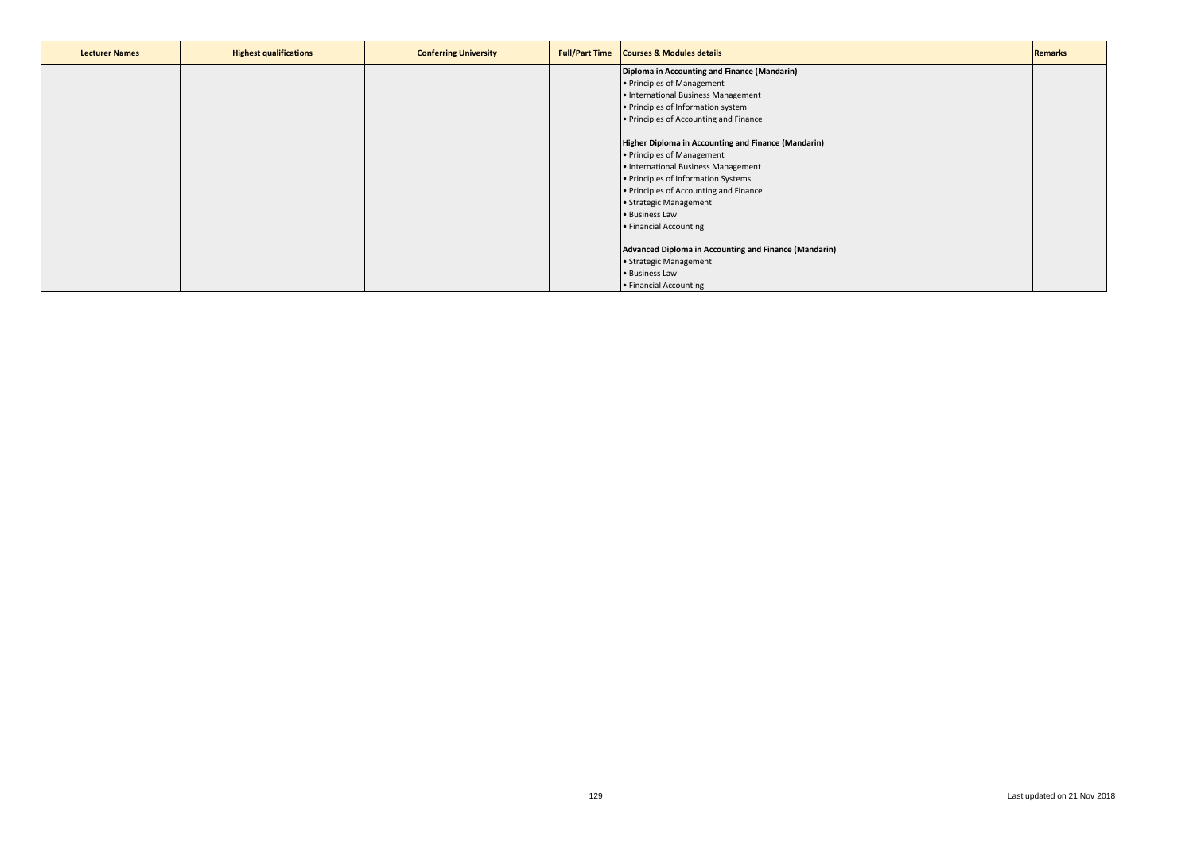| Lecturer Names | Highest qualifications | Conferring University | Full/Part Time | Courses & Modules details | Remarks |
|---|---|---|---|---|---|
| | | | | **Diploma in Accounting and Finance (Mandarin)**<br>• Principles of Management<br>• International Business Management<br>• Principles of Information system<br>• Principles of Accounting and Finance<br><br>**Higher Diploma in Accounting and Finance (Mandarin)**<br>• Principles of Management<br>• International Business Management<br>• Principles of Information Systems<br>• Principles of Accounting and Finance<br>• Strategic Management<br>• Business Law<br>• Financial Accounting<br><br>**Advanced Diploma in Accounting and Finance (Mandarin)**<br>• Strategic Management<br>• Business Law<br>• Financial Accounting | |

Last updated on 21 Nov 2018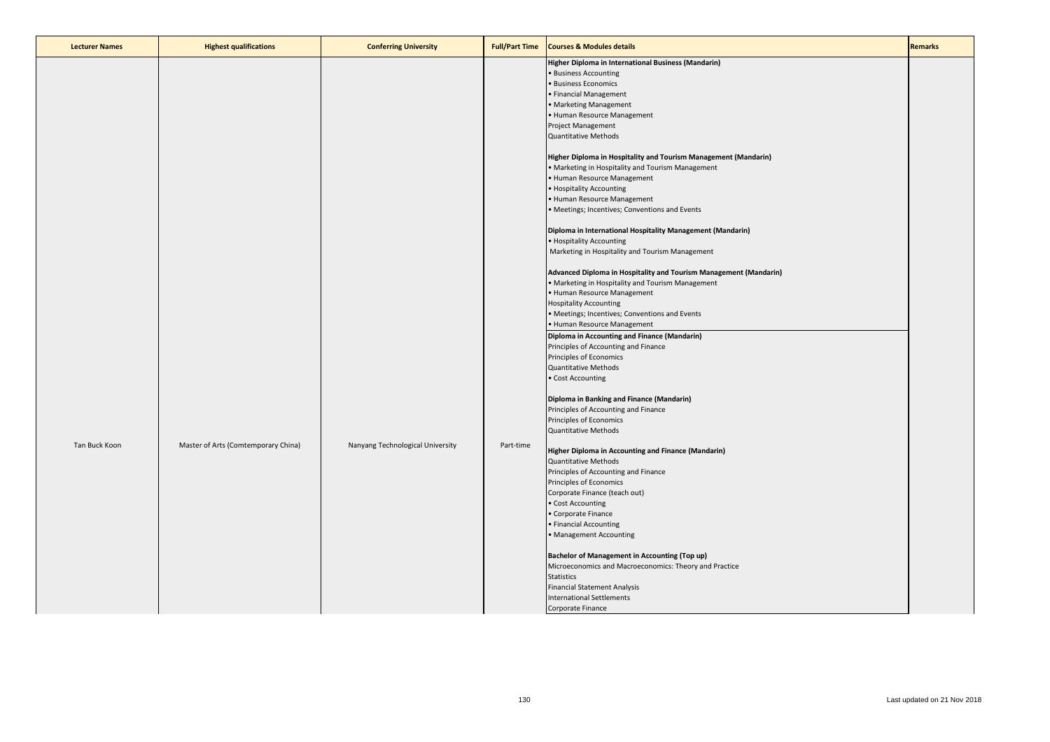| Lecturer Names | Highest qualifications | Conferring University | Full/Part Time | Courses & Modules details | Remarks |
|---|---|---|---|---|---|
| Tan Buck Koon | Master of Arts (Comtemporary China) | Nanyang Technological University | Part-time | **Higher Diploma in International Business (Mandarin)**<br>• Business Accounting<br>• Business Economics<br>• Financial Management<br>• Marketing Management<br>• Human Resource Management<br>Project Management<br>Quantitative Methods<br><br>**Higher Diploma in Hospitality and Tourism Management (Mandarin)**<br>• Marketing in Hospitality and Tourism Management<br>• Human Resource Management<br>• Hospitality Accounting<br>• Human Resource Management<br>• Meetings; Incentives; Conventions and Events<br><br>**Diploma in International Hospitality Management (Mandarin)**<br>• Hospitality Accounting<br>Marketing in Hospitality and Tourism Management<br><br>**Advanced Diploma in Hospitality and Tourism Management (Mandarin)**<br>• Marketing in Hospitality and Tourism Management<br>• Human Resource Management<br>Hospitality Accounting<br>• Meetings; Incentives; Conventions and Events<br>• Human Resource Management<br>**Diploma in Accounting and Finance (Mandarin)**<br>Principles of Accounting and Finance<br>Principles of Economics<br>Quantitative Methods<br>• Cost Accounting<br><br>**Diploma in Banking and Finance (Mandarin)**<br>Principles of Accounting and Finance<br>Principles of Economics<br>Quantitative Methods<br><br>**Higher Diploma in Accounting and Finance (Mandarin)**<br>Quantitative Methods<br>Principles of Accounting and Finance<br>Principles of Economics<br>Corporate Finance (teach out)<br>• Cost Accounting<br>• Corporate Finance<br>• Financial Accounting<br>• Management Accounting<br><br>**Bachelor of Management in Accounting (Top up)**<br>Microeconomics and Macroeconomics: Theory and Practice<br>Statistics<br>Financial Statement Analysis<br>International Settlements<br>Corporate Finance | |

Last updated on 21 Nov 2018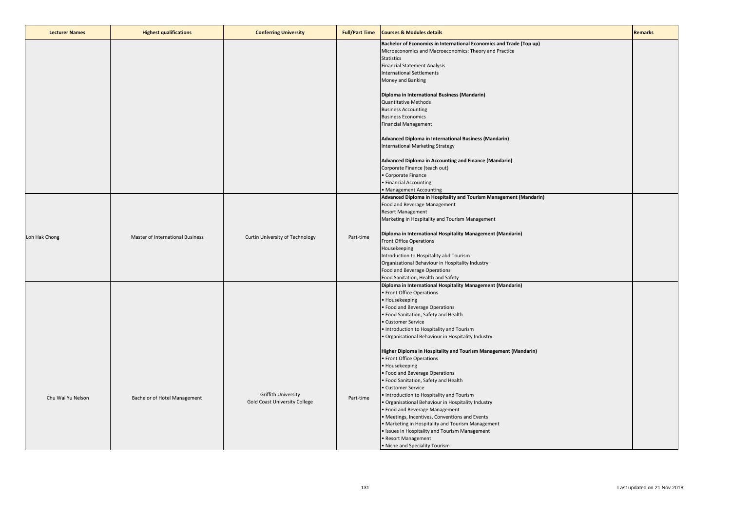| Lecturer Names | Highest qualifications | Conferring University | Full/Part Time | Courses & Modules details | Remarks |
|---|---|---|---|---|---|
| | | | | **Bachelor of Economics in International Economics and Trade (Top up)**<br>Microeconomics and Macroeconomics: Theory and Practice<br>Statistics<br>Financial Statement Analysis<br>International Settlements<br>Money and Banking<br><br>**Diploma in International Business (Mandarin)**<br>Quantitative Methods<br>Business Accounting<br>Business Economics<br>Financial Management<br><br>**Advanced Diploma in International Business (Mandarin)**<br>International Marketing Strategy<br><br>**Advanced Diploma in Accounting and Finance (Mandarin)**<br>Corporate Finance (teach out)<br>• Corporate Finance<br>• Financial Accounting<br>• Management Accounting | |
| Loh Hak Chong | Master of International Business | Curtin University of Technology | Part-time | **Advanced Diploma in Hospitality and Tourism Management (Mandarin)**<br>Food and Beverage Management<br>Resort Management<br>Marketing in Hospitality and Tourism Management<br><br>**Diploma in International Hospitality Management (Mandarin)**<br>Front Office Operations<br>Housekeeping<br>Introduction to Hospitality abd Tourism<br>Organizational Behaviour in Hospitality Industry<br>Food and Beverage Operations<br>Food Sanitation, Health and Safety | |
| Chu Wai Yu Nelson | Bachelor of Hotel Management | Griffith University<br>Gold Coast University College | Part-time | **Diploma in International Hospitality Management (Mandarin)**<br>• Front Office Operations<br>• Housekeeping<br>• Food and Beverage Operations<br>• Food Sanitation, Safety and Health<br>• Customer Service<br>• Introduction to Hospitality and Tourism<br>• Organisational Behaviour in Hospitality Industry<br><br>**Higher Diploma in Hospitality and Tourism Management (Mandarin)**<br>• Front Office Operations<br>• Housekeeping<br>• Food and Beverage Operations<br>• Food Sanitation, Safety and Health<br>• Customer Service<br>• Introduction to Hospitality and Tourism<br>• Organisational Behaviour in Hospitality Industry<br>• Food and Beverage Management<br>• Meetings, Incentives, Conventions and Events<br>• Marketing in Hospitality and Tourism Management<br>• Issues in Hospitality and Tourism Management<br>• Resort Management<br>• Niche and Speciality Tourism | |

Last updated on 21 Nov 2018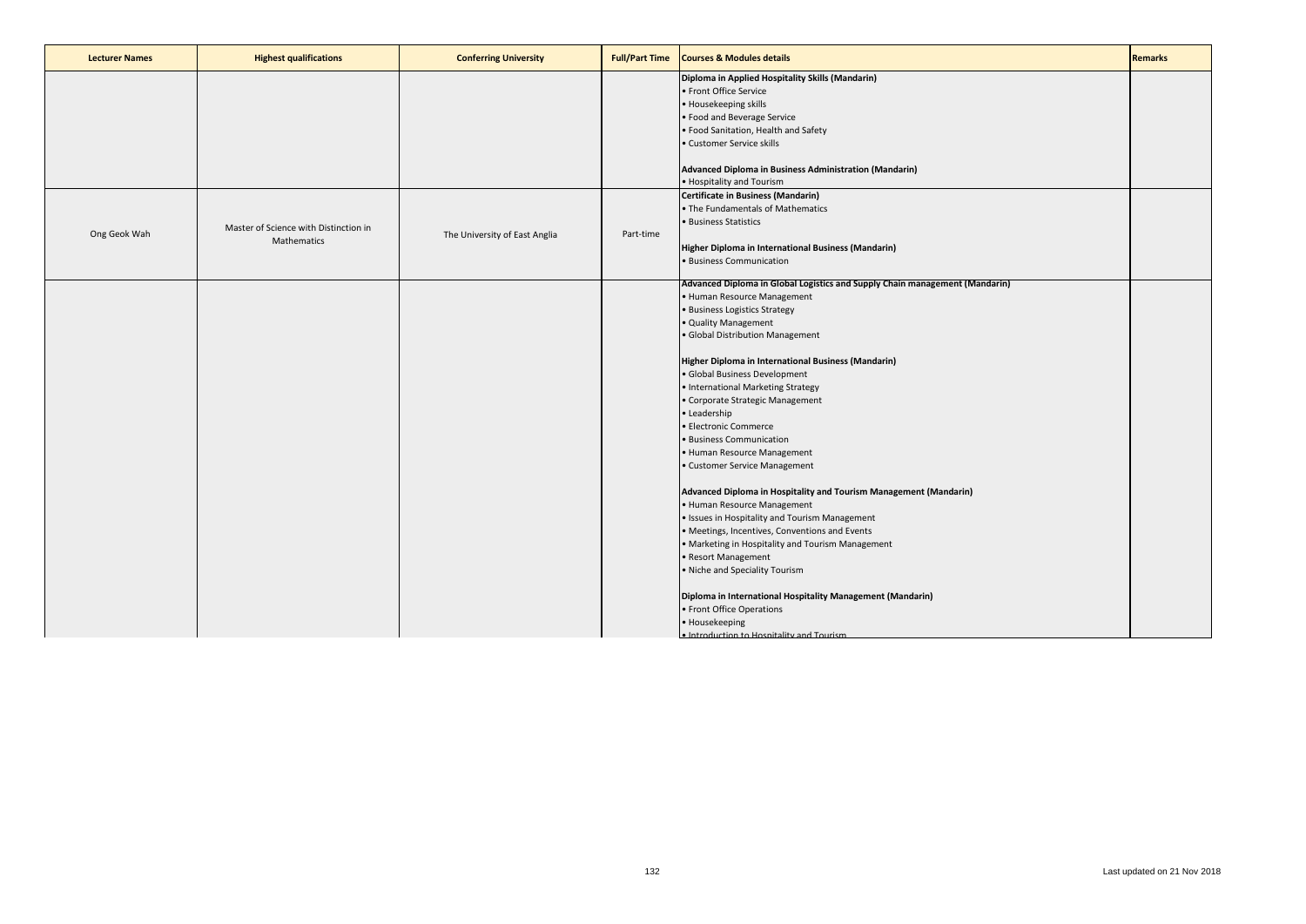| Lecturer Names | Highest qualifications | Conferring University | Full/Part Time | Courses & Modules details | Remarks |
| --- | --- | --- | --- | --- | --- |
| | | | | **Diploma in Applied Hospitality Skills (Mandarin)**<br>• Front Office Service<br>• Housekeeping skills<br>• Food and Beverage Service<br>• Food Sanitation, Health and Safety<br>• Customer Service skills<br><br>**Advanced Diploma in Business Administration (Mandarin)**<br>• Hospitality and Tourism | |
| Ong Geok Wah | Master of Science with Distinction in Mathematics | The University of East Anglia | Part-time | **Certificate in Business (Mandarin)**<br>• The Fundamentals of Mathematics<br>• Business Statistics<br><br>**Higher Diploma in International Business (Mandarin)**<br>• Business Communication | |
| | | | | **Advanced Diploma in Global Logistics and Supply Chain management (Mandarin)**<br>• Human Resource Management<br>• Business Logistics Strategy<br>• Quality Management<br>• Global Distribution Management<br><br>**Higher Diploma in International Business (Mandarin)**<br>• Global Business Development<br>• International Marketing Strategy<br>• Corporate Strategic Management<br>• Leadership<br>• Electronic Commerce<br>• Business Communication<br>• Human Resource Management<br>• Customer Service Management<br><br>**Advanced Diploma in Hospitality and Tourism Management (Mandarin)**<br>• Human Resource Management<br>• Issues in Hospitality and Tourism Management<br>• Meetings, Incentives, Conventions and Events<br>• Marketing in Hospitality and Tourism Management<br>• Resort Management<br>• Niche and Speciality Tourism<br><br>**Diploma in International Hospitality Management (Mandarin)**<br>• Front Office Operations<br>• Housekeeping<br>• Introduction to Hospitality and Tourism | |

Last updated on 21 Nov 2018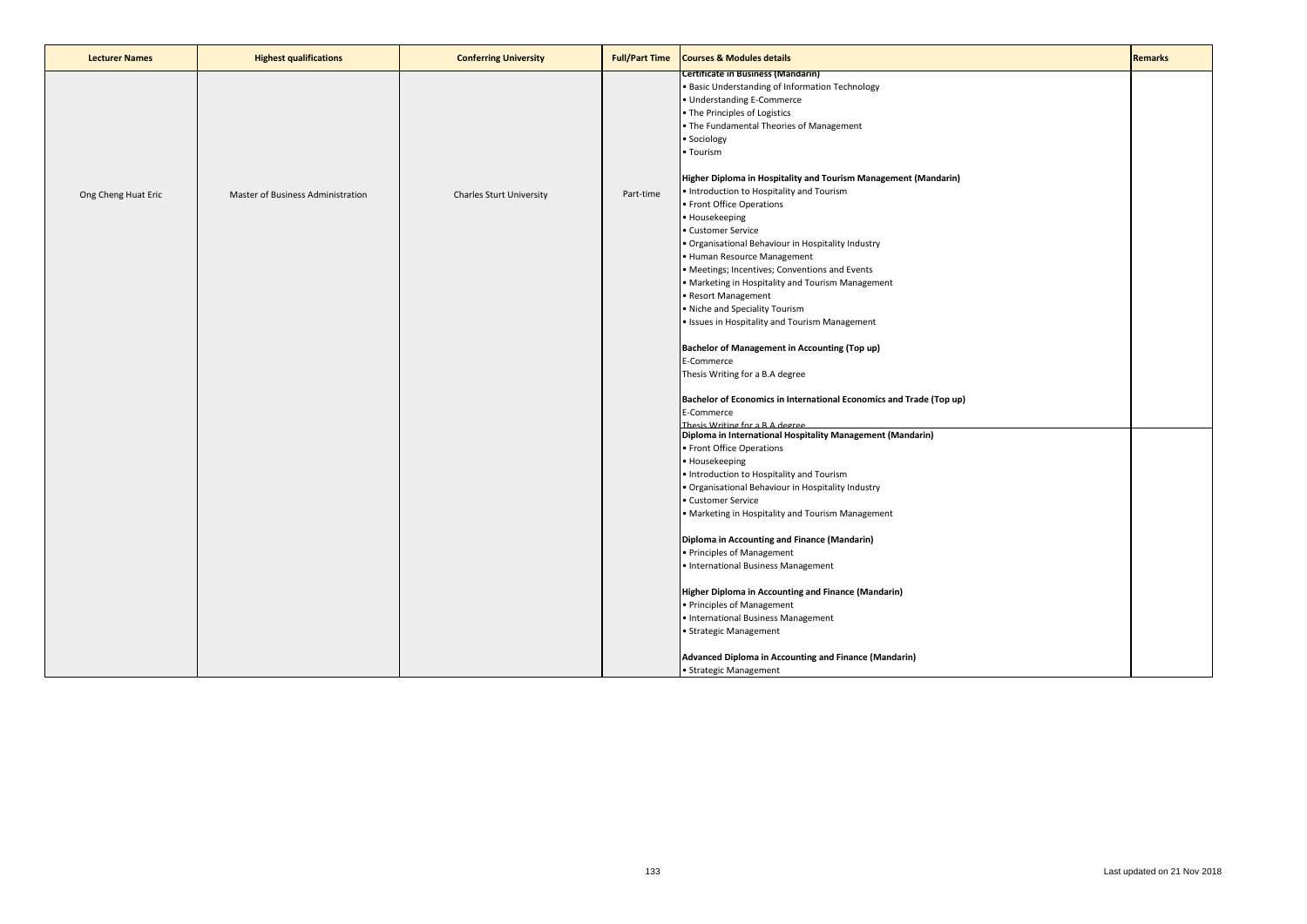| Lecturer Names | Highest qualifications | Conferring University | Full/Part Time | Courses & Modules details | Remarks |
|---|---|---|---|---|---|
| Ong Cheng Huat Eric | Master of Business Administration | Charles Sturt University | Part-time | **Certificate in Business (Mandarin)**<br>• Basic Understanding of Information Technology<br>• Understanding E-Commerce<br>• The Principles of Logistics<br>• The Fundamental Theories of Management<br>• Sociology<br>• Tourism<br><br>**Higher Diploma in Hospitality and Tourism Management (Mandarin)**<br>• Introduction to Hospitality and Tourism<br>• Front Office Operations<br>• Housekeeping<br>• Customer Service<br>• Organisational Behaviour in Hospitality Industry<br>• Human Resource Management<br>• Meetings; Incentives; Conventions and Events<br>• Marketing in Hospitality and Tourism Management<br>• Resort Management<br>• Niche and Speciality Tourism<br>• Issues in Hospitality and Tourism Management<br><br>**Bachelor of Management in Accounting (Top up)**<br>E-Commerce<br>Thesis Writing for a B.A degree<br><br>**Bachelor of Economics in International Economics and Trade (Top up)**<br>E-Commerce<br>Thesis Writing for a B.A degree | |
| | | | | **Diploma in International Hospitality Management (Mandarin)**<br>• Front Office Operations<br>• Housekeeping<br>• Introduction to Hospitality and Tourism<br>• Organisational Behaviour in Hospitality Industry<br>• Customer Service<br>• Marketing in Hospitality and Tourism Management<br><br>**Diploma in Accounting and Finance (Mandarin)**<br>• Principles of Management<br>• International Business Management<br><br>**Higher Diploma in Accounting and Finance (Mandarin)**<br>• Principles of Management<br>• International Business Management<br>• Strategic Management<br><br>**Advanced Diploma in Accounting and Finance (Mandarin)**<br>• Strategic Management | |

Last updated on 21 Nov 2018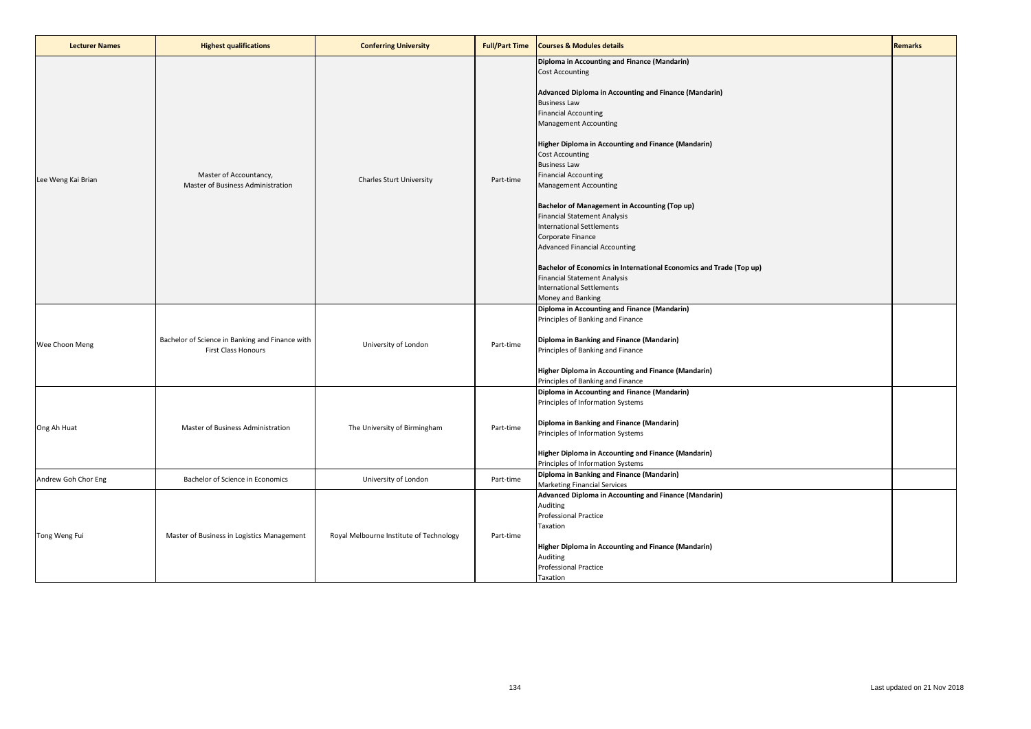| Lecturer Names | Highest qualifications | Conferring University | Full/Part Time | Courses & Modules details | Remarks |
|---|---|---|---|---|---|
| Lee Weng Kai Brian | Master of Accountancy, Master of Business Administration | Charles Sturt University | Part-time | **Diploma in Accounting and Finance (Mandarin)**<br>Cost Accounting<br><br>**Advanced Diploma in Accounting and Finance (Mandarin)**<br>Business Law<br>Financial Accounting<br>Management Accounting<br><br>**Higher Diploma in Accounting and Finance (Mandarin)**<br>Cost Accounting<br>Business Law<br>Financial Accounting<br>Management Accounting<br><br>**Bachelor of Management in Accounting (Top up)**<br>Financial Statement Analysis<br>International Settlements<br>Corporate Finance<br>Advanced Financial Accounting<br><br>**Bachelor of Economics in International Economics and Trade (Top up)**<br>Financial Statement Analysis<br>International Settlements<br>Money and Banking | |
| Wee Choon Meng | Bachelor of Science in Banking and Finance with First Class Honours | University of London | Part-time | **Diploma in Accounting and Finance (Mandarin)**<br>Principles of Banking and Finance<br><br>**Diploma in Banking and Finance (Mandarin)**<br>Principles of Banking and Finance<br><br>**Higher Diploma in Accounting and Finance (Mandarin)**<br>Principles of Banking and Finance | |
| Ong Ah Huat | Master of Business Administration | The University of Birmingham | Part-time | **Diploma in Accounting and Finance (Mandarin)**<br>Principles of Information Systems<br><br>**Diploma in Banking and Finance (Mandarin)**<br>Principles of Information Systems<br><br>**Higher Diploma in Accounting and Finance (Mandarin)**<br>Principles of Information Systems | |
| Andrew Goh Chor Eng | Bachelor of Science in Economics | University of London | Part-time | **Diploma in Banking and Finance (Mandarin)**<br>Marketing Financial Services | |
| Tong Weng Fui | Master of Business in Logistics Management | Royal Melbourne Institute of Technology | Part-time | **Advanced Diploma in Accounting and Finance (Mandarin)**<br>Auditing<br>Professional Practice<br>Taxation<br><br>**Higher Diploma in Accounting and Finance (Mandarin)**<br>Auditing<br>Professional Practice<br>Taxation | |

Last updated on 21 Nov 2018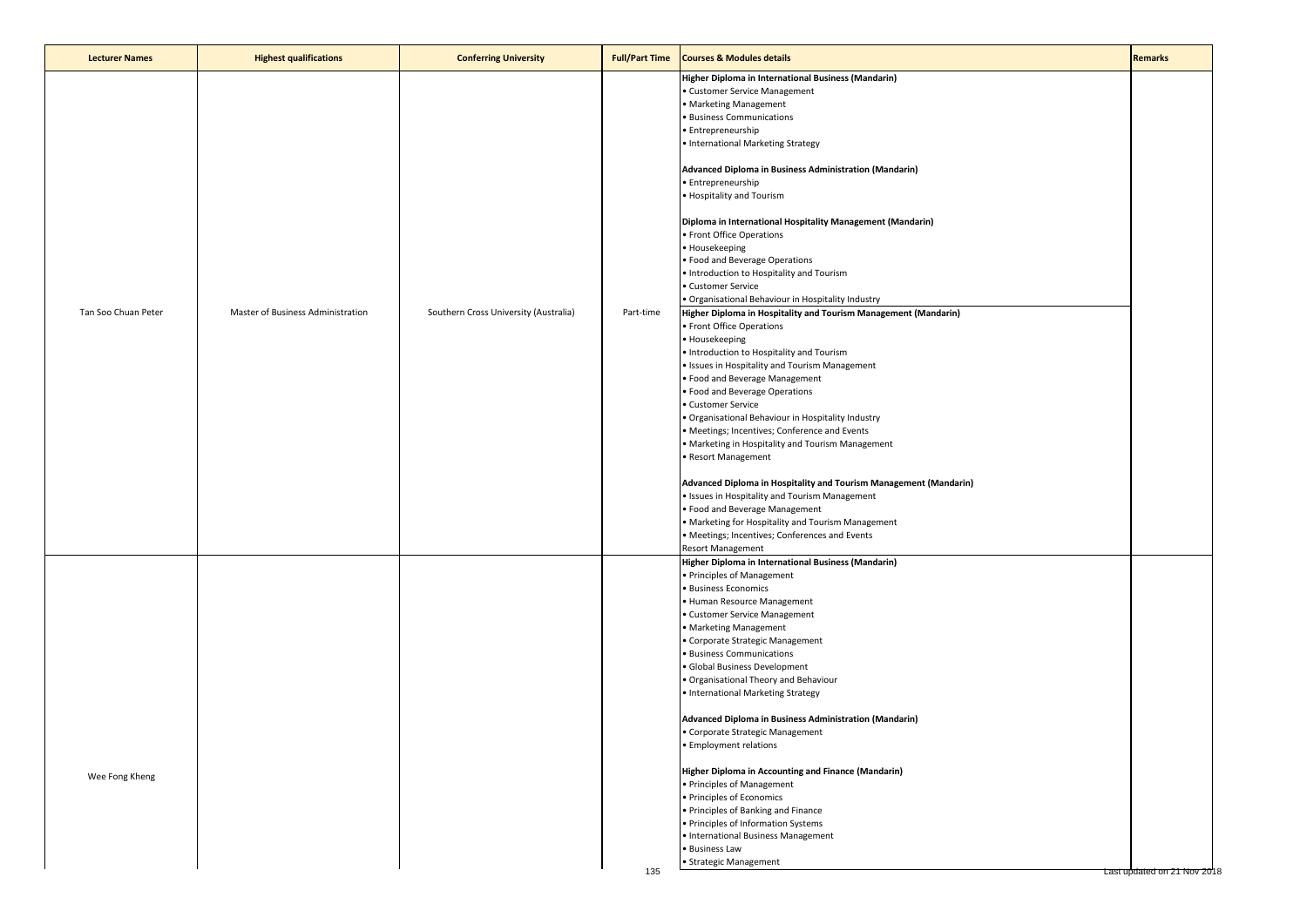| Lecturer Names | Highest qualifications | Conferring University | Full/Part Time | Courses & Modules details | Remarks |
|---|---|---|---|---|---|
| Tan Soo Chuan Peter | Master of Business Administration | Southern Cross University (Australia) | Part-time | **Higher Diploma in International Business (Mandarin)**<br>• Customer Service Management<br>• Marketing Management<br>• Business Communications<br>• Entrepreneurship<br>• International Marketing Strategy<br><br>**Advanced Diploma in Business Administration (Mandarin)**<br>• Entrepreneurship<br>• Hospitality and Tourism<br><br>**Diploma in International Hospitality Management (Mandarin)**<br>• Front Office Operations<br>• Housekeeping<br>• Food and Beverage Operations<br>• Introduction to Hospitality and Tourism<br>• Customer Service<br>• Organisational Behaviour in Hospitality Industry<br>**Higher Diploma in Hospitality and Tourism Management (Mandarin)**<br>• Front Office Operations<br>• Housekeeping<br>• Introduction to Hospitality and Tourism<br>• Issues in Hospitality and Tourism Management<br>• Food and Beverage Management<br>• Food and Beverage Operations<br>• Customer Service<br>• Organisational Behaviour in Hospitality Industry<br>• Meetings; Incentives; Conference and Events<br>• Marketing in Hospitality and Tourism Management<br>• Resort Management<br><br>**Advanced Diploma in Hospitality and Tourism Management (Mandarin)**<br>• Issues in Hospitality and Tourism Management<br>• Food and Beverage Management<br>• Marketing for Hospitality and Tourism Management<br>• Meetings; Incentives; Conferences and Events<br>Resort Management | |
| Wee Fong Kheng | | | | **Higher Diploma in International Business (Mandarin)**<br>• Principles of Management<br>• Business Economics<br>• Human Resource Management<br>• Customer Service Management<br>• Marketing Management<br>• Corporate Strategic Management<br>• Business Communications<br>• Global Business Development<br>• Organisational Theory and Behaviour<br>• International Marketing Strategy<br><br>**Advanced Diploma in Business Administration (Mandarin)**<br>• Corporate Strategic Management<br>• Employment relations<br><br>**Higher Diploma in Accounting and Finance (Mandarin)**<br>• Principles of Management<br>• Principles of Economics<br>• Principles of Banking and Finance<br>• Principles of Information Systems<br>• International Business Management<br>• Business Law<br>• Strategic Management | |

Last updated on 21 Nov 2018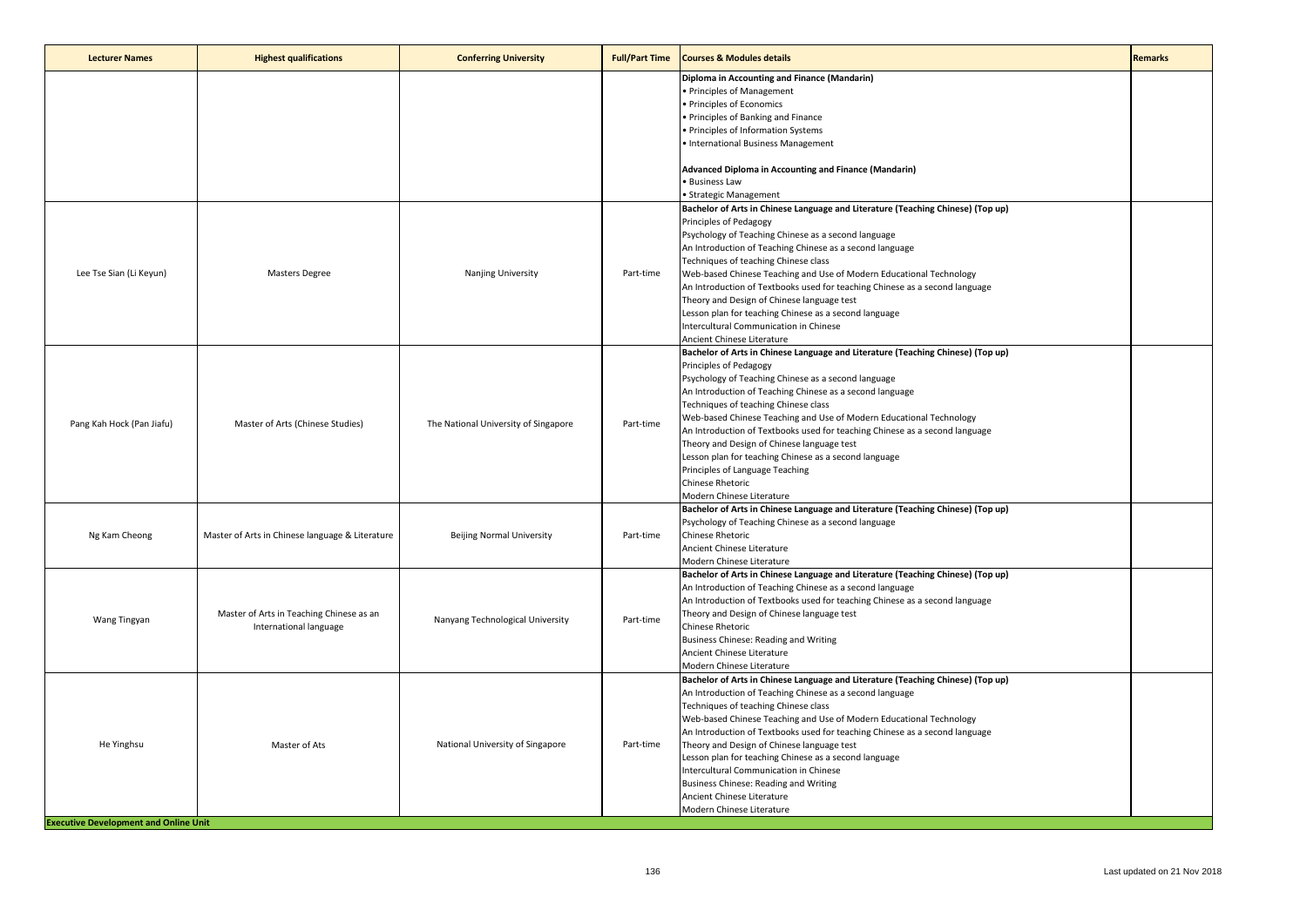| Lecturer Names | Highest qualifications | Conferring University | Full/Part Time | Courses & Modules details | Remarks |
| --- | --- | --- | --- | --- | --- |
| | | | | **Diploma in Accounting and Finance (Mandarin)**<br>• Principles of Management<br>• Principles of Economics<br>• Principles of Banking and Finance<br>• Principles of Information Systems<br>• International Business Management<br><br>**Advanced Diploma in Accounting and Finance (Mandarin)**<br>• Business Law<br>• Strategic Management | |
| Lee Tse Sian (Li Keyun) | Masters Degree | Nanjing University | Part-time | **Bachelor of Arts in Chinese Language and Literature (Teaching Chinese) (Top up)**<br>Principles of Pedagogy<br>Psychology of Teaching Chinese as a second language<br>An Introduction of Teaching Chinese as a second language<br>Techniques of teaching Chinese class<br>Web-based Chinese Teaching and Use of Modern Educational Technology<br>An Introduction of Textbooks used for teaching Chinese as a second language<br>Theory and Design of Chinese language test<br>Lesson plan for teaching Chinese as a second language<br>Intercultural Communication in Chinese<br>Ancient Chinese Literature | |
| Pang Kah Hock (Pan Jiafu) | Master of Arts (Chinese Studies) | The National University of Singapore | Part-time | **Bachelor of Arts in Chinese Language and Literature (Teaching Chinese) (Top up)**<br>Principles of Pedagogy<br>Psychology of Teaching Chinese as a second language<br>An Introduction of Teaching Chinese as a second language<br>Techniques of teaching Chinese class<br>Web-based Chinese Teaching and Use of Modern Educational Technology<br>An Introduction of Textbooks used for teaching Chinese as a second language<br>Theory and Design of Chinese language test<br>Lesson plan for teaching Chinese as a second language<br>Principles of Language Teaching<br>Chinese Rhetoric<br>Modern Chinese Literature | |
| Ng Kam Cheong | Master of Arts in Chinese language & Literature | Beijing Normal University | Part-time | **Bachelor of Arts in Chinese Language and Literature (Teaching Chinese) (Top up)**<br>Psychology of Teaching Chinese as a second language<br>Chinese Rhetoric<br>Ancient Chinese Literature<br>Modern Chinese Literature | |
| Wang Tingyan | Master of Arts in Teaching Chinese as an International language | Nanyang Technological University | Part-time | **Bachelor of Arts in Chinese Language and Literature (Teaching Chinese) (Top up)**<br>An Introduction of Teaching Chinese as a second language<br>An Introduction of Textbooks used for teaching Chinese as a second language<br>Theory and Design of Chinese language test<br>Chinese Rhetoric<br>Business Chinese: Reading and Writing<br>Ancient Chinese Literature<br>Modern Chinese Literature | |
| He Yinghsu | Master of Ats | National University of Singapore | Part-time | **Bachelor of Arts in Chinese Language and Literature (Teaching Chinese) (Top up)**<br>An Introduction of Teaching Chinese as a second language<br>Techniques of teaching Chinese class<br>Web-based Chinese Teaching and Use of Modern Educational Technology<br>An Introduction of Textbooks used for teaching Chinese as a second language<br>Theory and Design of Chinese language test<br>Lesson plan for teaching Chinese as a second language<br>Intercultural Communication in Chinese<br>Business Chinese: Reading and Writing<br>Ancient Chinese Literature<br>Modern Chinese Literature | |
| **Executive Development and Online Unit** | | | | | |

Last updated on 21 Nov 2018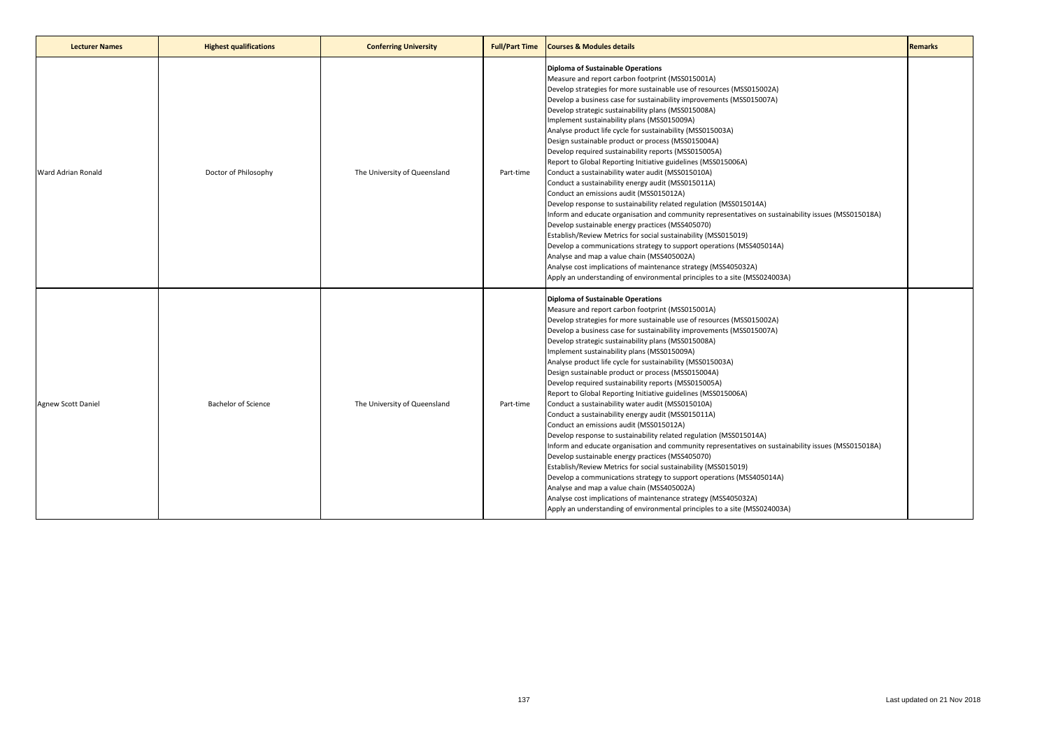| Lecturer Names | Highest qualifications | Conferring University | Full/Part Time | Courses & Modules details | Remarks |
|---|---|---|---|---|---|
| Ward Adrian Ronald | Doctor of Philosophy | The University of Queensland | Part-time | **Diploma of Sustainable Operations**<br>Measure and report carbon footprint (MSS015001A)<br>Develop strategies for more sustainable use of resources (MSS015002A)<br>Develop a business case for sustainability improvements (MSS015007A)<br>Develop strategic sustainability plans (MSS015008A)<br>Implement sustainability plans (MSS015009A)<br>Analyse product life cycle for sustainability (MSS015003A)<br>Design sustainable product or process (MSS015004A)<br>Develop required sustainability reports (MSS015005A)<br>Report to Global Reporting Initiative guidelines (MSS015006A)<br>Conduct a sustainability water audit (MSS015010A)<br>Conduct a sustainability energy audit (MSS015011A)<br>Conduct an emissions audit (MSS015012A)<br>Develop response to sustainability related regulation (MSS015014A)<br>Inform and educate organisation and community representatives on sustainability issues (MSS015018A)<br>Develop sustainable energy practices (MSS405070)<br>Establish/Review Metrics for social sustainability (MSS015019)<br>Develop a communications strategy to support operations (MSS405014A)<br>Analyse and map a value chain (MSS405002A)<br>Analyse cost implications of maintenance strategy (MSS405032A)<br>Apply an understanding of environmental principles to a site (MSS024003A) | |
| Agnew Scott Daniel | Bachelor of Science | The University of Queensland | Part-time | **Diploma of Sustainable Operations**<br>Measure and report carbon footprint (MSS015001A)<br>Develop strategies for more sustainable use of resources (MSS015002A)<br>Develop a business case for sustainability improvements (MSS015007A)<br>Develop strategic sustainability plans (MSS015008A)<br>Implement sustainability plans (MSS015009A)<br>Analyse product life cycle for sustainability (MSS015003A)<br>Design sustainable product or process (MSS015004A)<br>Develop required sustainability reports (MSS015005A)<br>Report to Global Reporting Initiative guidelines (MSS015006A)<br>Conduct a sustainability water audit (MSS015010A)<br>Conduct a sustainability energy audit (MSS015011A)<br>Conduct an emissions audit (MSS015012A)<br>Develop response to sustainability related regulation (MSS015014A)<br>Inform and educate organisation and community representatives on sustainability issues (MSS015018A)<br>Develop sustainable energy practices (MSS405070)<br>Establish/Review Metrics for social sustainability (MSS015019)<br>Develop a communications strategy to support operations (MSS405014A)<br>Analyse and map a value chain (MSS405002A)<br>Analyse cost implications of maintenance strategy (MSS405032A)<br>Apply an understanding of environmental principles to a site (MSS024003A) | |

Last updated on 21 Nov 2018